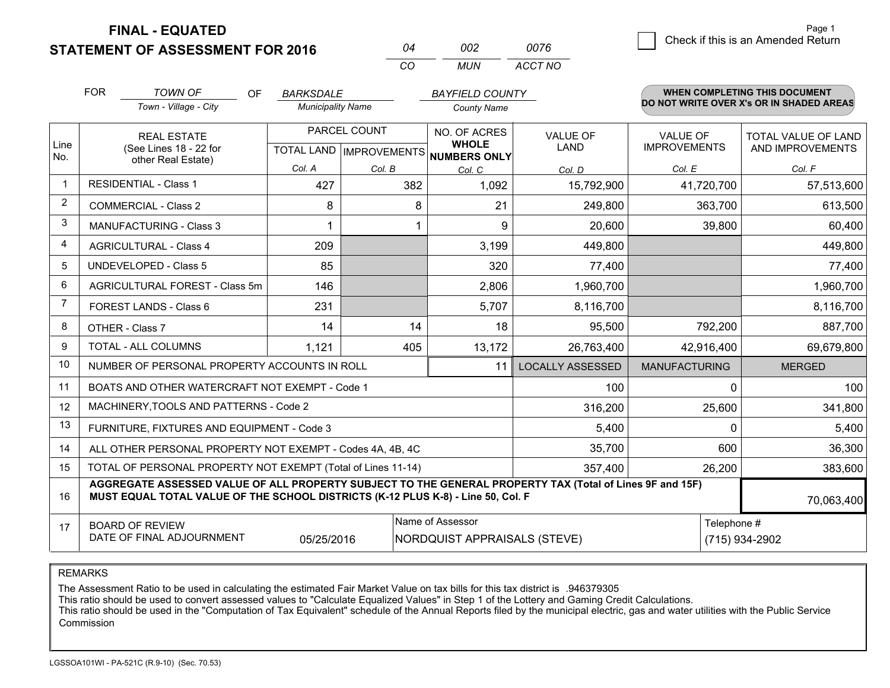# FINAL - EQUATED
## STATEMENT OF ASSESSMENT FOR 2016

| 04 | 002 | 0076 |
|---|---|---|
| CO | MUN | ACCT NO |

☐ Check if this is an Amended Return

FOR *TOWN OF* (Town - Village - City) OF *BARKSDALE* (Municipality Name) *BAYFIELD COUNTY* (County Name)

**WHEN COMPLETING THIS DOCUMENT DO NOT WRITE OVER X's OR IN SHADED AREAS**

| Line No. | REAL ESTATE (See Lines 18 - 22 for other Real Estate) | PARCEL COUNT TOTAL LAND Col. A | PARCEL COUNT IMPROVEMENTS Col. B | NO. OF ACRES WHOLE NUMBERS ONLY Col. C | VALUE OF LAND Col. D | VALUE OF IMPROVEMENTS Col. E | TOTAL VALUE OF LAND AND IMPROVEMENTS Col. F |
|---|---|---|---|---|---|---|---|
| 1 | RESIDENTIAL - Class 1 | 427 | 382 | 1,092 | 15,792,900 | 41,720,700 | 57,513,600 |
| 2 | COMMERCIAL - Class 2 | 8 | 8 | 21 | 249,800 | 363,700 | 613,500 |
| 3 | MANUFACTURING - Class 3 | 1 | 1 | 9 | 20,600 | 39,800 | 60,400 |
| 4 | AGRICULTURAL - Class 4 | 209 | | 3,199 | 449,800 | | 449,800 |
| 5 | UNDEVELOPED - Class 5 | 85 | | 320 | 77,400 | | 77,400 |
| 6 | AGRICULTURAL FOREST - Class 5m | 146 | | 2,806 | 1,960,700 | | 1,960,700 |
| 7 | FOREST LANDS - Class 6 | 231 | | 5,707 | 8,116,700 | | 8,116,700 |
| 8 | OTHER - Class 7 | 14 | 14 | 18 | 95,500 | 792,200 | 887,700 |
| 9 | TOTAL - ALL COLUMNS | 1,121 | 405 | 13,172 | 26,763,400 | 42,916,400 | 69,679,800 |
| 10 | NUMBER OF PERSONAL PROPERTY ACCOUNTS IN ROLL | | | 11 | LOCALLY ASSESSED | MANUFACTURING | MERGED |
| 11 | BOATS AND OTHER WATERCRAFT NOT EXEMPT - Code 1 | | | | 100 | 0 | 100 |
| 12 | MACHINERY,TOOLS AND PATTERNS - Code 2 | | | | 316,200 | 25,600 | 341,800 |
| 13 | FURNITURE, FIXTURES AND EQUIPMENT - Code 3 | | | | 5,400 | 0 | 5,400 |
| 14 | ALL OTHER PERSONAL PROPERTY NOT EXEMPT - Codes 4A, 4B, 4C | | | | 35,700 | 600 | 36,300 |
| 15 | TOTAL OF PERSONAL PROPERTY NOT EXEMPT (Total of Lines 11-14) | | | | 357,400 | 26,200 | 383,600 |
| 16 | **AGGREGATE ASSESSED VALUE OF ALL PROPERTY SUBJECT TO THE GENERAL PROPERTY TAX (Total of Lines 9F and 15F) MUST EQUAL TOTAL VALUE OF THE SCHOOL DISTRICTS (K-12 PLUS K-8) - Line 50, Col. F** | | | | | | 70,063,400 |
| 17 | BOARD OF REVIEW DATE OF FINAL ADJOURNMENT | 05/25/2016 | | Name of Assessor: NORDQUIST APPRAISALS (STEVE) | | Telephone #: (715) 934-2902 | |

REMARKS

The Assessment Ratio to be used in calculating the estimated Fair Market Value on tax bills for this tax district is .946379305
This ratio should be used to convert assessed values to "Calculate Equalized Values" in Step 1 of the Lottery and Gaming Credit Calculations.
This ratio should be used in the "Computation of Tax Equivalent" schedule of the Annual Reports filed by the municipal electric, gas and water utilities with the Public Service Commission

LGSSOA101WI - PA-521C (R.9-10) (Sec. 70.53)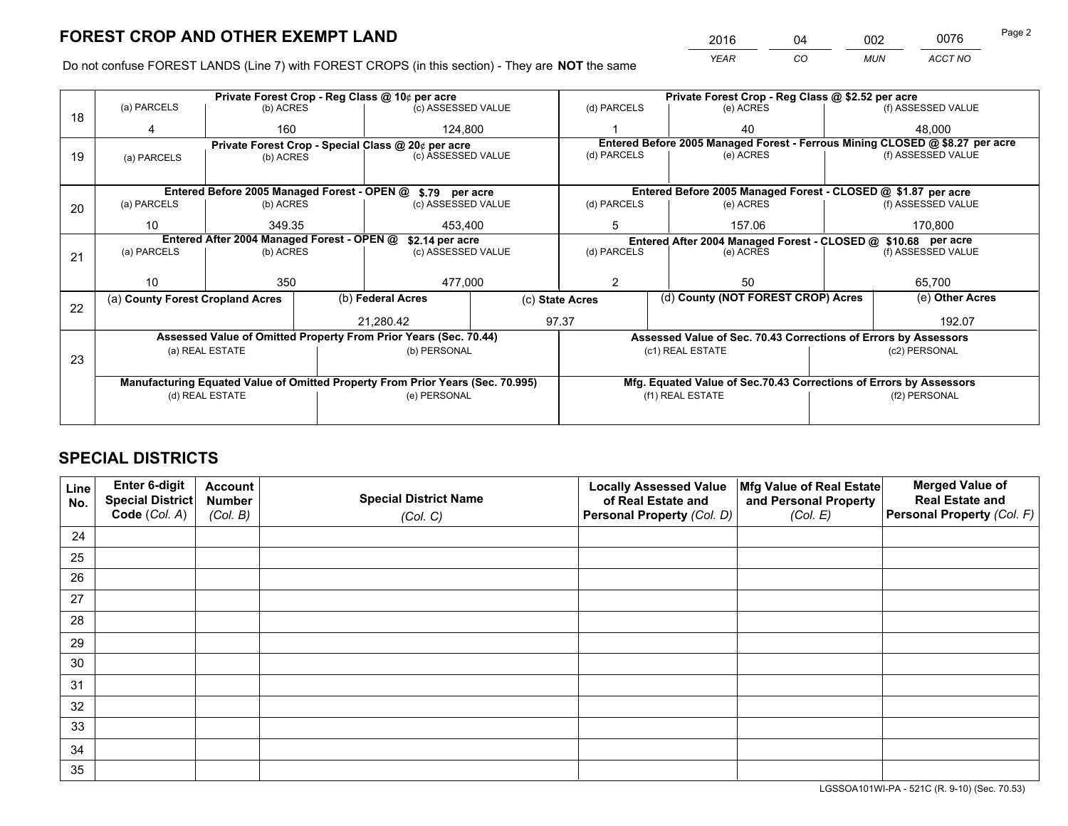# FOREST CROP AND OTHER EXEMPT LAND

| YEAR | CO | MUN | ACCT NO |
|---|---|---|---|
| 2016 | 04 | 002 | 0076 |

Do not confuse FOREST LANDS (Line 7) with FOREST CROPS (in this section) - They are **NOT** the same

| Line | | | | | | |
|---|---|---|---|---|---|---|
| 18 | Private Forest Crop - Reg Class @ 10¢ per acre | | | Private Forest Crop - Reg Class @ $2.52 per acre | | |
| | (a) PARCELS | (b) ACRES | (c) ASSESSED VALUE | (d) PARCELS | (e) ACRES | (f) ASSESSED VALUE |
| | 4 | 160 | 124,800 | 1 | 40 | 48,000 |
| 19 | Private Forest Crop - Special Class @ 20¢ per acre | | | Entered Before 2005 Managed Forest - Ferrous Mining CLOSED @ $8.27 per acre | | |
| | (a) PARCELS | (b) ACRES | (c) ASSESSED VALUE | (d) PARCELS | (e) ACRES | (f) ASSESSED VALUE |
| | | | | | | |
| 20 | Entered Before 2005 Managed Forest - OPEN @ $.79 per acre | | | Entered Before 2005 Managed Forest - CLOSED @ $1.87 per acre | | |
| | (a) PARCELS | (b) ACRES | (c) ASSESSED VALUE | (d) PARCELS | (e) ACRES | (f) ASSESSED VALUE |
| | 10 | 349.35 | 453,400 | 5 | 157.06 | 170,800 |
| 21 | Entered After 2004 Managed Forest - OPEN @ $2.14 per acre | | | Entered After 2004 Managed Forest - CLOSED @ $10.68 per acre | | |
| | (a) PARCELS | (b) ACRES | (c) ASSESSED VALUE | (d) PARCELS | (e) ACRES | (f) ASSESSED VALUE |
| | 10 | 350 | 477,000 | 2 | 50 | 65,700 |

| Line | (a) County Forest Cropland Acres | (b) Federal Acres | (c) State Acres | (d) County (NOT FOREST CROP) Acres | (e) Other Acres |
|---|---|---|---|---|---|
| 22 | | 21,280.42 | 97.37 | | 192.07 |

| Line | Assessed Value of Omitted Property From Prior Years (Sec. 70.44) | | Assessed Value of Sec. 70.43 Corrections of Errors by Assessors | |
|---|---|---|---|---|
| 23 | (a) REAL ESTATE | (b) PERSONAL | (c1) REAL ESTATE | (c2) PERSONAL |
| | | | | |
| | Manufacturing Equated Value of Omitted Property From Prior Years (Sec. 70.995) | | Mfg. Equated Value of Sec.70.43 Corrections of Errors by Assessors | |
| | (d) REAL ESTATE | (e) PERSONAL | (f1) REAL ESTATE | (f2) PERSONAL |
| | | | | |

# SPECIAL DISTRICTS

| Line No. | Enter 6-digit Special District Code (Col. A) | Account Number (Col. B) | Special District Name (Col. C) | Locally Assessed Value of Real Estate and Personal Property (Col. D) | Mfg Value of Real Estate and Personal Property (Col. E) | Merged Value of Real Estate and Personal Property (Col. F) |
|---|---|---|---|---|---|---|
| 24 | | | | | | |
| 25 | | | | | | |
| 26 | | | | | | |
| 27 | | | | | | |
| 28 | | | | | | |
| 29 | | | | | | |
| 30 | | | | | | |
| 31 | | | | | | |
| 32 | | | | | | |
| 33 | | | | | | |
| 34 | | | | | | |
| 35 | | | | | | |

LGSSOA101WI-PA - 521C (R. 9-10) (Sec. 70.53)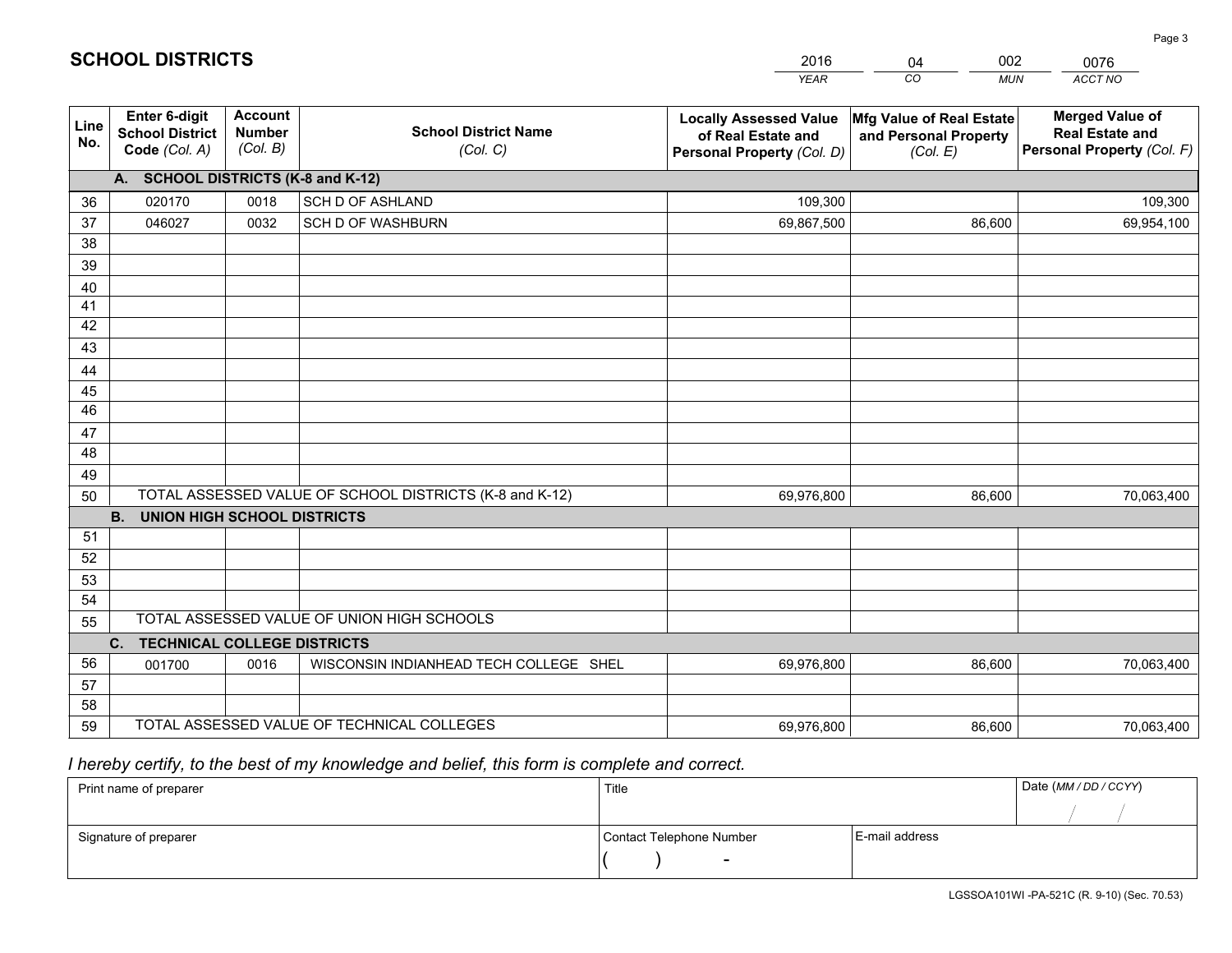# SCHOOL DISTRICTS

| YEAR | CO | MUN | ACCT NO |
|---|---|---|---|
| 2016 | 04 | 002 | 0076 |

| Line No. | Enter 6-digit School District Code (Col. A) | Account Number (Col. B) | School District Name (Col. C) | Locally Assessed Value of Real Estate and Personal Property (Col. D) | Mfg Value of Real Estate and Personal Property (Col. E) | Merged Value of Real Estate and Personal Property (Col. F) |
|---|---|---|---|---|---|---|
| **A. SCHOOL DISTRICTS (K-8 and K-12)** | | | | | | |
| 36 | 020170 | 0018 | SCH D OF ASHLAND | 109,300 | | 109,300 |
| 37 | 046027 | 0032 | SCH D OF WASHBURN | 69,867,500 | 86,600 | 69,954,100 |
| 38 | | | | | | |
| 39 | | | | | | |
| 40 | | | | | | |
| 41 | | | | | | |
| 42 | | | | | | |
| 43 | | | | | | |
| 44 | | | | | | |
| 45 | | | | | | |
| 46 | | | | | | |
| 47 | | | | | | |
| 48 | | | | | | |
| 49 | | | | | | |
| 50 | TOTAL ASSESSED VALUE OF SCHOOL DISTRICTS (K-8 and K-12) | | | 69,976,800 | 86,600 | 70,063,400 |
| **B. UNION HIGH SCHOOL DISTRICTS** | | | | | | |
| 51 | | | | | | |
| 52 | | | | | | |
| 53 | | | | | | |
| 54 | | | | | | |
| 55 | TOTAL ASSESSED VALUE OF UNION HIGH SCHOOLS | | | | | |
| **C. TECHNICAL COLLEGE DISTRICTS** | | | | | | |
| 56 | 001700 | 0016 | WISCONSIN INDIANHEAD TECH COLLEGE SHEL | 69,976,800 | 86,600 | 70,063,400 |
| 57 | | | | | | |
| 58 | | | | | | |
| 59 | TOTAL ASSESSED VALUE OF TECHNICAL COLLEGES | | | 69,976,800 | 86,600 | 70,063,400 |

*I hereby certify, to the best of my knowledge and belief, this form is complete and correct.*

| Print name of preparer | Title | | Date (MM / DD / CCYY) |
|---|---|---|---|
| | | | / / |
| Signature of preparer | Contact Telephone Number | E-mail address | |
| | ( ) - | | |

LGSSOA101WI -PA-521C (R. 9-10) (Sec. 70.53)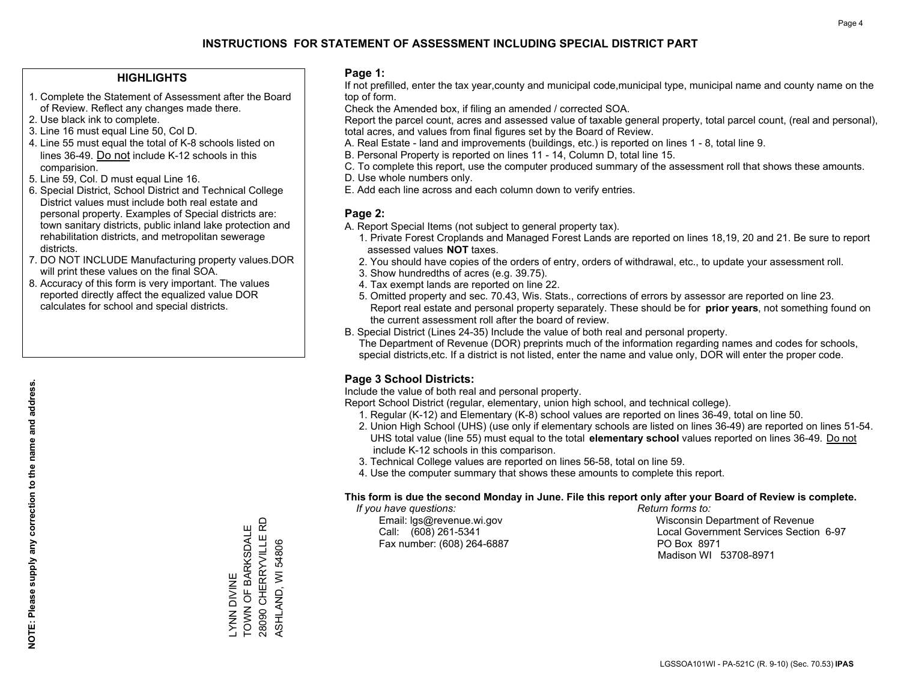## INSTRUCTIONS FOR STATEMENT OF ASSESSMENT INCLUDING SPECIAL DISTRICT PART

### HIGHLIGHTS

1. Complete the Statement of Assessment after the Board of Review. Reflect any changes made there.
2. Use black ink to complete.
3. Line 16 must equal Line 50, Col D.
4. Line 55 must equal the total of K-8 schools listed on lines 36-49. Do not include K-12 schools in this comparision.
5. Line 59, Col. D must equal Line 16.
6. Special District, School District and Technical College District values must include both real estate and personal property. Examples of Special districts are: town sanitary districts, public inland lake protection and rehabilitation districts, and metropolitan sewerage districts.
7. DO NOT INCLUDE Manufacturing property values.DOR will print these values on the final SOA.
8. Accuracy of this form is very important. The values reported directly affect the equalized value DOR calculates for school and special districts.

**NOTE: Please supply any correction to the name and address.**

LYNN DIVINE
TOWN OF BARKSDALE
28090 CHERRYVILLE RD
ASHLAND, WI 54806

### Page 1:

If not prefilled, enter the tax year,county and municipal code,municipal type, municipal name and county name on the top of form.

Check the Amended box, if filing an amended / corrected SOA.

Report the parcel count, acres and assessed value of taxable general property, total parcel count, (real and personal), total acres, and values from final figures set by the Board of Review.

A. Real Estate - land and improvements (buildings, etc.) is reported on lines 1 - 8, total line 9.
B. Personal Property is reported on lines 11 - 14, Column D, total line 15.
C. To complete this report, use the computer produced summary of the assessment roll that shows these amounts.
D. Use whole numbers only.
E. Add each line across and each column down to verify entries.

### Page 2:

A. Report Special Items (not subject to general property tax).
   1. Private Forest Croplands and Managed Forest Lands are reported on lines 18,19, 20 and 21. Be sure to report assessed values **NOT** taxes.
   2. You should have copies of the orders of entry, orders of withdrawal, etc., to update your assessment roll.
   3. Show hundredths of acres (e.g. 39.75).
   4. Tax exempt lands are reported on line 22.
   5. Omitted property and sec. 70.43, Wis. Stats., corrections of errors by assessor are reported on line 23. Report real estate and personal property separately. These should be for **prior years**, not something found on the current assessment roll after the board of review.
B. Special District (Lines 24-35) Include the value of both real and personal property.
   The Department of Revenue (DOR) preprints much of the information regarding names and codes for schools, special districts,etc. If a district is not listed, enter the name and value only, DOR will enter the proper code.

### Page 3 School Districts:

Include the value of both real and personal property.

Report School District (regular, elementary, union high school, and technical college).

1. Regular (K-12) and Elementary (K-8) school values are reported on lines 36-49, total on line 50.
2. Union High School (UHS) (use only if elementary schools are listed on lines 36-49) are reported on lines 51-54. UHS total value (line 55) must equal to the total **elementary school** values reported on lines 36-49. Do not include K-12 schools in this comparison.
3. Technical College values are reported on lines 56-58, total on line 59.
4. Use the computer summary that shows these amounts to complete this report.

**This form is due the second Monday in June. File this report only after your Board of Review is complete.**

*If you have questions:*
Email: lgs@revenue.wi.gov
Call: (608) 261-5341
Fax number: (608) 264-6887

*Return forms to:*
Wisconsin Department of Revenue
Local Government Services Section 6-97
PO Box 8971
Madison WI 53708-8971

LGSSOA101WI - PA-521C (R. 9-10) (Sec. 70.53) **IPAS**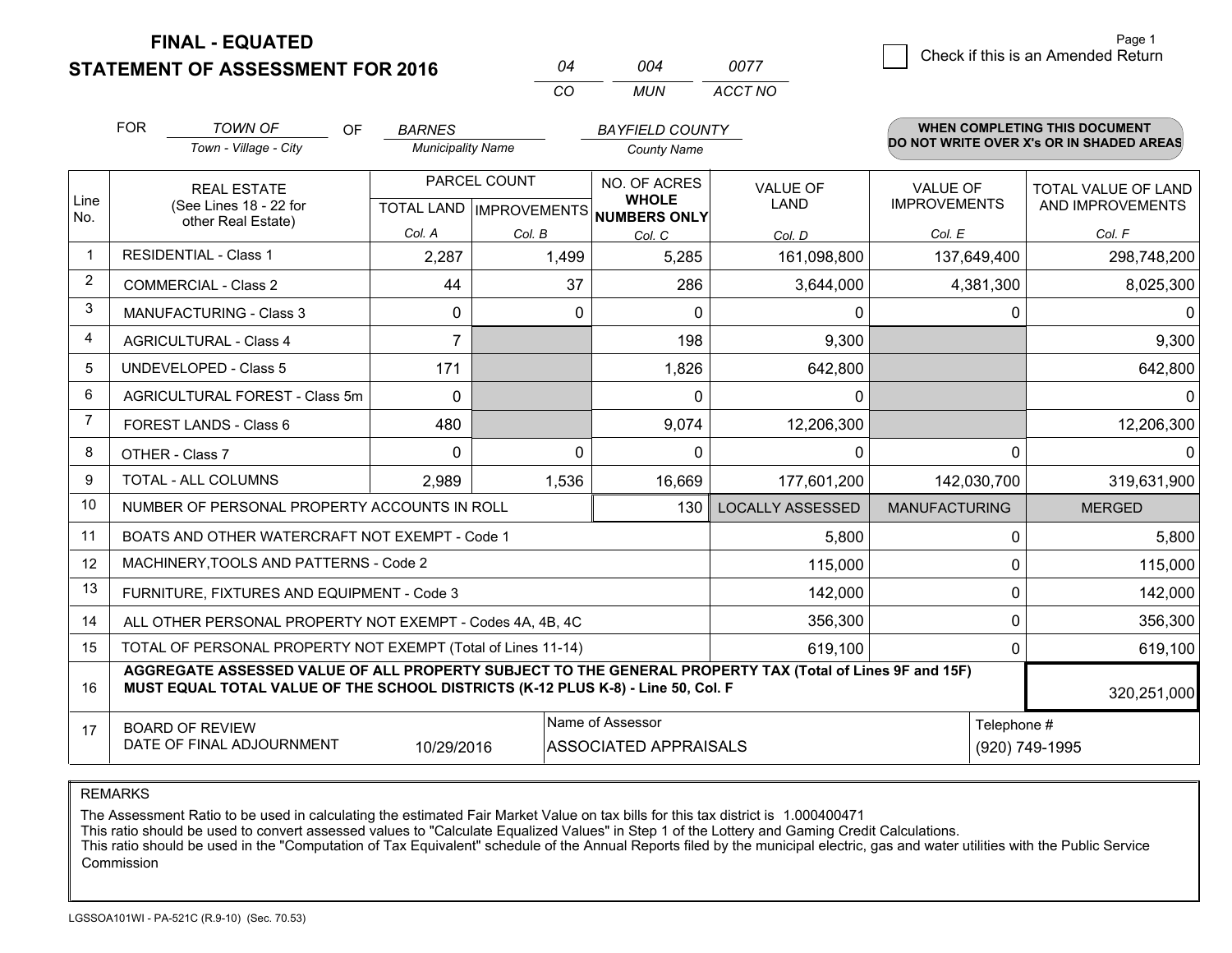# FINAL - EQUATED
## STATEMENT OF ASSESSMENT FOR 2016

| 04 | 004 | 0077 |
|---|---|---|
| CO | MUN | ACCT NO |

Page 1

☐ Check if this is an Amended Return

FOR *TOWN OF* (Town - Village - City) OF *BARNES* (Municipality Name) *BAYFIELD COUNTY* (County Name)

**WHEN COMPLETING THIS DOCUMENT DO NOT WRITE OVER X's OR IN SHADED AREAS**

| Line No. | REAL ESTATE (See Lines 18 - 22 for other Real Estate) | PARCEL COUNT TOTAL LAND Col. A | PARCEL COUNT IMPROVEMENTS Col. B | NO. OF ACRES WHOLE NUMBERS ONLY Col. C | VALUE OF LAND Col. D | VALUE OF IMPROVEMENTS Col. E | TOTAL VALUE OF LAND AND IMPROVEMENTS Col. F |
|---|---|---|---|---|---|---|---|
| 1 | RESIDENTIAL - Class 1 | 2,287 | 1,499 | 5,285 | 161,098,800 | 137,649,400 | 298,748,200 |
| 2 | COMMERCIAL - Class 2 | 44 | 37 | 286 | 3,644,000 | 4,381,300 | 8,025,300 |
| 3 | MANUFACTURING - Class 3 | 0 | 0 | 0 | 0 | 0 | 0 |
| 4 | AGRICULTURAL - Class 4 | 7 | | 198 | 9,300 | | 9,300 |
| 5 | UNDEVELOPED - Class 5 | 171 | | 1,826 | 642,800 | | 642,800 |
| 6 | AGRICULTURAL FOREST - Class 5m | 0 | | 0 | 0 | | 0 |
| 7 | FOREST LANDS - Class 6 | 480 | | 9,074 | 12,206,300 | | 12,206,300 |
| 8 | OTHER - Class 7 | 0 | 0 | 0 | 0 | 0 | 0 |
| 9 | TOTAL - ALL COLUMNS | 2,989 | 1,536 | 16,669 | 177,601,200 | 142,030,700 | 319,631,900 |
| 10 | NUMBER OF PERSONAL PROPERTY ACCOUNTS IN ROLL | | | 130 | LOCALLY ASSESSED | MANUFACTURING | MERGED |
| 11 | BOATS AND OTHER WATERCRAFT NOT EXEMPT - Code 1 | | | | 5,800 | 0 | 5,800 |
| 12 | MACHINERY,TOOLS AND PATTERNS - Code 2 | | | | 115,000 | 0 | 115,000 |
| 13 | FURNITURE, FIXTURES AND EQUIPMENT - Code 3 | | | | 142,000 | 0 | 142,000 |
| 14 | ALL OTHER PERSONAL PROPERTY NOT EXEMPT - Codes 4A, 4B, 4C | | | | 356,300 | 0 | 356,300 |
| 15 | TOTAL OF PERSONAL PROPERTY NOT EXEMPT (Total of Lines 11-14) | | | | 619,100 | 0 | 619,100 |
| 16 | **AGGREGATE ASSESSED VALUE OF ALL PROPERTY SUBJECT TO THE GENERAL PROPERTY TAX (Total of Lines 9F and 15F) MUST EQUAL TOTAL VALUE OF THE SCHOOL DISTRICTS (K-12 PLUS K-8) - Line 50, Col. F** | | | | | | 320,251,000 |
| 17 | BOARD OF REVIEW DATE OF FINAL ADJOURNMENT | 10/29/2016 | | Name of Assessor: ASSOCIATED APPRAISALS | | Telephone #: (920) 749-1995 | |

REMARKS

The Assessment Ratio to be used in calculating the estimated Fair Market Value on tax bills for this tax district is 1.000400471
This ratio should be used to convert assessed values to "Calculate Equalized Values" in Step 1 of the Lottery and Gaming Credit Calculations.
This ratio should be used in the "Computation of Tax Equivalent" schedule of the Annual Reports filed by the municipal electric, gas and water utilities with the Public Service Commission

LGSSOA101WI - PA-521C (R.9-10) (Sec. 70.53)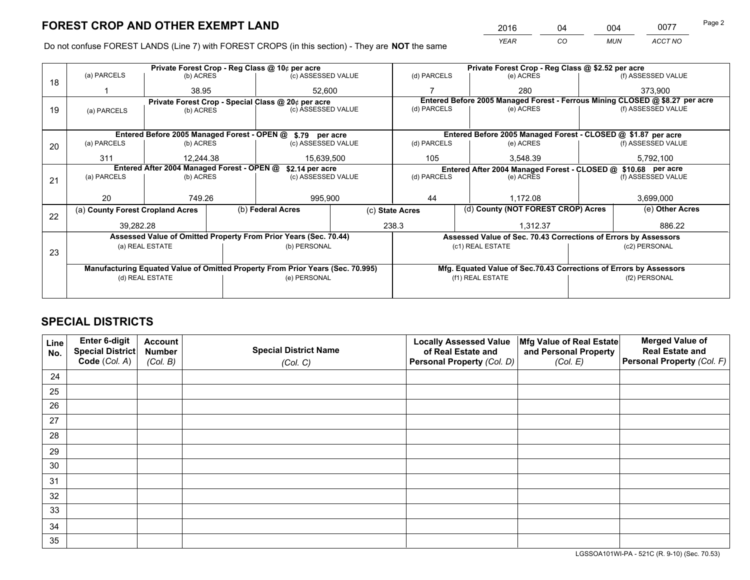# FOREST CROP AND OTHER EXEMPT LAND

| 2016 | 04 | 004 | 0077 |
|---|---|---|---|
| YEAR | CO | MUN | ACCT NO |

Do not confuse FOREST LANDS (Line 7) with FOREST CROPS (in this section) - They are **NOT** the same

| Line | | | | | | |
|---|---|---|---|---|---|---|
| 18 | Private Forest Crop - Reg Class @ 10¢ per acre | | | Private Forest Crop - Reg Class @ $2.52 per acre | | |
| | (a) PARCELS | (b) ACRES | (c) ASSESSED VALUE | (d) PARCELS | (e) ACRES | (f) ASSESSED VALUE |
| | 1 | 38.95 | 52,600 | 7 | 280 | 373,900 |
| 19 | Private Forest Crop - Special Class @ 20¢ per acre | | | Entered Before 2005 Managed Forest - Ferrous Mining CLOSED @ $8.27 per acre | | |
| | (a) PARCELS | (b) ACRES | (c) ASSESSED VALUE | (d) PARCELS | (e) ACRES | (f) ASSESSED VALUE |
| | | | | | | |
| 20 | Entered Before 2005 Managed Forest - OPEN @ $.79 per acre | | | Entered Before 2005 Managed Forest - CLOSED @ $1.87 per acre | | |
| | (a) PARCELS | (b) ACRES | (c) ASSESSED VALUE | (d) PARCELS | (e) ACRES | (f) ASSESSED VALUE |
| | 311 | 12,244.38 | 15,639,500 | 105 | 3,548.39 | 5,792,100 |
| 21 | Entered After 2004 Managed Forest - OPEN @ $2.14 per acre | | | Entered After 2004 Managed Forest - CLOSED @ $10.68 per acre | | |
| | (a) PARCELS | (b) ACRES | (c) ASSESSED VALUE | (d) PARCELS | (e) ACRES | (f) ASSESSED VALUE |
| | 20 | 749.26 | 995,900 | 44 | 1,172.08 | 3,699,000 |

| Line | (a) County Forest Cropland Acres | (b) Federal Acres | (c) State Acres | (d) County (NOT FOREST CROP) Acres | (e) Other Acres |
|---|---|---|---|---|---|
| 22 | 39,282.28 | | 238.3 | 1,312.37 | 886.22 |

| Line | Assessed Value of Omitted Property From Prior Years (Sec. 70.44) | | Assessed Value of Sec. 70.43 Corrections of Errors by Assessors | |
|---|---|---|---|---|
| 23 | (a) REAL ESTATE | (b) PERSONAL | (c1) REAL ESTATE | (c2) PERSONAL |
| | | | | |
| | Manufacturing Equated Value of Omitted Property From Prior Years (Sec. 70.995) | | Mfg. Equated Value of Sec.70.43 Corrections of Errors by Assessors | |
| | (d) REAL ESTATE | (e) PERSONAL | (f1) REAL ESTATE | (f2) PERSONAL |
| | | | | |

# SPECIAL DISTRICTS

| Line No. | Enter 6-digit Special District Code (Col. A) | Account Number (Col. B) | Special District Name (Col. C) | Locally Assessed Value of Real Estate and Personal Property (Col. D) | Mfg Value of Real Estate and Personal Property (Col. E) | Merged Value of Real Estate and Personal Property (Col. F) |
|---|---|---|---|---|---|---|
| 24 | | | | | | |
| 25 | | | | | | |
| 26 | | | | | | |
| 27 | | | | | | |
| 28 | | | | | | |
| 29 | | | | | | |
| 30 | | | | | | |
| 31 | | | | | | |
| 32 | | | | | | |
| 33 | | | | | | |
| 34 | | | | | | |
| 35 | | | | | | |

LGSSOA101WI-PA - 521C (R. 9-10) (Sec. 70.53)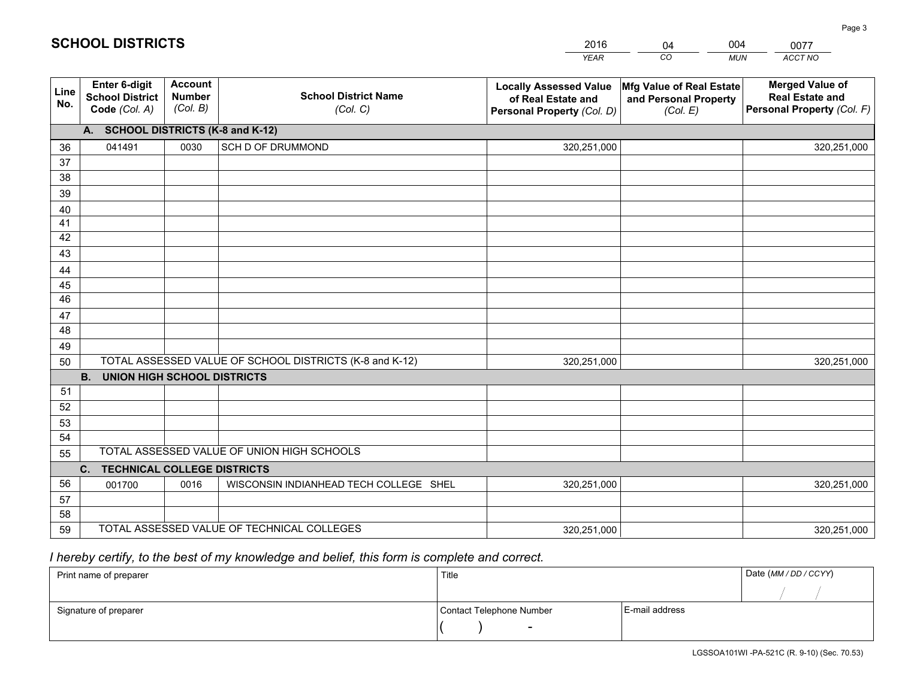# SCHOOL DISTRICTS

| 2016 | 04 | 004 | 0077 |
|---|---|---|---|
| *YEAR* | *CO* | *MUN* | *ACCT NO* |

| Line No. | Enter 6-digit School District Code *(Col. A)* | Account Number *(Col. B)* | School District Name *(Col. C)* | Locally Assessed Value of Real Estate and Personal Property *(Col. D)* | Mfg Value of Real Estate and Personal Property *(Col. E)* | Merged Value of Real Estate and Personal Property *(Col. F)* |
|---|---|---|---|---|---|---|
| **A. SCHOOL DISTRICTS (K-8 and K-12)** | | | | | | |
| 36 | 041491 | 0030 | SCH D OF DRUMMOND | 320,251,000 | | 320,251,000 |
| 37 | | | | | | |
| 38 | | | | | | |
| 39 | | | | | | |
| 40 | | | | | | |
| 41 | | | | | | |
| 42 | | | | | | |
| 43 | | | | | | |
| 44 | | | | | | |
| 45 | | | | | | |
| 46 | | | | | | |
| 47 | | | | | | |
| 48 | | | | | | |
| 49 | | | | | | |
| 50 | TOTAL ASSESSED VALUE OF SCHOOL DISTRICTS (K-8 and K-12) | | | 320,251,000 | | 320,251,000 |
| **B. UNION HIGH SCHOOL DISTRICTS** | | | | | | |
| 51 | | | | | | |
| 52 | | | | | | |
| 53 | | | | | | |
| 54 | | | | | | |
| 55 | TOTAL ASSESSED VALUE OF UNION HIGH SCHOOLS | | | | | |
| **C. TECHNICAL COLLEGE DISTRICTS** | | | | | | |
| 56 | 001700 | 0016 | WISCONSIN INDIANHEAD TECH COLLEGE SHEL | 320,251,000 | | 320,251,000 |
| 57 | | | | | | |
| 58 | | | | | | |
| 59 | TOTAL ASSESSED VALUE OF TECHNICAL COLLEGES | | | 320,251,000 | | 320,251,000 |

*I hereby certify, to the best of my knowledge and belief, this form is complete and correct.*

| Print name of preparer | Title | | Date *(MM / DD / CCYY)* |
|---|---|---|---|
| | | | / / |
| Signature of preparer | Contact Telephone Number | E-mail address | |
| | ( ) - | | |

LGSSOA101WI -PA-521C (R. 9-10) (Sec. 70.53)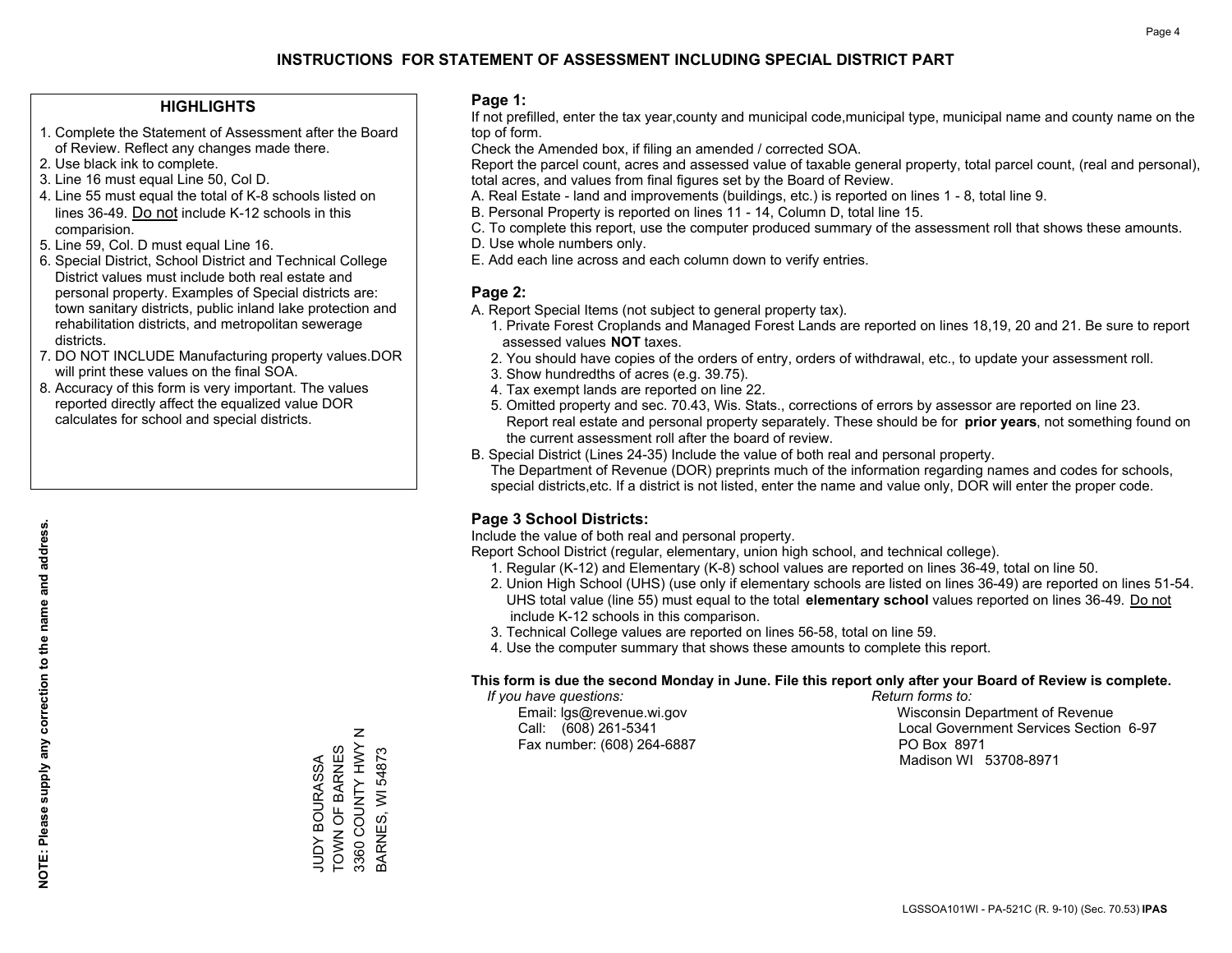# INSTRUCTIONS FOR STATEMENT OF ASSESSMENT INCLUDING SPECIAL DISTRICT PART

## HIGHLIGHTS

1. Complete the Statement of Assessment after the Board of Review. Reflect any changes made there.
2. Use black ink to complete.
3. Line 16 must equal Line 50, Col D.
4. Line 55 must equal the total of K-8 schools listed on lines 36-49. Do not include K-12 schools in this comparision.
5. Line 59, Col. D must equal Line 16.
6. Special District, School District and Technical College District values must include both real estate and personal property. Examples of Special districts are: town sanitary districts, public inland lake protection and rehabilitation districts, and metropolitan sewerage districts.
7. DO NOT INCLUDE Manufacturing property values.DOR will print these values on the final SOA.
8. Accuracy of this form is very important. The values reported directly affect the equalized value DOR calculates for school and special districts.

**NOTE: Please supply any correction to the name and address.**

JUDY BOURASSA
TOWN OF BARNES
3360 COUNTY HWY N
BARNES, WI 54873

## Page 1:

If not prefilled, enter the tax year,county and municipal code,municipal type, municipal name and county name on the top of form.

Check the Amended box, if filing an amended / corrected SOA.

Report the parcel count, acres and assessed value of taxable general property, total parcel count, (real and personal), total acres, and values from final figures set by the Board of Review.

A. Real Estate - land and improvements (buildings, etc.) is reported on lines 1 - 8, total line 9.
B. Personal Property is reported on lines 11 - 14, Column D, total line 15.
C. To complete this report, use the computer produced summary of the assessment roll that shows these amounts.
D. Use whole numbers only.
E. Add each line across and each column down to verify entries.

## Page 2:

A. Report Special Items (not subject to general property tax).
   1. Private Forest Croplands and Managed Forest Lands are reported on lines 18,19, 20 and 21. Be sure to report assessed values **NOT** taxes.
   2. You should have copies of the orders of entry, orders of withdrawal, etc., to update your assessment roll.
   3. Show hundredths of acres (e.g. 39.75).
   4. Tax exempt lands are reported on line 22.
   5. Omitted property and sec. 70.43, Wis. Stats., corrections of errors by assessor are reported on line 23. Report real estate and personal property separately. These should be for **prior years**, not something found on the current assessment roll after the board of review.
B. Special District (Lines 24-35) Include the value of both real and personal property.
   The Department of Revenue (DOR) preprints much of the information regarding names and codes for schools, special districts,etc. If a district is not listed, enter the name and value only, DOR will enter the proper code.

## Page 3 School Districts:

Include the value of both real and personal property.

Report School District (regular, elementary, union high school, and technical college).

1. Regular (K-12) and Elementary (K-8) school values are reported on lines 36-49, total on line 50.
2. Union High School (UHS) (use only if elementary schools are listed on lines 36-49) are reported on lines 51-54. UHS total value (line 55) must equal to the total **elementary school** values reported on lines 36-49. Do not include K-12 schools in this comparison.
3. Technical College values are reported on lines 56-58, total on line 59.
4. Use the computer summary that shows these amounts to complete this report.

**This form is due the second Monday in June. File this report only after your Board of Review is complete.**

*If you have questions:*
Email: lgs@revenue.wi.gov
Call: (608) 261-5341
Fax number: (608) 264-6887

*Return forms to:*
Wisconsin Department of Revenue
Local Government Services Section 6-97
PO Box 8971
Madison WI 53708-8971

LGSSOA101WI - PA-521C (R. 9-10) (Sec. 70.53) **IPAS**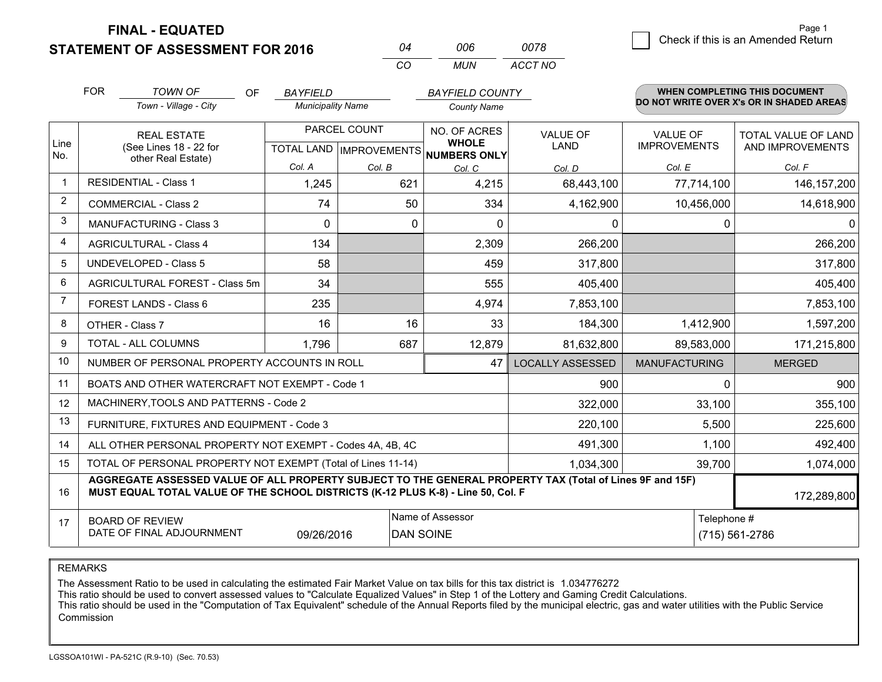**FINAL - EQUATED**
**STATEMENT OF ASSESSMENT FOR 2016**

| 04 | 006 | 0078 |
|---|---|---|
| CO | MUN | ACCT NO |

☐ Check if this is an Amended Return

Page 1

FOR *TOWN OF* (Town - Village - City) OF *BAYFIELD* (Municipality Name) *BAYFIELD COUNTY* (County Name)

**WHEN COMPLETING THIS DOCUMENT DO NOT WRITE OVER X's OR IN SHADED AREAS**

| Line No. | REAL ESTATE (See Lines 18 - 22 for other Real Estate) | PARCEL COUNT TOTAL LAND Col. A | PARCEL COUNT IMPROVEMENTS Col. B | NO. OF ACRES WHOLE NUMBERS ONLY Col. C | VALUE OF LAND Col. D | VALUE OF IMPROVEMENTS Col. E | TOTAL VALUE OF LAND AND IMPROVEMENTS Col. F |
|---|---|---|---|---|---|---|---|
| 1 | RESIDENTIAL - Class 1 | 1,245 | 621 | 4,215 | 68,443,100 | 77,714,100 | 146,157,200 |
| 2 | COMMERCIAL - Class 2 | 74 | 50 | 334 | 4,162,900 | 10,456,000 | 14,618,900 |
| 3 | MANUFACTURING - Class 3 | 0 | 0 | 0 | 0 | 0 | 0 |
| 4 | AGRICULTURAL - Class 4 | 134 | | 2,309 | 266,200 | | 266,200 |
| 5 | UNDEVELOPED - Class 5 | 58 | | 459 | 317,800 | | 317,800 |
| 6 | AGRICULTURAL FOREST - Class 5m | 34 | | 555 | 405,400 | | 405,400 |
| 7 | FOREST LANDS - Class 6 | 235 | | 4,974 | 7,853,100 | | 7,853,100 |
| 8 | OTHER - Class 7 | 16 | 16 | 33 | 184,300 | 1,412,900 | 1,597,200 |
| 9 | TOTAL - ALL COLUMNS | 1,796 | 687 | 12,879 | 81,632,800 | 89,583,000 | 171,215,800 |
| 10 | NUMBER OF PERSONAL PROPERTY ACCOUNTS IN ROLL | | | 47 | LOCALLY ASSESSED | MANUFACTURING | MERGED |
| 11 | BOATS AND OTHER WATERCRAFT NOT EXEMPT - Code 1 | | | | 900 | 0 | 900 |
| 12 | MACHINERY,TOOLS AND PATTERNS - Code 2 | | | | 322,000 | 33,100 | 355,100 |
| 13 | FURNITURE, FIXTURES AND EQUIPMENT - Code 3 | | | | 220,100 | 5,500 | 225,600 |
| 14 | ALL OTHER PERSONAL PROPERTY NOT EXEMPT - Codes 4A, 4B, 4C | | | | 491,300 | 1,100 | 492,400 |
| 15 | TOTAL OF PERSONAL PROPERTY NOT EXEMPT (Total of Lines 11-14) | | | | 1,034,300 | 39,700 | 1,074,000 |
| 16 | **AGGREGATE ASSESSED VALUE OF ALL PROPERTY SUBJECT TO THE GENERAL PROPERTY TAX (Total of Lines 9F and 15F) MUST EQUAL TOTAL VALUE OF THE SCHOOL DISTRICTS (K-12 PLUS K-8) - Line 50, Col. F** | | | | | | 172,289,800 |
| 17 | BOARD OF REVIEW DATE OF FINAL ADJOURNMENT | 09/26/2016 | Name of Assessor: DAN SOINE | | | Telephone #: (715) 561-2786 | |

REMARKS

The Assessment Ratio to be used in calculating the estimated Fair Market Value on tax bills for this tax district is 1.034776272
This ratio should be used to convert assessed values to "Calculate Equalized Values" in Step 1 of the Lottery and Gaming Credit Calculations.
This ratio should be used in the "Computation of Tax Equivalent" schedule of the Annual Reports filed by the municipal electric, gas and water utilities with the Public Service Commission

LGSSOA101WI - PA-521C (R.9-10) (Sec. 70.53)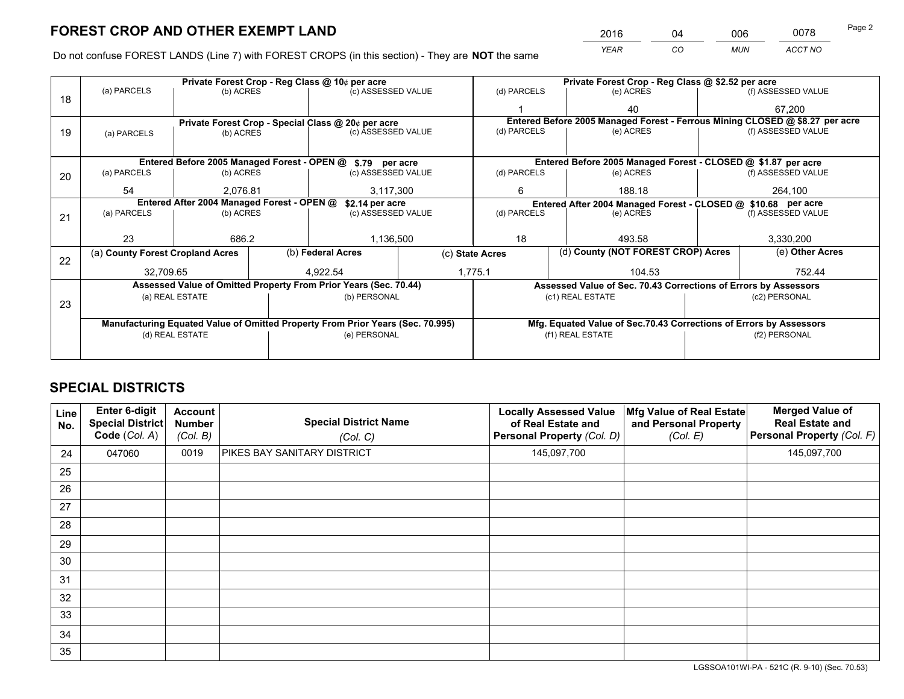# FOREST CROP AND OTHER EXEMPT LAND

| 2016 | 04 | 006 | 0078 |
|---|---|---|---|
| YEAR | CO | MUN | ACCT NO |

Do not confuse FOREST LANDS (Line 7) with FOREST CROPS (in this section) - They are **NOT** the same

| Line | Private Forest Crop - Reg Class @ 10¢ per acre | | | Private Forest Crop - Reg Class @ $2.52 per acre | | |
|---|---|---|---|---|---|---|
| 18 | (a) PARCELS | (b) ACRES | (c) ASSESSED VALUE | (d) PARCELS | (e) ACRES | (f) ASSESSED VALUE |
| | | | | 1 | 40 | 67,200 |
| | **Private Forest Crop - Special Class @ 20¢ per acre** | | | **Entered Before 2005 Managed Forest - Ferrous Mining CLOSED @ $8.27 per acre** | | |
| 19 | (a) PARCELS | (b) ACRES | (c) ASSESSED VALUE | (d) PARCELS | (e) ACRES | (f) ASSESSED VALUE |
| | | | | | | |
| | **Entered Before 2005 Managed Forest - OPEN @ $.79 per acre** | | | **Entered Before 2005 Managed Forest - CLOSED @ $1.87 per acre** | | |
| 20 | (a) PARCELS | (b) ACRES | (c) ASSESSED VALUE | (d) PARCELS | (e) ACRES | (f) ASSESSED VALUE |
| | 54 | 2,076.81 | 3,117,300 | 6 | 188.18 | 264,100 |
| | **Entered After 2004 Managed Forest - OPEN @ $2.14 per acre** | | | **Entered After 2004 Managed Forest - CLOSED @ $10.68 per acre** | | |
| 21 | (a) PARCELS | (b) ACRES | (c) ASSESSED VALUE | (d) PARCELS | (e) ACRES | (f) ASSESSED VALUE |
| | 23 | 686.2 | 1,136,500 | 18 | 493.58 | 3,330,200 |

| Line | (a) County Forest Cropland Acres | (b) Federal Acres | (c) State Acres | (d) County (NOT FOREST CROP) Acres | (e) Other Acres |
|---|---|---|---|---|---|
| 22 | 32,709.65 | 4,922.54 | 1,775.1 | 104.53 | 752.44 |

| Line | Assessed Value of Omitted Property From Prior Years (Sec. 70.44) | | Assessed Value of Sec. 70.43 Corrections of Errors by Assessors | |
|---|---|---|---|---|
| 23 | (a) REAL ESTATE | (b) PERSONAL | (c1) REAL ESTATE | (c2) PERSONAL |
| | | | | |
| | **Manufacturing Equated Value of Omitted Property From Prior Years (Sec. 70.995)** | | **Mfg. Equated Value of Sec.70.43 Corrections of Errors by Assessors** | |
| | (d) REAL ESTATE | (e) PERSONAL | (f1) REAL ESTATE | (f2) PERSONAL |
| | | | | |

# SPECIAL DISTRICTS

| Line No. | Enter 6-digit Special District Code (Col. A) | Account Number (Col. B) | Special District Name (Col. C) | Locally Assessed Value of Real Estate and Personal Property (Col. D) | Mfg Value of Real Estate and Personal Property (Col. E) | Merged Value of Real Estate and Personal Property (Col. F) |
|---|---|---|---|---|---|---|
| 24 | 047060 | 0019 | PIKES BAY SANITARY DISTRICT | 145,097,700 | | 145,097,700 |
| 25 | | | | | | |
| 26 | | | | | | |
| 27 | | | | | | |
| 28 | | | | | | |
| 29 | | | | | | |
| 30 | | | | | | |
| 31 | | | | | | |
| 32 | | | | | | |
| 33 | | | | | | |
| 34 | | | | | | |
| 35 | | | | | | |

LGSSOA101WI-PA - 521C (R. 9-10) (Sec. 70.53)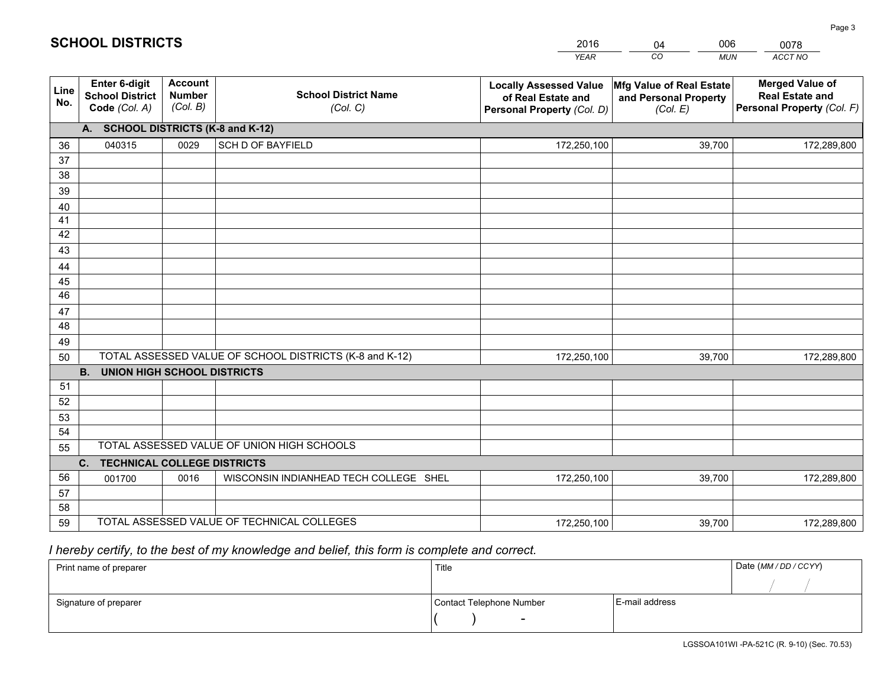# SCHOOL DISTRICTS

| 2016 | 04 | 006 | 0078 |
|---|---|---|---|
| *YEAR* | *CO* | *MUN* | *ACCT NO* |

| Line No. | Enter 6-digit School District Code *(Col. A)* | Account Number *(Col. B)* | School District Name *(Col. C)* | Locally Assessed Value of Real Estate and Personal Property *(Col. D)* | Mfg Value of Real Estate and Personal Property *(Col. E)* | Merged Value of Real Estate and Personal Property *(Col. F)* |
|---|---|---|---|---|---|---|
| | **A. SCHOOL DISTRICTS (K-8 and K-12)** | | | | | |
| 36 | 040315 | 0029 | SCH D OF BAYFIELD | 172,250,100 | 39,700 | 172,289,800 |
| 37 | | | | | | |
| 38 | | | | | | |
| 39 | | | | | | |
| 40 | | | | | | |
| 41 | | | | | | |
| 42 | | | | | | |
| 43 | | | | | | |
| 44 | | | | | | |
| 45 | | | | | | |
| 46 | | | | | | |
| 47 | | | | | | |
| 48 | | | | | | |
| 49 | | | | | | |
| 50 | TOTAL ASSESSED VALUE OF SCHOOL DISTRICTS (K-8 and K-12) | | | 172,250,100 | 39,700 | 172,289,800 |
| | **B. UNION HIGH SCHOOL DISTRICTS** | | | | | |
| 51 | | | | | | |
| 52 | | | | | | |
| 53 | | | | | | |
| 54 | | | | | | |
| 55 | TOTAL ASSESSED VALUE OF UNION HIGH SCHOOLS | | | | | |
| | **C. TECHNICAL COLLEGE DISTRICTS** | | | | | |
| 56 | 001700 | 0016 | WISCONSIN INDIANHEAD TECH COLLEGE SHEL | 172,250,100 | 39,700 | 172,289,800 |
| 57 | | | | | | |
| 58 | | | | | | |
| 59 | TOTAL ASSESSED VALUE OF TECHNICAL COLLEGES | | | 172,250,100 | 39,700 | 172,289,800 |

*I hereby certify, to the best of my knowledge and belief, this form is complete and correct.*

| Print name of preparer | Title | | Date *(MM / DD / CCYY)* |
|---|---|---|---|
| | | | / / |
| Signature of preparer | Contact Telephone Number | E-mail address | |
| | ( ) - | | |

LGSSOA101WI -PA-521C (R. 9-10) (Sec. 70.53)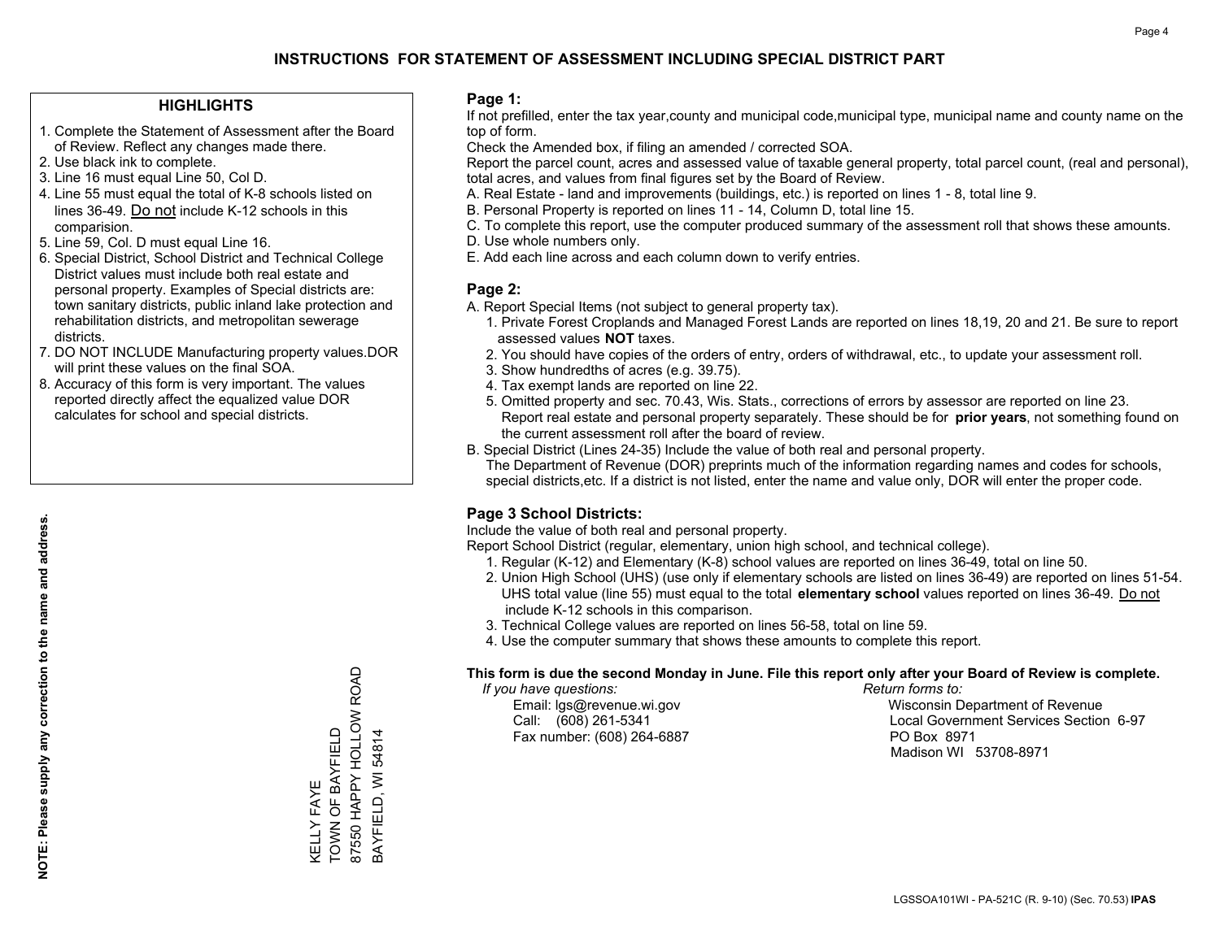# INSTRUCTIONS FOR STATEMENT OF ASSESSMENT INCLUDING SPECIAL DISTRICT PART

## HIGHLIGHTS

1. Complete the Statement of Assessment after the Board of Review. Reflect any changes made there.
2. Use black ink to complete.
3. Line 16 must equal Line 50, Col D.
4. Line 55 must equal the total of K-8 schools listed on lines 36-49. Do not include K-12 schools in this comparision.
5. Line 59, Col. D must equal Line 16.
6. Special District, School District and Technical College District values must include both real estate and personal property. Examples of Special districts are: town sanitary districts, public inland lake protection and rehabilitation districts, and metropolitan sewerage districts.
7. DO NOT INCLUDE Manufacturing property values.DOR will print these values on the final SOA.
8. Accuracy of this form is very important. The values reported directly affect the equalized value DOR calculates for school and special districts.

**NOTE: Please supply any correction to the name and address.**

KELLY FAYE
TOWN OF BAYFIELD
87550 HAPPY HOLLOW ROAD
BAYFIELD, WI 54814

## Page 1:

If not prefilled, enter the tax year,county and municipal code,municipal type, municipal name and county name on the top of form.

Check the Amended box, if filing an amended / corrected SOA.

Report the parcel count, acres and assessed value of taxable general property, total parcel count, (real and personal), total acres, and values from final figures set by the Board of Review.

A. Real Estate - land and improvements (buildings, etc.) is reported on lines 1 - 8, total line 9.
B. Personal Property is reported on lines 11 - 14, Column D, total line 15.
C. To complete this report, use the computer produced summary of the assessment roll that shows these amounts.
D. Use whole numbers only.
E. Add each line across and each column down to verify entries.

## Page 2:

A. Report Special Items (not subject to general property tax).
   1. Private Forest Croplands and Managed Forest Lands are reported on lines 18,19, 20 and 21. Be sure to report assessed values **NOT** taxes.
   2. You should have copies of the orders of entry, orders of withdrawal, etc., to update your assessment roll.
   3. Show hundredths of acres (e.g. 39.75).
   4. Tax exempt lands are reported on line 22.
   5. Omitted property and sec. 70.43, Wis. Stats., corrections of errors by assessor are reported on line 23. Report real estate and personal property separately. These should be for **prior years**, not something found on the current assessment roll after the board of review.

B. Special District (Lines 24-35) Include the value of both real and personal property.
   The Department of Revenue (DOR) preprints much of the information regarding names and codes for schools, special districts,etc. If a district is not listed, enter the name and value only, DOR will enter the proper code.

## Page 3 School Districts:

Include the value of both real and personal property.

Report School District (regular, elementary, union high school, and technical college).

1. Regular (K-12) and Elementary (K-8) school values are reported on lines 36-49, total on line 50.
2. Union High School (UHS) (use only if elementary schools are listed on lines 36-49) are reported on lines 51-54. UHS total value (line 55) must equal to the total **elementary school** values reported on lines 36-49. Do not include K-12 schools in this comparison.
3. Technical College values are reported on lines 56-58, total on line 59.
4. Use the computer summary that shows these amounts to complete this report.

**This form is due the second Monday in June. File this report only after your Board of Review is complete.**

*If you have questions:*
Email: lgs@revenue.wi.gov
Call: (608) 261-5341
Fax number: (608) 264-6887

*Return forms to:*
Wisconsin Department of Revenue
Local Government Services Section 6-97
PO Box 8971
Madison WI 53708-8971

LGSSOA101WI - PA-521C (R. 9-10) (Sec. 70.53) **IPAS**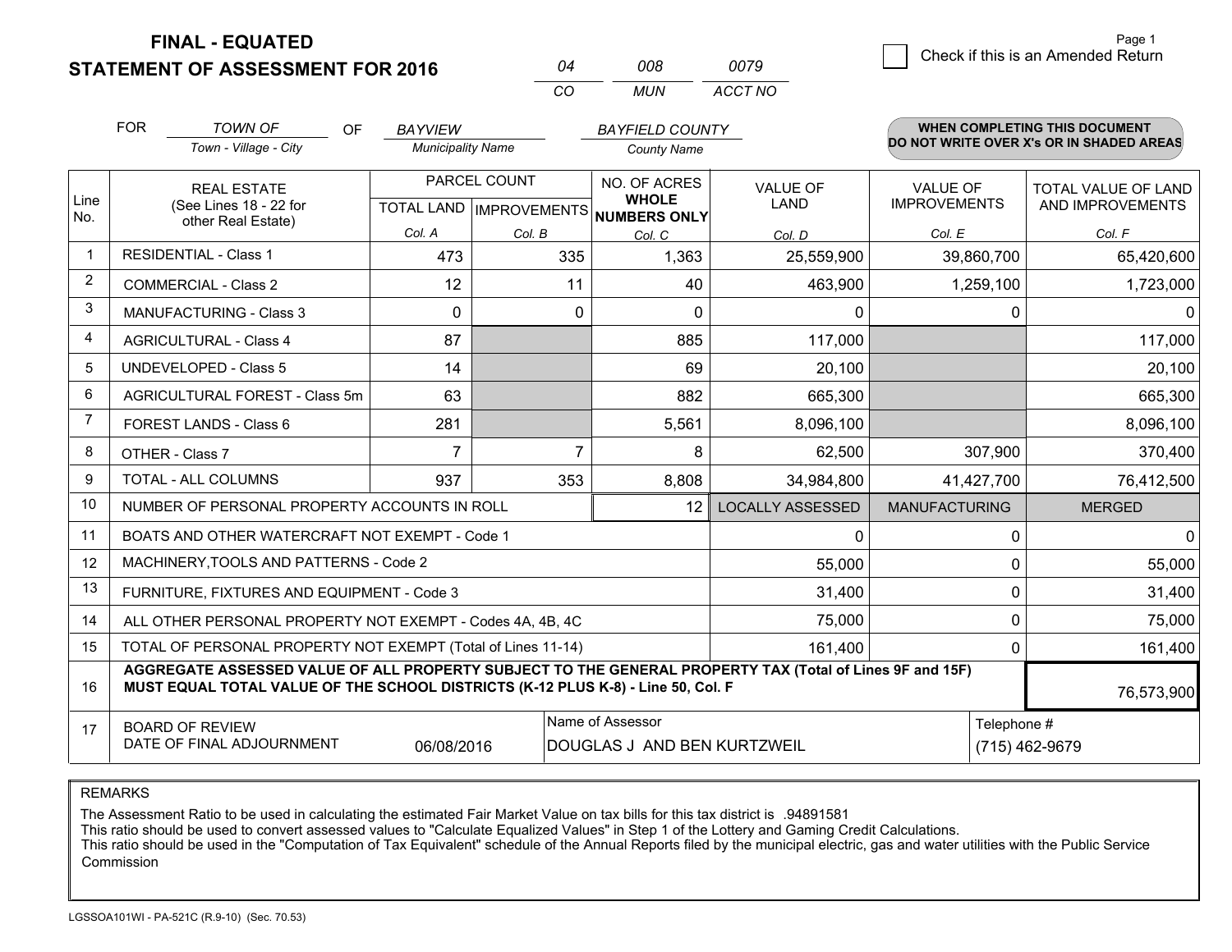# FINAL - EQUATED
# STATEMENT OF ASSESSMENT FOR 2016

| 04 | 008 | 0079 |
|---|---|---|
| CO | MUN | ACCT NO |

Page 1

☐ Check if this is an Amended Return

FOR *TOWN OF* (Town - Village - City) OF *BAYVIEW* (Municipality Name) *BAYFIELD COUNTY* (County Name)

**WHEN COMPLETING THIS DOCUMENT DO NOT WRITE OVER X's OR IN SHADED AREAS**

| Line No. | REAL ESTATE (See Lines 18 - 22 for other Real Estate) | PARCEL COUNT TOTAL LAND Col. A | PARCEL COUNT IMPROVEMENTS Col. B | NO. OF ACRES WHOLE NUMBERS ONLY Col. C | VALUE OF LAND Col. D | VALUE OF IMPROVEMENTS Col. E | TOTAL VALUE OF LAND AND IMPROVEMENTS Col. F |
|---|---|---|---|---|---|---|---|
| 1 | RESIDENTIAL - Class 1 | 473 | 335 | 1,363 | 25,559,900 | 39,860,700 | 65,420,600 |
| 2 | COMMERCIAL - Class 2 | 12 | 11 | 40 | 463,900 | 1,259,100 | 1,723,000 |
| 3 | MANUFACTURING - Class 3 | 0 | 0 | 0 | 0 | 0 | 0 |
| 4 | AGRICULTURAL - Class 4 | 87 | | 885 | 117,000 | | 117,000 |
| 5 | UNDEVELOPED - Class 5 | 14 | | 69 | 20,100 | | 20,100 |
| 6 | AGRICULTURAL FOREST - Class 5m | 63 | | 882 | 665,300 | | 665,300 |
| 7 | FOREST LANDS - Class 6 | 281 | | 5,561 | 8,096,100 | | 8,096,100 |
| 8 | OTHER - Class 7 | 7 | 7 | 8 | 62,500 | 307,900 | 370,400 |
| 9 | TOTAL - ALL COLUMNS | 937 | 353 | 8,808 | 34,984,800 | 41,427,700 | 76,412,500 |
| 10 | NUMBER OF PERSONAL PROPERTY ACCOUNTS IN ROLL | | | 12 | LOCALLY ASSESSED | MANUFACTURING | MERGED |
| 11 | BOATS AND OTHER WATERCRAFT NOT EXEMPT - Code 1 | | | | 0 | 0 | 0 |
| 12 | MACHINERY,TOOLS AND PATTERNS - Code 2 | | | | 55,000 | 0 | 55,000 |
| 13 | FURNITURE, FIXTURES AND EQUIPMENT - Code 3 | | | | 31,400 | 0 | 31,400 |
| 14 | ALL OTHER PERSONAL PROPERTY NOT EXEMPT - Codes 4A, 4B, 4C | | | | 75,000 | 0 | 75,000 |
| 15 | TOTAL OF PERSONAL PROPERTY NOT EXEMPT (Total of Lines 11-14) | | | | 161,400 | 0 | 161,400 |
| 16 | **AGGREGATE ASSESSED VALUE OF ALL PROPERTY SUBJECT TO THE GENERAL PROPERTY TAX (Total of Lines 9F and 15F) MUST EQUAL TOTAL VALUE OF THE SCHOOL DISTRICTS (K-12 PLUS K-8) - Line 50, Col. F** | | | | | | 76,573,900 |
| 17 | BOARD OF REVIEW DATE OF FINAL ADJOURNMENT | 06/08/2016 | | Name of Assessor: DOUGLAS J AND BEN KURTZWEIL | | | Telephone #: (715) 462-9679 |

REMARKS

The Assessment Ratio to be used in calculating the estimated Fair Market Value on tax bills for this tax district is .94891581
This ratio should be used to convert assessed values to "Calculate Equalized Values" in Step 1 of the Lottery and Gaming Credit Calculations.
This ratio should be used in the "Computation of Tax Equivalent" schedule of the Annual Reports filed by the municipal electric, gas and water utilities with the Public Service Commission

LGSSOA101WI - PA-521C (R.9-10) (Sec. 70.53)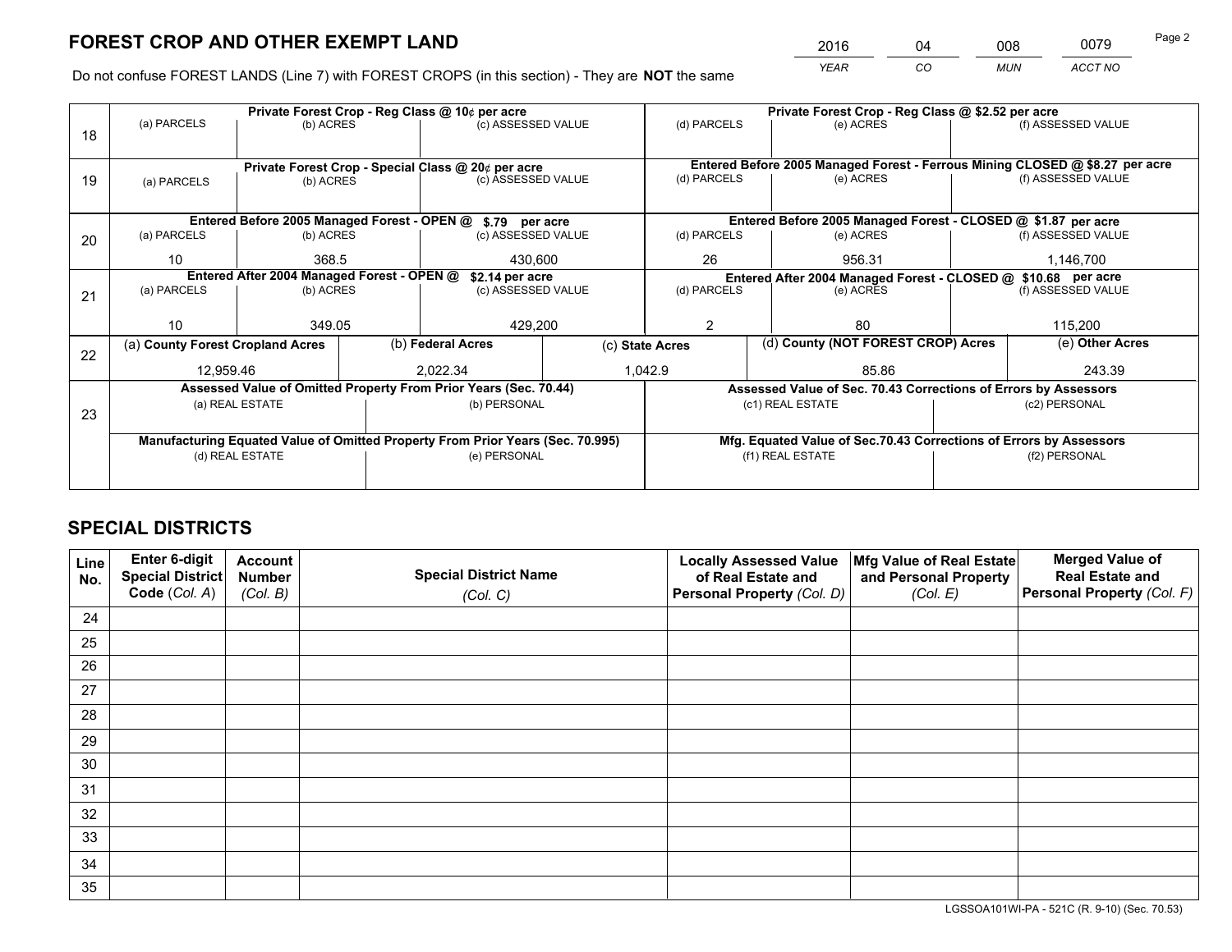# FOREST CROP AND OTHER EXEMPT LAND

| YEAR | CO | MUN | ACCT NO |
|---|---|---|---|
| 2016 | 04 | 008 | 0079 |

Do not confuse FOREST LANDS (Line 7) with FOREST CROPS (in this section) - They are **NOT** the same

| Line | Private Forest Crop - Reg Class @ 10¢ per acre | | | Private Forest Crop - Reg Class @ $2.52 per acre | | |
|---|---|---|---|---|---|---|
| 18 | (a) PARCELS | (b) ACRES | (c) ASSESSED VALUE | (d) PARCELS | (e) ACRES | (f) ASSESSED VALUE |
| | | | | | | |
| | **Private Forest Crop - Special Class @ 20¢ per acre** | | | **Entered Before 2005 Managed Forest - Ferrous Mining CLOSED @ $8.27 per acre** | | |
| 19 | (a) PARCELS | (b) ACRES | (c) ASSESSED VALUE | (d) PARCELS | (e) ACRES | (f) ASSESSED VALUE |
| | | | | | | |
| | **Entered Before 2005 Managed Forest - OPEN @ $.79 per acre** | | | **Entered Before 2005 Managed Forest - CLOSED @ $1.87 per acre** | | |
| 20 | (a) PARCELS | (b) ACRES | (c) ASSESSED VALUE | (d) PARCELS | (e) ACRES | (f) ASSESSED VALUE |
| | 10 | 368.5 | 430,600 | 26 | 956.31 | 1,146,700 |
| | **Entered After 2004 Managed Forest - OPEN @ $2.14 per acre** | | | **Entered After 2004 Managed Forest - CLOSED @ $10.68 per acre** | | |
| 21 | (a) PARCELS | (b) ACRES | (c) ASSESSED VALUE | (d) PARCELS | (e) ACRES | (f) ASSESSED VALUE |
| | 10 | 349.05 | 429,200 | 2 | 80 | 115,200 |

| Line | (a) County Forest Cropland Acres | (b) Federal Acres | (c) State Acres | (d) County (NOT FOREST CROP) Acres | (e) Other Acres |
|---|---|---|---|---|---|
| 22 | 12,959.46 | 2,022.34 | 1,042.9 | 85.86 | 243.39 |

| Line | Assessed Value of Omitted Property From Prior Years (Sec. 70.44) | | Assessed Value of Sec. 70.43 Corrections of Errors by Assessors | |
|---|---|---|---|---|
| 23 | (a) REAL ESTATE | (b) PERSONAL | (c1) REAL ESTATE | (c2) PERSONAL |
| | | | | |
| | **Manufacturing Equated Value of Omitted Property From Prior Years (Sec. 70.995)** | | **Mfg. Equated Value of Sec.70.43 Corrections of Errors by Assessors** | |
| | (d) REAL ESTATE | (e) PERSONAL | (f1) REAL ESTATE | (f2) PERSONAL |
| | | | | |

# SPECIAL DISTRICTS

| Line No. | Enter 6-digit Special District Code (Col. A) | Account Number (Col. B) | Special District Name (Col. C) | Locally Assessed Value of Real Estate and Personal Property (Col. D) | Mfg Value of Real Estate and Personal Property (Col. E) | Merged Value of Real Estate and Personal Property (Col. F) |
|---|---|---|---|---|---|---|
| 24 | | | | | | |
| 25 | | | | | | |
| 26 | | | | | | |
| 27 | | | | | | |
| 28 | | | | | | |
| 29 | | | | | | |
| 30 | | | | | | |
| 31 | | | | | | |
| 32 | | | | | | |
| 33 | | | | | | |
| 34 | | | | | | |
| 35 | | | | | | |

LGSSOA101WI-PA - 521C (R. 9-10) (Sec. 70.53)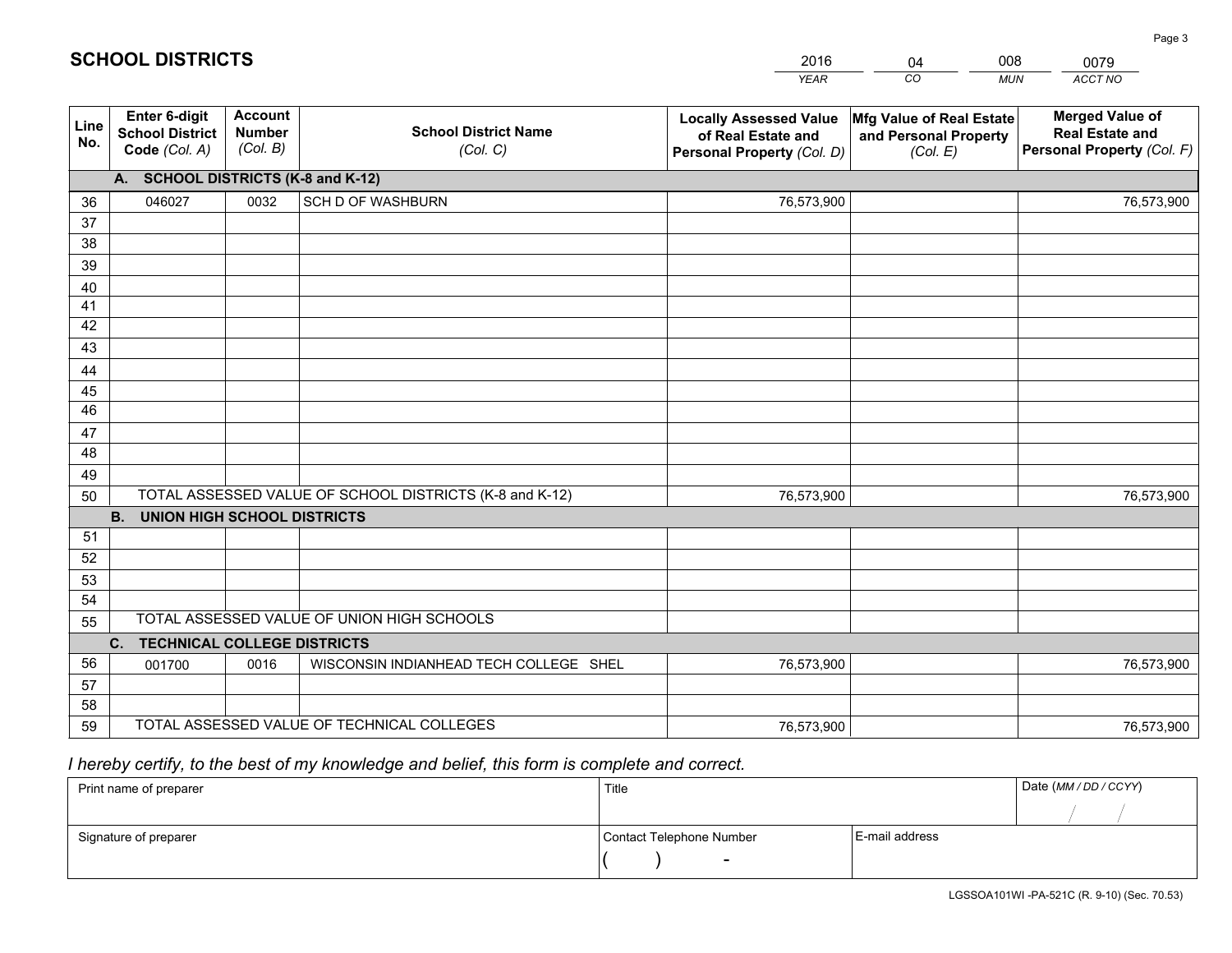# SCHOOL DISTRICTS

| 2016 | 04 | 008 | 0079 |
|---|---|---|---|
| *YEAR* | *CO* | *MUN* | *ACCT NO* |

| Line No. | Enter 6-digit School District Code *(Col. A)* | Account Number *(Col. B)* | School District Name *(Col. C)* | Locally Assessed Value of Real Estate and Personal Property *(Col. D)* | Mfg Value of Real Estate and Personal Property *(Col. E)* | Merged Value of Real Estate and Personal Property *(Col. F)* |
|---|---|---|---|---|---|---|
| **A. SCHOOL DISTRICTS (K-8 and K-12)** | | | | | | |
| 36 | 046027 | 0032 | SCH D OF WASHBURN | 76,573,900 | | 76,573,900 |
| 37 | | | | | | |
| 38 | | | | | | |
| 39 | | | | | | |
| 40 | | | | | | |
| 41 | | | | | | |
| 42 | | | | | | |
| 43 | | | | | | |
| 44 | | | | | | |
| 45 | | | | | | |
| 46 | | | | | | |
| 47 | | | | | | |
| 48 | | | | | | |
| 49 | | | | | | |
| 50 | TOTAL ASSESSED VALUE OF SCHOOL DISTRICTS (K-8 and K-12) | | | 76,573,900 | | 76,573,900 |
| **B. UNION HIGH SCHOOL DISTRICTS** | | | | | | |
| 51 | | | | | | |
| 52 | | | | | | |
| 53 | | | | | | |
| 54 | | | | | | |
| 55 | TOTAL ASSESSED VALUE OF UNION HIGH SCHOOLS | | | | | |
| **C. TECHNICAL COLLEGE DISTRICTS** | | | | | | |
| 56 | 001700 | 0016 | WISCONSIN INDIANHEAD TECH COLLEGE SHEL | 76,573,900 | | 76,573,900 |
| 57 | | | | | | |
| 58 | | | | | | |
| 59 | TOTAL ASSESSED VALUE OF TECHNICAL COLLEGES | | | 76,573,900 | | 76,573,900 |

*I hereby certify, to the best of my knowledge and belief, this form is complete and correct.*

| Print name of preparer | Title | | Date *(MM / DD / CCYY)* |
|---|---|---|---|
| | | | / / |
| Signature of preparer | Contact Telephone Number | E-mail address | |
| | ( ) - | | |

LGSSOA101WI -PA-521C (R. 9-10) (Sec. 70.53)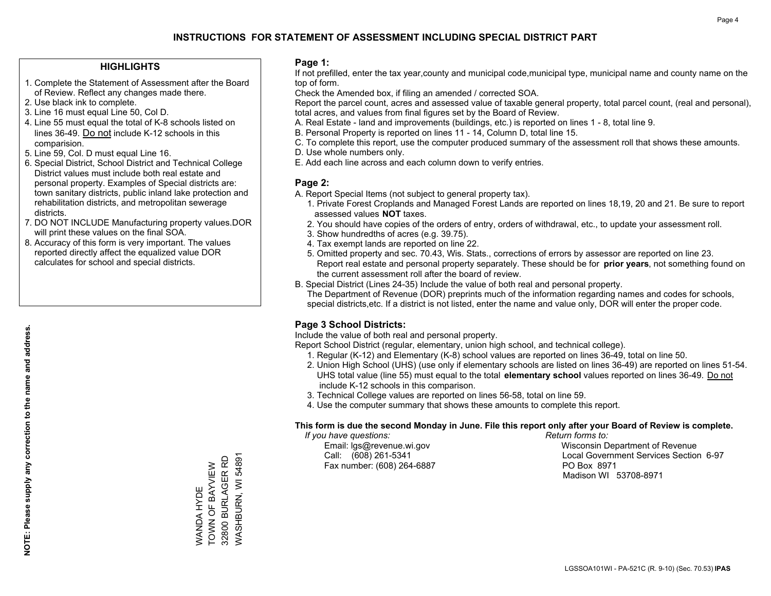# INSTRUCTIONS FOR STATEMENT OF ASSESSMENT INCLUDING SPECIAL DISTRICT PART

## HIGHLIGHTS

1. Complete the Statement of Assessment after the Board of Review. Reflect any changes made there.
2. Use black ink to complete.
3. Line 16 must equal Line 50, Col D.
4. Line 55 must equal the total of K-8 schools listed on lines 36-49. Do not include K-12 schools in this comparision.
5. Line 59, Col. D must equal Line 16.
6. Special District, School District and Technical College District values must include both real estate and personal property. Examples of Special districts are: town sanitary districts, public inland lake protection and rehabilitation districts, and metropolitan sewerage districts.
7. DO NOT INCLUDE Manufacturing property values.DOR will print these values on the final SOA.
8. Accuracy of this form is very important. The values reported directly affect the equalized value DOR calculates for school and special districts.

**NOTE: Please supply any correction to the name and address.**

WANDA HYDE
TOWN OF BAYVIEW
32800 BURLAGER RD
WASHBURN, WI 54891

## Page 1:

If not prefilled, enter the tax year,county and municipal code,municipal type, municipal name and county name on the top of form.

Check the Amended box, if filing an amended / corrected SOA.

Report the parcel count, acres and assessed value of taxable general property, total parcel count, (real and personal), total acres, and values from final figures set by the Board of Review.

A. Real Estate - land and improvements (buildings, etc.) is reported on lines 1 - 8, total line 9.
B. Personal Property is reported on lines 11 - 14, Column D, total line 15.
C. To complete this report, use the computer produced summary of the assessment roll that shows these amounts.
D. Use whole numbers only.
E. Add each line across and each column down to verify entries.

## Page 2:

A. Report Special Items (not subject to general property tax).
   1. Private Forest Croplands and Managed Forest Lands are reported on lines 18,19, 20 and 21. Be sure to report assessed values **NOT** taxes.
   2. You should have copies of the orders of entry, orders of withdrawal, etc., to update your assessment roll.
   3. Show hundredths of acres (e.g. 39.75).
   4. Tax exempt lands are reported on line 22.
   5. Omitted property and sec. 70.43, Wis. Stats., corrections of errors by assessor are reported on line 23. Report real estate and personal property separately. These should be for **prior years**, not something found on the current assessment roll after the board of review.
B. Special District (Lines 24-35) Include the value of both real and personal property.
   The Department of Revenue (DOR) preprints much of the information regarding names and codes for schools, special districts,etc. If a district is not listed, enter the name and value only, DOR will enter the proper code.

## Page 3 School Districts:

Include the value of both real and personal property.

Report School District (regular, elementary, union high school, and technical college).

1. Regular (K-12) and Elementary (K-8) school values are reported on lines 36-49, total on line 50.
2. Union High School (UHS) (use only if elementary schools are listed on lines 36-49) are reported on lines 51-54. UHS total value (line 55) must equal to the total **elementary school** values reported on lines 36-49. Do not include K-12 schools in this comparison.
3. Technical College values are reported on lines 56-58, total on line 59.
4. Use the computer summary that shows these amounts to complete this report.

**This form is due the second Monday in June. File this report only after your Board of Review is complete.**

*If you have questions:*
Email: lgs@revenue.wi.gov
Call: (608) 261-5341
Fax number: (608) 264-6887

*Return forms to:*
Wisconsin Department of Revenue
Local Government Services Section 6-97
PO Box 8971
Madison WI 53708-8971

LGSSOA101WI - PA-521C (R. 9-10) (Sec. 70.53) **IPAS**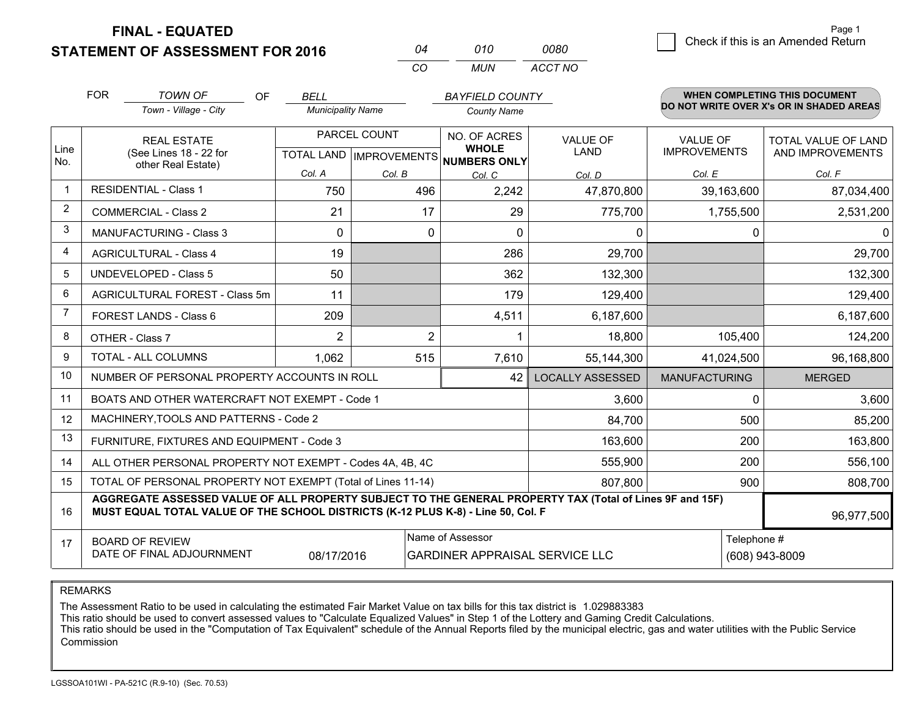# FINAL - EQUATED
# STATEMENT OF ASSESSMENT FOR 2016

| 04 | 010 | 0080 |
|---|---|---|
| CO | MUN | ACCT NO |

Page 1

☐ Check if this is an Amended Return

FOR *TOWN OF* (Town - Village - City) OF *BELL* (Municipality Name) *BAYFIELD COUNTY* (County Name)

**WHEN COMPLETING THIS DOCUMENT DO NOT WRITE OVER X's OR IN SHADED AREAS**

| Line No. | REAL ESTATE (See Lines 18 - 22 for other Real Estate) | PARCEL COUNT TOTAL LAND Col. A | PARCEL COUNT IMPROVEMENTS Col. B | NO. OF ACRES WHOLE NUMBERS ONLY Col. C | VALUE OF LAND Col. D | VALUE OF IMPROVEMENTS Col. E | TOTAL VALUE OF LAND AND IMPROVEMENTS Col. F |
|---|---|---|---|---|---|---|---|
| 1 | RESIDENTIAL - Class 1 | 750 | 496 | 2,242 | 47,870,800 | 39,163,600 | 87,034,400 |
| 2 | COMMERCIAL - Class 2 | 21 | 17 | 29 | 775,700 | 1,755,500 | 2,531,200 |
| 3 | MANUFACTURING - Class 3 | 0 | 0 | 0 | 0 | 0 | 0 |
| 4 | AGRICULTURAL - Class 4 | 19 | | 286 | 29,700 | | 29,700 |
| 5 | UNDEVELOPED - Class 5 | 50 | | 362 | 132,300 | | 132,300 |
| 6 | AGRICULTURAL FOREST - Class 5m | 11 | | 179 | 129,400 | | 129,400 |
| 7 | FOREST LANDS - Class 6 | 209 | | 4,511 | 6,187,600 | | 6,187,600 |
| 8 | OTHER - Class 7 | 2 | 2 | 1 | 18,800 | 105,400 | 124,200 |
| 9 | TOTAL - ALL COLUMNS | 1,062 | 515 | 7,610 | 55,144,300 | 41,024,500 | 96,168,800 |
| 10 | NUMBER OF PERSONAL PROPERTY ACCOUNTS IN ROLL | | | 42 | LOCALLY ASSESSED | MANUFACTURING | MERGED |
| 11 | BOATS AND OTHER WATERCRAFT NOT EXEMPT - Code 1 | | | | 3,600 | 0 | 3,600 |
| 12 | MACHINERY,TOOLS AND PATTERNS - Code 2 | | | | 84,700 | 500 | 85,200 |
| 13 | FURNITURE, FIXTURES AND EQUIPMENT - Code 3 | | | | 163,600 | 200 | 163,800 |
| 14 | ALL OTHER PERSONAL PROPERTY NOT EXEMPT - Codes 4A, 4B, 4C | | | | 555,900 | 200 | 556,100 |
| 15 | TOTAL OF PERSONAL PROPERTY NOT EXEMPT (Total of Lines 11-14) | | | | 807,800 | 900 | 808,700 |
| 16 | **AGGREGATE ASSESSED VALUE OF ALL PROPERTY SUBJECT TO THE GENERAL PROPERTY TAX (Total of Lines 9F and 15F) MUST EQUAL TOTAL VALUE OF THE SCHOOL DISTRICTS (K-12 PLUS K-8) - Line 50, Col. F** | | | | | | 96,977,500 |
| 17 | BOARD OF REVIEW DATE OF FINAL ADJOURNMENT | 08/17/2016 | Name of Assessor | GARDINER APPRAISAL SERVICE LLC | | Telephone # | (608) 943-8009 |

REMARKS

The Assessment Ratio to be used in calculating the estimated Fair Market Value on tax bills for this tax district is 1.029883383
This ratio should be used to convert assessed values to "Calculate Equalized Values" in Step 1 of the Lottery and Gaming Credit Calculations.
This ratio should be used in the "Computation of Tax Equivalent" schedule of the Annual Reports filed by the municipal electric, gas and water utilities with the Public Service Commission

LGSSOA101WI - PA-521C (R.9-10) (Sec. 70.53)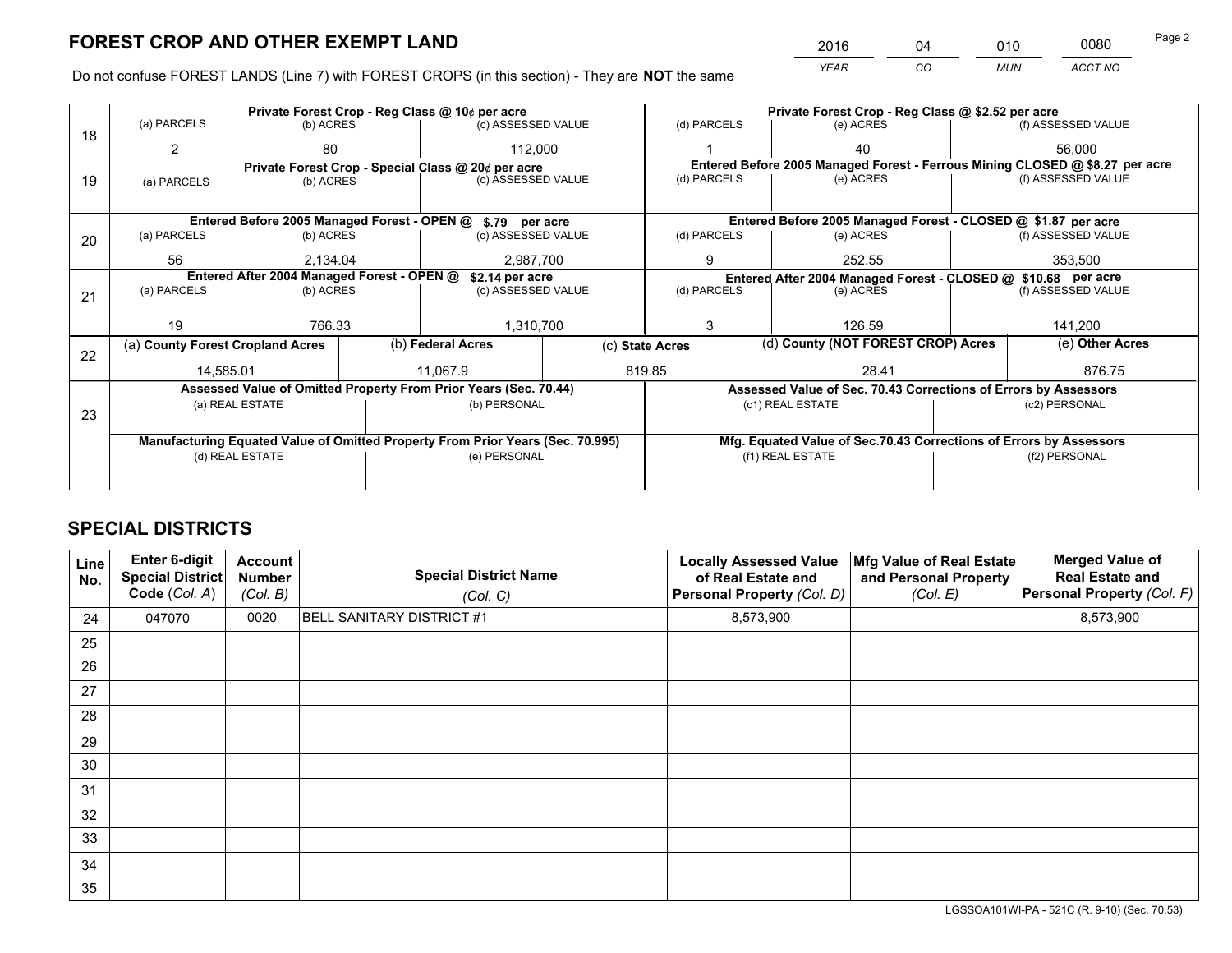# FOREST CROP AND OTHER EXEMPT LAND

| 2016 | 04 | 010 | 0080 |
|---|---|---|---|
| *YEAR* | *CO* | *MUN* | *ACCT NO* |

Do not confuse FOREST LANDS (Line 7) with FOREST CROPS (in this section) - They are **NOT** the same

| Line | Private Forest Crop - Reg Class @ 10¢ per acre | | | Private Forest Crop - Reg Class @ $2.52 per acre | | |
|---|---|---|---|---|---|---|
| | (a) PARCELS | (b) ACRES | (c) ASSESSED VALUE | (d) PARCELS | (e) ACRES | (f) ASSESSED VALUE |
| 18 | 2 | 80 | 112,000 | 1 | 40 | 56,000 |
| | **Private Forest Crop - Special Class @ 20¢ per acre** | | | **Entered Before 2005 Managed Forest - Ferrous Mining CLOSED @ $8.27 per acre** | | |
| 19 | (a) PARCELS | (b) ACRES | (c) ASSESSED VALUE | (d) PARCELS | (e) ACRES | (f) ASSESSED VALUE |
| | | | | | | |
| | **Entered Before 2005 Managed Forest - OPEN @ $.79 per acre** | | | **Entered Before 2005 Managed Forest - CLOSED @ $1.87 per acre** | | |
| 20 | (a) PARCELS | (b) ACRES | (c) ASSESSED VALUE | (d) PARCELS | (e) ACRES | (f) ASSESSED VALUE |
| | 56 | 2,134.04 | 2,987,700 | 9 | 252.55 | 353,500 |
| | **Entered After 2004 Managed Forest - OPEN @ $2.14 per acre** | | | **Entered After 2004 Managed Forest - CLOSED @ $10.68 per acre** | | |
| 21 | (a) PARCELS | (b) ACRES | (c) ASSESSED VALUE | (d) PARCELS | (e) ACRES | (f) ASSESSED VALUE |
| | 19 | 766.33 | 1,310,700 | 3 | 126.59 | 141,200 |

| Line | (a) County Forest Cropland Acres | (b) Federal Acres | (c) State Acres | (d) County (NOT FOREST CROP) Acres | (e) Other Acres |
|---|---|---|---|---|---|
| 22 | 14,585.01 | 11,067.9 | 819.85 | 28.41 | 876.75 |

| Line | Assessed Value of Omitted Property From Prior Years (Sec. 70.44) | | Assessed Value of Sec. 70.43 Corrections of Errors by Assessors | |
|---|---|---|---|---|
| 23 | (a) REAL ESTATE | (b) PERSONAL | (c1) REAL ESTATE | (c2) PERSONAL |
| | | | | |
| | **Manufacturing Equated Value of Omitted Property From Prior Years (Sec. 70.995)** | | **Mfg. Equated Value of Sec.70.43 Corrections of Errors by Assessors** | |
| | (d) REAL ESTATE | (e) PERSONAL | (f1) REAL ESTATE | (f2) PERSONAL |
| | | | | |

# SPECIAL DISTRICTS

| Line No. | Enter 6-digit Special District Code (*Col. A*) | Account Number (*Col. B*) | Special District Name (*Col. C*) | Locally Assessed Value of Real Estate and Personal Property (*Col. D*) | Mfg Value of Real Estate and Personal Property (*Col. E*) | Merged Value of Real Estate and Personal Property (*Col. F*) |
|---|---|---|---|---|---|---|
| 24 | 047070 | 0020 | BELL SANITARY DISTRICT #1 | 8,573,900 | | 8,573,900 |
| 25 | | | | | | |
| 26 | | | | | | |
| 27 | | | | | | |
| 28 | | | | | | |
| 29 | | | | | | |
| 30 | | | | | | |
| 31 | | | | | | |
| 32 | | | | | | |
| 33 | | | | | | |
| 34 | | | | | | |
| 35 | | | | | | |

LGSSOA101WI-PA - 521C (R. 9-10) (Sec. 70.53)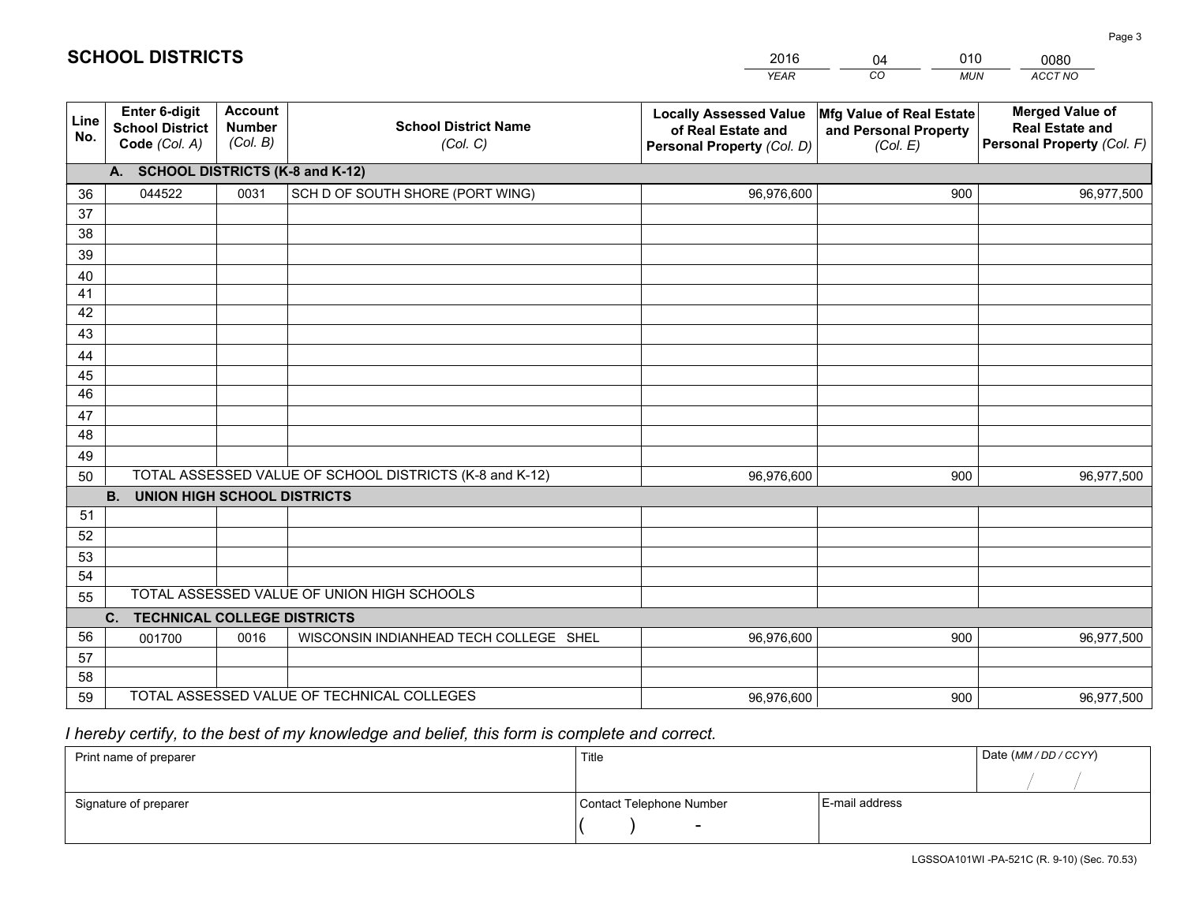# SCHOOL DISTRICTS

| 2016 | 04 | 010 | 0080 |
|---|---|---|---|
| *YEAR* | *CO* | *MUN* | *ACCT NO* |

| Line No. | Enter 6-digit School District Code *(Col. A)* | Account Number *(Col. B)* | School District Name *(Col. C)* | Locally Assessed Value of Real Estate and Personal Property *(Col. D)* | Mfg Value of Real Estate and Personal Property *(Col. E)* | Merged Value of Real Estate and Personal Property *(Col. F)* |
|---|---|---|---|---|---|---|
| **A. SCHOOL DISTRICTS (K-8 and K-12)** | | | | | | |
| 36 | 044522 | 0031 | SCH D OF SOUTH SHORE (PORT WING) | 96,976,600 | 900 | 96,977,500 |
| 37 | | | | | | |
| 38 | | | | | | |
| 39 | | | | | | |
| 40 | | | | | | |
| 41 | | | | | | |
| 42 | | | | | | |
| 43 | | | | | | |
| 44 | | | | | | |
| 45 | | | | | | |
| 46 | | | | | | |
| 47 | | | | | | |
| 48 | | | | | | |
| 49 | | | | | | |
| 50 | TOTAL ASSESSED VALUE OF SCHOOL DISTRICTS (K-8 and K-12) | | | 96,976,600 | 900 | 96,977,500 |
| **B. UNION HIGH SCHOOL DISTRICTS** | | | | | | |
| 51 | | | | | | |
| 52 | | | | | | |
| 53 | | | | | | |
| 54 | | | | | | |
| 55 | TOTAL ASSESSED VALUE OF UNION HIGH SCHOOLS | | | | | |
| **C. TECHNICAL COLLEGE DISTRICTS** | | | | | | |
| 56 | 001700 | 0016 | WISCONSIN INDIANHEAD TECH COLLEGE SHEL | 96,976,600 | 900 | 96,977,500 |
| 57 | | | | | | |
| 58 | | | | | | |
| 59 | TOTAL ASSESSED VALUE OF TECHNICAL COLLEGES | | | 96,976,600 | 900 | 96,977,500 |

*I hereby certify, to the best of my knowledge and belief, this form is complete and correct.*

| Print name of preparer | Title | | Date *(MM / DD / CCYY)* |
|---|---|---|---|
| | | | / / |
| Signature of preparer | Contact Telephone Number | E-mail address | |
| | ( ) - | | |

LGSSOA101WI -PA-521C (R. 9-10) (Sec. 70.53)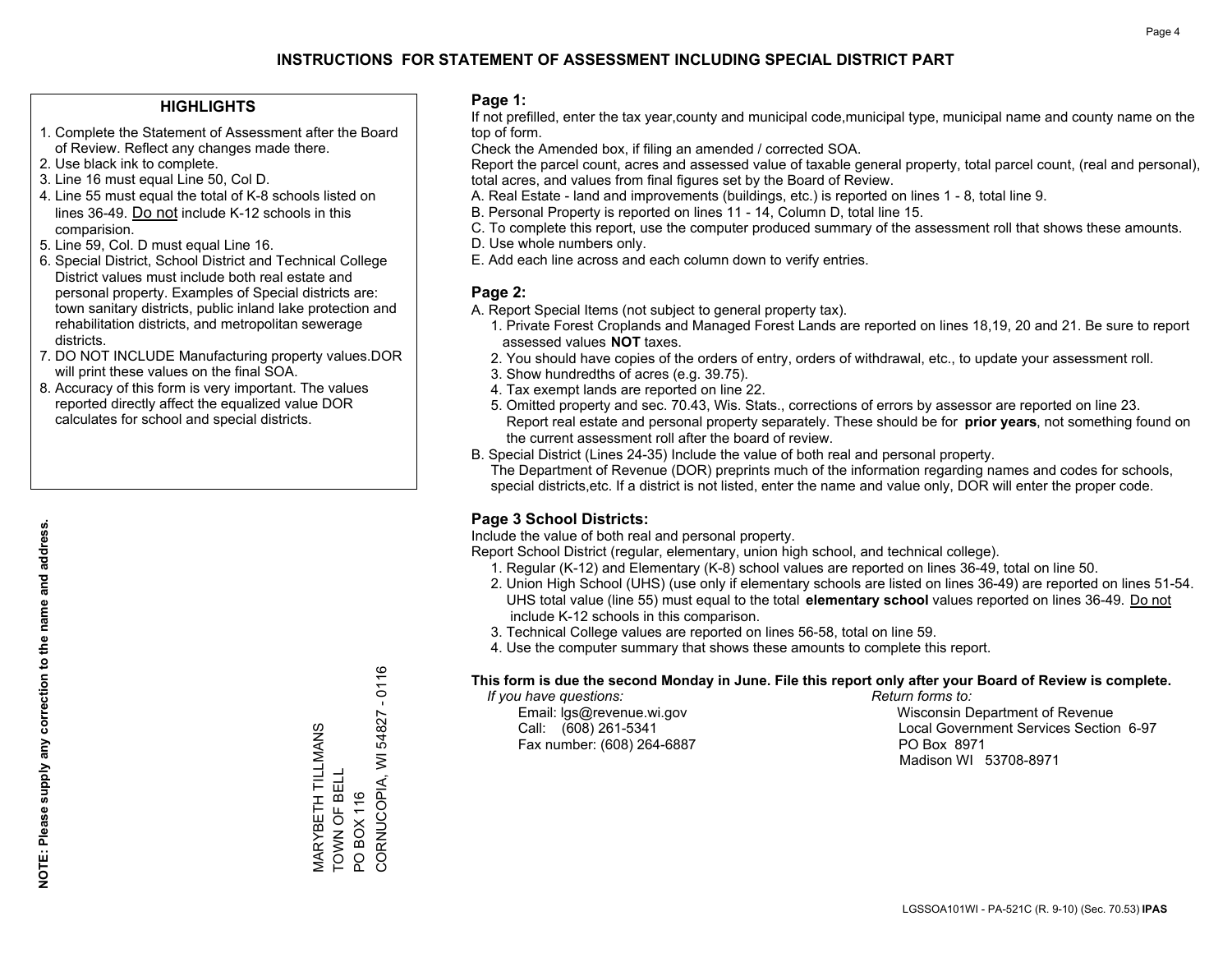# INSTRUCTIONS FOR STATEMENT OF ASSESSMENT INCLUDING SPECIAL DISTRICT PART

## HIGHLIGHTS

1. Complete the Statement of Assessment after the Board of Review. Reflect any changes made there.
2. Use black ink to complete.
3. Line 16 must equal Line 50, Col D.
4. Line 55 must equal the total of K-8 schools listed on lines 36-49. Do not include K-12 schools in this comparision.
5. Line 59, Col. D must equal Line 16.
6. Special District, School District and Technical College District values must include both real estate and personal property. Examples of Special districts are: town sanitary districts, public inland lake protection and rehabilitation districts, and metropolitan sewerage districts.
7. DO NOT INCLUDE Manufacturing property values.DOR will print these values on the final SOA.
8. Accuracy of this form is very important. The values reported directly affect the equalized value DOR calculates for school and special districts.

**NOTE: Please supply any correction to the name and address.**

MARYBETH TILLMANS
TOWN OF BELL
PO BOX 116
CORNUCOPIA, WI 54827 - 0116

## Page 1:

If not prefilled, enter the tax year,county and municipal code,municipal type, municipal name and county name on the top of form.

Check the Amended box, if filing an amended / corrected SOA.

Report the parcel count, acres and assessed value of taxable general property, total parcel count, (real and personal), total acres, and values from final figures set by the Board of Review.

A. Real Estate - land and improvements (buildings, etc.) is reported on lines 1 - 8, total line 9.
B. Personal Property is reported on lines 11 - 14, Column D, total line 15.
C. To complete this report, use the computer produced summary of the assessment roll that shows these amounts.
D. Use whole numbers only.
E. Add each line across and each column down to verify entries.

## Page 2:

A. Report Special Items (not subject to general property tax).
   1. Private Forest Croplands and Managed Forest Lands are reported on lines 18,19, 20 and 21. Be sure to report assessed values **NOT** taxes.
   2. You should have copies of the orders of entry, orders of withdrawal, etc., to update your assessment roll.
   3. Show hundredths of acres (e.g. 39.75).
   4. Tax exempt lands are reported on line 22.
   5. Omitted property and sec. 70.43, Wis. Stats., corrections of errors by assessor are reported on line 23. Report real estate and personal property separately. These should be for **prior years**, not something found on the current assessment roll after the board of review.
B. Special District (Lines 24-35) Include the value of both real and personal property.
   The Department of Revenue (DOR) preprints much of the information regarding names and codes for schools, special districts,etc. If a district is not listed, enter the name and value only, DOR will enter the proper code.

## Page 3 School Districts:

Include the value of both real and personal property.

Report School District (regular, elementary, union high school, and technical college).

1. Regular (K-12) and Elementary (K-8) school values are reported on lines 36-49, total on line 50.
2. Union High School (UHS) (use only if elementary schools are listed on lines 36-49) are reported on lines 51-54. UHS total value (line 55) must equal to the total **elementary school** values reported on lines 36-49. Do not include K-12 schools in this comparison.
3. Technical College values are reported on lines 56-58, total on line 59.
4. Use the computer summary that shows these amounts to complete this report.

**This form is due the second Monday in June. File this report only after your Board of Review is complete.**

*If you have questions:*
Email: lgs@revenue.wi.gov
Call: (608) 261-5341
Fax number: (608) 264-6887

*Return forms to:*
Wisconsin Department of Revenue
Local Government Services Section 6-97
PO Box 8971
Madison WI 53708-8971

LGSSOA101WI - PA-521C (R. 9-10) (Sec. 70.53) **IPAS**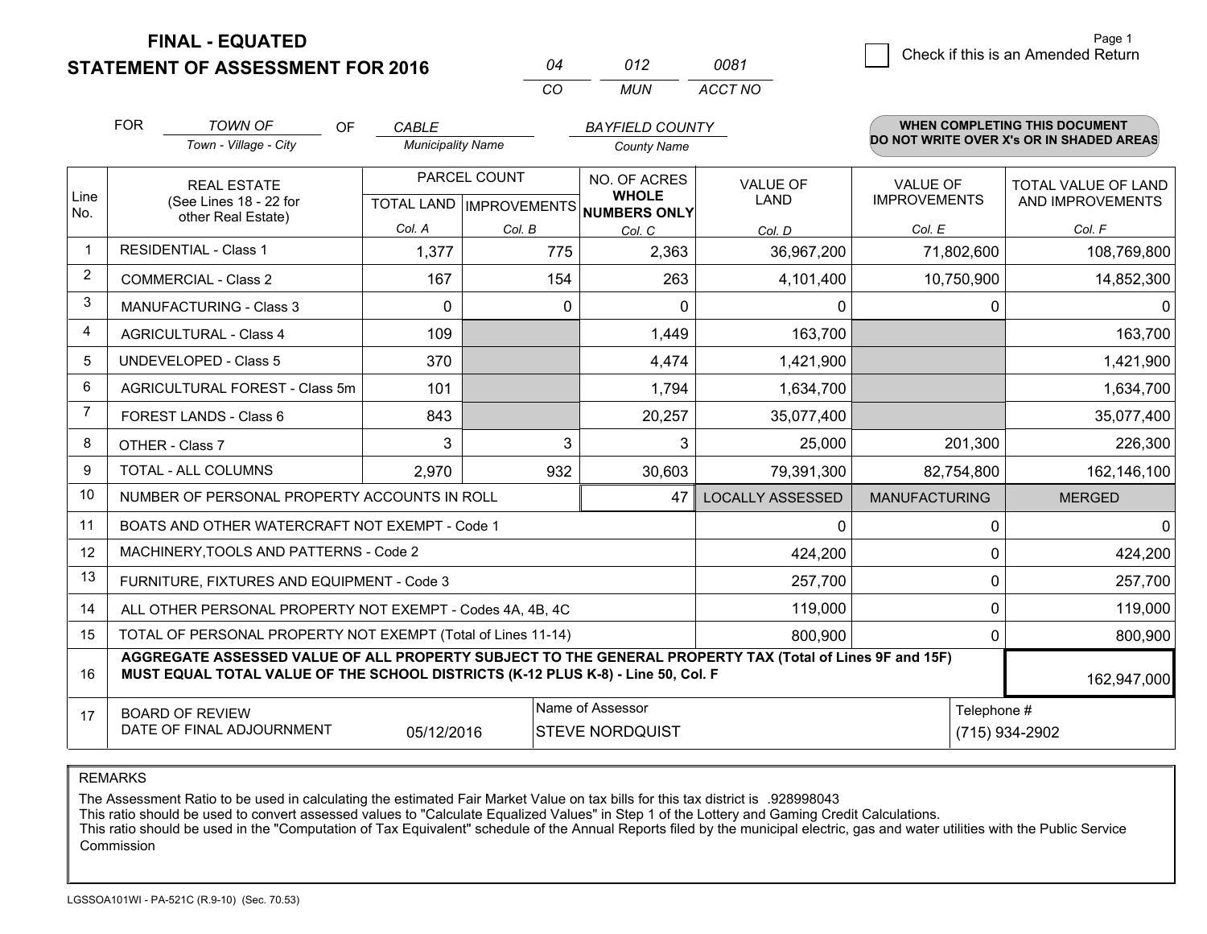# FINAL - EQUATED
## STATEMENT OF ASSESSMENT FOR 2016

| 04 | 012 | 0081 |
|---|---|---|
| CO | MUN | ACCT NO |

Page 1

☐ Check if this is an Amended Return

FOR *TOWN OF* (Town - Village - City) OF *CABLE* (Municipality Name) *BAYFIELD COUNTY* (County Name)

**WHEN COMPLETING THIS DOCUMENT DO NOT WRITE OVER X's OR IN SHADED AREAS**

| Line No. | REAL ESTATE (See Lines 18 - 22 for other Real Estate) | PARCEL COUNT TOTAL LAND Col. A | PARCEL COUNT IMPROVEMENTS Col. B | NO. OF ACRES WHOLE NUMBERS ONLY Col. C | VALUE OF LAND Col. D | VALUE OF IMPROVEMENTS Col. E | TOTAL VALUE OF LAND AND IMPROVEMENTS Col. F |
|---|---|---|---|---|---|---|---|
| 1 | RESIDENTIAL - Class 1 | 1,377 | 775 | 2,363 | 36,967,200 | 71,802,600 | 108,769,800 |
| 2 | COMMERCIAL - Class 2 | 167 | 154 | 263 | 4,101,400 | 10,750,900 | 14,852,300 |
| 3 | MANUFACTURING - Class 3 | 0 | 0 | 0 | 0 | 0 | 0 |
| 4 | AGRICULTURAL - Class 4 | 109 | | 1,449 | 163,700 | | 163,700 |
| 5 | UNDEVELOPED - Class 5 | 370 | | 4,474 | 1,421,900 | | 1,421,900 |
| 6 | AGRICULTURAL FOREST - Class 5m | 101 | | 1,794 | 1,634,700 | | 1,634,700 |
| 7 | FOREST LANDS - Class 6 | 843 | | 20,257 | 35,077,400 | | 35,077,400 |
| 8 | OTHER - Class 7 | 3 | 3 | 3 | 25,000 | 201,300 | 226,300 |
| 9 | TOTAL - ALL COLUMNS | 2,970 | 932 | 30,603 | 79,391,300 | 82,754,800 | 162,146,100 |
| 10 | NUMBER OF PERSONAL PROPERTY ACCOUNTS IN ROLL | | | 47 | LOCALLY ASSESSED | MANUFACTURING | MERGED |
| 11 | BOATS AND OTHER WATERCRAFT NOT EXEMPT - Code 1 | | | | 0 | 0 | 0 |
| 12 | MACHINERY,TOOLS AND PATTERNS - Code 2 | | | | 424,200 | 0 | 424,200 |
| 13 | FURNITURE, FIXTURES AND EQUIPMENT - Code 3 | | | | 257,700 | 0 | 257,700 |
| 14 | ALL OTHER PERSONAL PROPERTY NOT EXEMPT - Codes 4A, 4B, 4C | | | | 119,000 | 0 | 119,000 |
| 15 | TOTAL OF PERSONAL PROPERTY NOT EXEMPT (Total of Lines 11-14) | | | | 800,900 | 0 | 800,900 |
| 16 | **AGGREGATE ASSESSED VALUE OF ALL PROPERTY SUBJECT TO THE GENERAL PROPERTY TAX (Total of Lines 9F and 15F) MUST EQUAL TOTAL VALUE OF THE SCHOOL DISTRICTS (K-12 PLUS K-8) - Line 50, Col. F** | | | | | | 162,947,000 |
| 17 | BOARD OF REVIEW DATE OF FINAL ADJOURNMENT | 05/12/2016 | Name of Assessor: STEVE NORDQUIST | | | Telephone #: (715) 934-2902 | |

REMARKS

The Assessment Ratio to be used in calculating the estimated Fair Market Value on tax bills for this tax district is .928998043
This ratio should be used to convert assessed values to "Calculate Equalized Values" in Step 1 of the Lottery and Gaming Credit Calculations.
This ratio should be used in the "Computation of Tax Equivalent" schedule of the Annual Reports filed by the municipal electric, gas and water utilities with the Public Service Commission

LGSSOA101WI - PA-521C (R.9-10) (Sec. 70.53)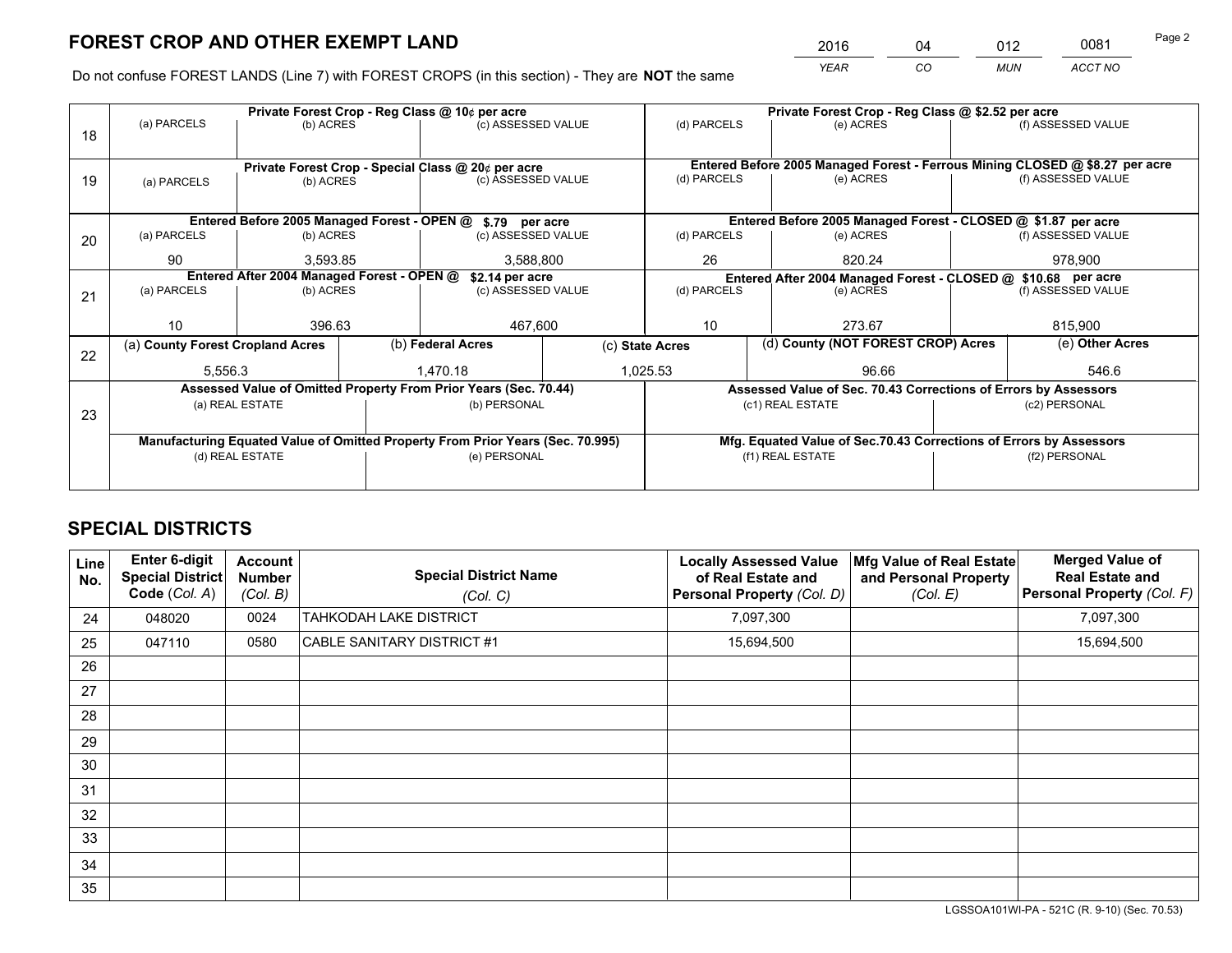# FOREST CROP AND OTHER EXEMPT LAND

| YEAR | CO | MUN | ACCT NO |
|---|---|---|---|
| 2016 | 04 | 012 | 0081 |

Do not confuse FOREST LANDS (Line 7) with FOREST CROPS (in this section) - They are **NOT** the same

| Line | Private Forest Crop - Reg Class @ 10¢ per acre | | | Private Forest Crop - Reg Class @ $2.52 per acre | | |
|---|---|---|---|---|---|---|
| 18 | (a) PARCELS | (b) ACRES | (c) ASSESSED VALUE | (d) PARCELS | (e) ACRES | (f) ASSESSED VALUE |
| | | | | | | |

| Line | Private Forest Crop - Special Class @ 20¢ per acre | | | Entered Before 2005 Managed Forest - Ferrous Mining CLOSED @ $8.27 per acre | | |
|---|---|---|---|---|---|---|
| 19 | (a) PARCELS | (b) ACRES | (c) ASSESSED VALUE | (d) PARCELS | (e) ACRES | (f) ASSESSED VALUE |
| | | | | | | |

| Line | Entered Before 2005 Managed Forest - OPEN @ $.79 per acre | | | Entered Before 2005 Managed Forest - CLOSED @ $1.87 per acre | | |
|---|---|---|---|---|---|---|
| 20 | (a) PARCELS | (b) ACRES | (c) ASSESSED VALUE | (d) PARCELS | (e) ACRES | (f) ASSESSED VALUE |
| | 90 | 3,593.85 | 3,588,800 | 26 | 820.24 | 978,900 |

| Line | Entered After 2004 Managed Forest - OPEN @ $2.14 per acre | | | Entered After 2004 Managed Forest - CLOSED @ $10.68 per acre | | |
|---|---|---|---|---|---|---|
| 21 | (a) PARCELS | (b) ACRES | (c) ASSESSED VALUE | (d) PARCELS | (e) ACRES | (f) ASSESSED VALUE |
| | 10 | 396.63 | 467,600 | 10 | 273.67 | 815,900 |

| Line | (a) County Forest Cropland Acres | (b) Federal Acres | (c) State Acres | (d) County (NOT FOREST CROP) Acres | (e) Other Acres |
|---|---|---|---|---|---|
| 22 | 5,556.3 | 1,470.18 | 1,025.53 | 96.66 | 546.6 |

| Line | Assessed Value of Omitted Property From Prior Years (Sec. 70.44) | | Assessed Value of Sec. 70.43 Corrections of Errors by Assessors | |
|---|---|---|---|---|
| 23 | (a) REAL ESTATE | (b) PERSONAL | (c1) REAL ESTATE | (c2) PERSONAL |
| | | | | |
| | **Manufacturing Equated Value of Omitted Property From Prior Years (Sec. 70.995)** | | **Mfg. Equated Value of Sec.70.43 Corrections of Errors by Assessors** | |
| | (d) REAL ESTATE | (e) PERSONAL | (f1) REAL ESTATE | (f2) PERSONAL |
| | | | | |

# SPECIAL DISTRICTS

| Line No. | Enter 6-digit Special District Code (Col. A) | Account Number (Col. B) | Special District Name (Col. C) | Locally Assessed Value of Real Estate and Personal Property (Col. D) | Mfg Value of Real Estate and Personal Property (Col. E) | Merged Value of Real Estate and Personal Property (Col. F) |
|---|---|---|---|---|---|---|
| 24 | 048020 | 0024 | TAHKODAH LAKE DISTRICT | 7,097,300 | | 7,097,300 |
| 25 | 047110 | 0580 | CABLE SANITARY DISTRICT #1 | 15,694,500 | | 15,694,500 |
| 26 | | | | | | |
| 27 | | | | | | |
| 28 | | | | | | |
| 29 | | | | | | |
| 30 | | | | | | |
| 31 | | | | | | |
| 32 | | | | | | |
| 33 | | | | | | |
| 34 | | | | | | |
| 35 | | | | | | |

LGSSOA101WI-PA - 521C (R. 9-10) (Sec. 70.53)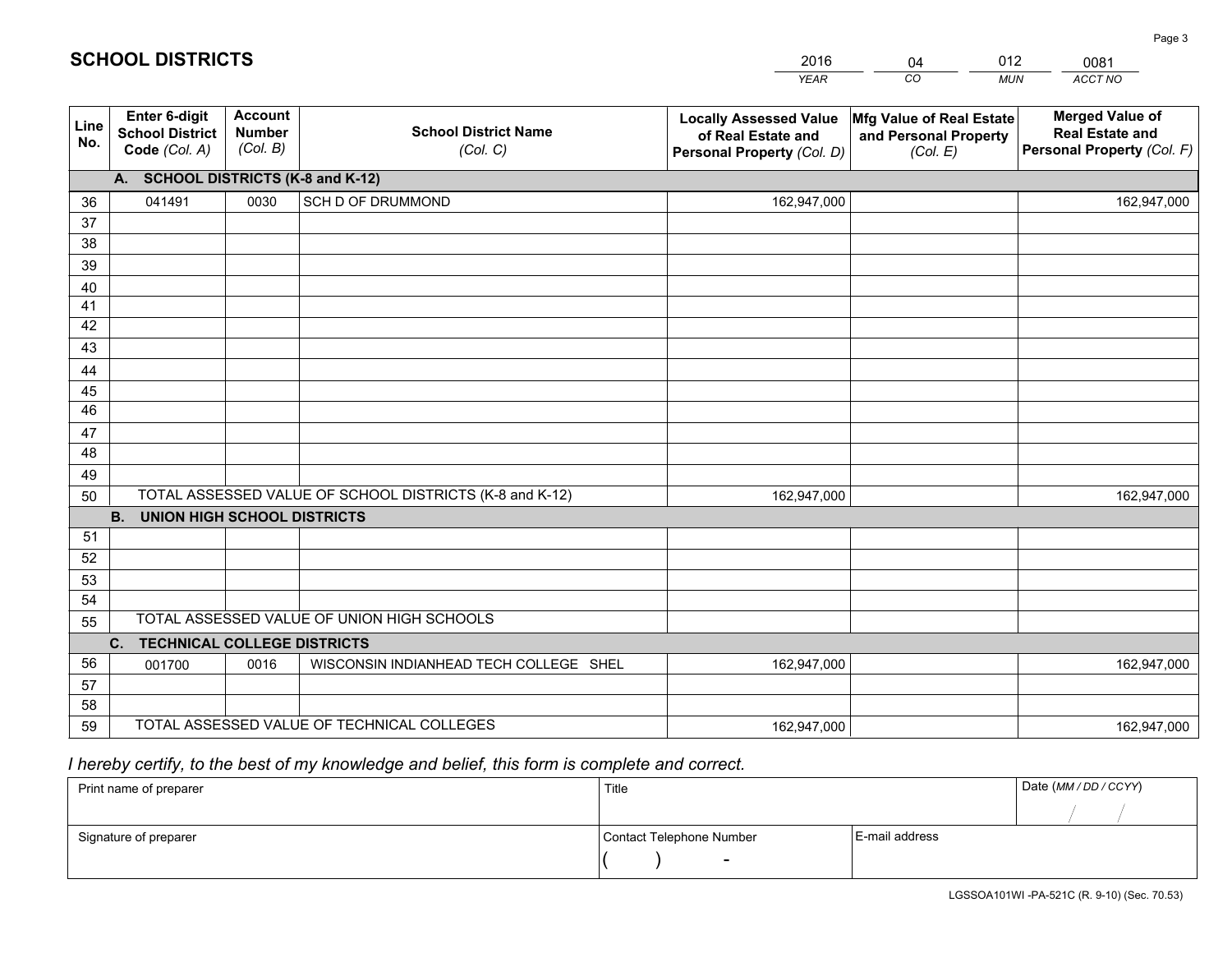# SCHOOL DISTRICTS

| 2016 | 04 | 012 | 0081 |
|---|---|---|---|
| *YEAR* | *CO* | *MUN* | *ACCT NO* |

| Line No. | Enter 6-digit School District Code *(Col. A)* | Account Number *(Col. B)* | School District Name *(Col. C)* | Locally Assessed Value of Real Estate and Personal Property *(Col. D)* | Mfg Value of Real Estate and Personal Property *(Col. E)* | Merged Value of Real Estate and Personal Property *(Col. F)* |
|---|---|---|---|---|---|---|
| **A. SCHOOL DISTRICTS (K-8 and K-12)** | | | | | | |
| 36 | 041491 | 0030 | SCH D OF DRUMMOND | 162,947,000 | | 162,947,000 |
| 37 | | | | | | |
| 38 | | | | | | |
| 39 | | | | | | |
| 40 | | | | | | |
| 41 | | | | | | |
| 42 | | | | | | |
| 43 | | | | | | |
| 44 | | | | | | |
| 45 | | | | | | |
| 46 | | | | | | |
| 47 | | | | | | |
| 48 | | | | | | |
| 49 | | | | | | |
| 50 | TOTAL ASSESSED VALUE OF SCHOOL DISTRICTS (K-8 and K-12) | | | 162,947,000 | | 162,947,000 |
| **B. UNION HIGH SCHOOL DISTRICTS** | | | | | | |
| 51 | | | | | | |
| 52 | | | | | | |
| 53 | | | | | | |
| 54 | | | | | | |
| 55 | TOTAL ASSESSED VALUE OF UNION HIGH SCHOOLS | | | | | |
| **C. TECHNICAL COLLEGE DISTRICTS** | | | | | | |
| 56 | 001700 | 0016 | WISCONSIN INDIANHEAD TECH COLLEGE SHEL | 162,947,000 | | 162,947,000 |
| 57 | | | | | | |
| 58 | | | | | | |
| 59 | TOTAL ASSESSED VALUE OF TECHNICAL COLLEGES | | | 162,947,000 | | 162,947,000 |

*I hereby certify, to the best of my knowledge and belief, this form is complete and correct.*

| Print name of preparer | Title | | Date *(MM / DD / CCYY)* |
|---|---|---|---|
| | | | / / |
| Signature of preparer | Contact Telephone Number | E-mail address | |
| | ( ) - | | |

LGSSOA101WI -PA-521C (R. 9-10) (Sec. 70.53)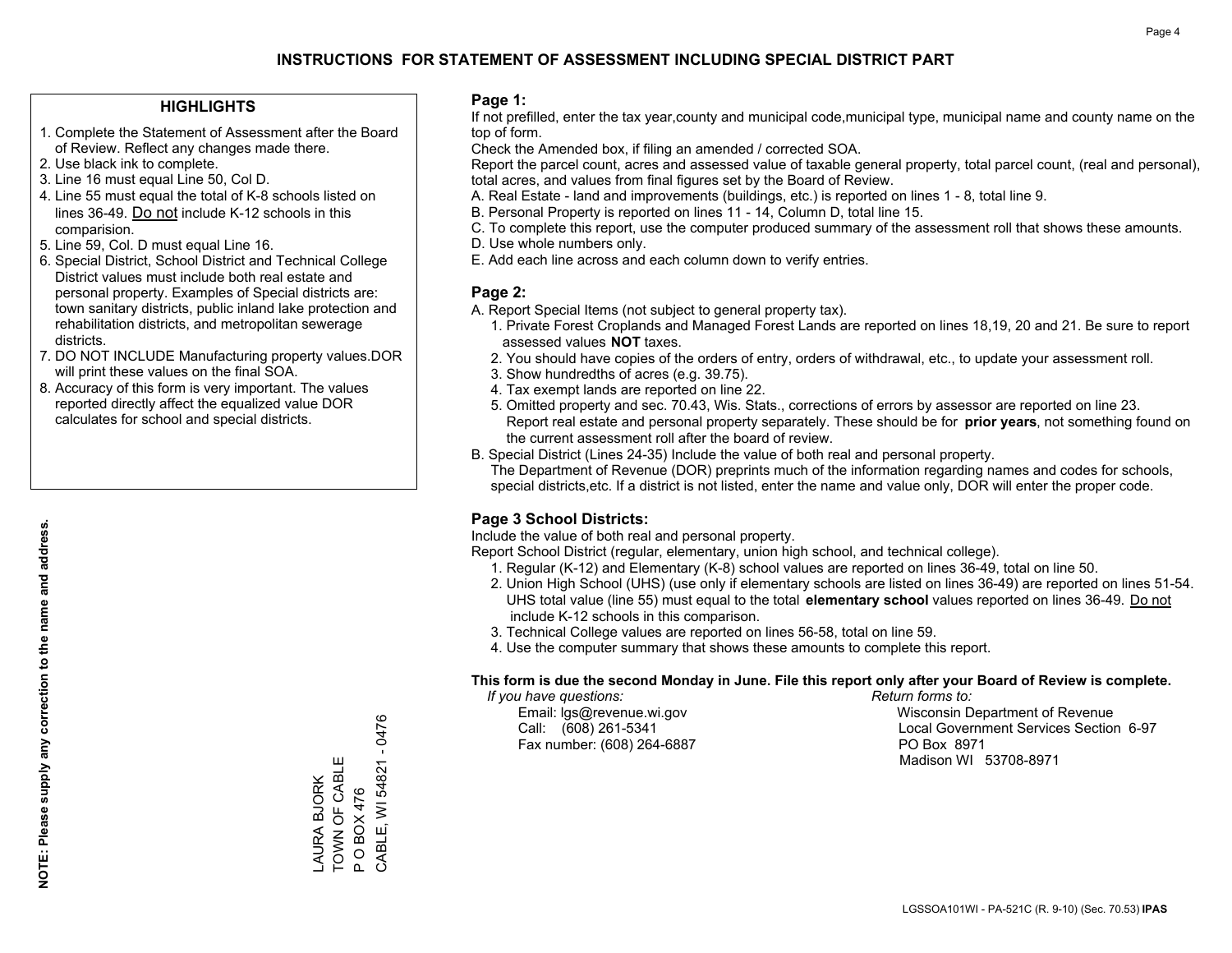# INSTRUCTIONS FOR STATEMENT OF ASSESSMENT INCLUDING SPECIAL DISTRICT PART

## HIGHLIGHTS

1. Complete the Statement of Assessment after the Board of Review. Reflect any changes made there.
2. Use black ink to complete.
3. Line 16 must equal Line 50, Col D.
4. Line 55 must equal the total of K-8 schools listed on lines 36-49. Do not include K-12 schools in this comparision.
5. Line 59, Col. D must equal Line 16.
6. Special District, School District and Technical College District values must include both real estate and personal property. Examples of Special districts are: town sanitary districts, public inland lake protection and rehabilitation districts, and metropolitan sewerage districts.
7. DO NOT INCLUDE Manufacturing property values.DOR will print these values on the final SOA.
8. Accuracy of this form is very important. The values reported directly affect the equalized value DOR calculates for school and special districts.

**NOTE: Please supply any correction to the name and address.**

LAURA BJORK
TOWN OF CABLE
P O BOX 476
CABLE, WI 54821 - 0476

## Page 1:

If not prefilled, enter the tax year,county and municipal code,municipal type, municipal name and county name on the top of form.

Check the Amended box, if filing an amended / corrected SOA.

Report the parcel count, acres and assessed value of taxable general property, total parcel count, (real and personal), total acres, and values from final figures set by the Board of Review.

A. Real Estate - land and improvements (buildings, etc.) is reported on lines 1 - 8, total line 9.
B. Personal Property is reported on lines 11 - 14, Column D, total line 15.
C. To complete this report, use the computer produced summary of the assessment roll that shows these amounts.
D. Use whole numbers only.
E. Add each line across and each column down to verify entries.

## Page 2:

A. Report Special Items (not subject to general property tax).
   1. Private Forest Croplands and Managed Forest Lands are reported on lines 18,19, 20 and 21. Be sure to report assessed values **NOT** taxes.
   2. You should have copies of the orders of entry, orders of withdrawal, etc., to update your assessment roll.
   3. Show hundredths of acres (e.g. 39.75).
   4. Tax exempt lands are reported on line 22.
   5. Omitted property and sec. 70.43, Wis. Stats., corrections of errors by assessor are reported on line 23. Report real estate and personal property separately. These should be for **prior years**, not something found on the current assessment roll after the board of review.

B. Special District (Lines 24-35) Include the value of both real and personal property.
   The Department of Revenue (DOR) preprints much of the information regarding names and codes for schools, special districts,etc. If a district is not listed, enter the name and value only, DOR will enter the proper code.

## Page 3 School Districts:

Include the value of both real and personal property.

Report School District (regular, elementary, union high school, and technical college).

1. Regular (K-12) and Elementary (K-8) school values are reported on lines 36-49, total on line 50.
2. Union High School (UHS) (use only if elementary schools are listed on lines 36-49) are reported on lines 51-54. UHS total value (line 55) must equal to the total **elementary school** values reported on lines 36-49. Do not include K-12 schools in this comparison.
3. Technical College values are reported on lines 56-58, total on line 59.
4. Use the computer summary that shows these amounts to complete this report.

**This form is due the second Monday in June. File this report only after your Board of Review is complete.**

*If you have questions:*
Email: lgs@revenue.wi.gov
Call: (608) 261-5341
Fax number: (608) 264-6887

*Return forms to:*
Wisconsin Department of Revenue
Local Government Services Section 6-97
PO Box 8971
Madison WI 53708-8971

LGSSOA101WI - PA-521C (R. 9-10) (Sec. 70.53) **IPAS**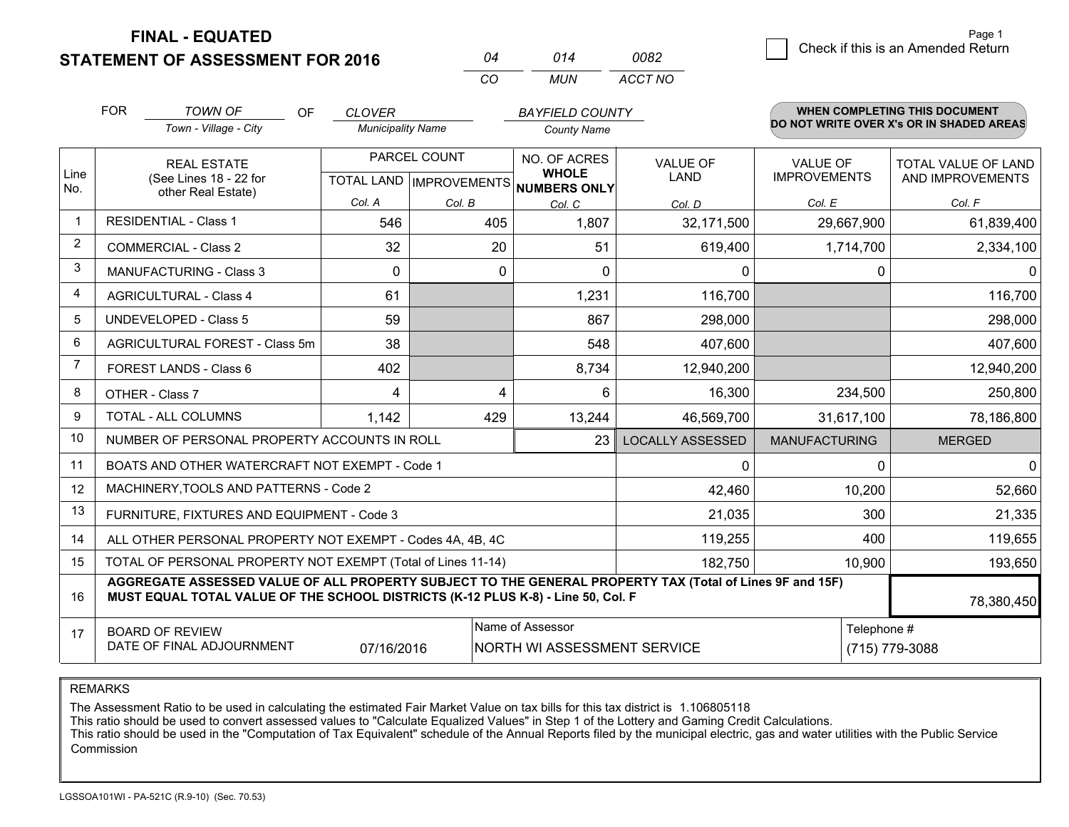# FINAL - EQUATED
## STATEMENT OF ASSESSMENT FOR 2016

| 04 | 014 | 0082 |
|---|---|---|
| CO | MUN | ACCT NO |

☐ Check if this is an Amended Return

FOR *TOWN OF* (Town - Village - City) OF *CLOVER* (Municipality Name) *BAYFIELD COUNTY* (County Name)

**WHEN COMPLETING THIS DOCUMENT DO NOT WRITE OVER X's OR IN SHADED AREAS**

| Line No. | REAL ESTATE (See Lines 18 - 22 for other Real Estate) | PARCEL COUNT TOTAL LAND Col. A | PARCEL COUNT IMPROVEMENTS Col. B | NO. OF ACRES WHOLE NUMBERS ONLY Col. C | VALUE OF LAND Col. D | VALUE OF IMPROVEMENTS Col. E | TOTAL VALUE OF LAND AND IMPROVEMENTS Col. F |
|---|---|---|---|---|---|---|---|
| 1 | RESIDENTIAL - Class 1 | 546 | 405 | 1,807 | 32,171,500 | 29,667,900 | 61,839,400 |
| 2 | COMMERCIAL - Class 2 | 32 | 20 | 51 | 619,400 | 1,714,700 | 2,334,100 |
| 3 | MANUFACTURING - Class 3 | 0 | 0 | 0 | 0 | 0 | 0 |
| 4 | AGRICULTURAL - Class 4 | 61 | | 1,231 | 116,700 | | 116,700 |
| 5 | UNDEVELOPED - Class 5 | 59 | | 867 | 298,000 | | 298,000 |
| 6 | AGRICULTURAL FOREST - Class 5m | 38 | | 548 | 407,600 | | 407,600 |
| 7 | FOREST LANDS - Class 6 | 402 | | 8,734 | 12,940,200 | | 12,940,200 |
| 8 | OTHER - Class 7 | 4 | 4 | 6 | 16,300 | 234,500 | 250,800 |
| 9 | TOTAL - ALL COLUMNS | 1,142 | 429 | 13,244 | 46,569,700 | 31,617,100 | 78,186,800 |
| 10 | NUMBER OF PERSONAL PROPERTY ACCOUNTS IN ROLL | | | 23 | LOCALLY ASSESSED | MANUFACTURING | MERGED |
| 11 | BOATS AND OTHER WATERCRAFT NOT EXEMPT - Code 1 | | | | 0 | 0 | 0 |
| 12 | MACHINERY,TOOLS AND PATTERNS - Code 2 | | | | 42,460 | 10,200 | 52,660 |
| 13 | FURNITURE, FIXTURES AND EQUIPMENT - Code 3 | | | | 21,035 | 300 | 21,335 |
| 14 | ALL OTHER PERSONAL PROPERTY NOT EXEMPT - Codes 4A, 4B, 4C | | | | 119,255 | 400 | 119,655 |
| 15 | TOTAL OF PERSONAL PROPERTY NOT EXEMPT (Total of Lines 11-14) | | | | 182,750 | 10,900 | 193,650 |
| 16 | **AGGREGATE ASSESSED VALUE OF ALL PROPERTY SUBJECT TO THE GENERAL PROPERTY TAX (Total of Lines 9F and 15F) MUST EQUAL TOTAL VALUE OF THE SCHOOL DISTRICTS (K-12 PLUS K-8) - Line 50, Col. F** | | | | | | 78,380,450 |
| 17 | BOARD OF REVIEW DATE OF FINAL ADJOURNMENT | 07/16/2016 | Name of Assessor: NORTH WI ASSESSMENT SERVICE | | | Telephone #: (715) 779-3088 | |

REMARKS

The Assessment Ratio to be used in calculating the estimated Fair Market Value on tax bills for this tax district is 1.106805118
This ratio should be used to convert assessed values to "Calculate Equalized Values" in Step 1 of the Lottery and Gaming Credit Calculations.
This ratio should be used in the "Computation of Tax Equivalent" schedule of the Annual Reports filed by the municipal electric, gas and water utilities with the Public Service Commission

LGSSOA101WI - PA-521C (R.9-10) (Sec. 70.53)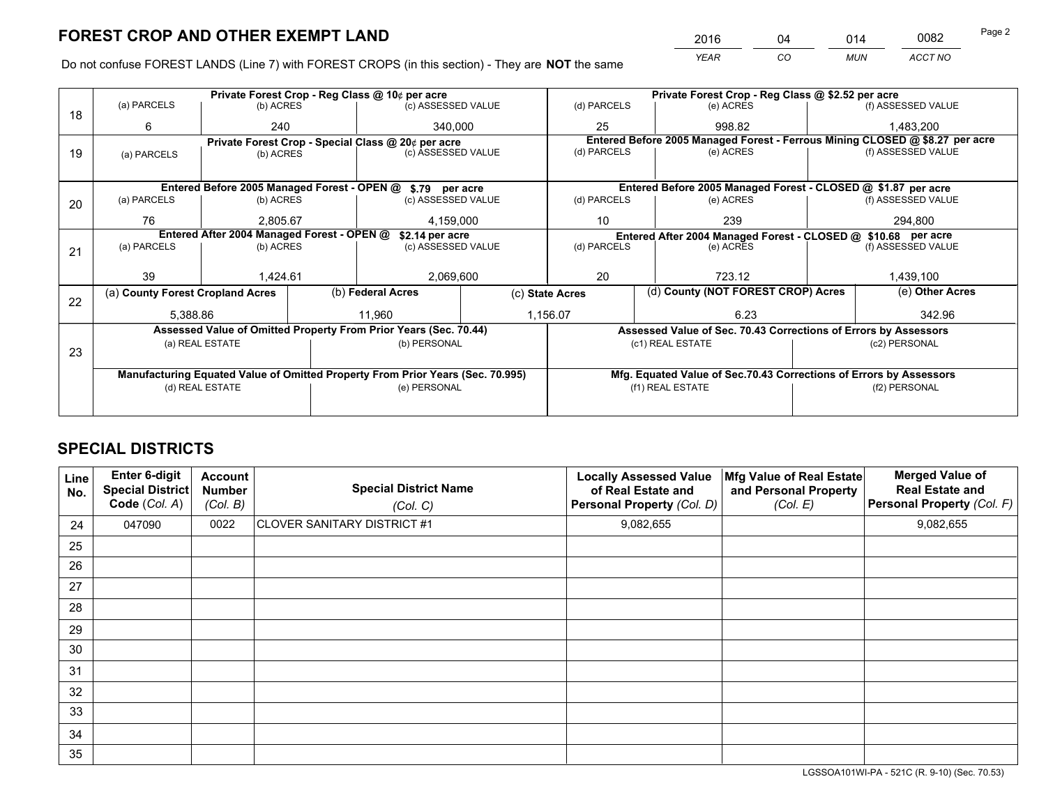# FOREST CROP AND OTHER EXEMPT LAND

| 2016 | 04 | 014 | 0082 |
|---|---|---|---|
| YEAR | CO | MUN | ACCT NO |

Do not confuse FOREST LANDS (Line 7) with FOREST CROPS (in this section) - They are **NOT** the same

| Line | Private Forest Crop - Reg Class @ 10¢ per acre | | | Private Forest Crop - Reg Class @ $2.52 per acre | | |
|---|---|---|---|---|---|---|
| 18 | (a) PARCELS | (b) ACRES | (c) ASSESSED VALUE | (d) PARCELS | (e) ACRES | (f) ASSESSED VALUE |
| | 6 | 240 | 340,000 | 25 | 998.82 | 1,483,200 |
| | **Private Forest Crop - Special Class @ 20¢ per acre** | | | **Entered Before 2005 Managed Forest - Ferrous Mining CLOSED @ $8.27 per acre** | | |
| 19 | (a) PARCELS | (b) ACRES | (c) ASSESSED VALUE | (d) PARCELS | (e) ACRES | (f) ASSESSED VALUE |
| | | | | | | |
| | **Entered Before 2005 Managed Forest - OPEN @ $.79 per acre** | | | **Entered Before 2005 Managed Forest - CLOSED @ $1.87 per acre** | | |
| 20 | (a) PARCELS | (b) ACRES | (c) ASSESSED VALUE | (d) PARCELS | (e) ACRES | (f) ASSESSED VALUE |
| | 76 | 2,805.67 | 4,159,000 | 10 | 239 | 294,800 |
| | **Entered After 2004 Managed Forest - OPEN @ $2.14 per acre** | | | **Entered After 2004 Managed Forest - CLOSED @ $10.68 per acre** | | |
| 21 | (a) PARCELS | (b) ACRES | (c) ASSESSED VALUE | (d) PARCELS | (e) ACRES | (f) ASSESSED VALUE |
| | 39 | 1,424.61 | 2,069,600 | 20 | 723.12 | 1,439,100 |

| Line | (a) County Forest Cropland Acres | (b) Federal Acres | (c) State Acres | (d) County (NOT FOREST CROP) Acres | (e) Other Acres |
|---|---|---|---|---|---|
| 22 | 5,388.86 | 11,960 | 1,156.07 | 6.23 | 342.96 |

| Line | Assessed Value of Omitted Property From Prior Years (Sec. 70.44) | | Assessed Value of Sec. 70.43 Corrections of Errors by Assessors | |
|---|---|---|---|---|
| 23 | (a) REAL ESTATE | (b) PERSONAL | (c1) REAL ESTATE | (c2) PERSONAL |
| | | | | |
| | **Manufacturing Equated Value of Omitted Property From Prior Years (Sec. 70.995)** | | **Mfg. Equated Value of Sec.70.43 Corrections of Errors by Assessors** | |
| | (d) REAL ESTATE | (e) PERSONAL | (f1) REAL ESTATE | (f2) PERSONAL |
| | | | | |

# SPECIAL DISTRICTS

| Line No. | Enter 6-digit Special District Code (Col. A) | Account Number (Col. B) | Special District Name (Col. C) | Locally Assessed Value of Real Estate and Personal Property (Col. D) | Mfg Value of Real Estate and Personal Property (Col. E) | Merged Value of Real Estate and Personal Property (Col. F) |
|---|---|---|---|---|---|---|
| 24 | 047090 | 0022 | CLOVER SANITARY DISTRICT #1 | 9,082,655 | | 9,082,655 |
| 25 | | | | | | |
| 26 | | | | | | |
| 27 | | | | | | |
| 28 | | | | | | |
| 29 | | | | | | |
| 30 | | | | | | |
| 31 | | | | | | |
| 32 | | | | | | |
| 33 | | | | | | |
| 34 | | | | | | |
| 35 | | | | | | |

LGSSOA101WI-PA - 521C (R. 9-10) (Sec. 70.53)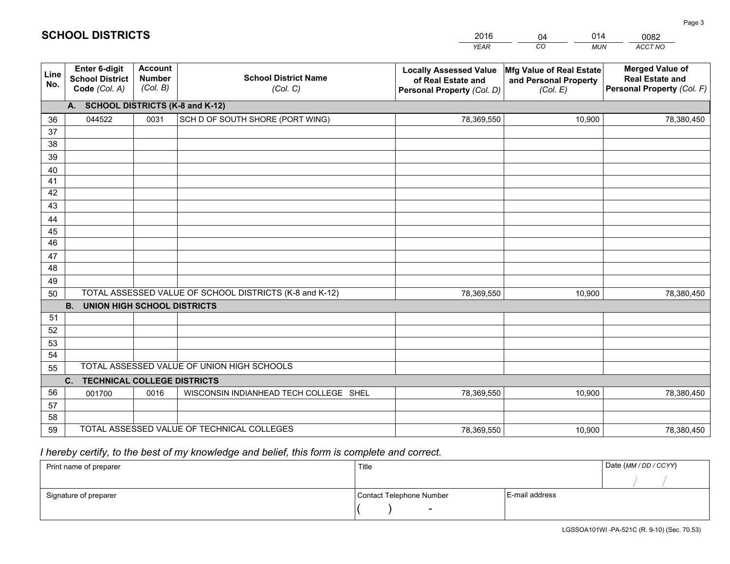# SCHOOL DISTRICTS

| 2016 | 04 | 014 | 0082 |
|---|---|---|---|
| *YEAR* | *CO* | *MUN* | *ACCT NO* |

| Line No. | Enter 6-digit School District Code *(Col. A)* | Account Number *(Col. B)* | School District Name *(Col. C)* | Locally Assessed Value of Real Estate and Personal Property *(Col. D)* | Mfg Value of Real Estate and Personal Property *(Col. E)* | Merged Value of Real Estate and Personal Property *(Col. F)* |
|---|---|---|---|---|---|---|
| | **A. SCHOOL DISTRICTS (K-8 and K-12)** | | | | | |
| 36 | 044522 | 0031 | SCH D OF SOUTH SHORE (PORT WING) | 78,369,550 | 10,900 | 78,380,450 |
| 37 | | | | | | |
| 38 | | | | | | |
| 39 | | | | | | |
| 40 | | | | | | |
| 41 | | | | | | |
| 42 | | | | | | |
| 43 | | | | | | |
| 44 | | | | | | |
| 45 | | | | | | |
| 46 | | | | | | |
| 47 | | | | | | |
| 48 | | | | | | |
| 49 | | | | | | |
| 50 | TOTAL ASSESSED VALUE OF SCHOOL DISTRICTS (K-8 and K-12) | | | 78,369,550 | 10,900 | 78,380,450 |
| | **B. UNION HIGH SCHOOL DISTRICTS** | | | | | |
| 51 | | | | | | |
| 52 | | | | | | |
| 53 | | | | | | |
| 54 | | | | | | |
| 55 | TOTAL ASSESSED VALUE OF UNION HIGH SCHOOLS | | | | | |
| | **C. TECHNICAL COLLEGE DISTRICTS** | | | | | |
| 56 | 001700 | 0016 | WISCONSIN INDIANHEAD TECH COLLEGE SHEL | 78,369,550 | 10,900 | 78,380,450 |
| 57 | | | | | | |
| 58 | | | | | | |
| 59 | TOTAL ASSESSED VALUE OF TECHNICAL COLLEGES | | | 78,369,550 | 10,900 | 78,380,450 |

*I hereby certify, to the best of my knowledge and belief, this form is complete and correct.*

| Print name of preparer | Title | | Date *(MM / DD / CCYY)* |
|---|---|---|---|
| | | | / / |
| Signature of preparer | Contact Telephone Number | E-mail address | |
| | ( ) - | | |

LGSSOA101WI -PA-521C (R. 9-10) (Sec. 70.53)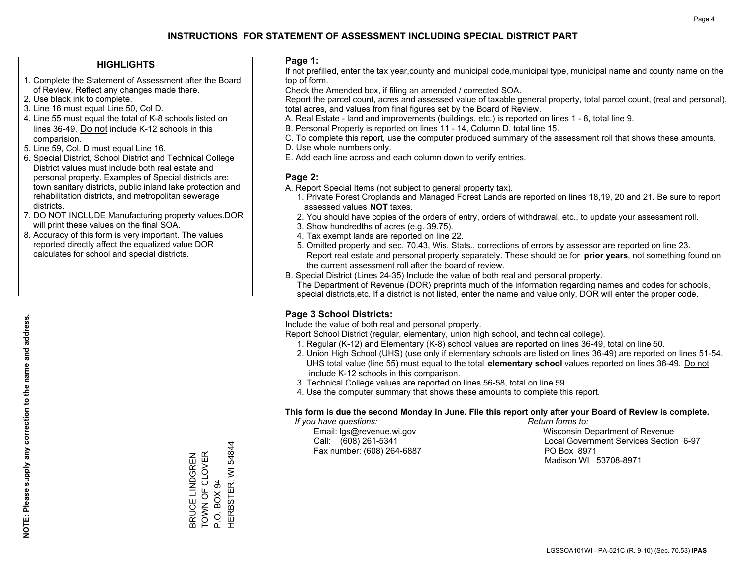# INSTRUCTIONS FOR STATEMENT OF ASSESSMENT INCLUDING SPECIAL DISTRICT PART

## HIGHLIGHTS

1. Complete the Statement of Assessment after the Board of Review. Reflect any changes made there.
2. Use black ink to complete.
3. Line 16 must equal Line 50, Col D.
4. Line 55 must equal the total of K-8 schools listed on lines 36-49. Do not include K-12 schools in this comparision.
5. Line 59, Col. D must equal Line 16.
6. Special District, School District and Technical College District values must include both real estate and personal property. Examples of Special districts are: town sanitary districts, public inland lake protection and rehabilitation districts, and metropolitan sewerage districts.
7. DO NOT INCLUDE Manufacturing property values.DOR will print these values on the final SOA.
8. Accuracy of this form is very important. The values reported directly affect the equalized value DOR calculates for school and special districts.

**NOTE: Please supply any correction to the name and address.**

BRUCE LINDGREN
TOWN OF CLOVER
P.O. BOX 94
HERBSTER, WI 54844

## Page 1:

If not prefilled, enter the tax year,county and municipal code,municipal type, municipal name and county name on the top of form.

Check the Amended box, if filing an amended / corrected SOA.

Report the parcel count, acres and assessed value of taxable general property, total parcel count, (real and personal), total acres, and values from final figures set by the Board of Review.

A. Real Estate - land and improvements (buildings, etc.) is reported on lines 1 - 8, total line 9.
B. Personal Property is reported on lines 11 - 14, Column D, total line 15.
C. To complete this report, use the computer produced summary of the assessment roll that shows these amounts.
D. Use whole numbers only.
E. Add each line across and each column down to verify entries.

## Page 2:

A. Report Special Items (not subject to general property tax).
   1. Private Forest Croplands and Managed Forest Lands are reported on lines 18,19, 20 and 21. Be sure to report assessed values **NOT** taxes.
   2. You should have copies of the orders of entry, orders of withdrawal, etc., to update your assessment roll.
   3. Show hundredths of acres (e.g. 39.75).
   4. Tax exempt lands are reported on line 22.
   5. Omitted property and sec. 70.43, Wis. Stats., corrections of errors by assessor are reported on line 23. Report real estate and personal property separately. These should be for **prior years**, not something found on the current assessment roll after the board of review.
B. Special District (Lines 24-35) Include the value of both real and personal property.
   The Department of Revenue (DOR) preprints much of the information regarding names and codes for schools, special districts,etc. If a district is not listed, enter the name and value only, DOR will enter the proper code.

## Page 3 School Districts:

Include the value of both real and personal property.

Report School District (regular, elementary, union high school, and technical college).

1. Regular (K-12) and Elementary (K-8) school values are reported on lines 36-49, total on line 50.
2. Union High School (UHS) (use only if elementary schools are listed on lines 36-49) are reported on lines 51-54. UHS total value (line 55) must equal to the total **elementary school** values reported on lines 36-49. Do not include K-12 schools in this comparison.
3. Technical College values are reported on lines 56-58, total on line 59.
4. Use the computer summary that shows these amounts to complete this report.

**This form is due the second Monday in June. File this report only after your Board of Review is complete.**

*If you have questions:*
Email: lgs@revenue.wi.gov
Call: (608) 261-5341
Fax number: (608) 264-6887

*Return forms to:*
Wisconsin Department of Revenue
Local Government Services Section 6-97
PO Box 8971
Madison WI 53708-8971

LGSSOA101WI - PA-521C (R. 9-10) (Sec. 70.53) **IPAS**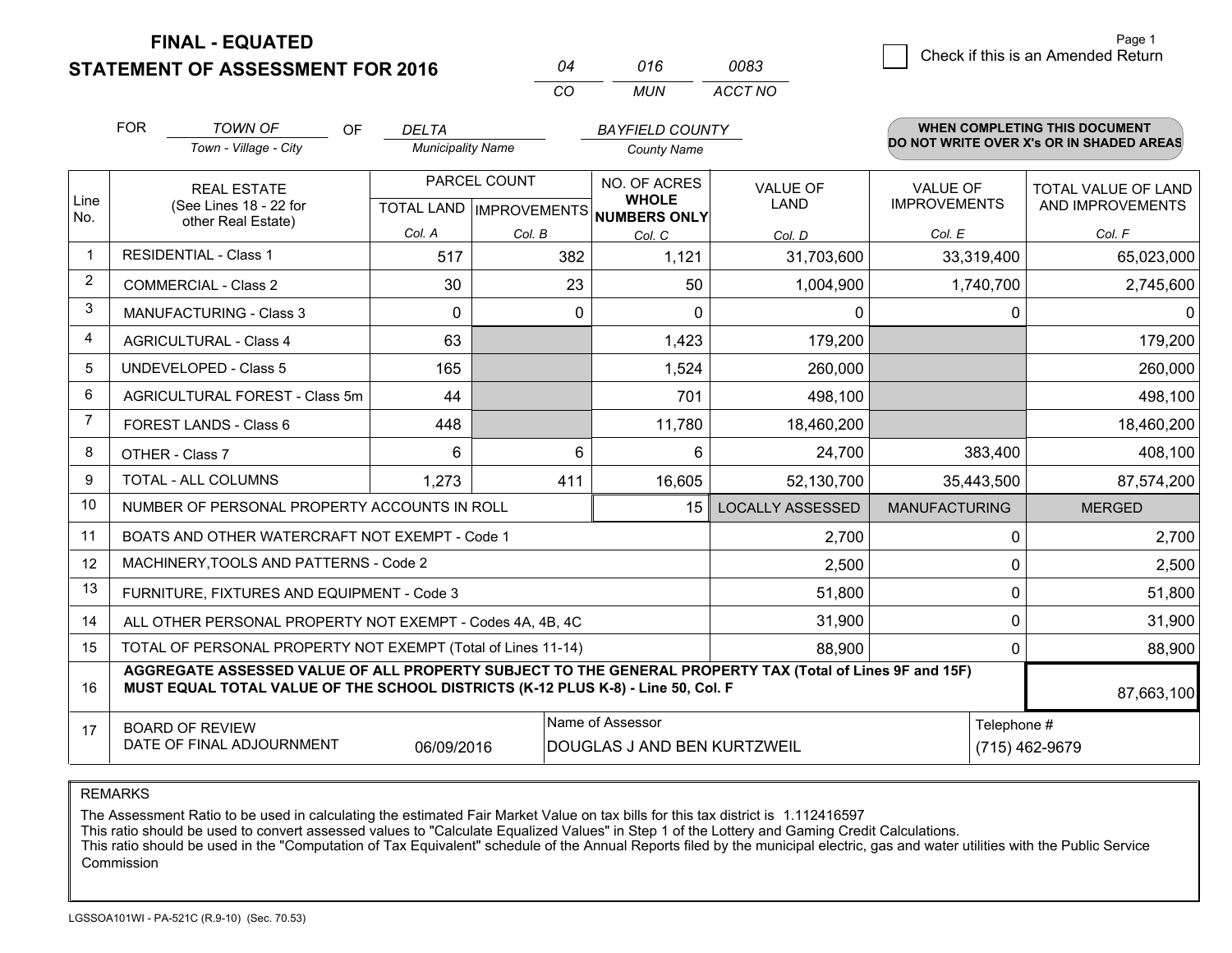**FINAL - EQUATED**

**STATEMENT OF ASSESSMENT FOR 2016**

| 04 | 016 | 0083 |
|---|---|---|
| CO | MUN | ACCT NO |

Page 1

☐ Check if this is an Amended Return

FOR *TOWN OF* (Town - Village - City) OF *DELTA* (Municipality Name) *BAYFIELD COUNTY* (County Name)

**WHEN COMPLETING THIS DOCUMENT DO NOT WRITE OVER X's OR IN SHADED AREAS**

| Line No. | REAL ESTATE (See Lines 18 - 22 for other Real Estate) | PARCEL COUNT TOTAL LAND Col. A | PARCEL COUNT IMPROVEMENTS Col. B | NO. OF ACRES WHOLE NUMBERS ONLY Col. C | VALUE OF LAND Col. D | VALUE OF IMPROVEMENTS Col. E | TOTAL VALUE OF LAND AND IMPROVEMENTS Col. F |
|---|---|---|---|---|---|---|---|
| 1 | RESIDENTIAL - Class 1 | 517 | 382 | 1,121 | 31,703,600 | 33,319,400 | 65,023,000 |
| 2 | COMMERCIAL - Class 2 | 30 | 23 | 50 | 1,004,900 | 1,740,700 | 2,745,600 |
| 3 | MANUFACTURING - Class 3 | 0 | 0 | 0 | 0 | 0 | 0 |
| 4 | AGRICULTURAL - Class 4 | 63 | | 1,423 | 179,200 | | 179,200 |
| 5 | UNDEVELOPED - Class 5 | 165 | | 1,524 | 260,000 | | 260,000 |
| 6 | AGRICULTURAL FOREST - Class 5m | 44 | | 701 | 498,100 | | 498,100 |
| 7 | FOREST LANDS - Class 6 | 448 | | 11,780 | 18,460,200 | | 18,460,200 |
| 8 | OTHER - Class 7 | 6 | 6 | 6 | 24,700 | 383,400 | 408,100 |
| 9 | TOTAL - ALL COLUMNS | 1,273 | 411 | 16,605 | 52,130,700 | 35,443,500 | 87,574,200 |
| 10 | NUMBER OF PERSONAL PROPERTY ACCOUNTS IN ROLL | | | 15 | LOCALLY ASSESSED | MANUFACTURING | MERGED |
| 11 | BOATS AND OTHER WATERCRAFT NOT EXEMPT - Code 1 | | | | 2,700 | 0 | 2,700 |
| 12 | MACHINERY,TOOLS AND PATTERNS - Code 2 | | | | 2,500 | 0 | 2,500 |
| 13 | FURNITURE, FIXTURES AND EQUIPMENT - Code 3 | | | | 51,800 | 0 | 51,800 |
| 14 | ALL OTHER PERSONAL PROPERTY NOT EXEMPT - Codes 4A, 4B, 4C | | | | 31,900 | 0 | 31,900 |
| 15 | TOTAL OF PERSONAL PROPERTY NOT EXEMPT (Total of Lines 11-14) | | | | 88,900 | 0 | 88,900 |
| 16 | **AGGREGATE ASSESSED VALUE OF ALL PROPERTY SUBJECT TO THE GENERAL PROPERTY TAX (Total of Lines 9F and 15F) MUST EQUAL TOTAL VALUE OF THE SCHOOL DISTRICTS (K-12 PLUS K-8) - Line 50, Col. F** | | | | | | 87,663,100 |
| 17 | BOARD OF REVIEW DATE OF FINAL ADJOURNMENT | 06/09/2016 | Name of Assessor: DOUGLAS J AND BEN KURTZWEIL | | | Telephone #: (715) 462-9679 | |

REMARKS

The Assessment Ratio to be used in calculating the estimated Fair Market Value on tax bills for this tax district is 1.112416597
This ratio should be used to convert assessed values to "Calculate Equalized Values" in Step 1 of the Lottery and Gaming Credit Calculations.
This ratio should be used in the "Computation of Tax Equivalent" schedule of the Annual Reports filed by the municipal electric, gas and water utilities with the Public Service Commission

LGSSOA101WI - PA-521C (R.9-10) (Sec. 70.53)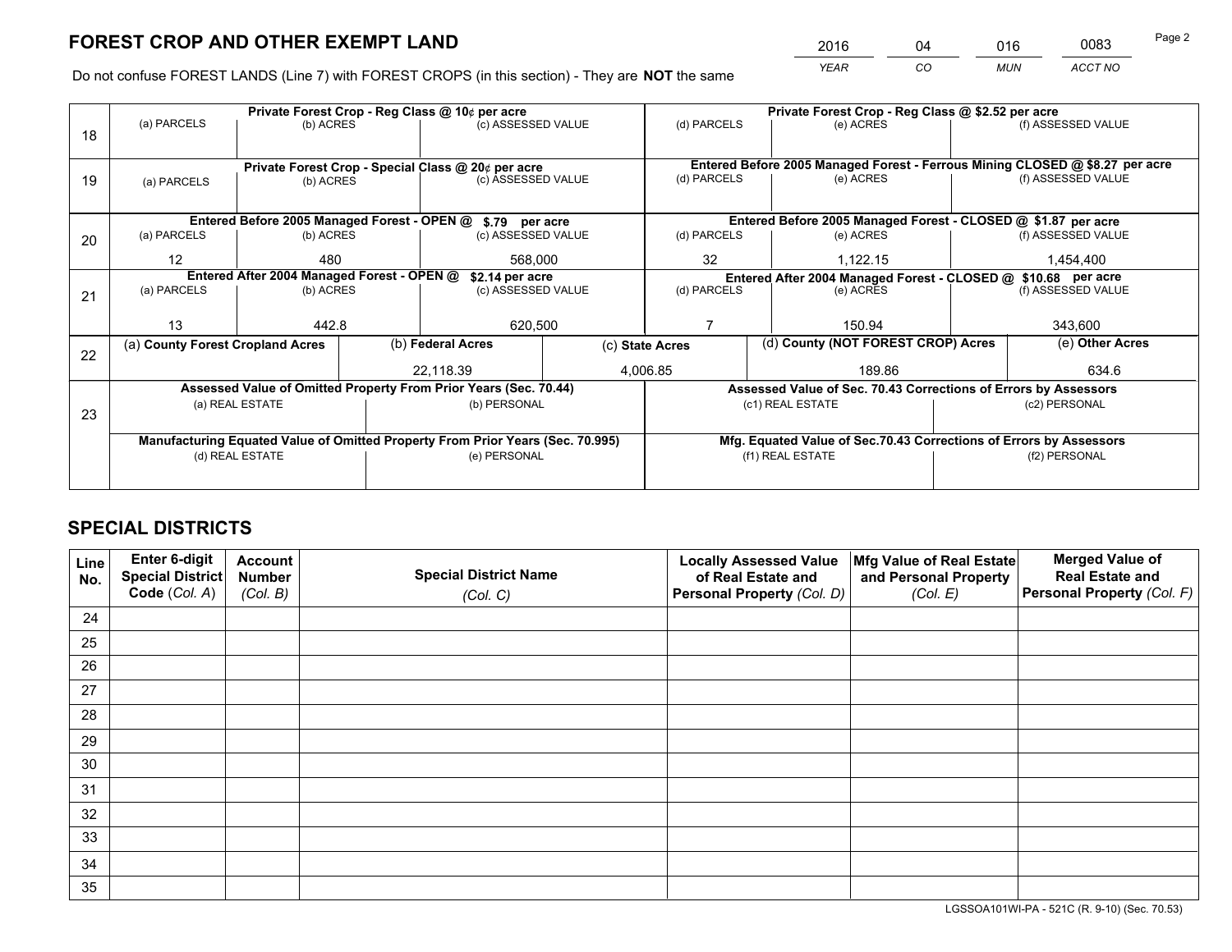# FOREST CROP AND OTHER EXEMPT LAND

| 2016 | 04 | 016 | 0083 |
|---|---|---|---|
| *YEAR* | *CO* | *MUN* | *ACCT NO* |

Do not confuse FOREST LANDS (Line 7) with FOREST CROPS (in this section) - They are **NOT** the same

| Line | | | | | | |
|---|---|---|---|---|---|---|
| 18 | Private Forest Crop - Reg Class @ 10¢ per acre | | | Private Forest Crop - Reg Class @ $2.52 per acre | | |
| | (a) PARCELS | (b) ACRES | (c) ASSESSED VALUE | (d) PARCELS | (e) ACRES | (f) ASSESSED VALUE |
| | | | | | | |
| 19 | Private Forest Crop - Special Class @ 20¢ per acre | | | Entered Before 2005 Managed Forest - Ferrous Mining CLOSED @ $8.27 per acre | | |
| | (a) PARCELS | (b) ACRES | (c) ASSESSED VALUE | (d) PARCELS | (e) ACRES | (f) ASSESSED VALUE |
| | | | | | | |
| 20 | Entered Before 2005 Managed Forest - OPEN @ $.79 per acre | | | Entered Before 2005 Managed Forest - CLOSED @ $1.87 per acre | | |
| | (a) PARCELS | (b) ACRES | (c) ASSESSED VALUE | (d) PARCELS | (e) ACRES | (f) ASSESSED VALUE |
| | 12 | 480 | 568,000 | 32 | 1,122.15 | 1,454,400 |
| 21 | Entered After 2004 Managed Forest - OPEN @ $2.14 per acre | | | Entered After 2004 Managed Forest - CLOSED @ $10.68 per acre | | |
| | (a) PARCELS | (b) ACRES | (c) ASSESSED VALUE | (d) PARCELS | (e) ACRES | (f) ASSESSED VALUE |
| | 13 | 442.8 | 620,500 | 7 | 150.94 | 343,600 |

| Line | (a) County Forest Cropland Acres | (b) Federal Acres | (c) State Acres | (d) County (NOT FOREST CROP) Acres | (e) Other Acres |
|---|---|---|---|---|---|
| 22 | | 22,118.39 | 4,006.85 | 189.86 | 634.6 |

| Line | | | | |
|---|---|---|---|---|
| 23 | Assessed Value of Omitted Property From Prior Years (Sec. 70.44) | | Assessed Value of Sec. 70.43 Corrections of Errors by Assessors | |
| | (a) REAL ESTATE | (b) PERSONAL | (c1) REAL ESTATE | (c2) PERSONAL |
| | | | | |
| | Manufacturing Equated Value of Omitted Property From Prior Years (Sec. 70.995) | | Mfg. Equated Value of Sec.70.43 Corrections of Errors by Assessors | |
| | (d) REAL ESTATE | (e) PERSONAL | (f1) REAL ESTATE | (f2) PERSONAL |
| | | | | |

# SPECIAL DISTRICTS

| Line No. | Enter 6-digit Special District Code (*Col. A*) | Account Number (*Col. B*) | Special District Name (*Col. C*) | Locally Assessed Value of Real Estate and Personal Property (*Col. D*) | Mfg Value of Real Estate and Personal Property (*Col. E*) | Merged Value of Real Estate and Personal Property (*Col. F*) |
|---|---|---|---|---|---|---|
| 24 | | | | | | |
| 25 | | | | | | |
| 26 | | | | | | |
| 27 | | | | | | |
| 28 | | | | | | |
| 29 | | | | | | |
| 30 | | | | | | |
| 31 | | | | | | |
| 32 | | | | | | |
| 33 | | | | | | |
| 34 | | | | | | |
| 35 | | | | | | |

LGSSOA101WI-PA - 521C (R. 9-10) (Sec. 70.53)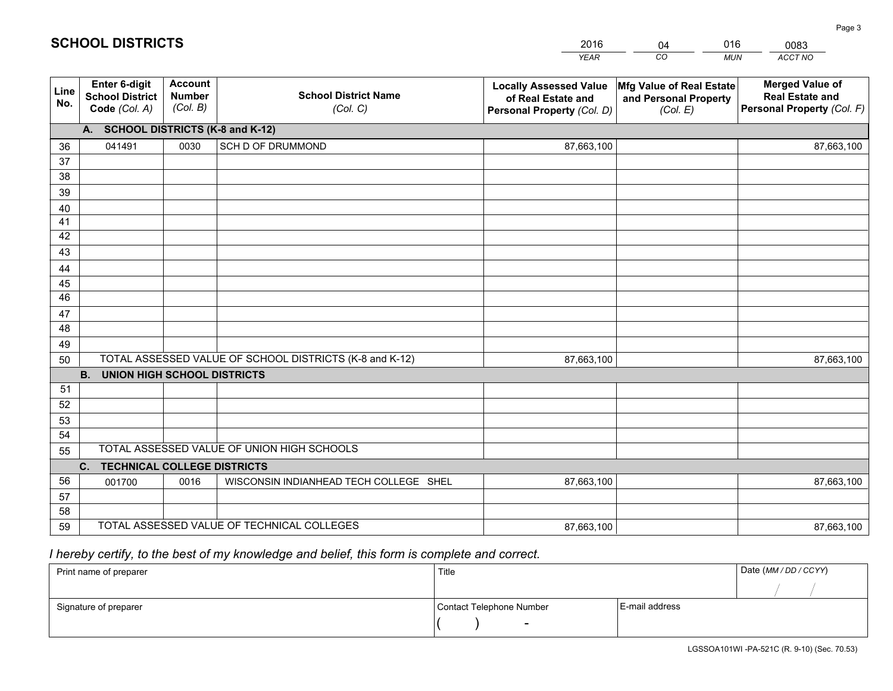## SCHOOL DISTRICTS

| 2016 | 04 | 016 | 0083 |
|---|---|---|---|
| *YEAR* | *CO* | *MUN* | *ACCT NO* |

| Line No. | Enter 6-digit School District Code *(Col. A)* | Account Number *(Col. B)* | School District Name *(Col. C)* | Locally Assessed Value of Real Estate and Personal Property *(Col. D)* | Mfg Value of Real Estate and Personal Property *(Col. E)* | Merged Value of Real Estate and Personal Property *(Col. F)* |
|---|---|---|---|---|---|---|
| **A. SCHOOL DISTRICTS (K-8 and K-12)** | | | | | | |
| 36 | 041491 | 0030 | SCH D OF DRUMMOND | 87,663,100 | | 87,663,100 |
| 37 | | | | | | |
| 38 | | | | | | |
| 39 | | | | | | |
| 40 | | | | | | |
| 41 | | | | | | |
| 42 | | | | | | |
| 43 | | | | | | |
| 44 | | | | | | |
| 45 | | | | | | |
| 46 | | | | | | |
| 47 | | | | | | |
| 48 | | | | | | |
| 49 | | | | | | |
| 50 | TOTAL ASSESSED VALUE OF SCHOOL DISTRICTS (K-8 and K-12) | | | 87,663,100 | | 87,663,100 |
| **B. UNION HIGH SCHOOL DISTRICTS** | | | | | | |
| 51 | | | | | | |
| 52 | | | | | | |
| 53 | | | | | | |
| 54 | | | | | | |
| 55 | TOTAL ASSESSED VALUE OF UNION HIGH SCHOOLS | | | | | |
| **C. TECHNICAL COLLEGE DISTRICTS** | | | | | | |
| 56 | 001700 | 0016 | WISCONSIN INDIANHEAD TECH COLLEGE SHEL | 87,663,100 | | 87,663,100 |
| 57 | | | | | | |
| 58 | | | | | | |
| 59 | TOTAL ASSESSED VALUE OF TECHNICAL COLLEGES | | | 87,663,100 | | 87,663,100 |

*I hereby certify, to the best of my knowledge and belief, this form is complete and correct.*

| Print name of preparer | Title | | Date *(MM / DD / CCYY)* |
|---|---|---|---|
| | | | / / |
| Signature of preparer | Contact Telephone Number | E-mail address | |
| | ( ) - | | |

LGSSOA101WI -PA-521C (R. 9-10) (Sec. 70.53)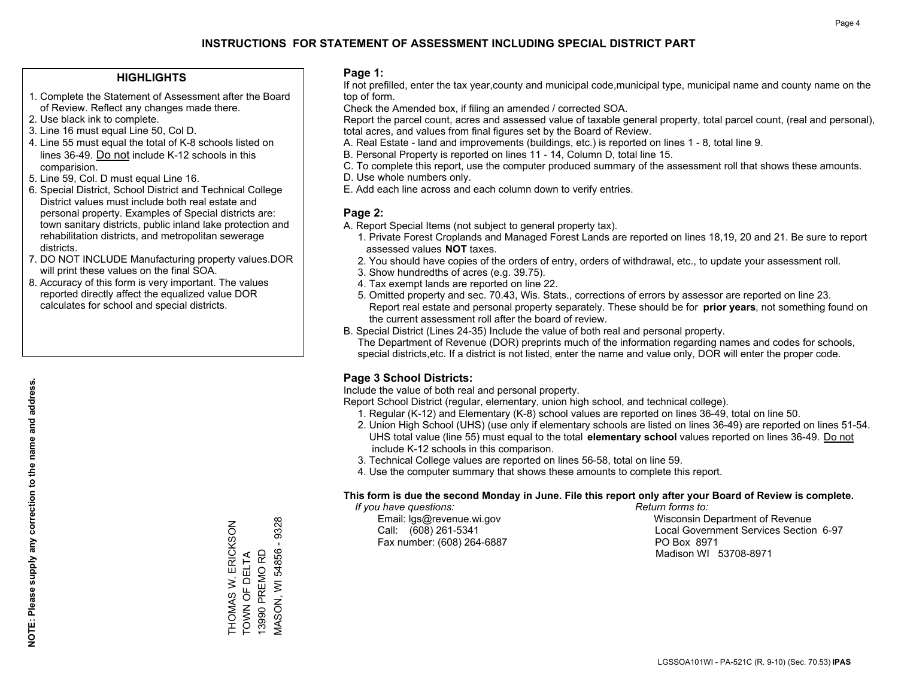# INSTRUCTIONS FOR STATEMENT OF ASSESSMENT INCLUDING SPECIAL DISTRICT PART

## HIGHLIGHTS

1. Complete the Statement of Assessment after the Board of Review. Reflect any changes made there.
2. Use black ink to complete.
3. Line 16 must equal Line 50, Col D.
4. Line 55 must equal the total of K-8 schools listed on lines 36-49. Do not include K-12 schools in this comparision.
5. Line 59, Col. D must equal Line 16.
6. Special District, School District and Technical College District values must include both real estate and personal property. Examples of Special districts are: town sanitary districts, public inland lake protection and rehabilitation districts, and metropolitan sewerage districts.
7. DO NOT INCLUDE Manufacturing property values.DOR will print these values on the final SOA.
8. Accuracy of this form is very important. The values reported directly affect the equalized value DOR calculates for school and special districts.

**NOTE: Please supply any correction to the name and address.**

THOMAS W. ERICKSON
TOWN OF DELTA
13990 PREMO RD
MASON, WI 54856 - 9328

## Page 1:

If not prefilled, enter the tax year,county and municipal code,municipal type, municipal name and county name on the top of form.

Check the Amended box, if filing an amended / corrected SOA.

Report the parcel count, acres and assessed value of taxable general property, total parcel count, (real and personal), total acres, and values from final figures set by the Board of Review.

A. Real Estate - land and improvements (buildings, etc.) is reported on lines 1 - 8, total line 9.
B. Personal Property is reported on lines 11 - 14, Column D, total line 15.
C. To complete this report, use the computer produced summary of the assessment roll that shows these amounts.
D. Use whole numbers only.
E. Add each line across and each column down to verify entries.

## Page 2:

A. Report Special Items (not subject to general property tax).
   1. Private Forest Croplands and Managed Forest Lands are reported on lines 18,19, 20 and 21. Be sure to report assessed values **NOT** taxes.
   2. You should have copies of the orders of entry, orders of withdrawal, etc., to update your assessment roll.
   3. Show hundredths of acres (e.g. 39.75).
   4. Tax exempt lands are reported on line 22.
   5. Omitted property and sec. 70.43, Wis. Stats., corrections of errors by assessor are reported on line 23. Report real estate and personal property separately. These should be for **prior years**, not something found on the current assessment roll after the board of review.
B. Special District (Lines 24-35) Include the value of both real and personal property.
   The Department of Revenue (DOR) preprints much of the information regarding names and codes for schools, special districts,etc. If a district is not listed, enter the name and value only, DOR will enter the proper code.

## Page 3 School Districts:

Include the value of both real and personal property.

Report School District (regular, elementary, union high school, and technical college).

1. Regular (K-12) and Elementary (K-8) school values are reported on lines 36-49, total on line 50.
2. Union High School (UHS) (use only if elementary schools are listed on lines 36-49) are reported on lines 51-54. UHS total value (line 55) must equal to the total **elementary school** values reported on lines 36-49. Do not include K-12 schools in this comparison.
3. Technical College values are reported on lines 56-58, total on line 59.
4. Use the computer summary that shows these amounts to complete this report.

**This form is due the second Monday in June. File this report only after your Board of Review is complete.**

*If you have questions:*
Email: lgs@revenue.wi.gov
Call: (608) 261-5341
Fax number: (608) 264-6887

*Return forms to:*
Wisconsin Department of Revenue
Local Government Services Section 6-97
PO Box 8971
Madison WI 53708-8971

LGSSOA101WI - PA-521C (R. 9-10) (Sec. 70.53) **IPAS**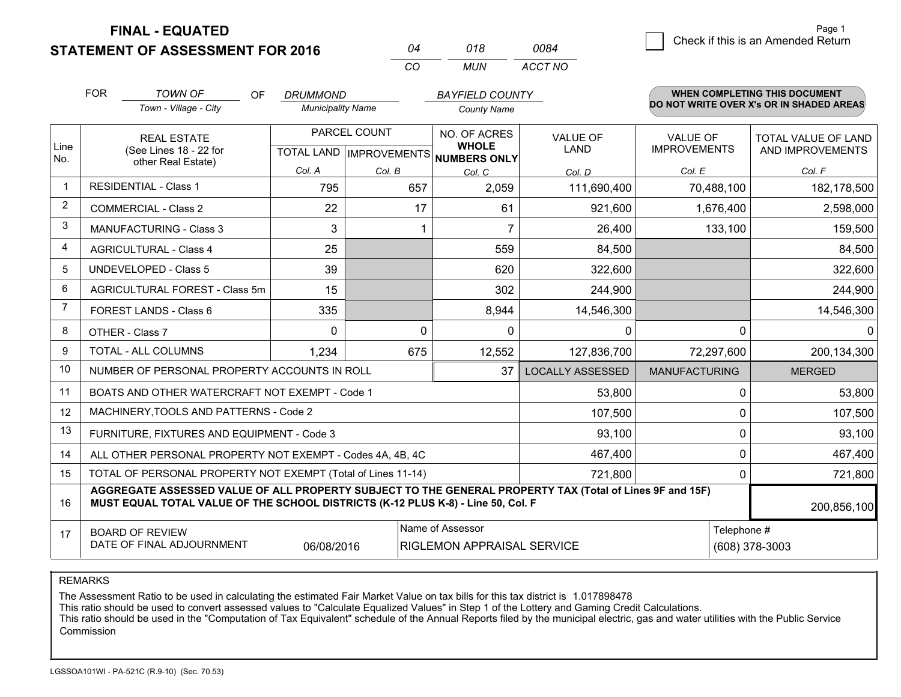**FINAL - EQUATED**
**STATEMENT OF ASSESSMENT FOR 2016**

| 04 | 018 | 0084 |
|---|---|---|
| CO | MUN | ACCT NO |

☐ Check if this is an Amended Return

Page 1

FOR *TOWN OF* (Town - Village - City) OF *DRUMMOND* (Municipality Name) *BAYFIELD COUNTY* (County Name)

**WHEN COMPLETING THIS DOCUMENT DO NOT WRITE OVER X's OR IN SHADED AREAS**

| Line No. | REAL ESTATE (See Lines 18 - 22 for other Real Estate) | PARCEL COUNT TOTAL LAND Col. A | PARCEL COUNT IMPROVEMENTS Col. B | NO. OF ACRES WHOLE NUMBERS ONLY Col. C | VALUE OF LAND Col. D | VALUE OF IMPROVEMENTS Col. E | TOTAL VALUE OF LAND AND IMPROVEMENTS Col. F |
|---|---|---|---|---|---|---|---|
| 1 | RESIDENTIAL - Class 1 | 795 | 657 | 2,059 | 111,690,400 | 70,488,100 | 182,178,500 |
| 2 | COMMERCIAL - Class 2 | 22 | 17 | 61 | 921,600 | 1,676,400 | 2,598,000 |
| 3 | MANUFACTURING - Class 3 | 3 | 1 | 7 | 26,400 | 133,100 | 159,500 |
| 4 | AGRICULTURAL - Class 4 | 25 | | 559 | 84,500 | | 84,500 |
| 5 | UNDEVELOPED - Class 5 | 39 | | 620 | 322,600 | | 322,600 |
| 6 | AGRICULTURAL FOREST - Class 5m | 15 | | 302 | 244,900 | | 244,900 |
| 7 | FOREST LANDS - Class 6 | 335 | | 8,944 | 14,546,300 | | 14,546,300 |
| 8 | OTHER - Class 7 | 0 | 0 | 0 | 0 | 0 | 0 |
| 9 | TOTAL - ALL COLUMNS | 1,234 | 675 | 12,552 | 127,836,700 | 72,297,600 | 200,134,300 |
| 10 | NUMBER OF PERSONAL PROPERTY ACCOUNTS IN ROLL | | | 37 | LOCALLY ASSESSED | MANUFACTURING | MERGED |
| 11 | BOATS AND OTHER WATERCRAFT NOT EXEMPT - Code 1 | | | | 53,800 | 0 | 53,800 |
| 12 | MACHINERY,TOOLS AND PATTERNS - Code 2 | | | | 107,500 | 0 | 107,500 |
| 13 | FURNITURE, FIXTURES AND EQUIPMENT - Code 3 | | | | 93,100 | 0 | 93,100 |
| 14 | ALL OTHER PERSONAL PROPERTY NOT EXEMPT - Codes 4A, 4B, 4C | | | | 467,400 | 0 | 467,400 |
| 15 | TOTAL OF PERSONAL PROPERTY NOT EXEMPT (Total of Lines 11-14) | | | | 721,800 | 0 | 721,800 |
| 16 | **AGGREGATE ASSESSED VALUE OF ALL PROPERTY SUBJECT TO THE GENERAL PROPERTY TAX (Total of Lines 9F and 15F) MUST EQUAL TOTAL VALUE OF THE SCHOOL DISTRICTS (K-12 PLUS K-8) - Line 50, Col. F** | | | | | | 200,856,100 |
| 17 | BOARD OF REVIEW DATE OF FINAL ADJOURNMENT | 06/08/2016 | | Name of Assessor: RIGLEMON APPRAISAL SERVICE | | Telephone #: (608) 378-3003 | |

REMARKS

The Assessment Ratio to be used in calculating the estimated Fair Market Value on tax bills for this tax district is 1.017898478
This ratio should be used to convert assessed values to "Calculate Equalized Values" in Step 1 of the Lottery and Gaming Credit Calculations.
This ratio should be used in the "Computation of Tax Equivalent" schedule of the Annual Reports filed by the municipal electric, gas and water utilities with the Public Service Commission

LGSSOA101WI - PA-521C (R.9-10) (Sec. 70.53)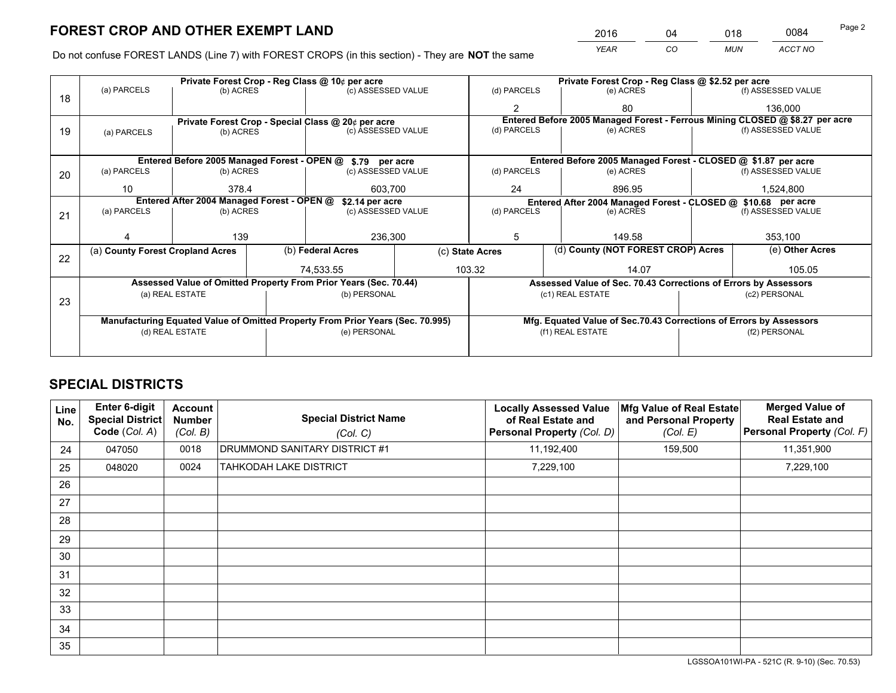# FOREST CROP AND OTHER EXEMPT LAND

| 2016 | 04 | 018 | 0084 |
|---|---|---|---|
| YEAR | CO | MUN | ACCT NO |

Do not confuse FOREST LANDS (Line 7) with FOREST CROPS (in this section) - They are **NOT** the same

| Line | | | | | | |
|---|---|---|---|---|---|---|
| 18 | Private Forest Crop - Reg Class @ 10¢ per acre | | | Private Forest Crop - Reg Class @ $2.52 per acre | | |
| | (a) PARCELS | (b) ACRES | (c) ASSESSED VALUE | (d) PARCELS | (e) ACRES | (f) ASSESSED VALUE |
| | | | | 2 | 80 | 136,000 |
| 19 | Private Forest Crop - Special Class @ 20¢ per acre | | | Entered Before 2005 Managed Forest - Ferrous Mining CLOSED @ $8.27 per acre | | |
| | (a) PARCELS | (b) ACRES | (c) ASSESSED VALUE | (d) PARCELS | (e) ACRES | (f) ASSESSED VALUE |
| | | | | | | |
| 20 | Entered Before 2005 Managed Forest - OPEN @ $.79 per acre | | | Entered Before 2005 Managed Forest - CLOSED @ $1.87 per acre | | |
| | (a) PARCELS | (b) ACRES | (c) ASSESSED VALUE | (d) PARCELS | (e) ACRES | (f) ASSESSED VALUE |
| | 10 | 378.4 | 603,700 | 24 | 896.95 | 1,524,800 |
| 21 | Entered After 2004 Managed Forest - OPEN @ $2.14 per acre | | | Entered After 2004 Managed Forest - CLOSED @ $10.68 per acre | | |
| | (a) PARCELS | (b) ACRES | (c) ASSESSED VALUE | (d) PARCELS | (e) ACRES | (f) ASSESSED VALUE |
| | 4 | 139 | 236,300 | 5 | 149.58 | 353,100 |

| Line | (a) County Forest Cropland Acres | (b) Federal Acres | (c) State Acres | (d) County (NOT FOREST CROP) Acres | (e) Other Acres |
|---|---|---|---|---|---|
| 22 | | 74,533.55 | 103.32 | 14.07 | 105.05 |

| Line | Assessed Value of Omitted Property From Prior Years (Sec. 70.44) | | Assessed Value of Sec. 70.43 Corrections of Errors by Assessors | |
|---|---|---|---|---|
| 23 | (a) REAL ESTATE | (b) PERSONAL | (c1) REAL ESTATE | (c2) PERSONAL |
| | | | | |
| | **Manufacturing Equated Value of Omitted Property From Prior Years (Sec. 70.995)** | | **Mfg. Equated Value of Sec.70.43 Corrections of Errors by Assessors** | |
| | (d) REAL ESTATE | (e) PERSONAL | (f1) REAL ESTATE | (f2) PERSONAL |
| | | | | |

# SPECIAL DISTRICTS

| Line No. | Enter 6-digit Special District Code (Col. A) | Account Number (Col. B) | Special District Name (Col. C) | Locally Assessed Value of Real Estate and Personal Property (Col. D) | Mfg Value of Real Estate and Personal Property (Col. E) | Merged Value of Real Estate and Personal Property (Col. F) |
|---|---|---|---|---|---|---|
| 24 | 047050 | 0018 | DRUMMOND SANITARY DISTRICT #1 | 11,192,400 | 159,500 | 11,351,900 |
| 25 | 048020 | 0024 | TAHKODAH LAKE DISTRICT | 7,229,100 | | 7,229,100 |
| 26 | | | | | | |
| 27 | | | | | | |
| 28 | | | | | | |
| 29 | | | | | | |
| 30 | | | | | | |
| 31 | | | | | | |
| 32 | | | | | | |
| 33 | | | | | | |
| 34 | | | | | | |
| 35 | | | | | | |

LGSSOA101WI-PA - 521C (R. 9-10) (Sec. 70.53)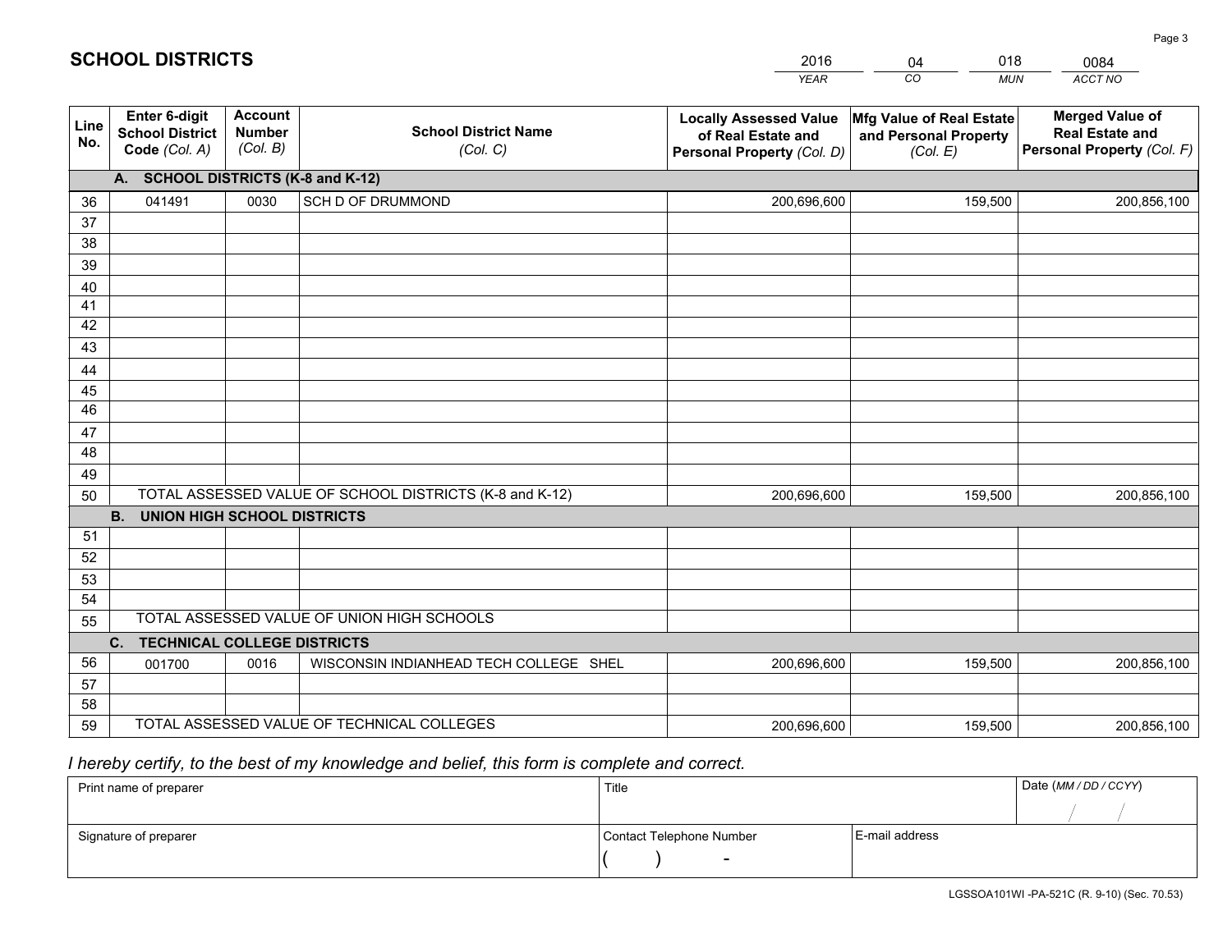# SCHOOL DISTRICTS

| 2016 | 04 | 018 | 0084 |
|---|---|---|---|
| *YEAR* | *CO* | *MUN* | *ACCT NO* |

| Line No. | Enter 6-digit School District Code *(Col. A)* | Account Number *(Col. B)* | School District Name *(Col. C)* | Locally Assessed Value of Real Estate and Personal Property *(Col. D)* | Mfg Value of Real Estate and Personal Property *(Col. E)* | Merged Value of Real Estate and Personal Property *(Col. F)* |
|---|---|---|---|---|---|---|
| | **A. SCHOOL DISTRICTS (K-8 and K-12)** | | | | | |
| 36 | 041491 | 0030 | SCH D OF DRUMMOND | 200,696,600 | 159,500 | 200,856,100 |
| 37 | | | | | | |
| 38 | | | | | | |
| 39 | | | | | | |
| 40 | | | | | | |
| 41 | | | | | | |
| 42 | | | | | | |
| 43 | | | | | | |
| 44 | | | | | | |
| 45 | | | | | | |
| 46 | | | | | | |
| 47 | | | | | | |
| 48 | | | | | | |
| 49 | | | | | | |
| 50 | TOTAL ASSESSED VALUE OF SCHOOL DISTRICTS (K-8 and K-12) | | | 200,696,600 | 159,500 | 200,856,100 |
| | **B. UNION HIGH SCHOOL DISTRICTS** | | | | | |
| 51 | | | | | | |
| 52 | | | | | | |
| 53 | | | | | | |
| 54 | | | | | | |
| 55 | TOTAL ASSESSED VALUE OF UNION HIGH SCHOOLS | | | | | |
| | **C. TECHNICAL COLLEGE DISTRICTS** | | | | | |
| 56 | 001700 | 0016 | WISCONSIN INDIANHEAD TECH COLLEGE SHEL | 200,696,600 | 159,500 | 200,856,100 |
| 57 | | | | | | |
| 58 | | | | | | |
| 59 | TOTAL ASSESSED VALUE OF TECHNICAL COLLEGES | | | 200,696,600 | 159,500 | 200,856,100 |

*I hereby certify, to the best of my knowledge and belief, this form is complete and correct.*

| Print name of preparer | Title | | Date *(MM / DD / CCYY)* |
|---|---|---|---|
| | | | / / |
| Signature of preparer | Contact Telephone Number | E-mail address | |
| | ( ) - | | |

LGSSOA101WI -PA-521C (R. 9-10) (Sec. 70.53)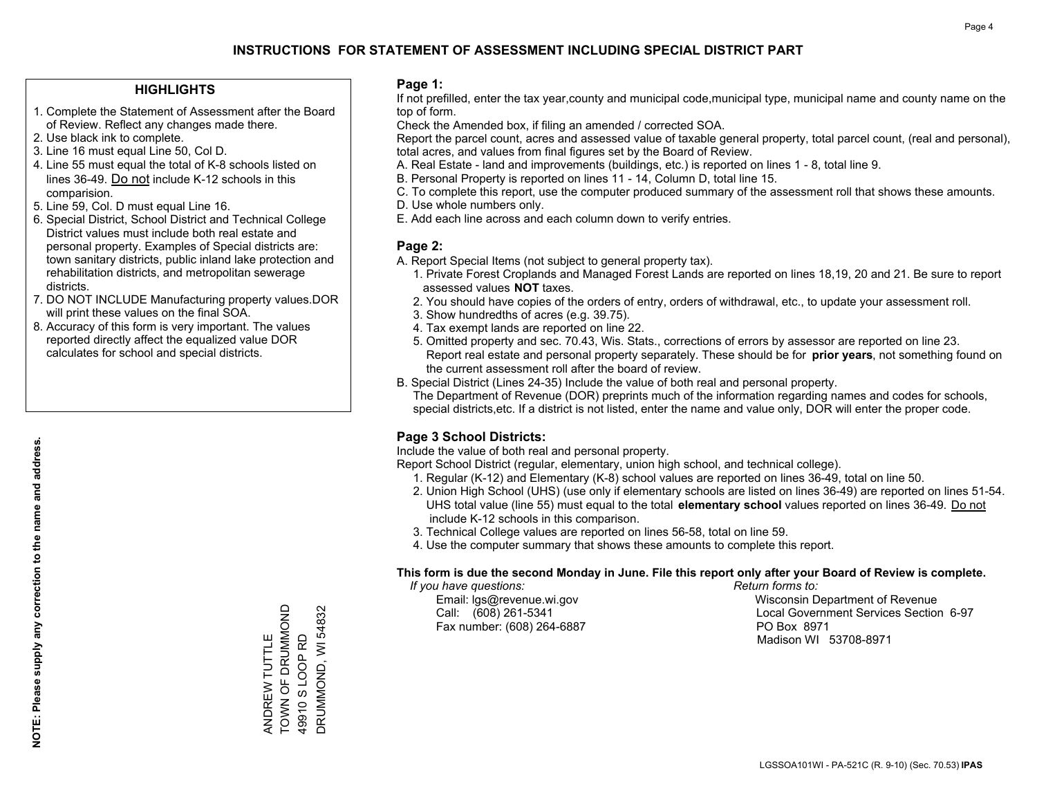# INSTRUCTIONS FOR STATEMENT OF ASSESSMENT INCLUDING SPECIAL DISTRICT PART

## HIGHLIGHTS

1. Complete the Statement of Assessment after the Board of Review. Reflect any changes made there.
2. Use black ink to complete.
3. Line 16 must equal Line 50, Col D.
4. Line 55 must equal the total of K-8 schools listed on lines 36-49. Do not include K-12 schools in this comparision.
5. Line 59, Col. D must equal Line 16.
6. Special District, School District and Technical College District values must include both real estate and personal property. Examples of Special districts are: town sanitary districts, public inland lake protection and rehabilitation districts, and metropolitan sewerage districts.
7. DO NOT INCLUDE Manufacturing property values.DOR will print these values on the final SOA.
8. Accuracy of this form is very important. The values reported directly affect the equalized value DOR calculates for school and special districts.

**NOTE: Please supply any correction to the name and address.**

ANDREW TUTTLE
TOWN OF DRUMMOND
49910 S LOOP RD
DRUMMOND, WI 54832

## Page 1:

If not prefilled, enter the tax year,county and municipal code,municipal type, municipal name and county name on the top of form.

Check the Amended box, if filing an amended / corrected SOA.

Report the parcel count, acres and assessed value of taxable general property, total parcel count, (real and personal), total acres, and values from final figures set by the Board of Review.

A. Real Estate - land and improvements (buildings, etc.) is reported on lines 1 - 8, total line 9.
B. Personal Property is reported on lines 11 - 14, Column D, total line 15.
C. To complete this report, use the computer produced summary of the assessment roll that shows these amounts.
D. Use whole numbers only.
E. Add each line across and each column down to verify entries.

## Page 2:

A. Report Special Items (not subject to general property tax).
   1. Private Forest Croplands and Managed Forest Lands are reported on lines 18,19, 20 and 21. Be sure to report assessed values **NOT** taxes.
   2. You should have copies of the orders of entry, orders of withdrawal, etc., to update your assessment roll.
   3. Show hundredths of acres (e.g. 39.75).
   4. Tax exempt lands are reported on line 22.
   5. Omitted property and sec. 70.43, Wis. Stats., corrections of errors by assessor are reported on line 23. Report real estate and personal property separately. These should be for **prior years**, not something found on the current assessment roll after the board of review.
B. Special District (Lines 24-35) Include the value of both real and personal property.
   The Department of Revenue (DOR) preprints much of the information regarding names and codes for schools, special districts,etc. If a district is not listed, enter the name and value only, DOR will enter the proper code.

## Page 3 School Districts:

Include the value of both real and personal property.

Report School District (regular, elementary, union high school, and technical college).

1. Regular (K-12) and Elementary (K-8) school values are reported on lines 36-49, total on line 50.
2. Union High School (UHS) (use only if elementary schools are listed on lines 36-49) are reported on lines 51-54. UHS total value (line 55) must equal to the total **elementary school** values reported on lines 36-49. Do not include K-12 schools in this comparison.
3. Technical College values are reported on lines 56-58, total on line 59.
4. Use the computer summary that shows these amounts to complete this report.

**This form is due the second Monday in June. File this report only after your Board of Review is complete.**

*If you have questions:*
Email: lgs@revenue.wi.gov
Call: (608) 261-5341
Fax number: (608) 264-6887

*Return forms to:*
Wisconsin Department of Revenue
Local Government Services Section 6-97
PO Box 8971
Madison WI 53708-8971

LGSSOA101WI - PA-521C (R. 9-10) (Sec. 70.53) **IPAS**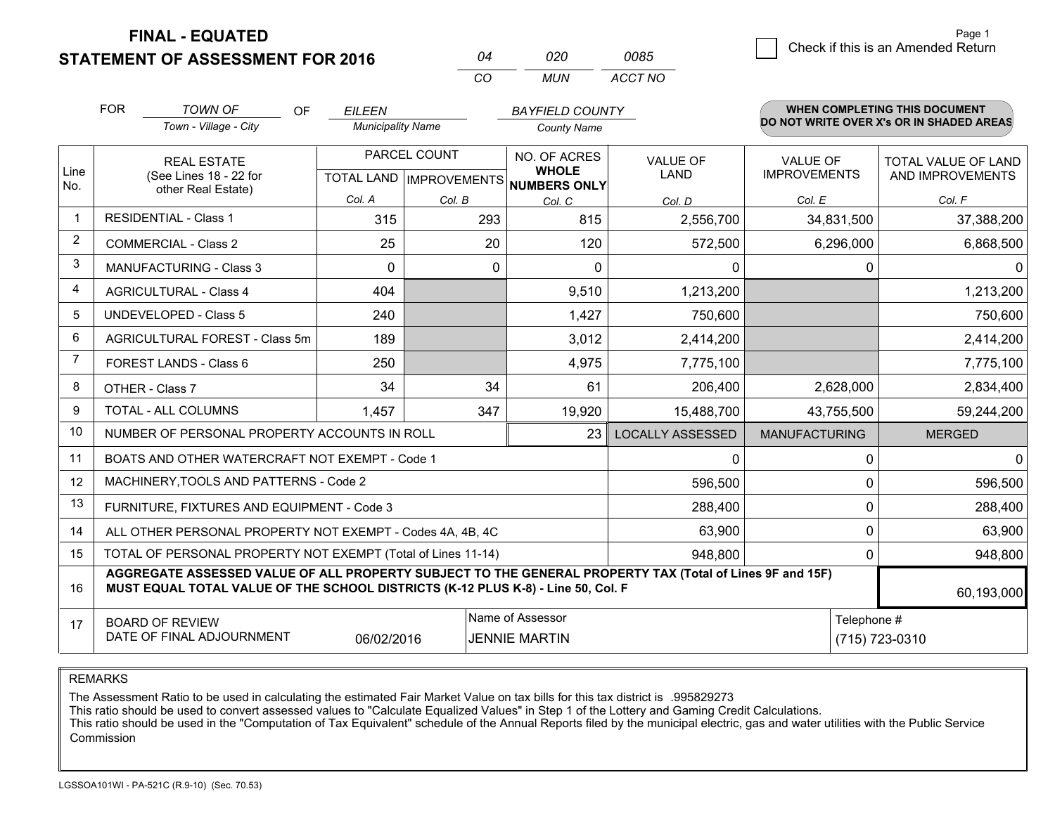# FINAL - EQUATED
## STATEMENT OF ASSESSMENT FOR 2016

| 04 | 020 | 0085 |
|---|---|---|
| CO | MUN | ACCT NO |

Page 1

☐ Check if this is an Amended Return

FOR *TOWN OF* (Town - Village - City) OF *EILEEN* (Municipality Name) *BAYFIELD COUNTY* (County Name)

**WHEN COMPLETING THIS DOCUMENT DO NOT WRITE OVER X's OR IN SHADED AREAS**

| Line No. | REAL ESTATE (See Lines 18 - 22 for other Real Estate) | PARCEL COUNT TOTAL LAND Col. A | PARCEL COUNT IMPROVEMENTS Col. B | NO. OF ACRES WHOLE NUMBERS ONLY Col. C | VALUE OF LAND Col. D | VALUE OF IMPROVEMENTS Col. E | TOTAL VALUE OF LAND AND IMPROVEMENTS Col. F |
|---|---|---|---|---|---|---|---|
| 1 | RESIDENTIAL - Class 1 | 315 | 293 | 815 | 2,556,700 | 34,831,500 | 37,388,200 |
| 2 | COMMERCIAL - Class 2 | 25 | 20 | 120 | 572,500 | 6,296,000 | 6,868,500 |
| 3 | MANUFACTURING - Class 3 | 0 | 0 | 0 | 0 | 0 | 0 |
| 4 | AGRICULTURAL - Class 4 | 404 | | 9,510 | 1,213,200 | | 1,213,200 |
| 5 | UNDEVELOPED - Class 5 | 240 | | 1,427 | 750,600 | | 750,600 |
| 6 | AGRICULTURAL FOREST - Class 5m | 189 | | 3,012 | 2,414,200 | | 2,414,200 |
| 7 | FOREST LANDS - Class 6 | 250 | | 4,975 | 7,775,100 | | 7,775,100 |
| 8 | OTHER - Class 7 | 34 | 34 | 61 | 206,400 | 2,628,000 | 2,834,400 |
| 9 | TOTAL - ALL COLUMNS | 1,457 | 347 | 19,920 | 15,488,700 | 43,755,500 | 59,244,200 |
| 10 | NUMBER OF PERSONAL PROPERTY ACCOUNTS IN ROLL | | | 23 | LOCALLY ASSESSED | MANUFACTURING | MERGED |
| 11 | BOATS AND OTHER WATERCRAFT NOT EXEMPT - Code 1 | | | | 0 | 0 | 0 |
| 12 | MACHINERY,TOOLS AND PATTERNS - Code 2 | | | | 596,500 | 0 | 596,500 |
| 13 | FURNITURE, FIXTURES AND EQUIPMENT - Code 3 | | | | 288,400 | 0 | 288,400 |
| 14 | ALL OTHER PERSONAL PROPERTY NOT EXEMPT - Codes 4A, 4B, 4C | | | | 63,900 | 0 | 63,900 |
| 15 | TOTAL OF PERSONAL PROPERTY NOT EXEMPT (Total of Lines 11-14) | | | | 948,800 | 0 | 948,800 |
| 16 | **AGGREGATE ASSESSED VALUE OF ALL PROPERTY SUBJECT TO THE GENERAL PROPERTY TAX (Total of Lines 9F and 15F) MUST EQUAL TOTAL VALUE OF THE SCHOOL DISTRICTS (K-12 PLUS K-8) - Line 50, Col. F** | | | | | | 60,193,000 |
| 17 | BOARD OF REVIEW DATE OF FINAL ADJOURNMENT | 06/02/2016 | | Name of Assessor: JENNIE MARTIN | | Telephone #: (715) 723-0310 | |

REMARKS

The Assessment Ratio to be used in calculating the estimated Fair Market Value on tax bills for this tax district is .995829273
This ratio should be used to convert assessed values to "Calculate Equalized Values" in Step 1 of the Lottery and Gaming Credit Calculations.
This ratio should be used in the "Computation of Tax Equivalent" schedule of the Annual Reports filed by the municipal electric, gas and water utilities with the Public Service Commission

LGSSOA101WI - PA-521C (R.9-10) (Sec. 70.53)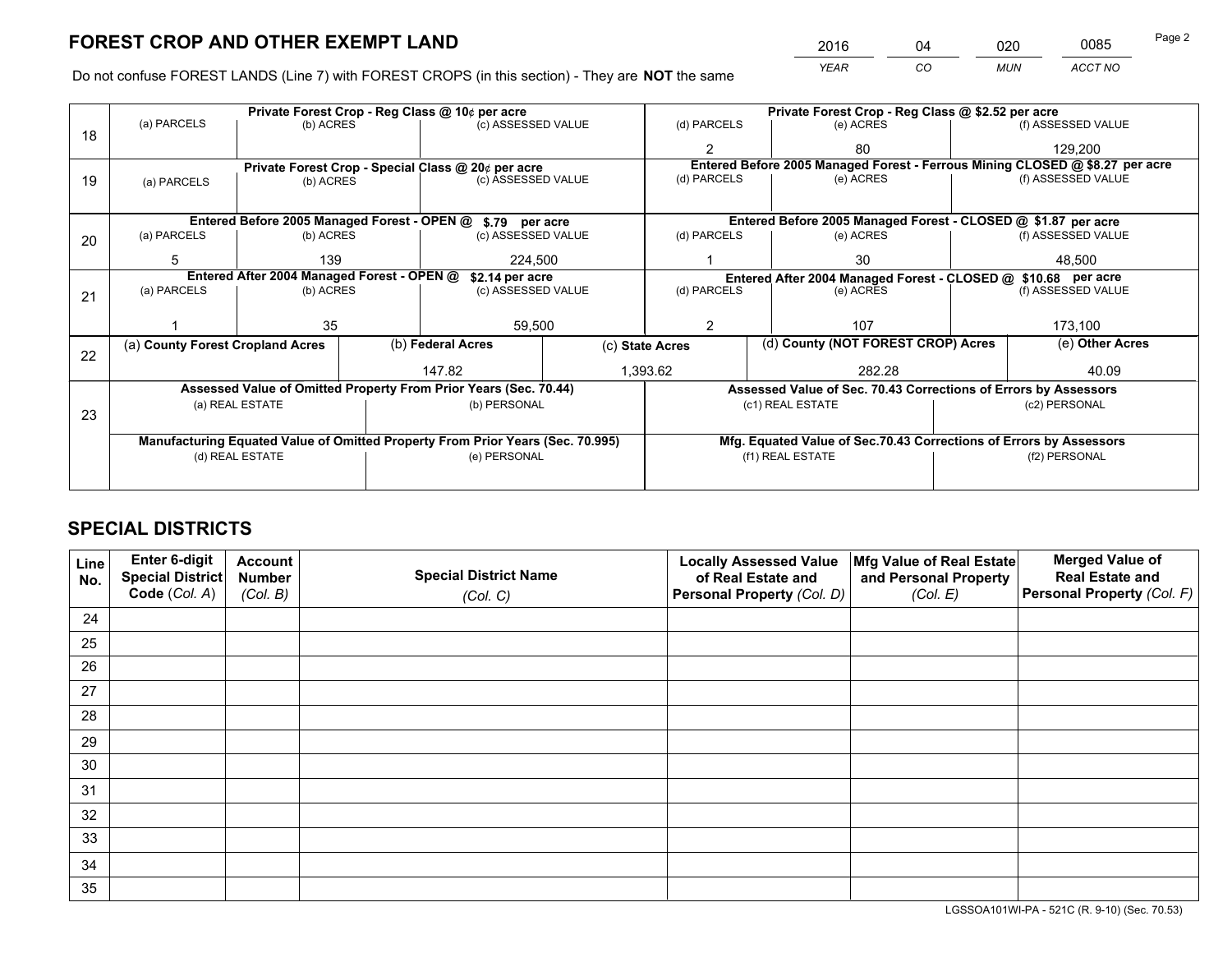# FOREST CROP AND OTHER EXEMPT LAND

| 2016 | 04 | 020 | 0085 |
|---|---|---|---|
| YEAR | CO | MUN | ACCT NO |

Do not confuse FOREST LANDS (Line 7) with FOREST CROPS (in this section) - They are **NOT** the same

| Line | Private Forest Crop - Reg Class @ 10¢ per acre | | | Private Forest Crop - Reg Class @ $2.52 per acre | | |
|---|---|---|---|---|---|---|
| 18 | (a) PARCELS | (b) ACRES | (c) ASSESSED VALUE | (d) PARCELS | (e) ACRES | (f) ASSESSED VALUE |
| | | | | 2 | 80 | 129,200 |
| | **Private Forest Crop - Special Class @ 20¢ per acre** | | | **Entered Before 2005 Managed Forest - Ferrous Mining CLOSED @ $8.27 per acre** | | |
| 19 | (a) PARCELS | (b) ACRES | (c) ASSESSED VALUE | (d) PARCELS | (e) ACRES | (f) ASSESSED VALUE |
| | | | | | | |
| | **Entered Before 2005 Managed Forest - OPEN @ $.79 per acre** | | | **Entered Before 2005 Managed Forest - CLOSED @ $1.87 per acre** | | |
| 20 | (a) PARCELS | (b) ACRES | (c) ASSESSED VALUE | (d) PARCELS | (e) ACRES | (f) ASSESSED VALUE |
| | 5 | 139 | 224,500 | 1 | 30 | 48,500 |
| | **Entered After 2004 Managed Forest - OPEN @ $2.14 per acre** | | | **Entered After 2004 Managed Forest - CLOSED @ $10.68 per acre** | | |
| 21 | (a) PARCELS | (b) ACRES | (c) ASSESSED VALUE | (d) PARCELS | (e) ACRES | (f) ASSESSED VALUE |
| | 1 | 35 | 59,500 | 2 | 107 | 173,100 |

| Line | (a) County Forest Cropland Acres | (b) Federal Acres | (c) State Acres | (d) County (NOT FOREST CROP) Acres | (e) Other Acres |
|---|---|---|---|---|---|
| 22 | | 147.82 | 1,393.62 | 282.28 | 40.09 |

| Line | Assessed Value of Omitted Property From Prior Years (Sec. 70.44) | | Assessed Value of Sec. 70.43 Corrections of Errors by Assessors | |
|---|---|---|---|---|
| 23 | (a) REAL ESTATE | (b) PERSONAL | (c1) REAL ESTATE | (c2) PERSONAL |
| | | | | |
| | **Manufacturing Equated Value of Omitted Property From Prior Years (Sec. 70.995)** | | **Mfg. Equated Value of Sec.70.43 Corrections of Errors by Assessors** | |
| | (d) REAL ESTATE | (e) PERSONAL | (f1) REAL ESTATE | (f2) PERSONAL |
| | | | | |

# SPECIAL DISTRICTS

| Line No. | Enter 6-digit Special District Code (Col. A) | Account Number (Col. B) | Special District Name (Col. C) | Locally Assessed Value of Real Estate and Personal Property (Col. D) | Mfg Value of Real Estate and Personal Property (Col. E) | Merged Value of Real Estate and Personal Property (Col. F) |
|---|---|---|---|---|---|---|
| 24 | | | | | | |
| 25 | | | | | | |
| 26 | | | | | | |
| 27 | | | | | | |
| 28 | | | | | | |
| 29 | | | | | | |
| 30 | | | | | | |
| 31 | | | | | | |
| 32 | | | | | | |
| 33 | | | | | | |
| 34 | | | | | | |
| 35 | | | | | | |

LGSSOA101WI-PA - 521C (R. 9-10) (Sec. 70.53)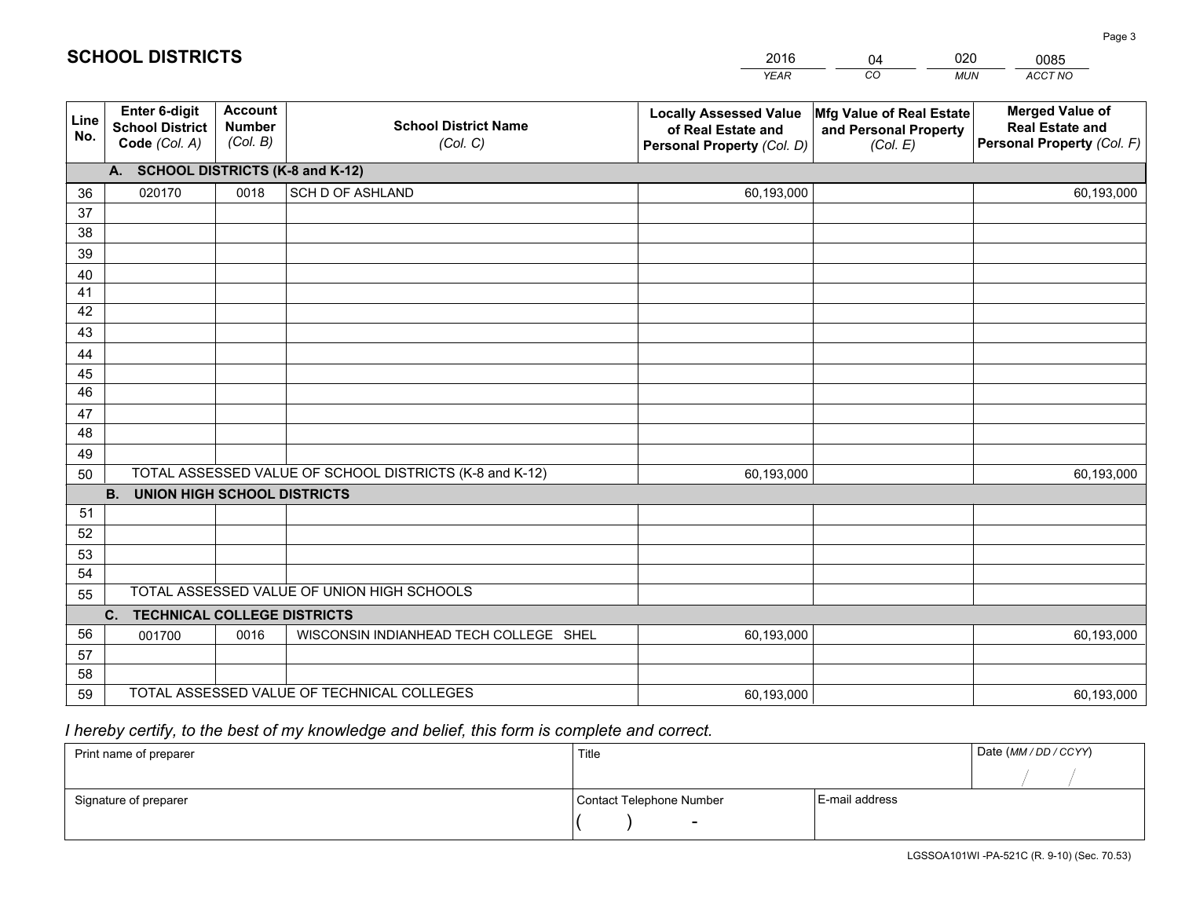# SCHOOL DISTRICTS

| 2016 | 04 | 020 | 0085 |
|---|---|---|---|
| YEAR | CO | MUN | ACCT NO |

| Line No. | Enter 6-digit School District Code (Col. A) | Account Number (Col. B) | School District Name (Col. C) | Locally Assessed Value of Real Estate and Personal Property (Col. D) | Mfg Value of Real Estate and Personal Property (Col. E) | Merged Value of Real Estate and Personal Property (Col. F) |
|---|---|---|---|---|---|---|
| | **A. SCHOOL DISTRICTS (K-8 and K-12)** | | | | | |
| 36 | 020170 | 0018 | SCH D OF ASHLAND | 60,193,000 | | 60,193,000 |
| 37 | | | | | | |
| 38 | | | | | | |
| 39 | | | | | | |
| 40 | | | | | | |
| 41 | | | | | | |
| 42 | | | | | | |
| 43 | | | | | | |
| 44 | | | | | | |
| 45 | | | | | | |
| 46 | | | | | | |
| 47 | | | | | | |
| 48 | | | | | | |
| 49 | | | | | | |
| 50 | TOTAL ASSESSED VALUE OF SCHOOL DISTRICTS (K-8 and K-12) | | | 60,193,000 | | 60,193,000 |
| | **B. UNION HIGH SCHOOL DISTRICTS** | | | | | |
| 51 | | | | | | |
| 52 | | | | | | |
| 53 | | | | | | |
| 54 | | | | | | |
| 55 | TOTAL ASSESSED VALUE OF UNION HIGH SCHOOLS | | | | | |
| | **C. TECHNICAL COLLEGE DISTRICTS** | | | | | |
| 56 | 001700 | 0016 | WISCONSIN INDIANHEAD TECH COLLEGE SHEL | 60,193,000 | | 60,193,000 |
| 57 | | | | | | |
| 58 | | | | | | |
| 59 | TOTAL ASSESSED VALUE OF TECHNICAL COLLEGES | | | 60,193,000 | | 60,193,000 |

*I hereby certify, to the best of my knowledge and belief, this form is complete and correct.*

| Print name of preparer | Title | | Date (MM / DD / CCYY) |
|---|---|---|---|
| | | | / / |
| Signature of preparer | Contact Telephone Number | E-mail address | |
| | ( ) - | | |

LGSSOA101WI -PA-521C (R. 9-10) (Sec. 70.53)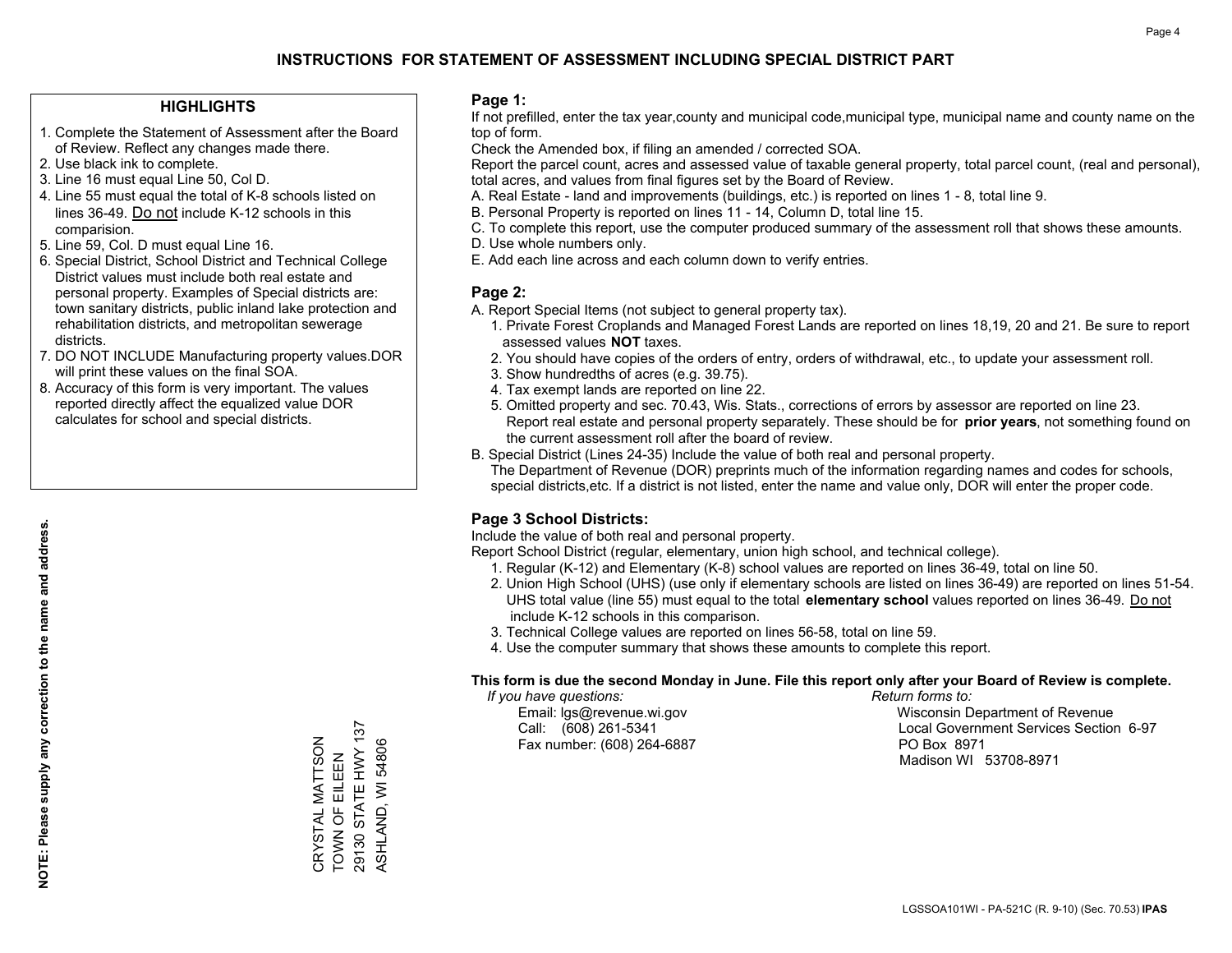# INSTRUCTIONS FOR STATEMENT OF ASSESSMENT INCLUDING SPECIAL DISTRICT PART

## HIGHLIGHTS

1. Complete the Statement of Assessment after the Board of Review. Reflect any changes made there.
2. Use black ink to complete.
3. Line 16 must equal Line 50, Col D.
4. Line 55 must equal the total of K-8 schools listed on lines 36-49. Do not include K-12 schools in this comparision.
5. Line 59, Col. D must equal Line 16.
6. Special District, School District and Technical College District values must include both real estate and personal property. Examples of Special districts are: town sanitary districts, public inland lake protection and rehabilitation districts, and metropolitan sewerage districts.
7. DO NOT INCLUDE Manufacturing property values.DOR will print these values on the final SOA.
8. Accuracy of this form is very important. The values reported directly affect the equalized value DOR calculates for school and special districts.

**NOTE: Please supply any correction to the name and address.**

CRYSTAL MATTSON
TOWN OF EILEEN
29130 STATE HWY 137
ASHLAND, WI 54806

## Page 1:

If not prefilled, enter the tax year,county and municipal code,municipal type, municipal name and county name on the top of form.

Check the Amended box, if filing an amended / corrected SOA.

Report the parcel count, acres and assessed value of taxable general property, total parcel count, (real and personal), total acres, and values from final figures set by the Board of Review.

A. Real Estate - land and improvements (buildings, etc.) is reported on lines 1 - 8, total line 9.
B. Personal Property is reported on lines 11 - 14, Column D, total line 15.
C. To complete this report, use the computer produced summary of the assessment roll that shows these amounts.
D. Use whole numbers only.
E. Add each line across and each column down to verify entries.

## Page 2:

A. Report Special Items (not subject to general property tax).
   1. Private Forest Croplands and Managed Forest Lands are reported on lines 18,19, 20 and 21. Be sure to report assessed values **NOT** taxes.
   2. You should have copies of the orders of entry, orders of withdrawal, etc., to update your assessment roll.
   3. Show hundredths of acres (e.g. 39.75).
   4. Tax exempt lands are reported on line 22.
   5. Omitted property and sec. 70.43, Wis. Stats., corrections of errors by assessor are reported on line 23. Report real estate and personal property separately. These should be for **prior years**, not something found on the current assessment roll after the board of review.
B. Special District (Lines 24-35) Include the value of both real and personal property.
   The Department of Revenue (DOR) preprints much of the information regarding names and codes for schools, special districts,etc. If a district is not listed, enter the name and value only, DOR will enter the proper code.

## Page 3 School Districts:

Include the value of both real and personal property.

Report School District (regular, elementary, union high school, and technical college).

1. Regular (K-12) and Elementary (K-8) school values are reported on lines 36-49, total on line 50.
2. Union High School (UHS) (use only if elementary schools are listed on lines 36-49) are reported on lines 51-54. UHS total value (line 55) must equal to the total **elementary school** values reported on lines 36-49. Do not include K-12 schools in this comparison.
3. Technical College values are reported on lines 56-58, total on line 59.
4. Use the computer summary that shows these amounts to complete this report.

**This form is due the second Monday in June. File this report only after your Board of Review is complete.**

*If you have questions:*
Email: lgs@revenue.wi.gov
Call: (608) 261-5341
Fax number: (608) 264-6887

*Return forms to:*
Wisconsin Department of Revenue
Local Government Services Section 6-97
PO Box 8971
Madison WI 53708-8971

LGSSOA101WI - PA-521C (R. 9-10) (Sec. 70.53) **IPAS**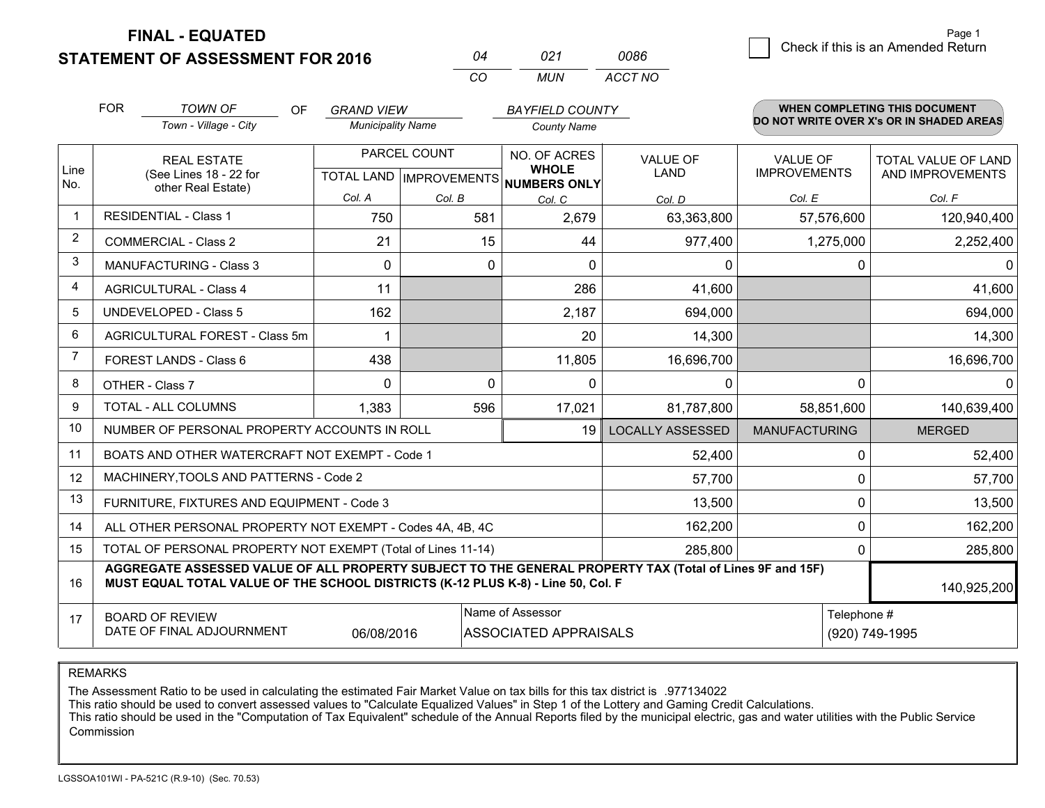**FINAL - EQUATED**
**STATEMENT OF ASSESSMENT FOR 2016**

| 04 | 021 | 0086 |
|---|---|---|
| CO | MUN | ACCT NO |

Page 1

☐ Check if this is an Amended Return

FOR *TOWN OF* (Town - Village - City) OF *GRAND VIEW* (Municipality Name) *BAYFIELD COUNTY* (County Name)

**WHEN COMPLETING THIS DOCUMENT DO NOT WRITE OVER X's OR IN SHADED AREAS**

| Line No. | REAL ESTATE (See Lines 18 - 22 for other Real Estate) | PARCEL COUNT TOTAL LAND Col. A | PARCEL COUNT IMPROVEMENTS Col. B | NO. OF ACRES WHOLE NUMBERS ONLY Col. C | VALUE OF LAND Col. D | VALUE OF IMPROVEMENTS Col. E | TOTAL VALUE OF LAND AND IMPROVEMENTS Col. F |
|---|---|---|---|---|---|---|---|
| 1 | RESIDENTIAL - Class 1 | 750 | 581 | 2,679 | 63,363,800 | 57,576,600 | 120,940,400 |
| 2 | COMMERCIAL - Class 2 | 21 | 15 | 44 | 977,400 | 1,275,000 | 2,252,400 |
| 3 | MANUFACTURING - Class 3 | 0 | 0 | 0 | 0 | 0 | 0 |
| 4 | AGRICULTURAL - Class 4 | 11 | | 286 | 41,600 | | 41,600 |
| 5 | UNDEVELOPED - Class 5 | 162 | | 2,187 | 694,000 | | 694,000 |
| 6 | AGRICULTURAL FOREST - Class 5m | 1 | | 20 | 14,300 | | 14,300 |
| 7 | FOREST LANDS - Class 6 | 438 | | 11,805 | 16,696,700 | | 16,696,700 |
| 8 | OTHER - Class 7 | 0 | 0 | 0 | 0 | 0 | 0 |
| 9 | TOTAL - ALL COLUMNS | 1,383 | 596 | 17,021 | 81,787,800 | 58,851,600 | 140,639,400 |
| 10 | NUMBER OF PERSONAL PROPERTY ACCOUNTS IN ROLL | | | 19 | LOCALLY ASSESSED | MANUFACTURING | MERGED |
| 11 | BOATS AND OTHER WATERCRAFT NOT EXEMPT - Code 1 | | | | 52,400 | 0 | 52,400 |
| 12 | MACHINERY,TOOLS AND PATTERNS - Code 2 | | | | 57,700 | 0 | 57,700 |
| 13 | FURNITURE, FIXTURES AND EQUIPMENT - Code 3 | | | | 13,500 | 0 | 13,500 |
| 14 | ALL OTHER PERSONAL PROPERTY NOT EXEMPT - Codes 4A, 4B, 4C | | | | 162,200 | 0 | 162,200 |
| 15 | TOTAL OF PERSONAL PROPERTY NOT EXEMPT (Total of Lines 11-14) | | | | 285,800 | 0 | 285,800 |
| 16 | **AGGREGATE ASSESSED VALUE OF ALL PROPERTY SUBJECT TO THE GENERAL PROPERTY TAX (Total of Lines 9F and 15F) MUST EQUAL TOTAL VALUE OF THE SCHOOL DISTRICTS (K-12 PLUS K-8) - Line 50, Col. F** | | | | | | 140,925,200 |
| 17 | BOARD OF REVIEW DATE OF FINAL ADJOURNMENT | 06/08/2016 | Name of Assessor | ASSOCIATED APPRAISALS | | Telephone # | (920) 749-1995 |

REMARKS

The Assessment Ratio to be used in calculating the estimated Fair Market Value on tax bills for this tax district is .977134022
This ratio should be used to convert assessed values to "Calculate Equalized Values" in Step 1 of the Lottery and Gaming Credit Calculations.
This ratio should be used in the "Computation of Tax Equivalent" schedule of the Annual Reports filed by the municipal electric, gas and water utilities with the Public Service Commission

LGSSOA101WI - PA-521C (R.9-10) (Sec. 70.53)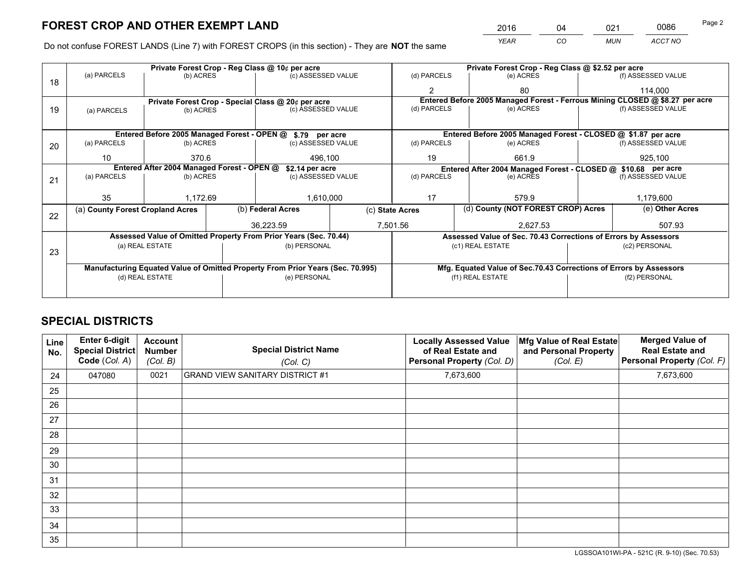# FOREST CROP AND OTHER EXEMPT LAND

| 2016 | 04 | 021 | 0086 |
|---|---|---|---|
| YEAR | CO | MUN | ACCT NO |

Do not confuse FOREST LANDS (Line 7) with FOREST CROPS (in this section) - They are **NOT** the same

| Line | Private Forest Crop - Reg Class @ 10¢ per acre | | | Private Forest Crop - Reg Class @ $2.52 per acre | | |
|---|---|---|---|---|---|---|
| 18 | (a) PARCELS | (b) ACRES | (c) ASSESSED VALUE | (d) PARCELS | (e) ACRES | (f) ASSESSED VALUE |
| | | | | 2 | 80 | 114,000 |
| | **Private Forest Crop - Special Class @ 20¢ per acre** | | | **Entered Before 2005 Managed Forest - Ferrous Mining CLOSED @ $8.27 per acre** | | |
| 19 | (a) PARCELS | (b) ACRES | (c) ASSESSED VALUE | (d) PARCELS | (e) ACRES | (f) ASSESSED VALUE |
| | | | | | | |
| | **Entered Before 2005 Managed Forest - OPEN @ $.79 per acre** | | | **Entered Before 2005 Managed Forest - CLOSED @ $1.87 per acre** | | |
| 20 | (a) PARCELS | (b) ACRES | (c) ASSESSED VALUE | (d) PARCELS | (e) ACRES | (f) ASSESSED VALUE |
| | 10 | 370.6 | 496,100 | 19 | 661.9 | 925,100 |
| | **Entered After 2004 Managed Forest - OPEN @ $2.14 per acre** | | | **Entered After 2004 Managed Forest - CLOSED @ $10.68 per acre** | | |
| 21 | (a) PARCELS | (b) ACRES | (c) ASSESSED VALUE | (d) PARCELS | (e) ACRES | (f) ASSESSED VALUE |
| | 35 | 1,172.69 | 1,610,000 | 17 | 579.9 | 1,179,600 |

| Line | (a) County Forest Cropland Acres | (b) Federal Acres | (c) State Acres | (d) County (NOT FOREST CROP) Acres | (e) Other Acres |
|---|---|---|---|---|---|
| 22 | | 36,223.59 | 7,501.56 | 2,627.53 | 507.93 |

| Line | Assessed Value of Omitted Property From Prior Years (Sec. 70.44) | | Assessed Value of Sec. 70.43 Corrections of Errors by Assessors | |
|---|---|---|---|---|
| 23 | (a) REAL ESTATE | (b) PERSONAL | (c1) REAL ESTATE | (c2) PERSONAL |
| | | | | |
| | **Manufacturing Equated Value of Omitted Property From Prior Years (Sec. 70.995)** | | **Mfg. Equated Value of Sec.70.43 Corrections of Errors by Assessors** | |
| | (d) REAL ESTATE | (e) PERSONAL | (f1) REAL ESTATE | (f2) PERSONAL |
| | | | | |

# SPECIAL DISTRICTS

| Line No. | Enter 6-digit Special District Code (Col. A) | Account Number (Col. B) | Special District Name (Col. C) | Locally Assessed Value of Real Estate and Personal Property (Col. D) | Mfg Value of Real Estate and Personal Property (Col. E) | Merged Value of Real Estate and Personal Property (Col. F) |
|---|---|---|---|---|---|---|
| 24 | 047080 | 0021 | GRAND VIEW SANITARY DISTRICT #1 | 7,673,600 | | 7,673,600 |
| 25 | | | | | | |
| 26 | | | | | | |
| 27 | | | | | | |
| 28 | | | | | | |
| 29 | | | | | | |
| 30 | | | | | | |
| 31 | | | | | | |
| 32 | | | | | | |
| 33 | | | | | | |
| 34 | | | | | | |
| 35 | | | | | | |

LGSSOA101WI-PA - 521C (R. 9-10) (Sec. 70.53)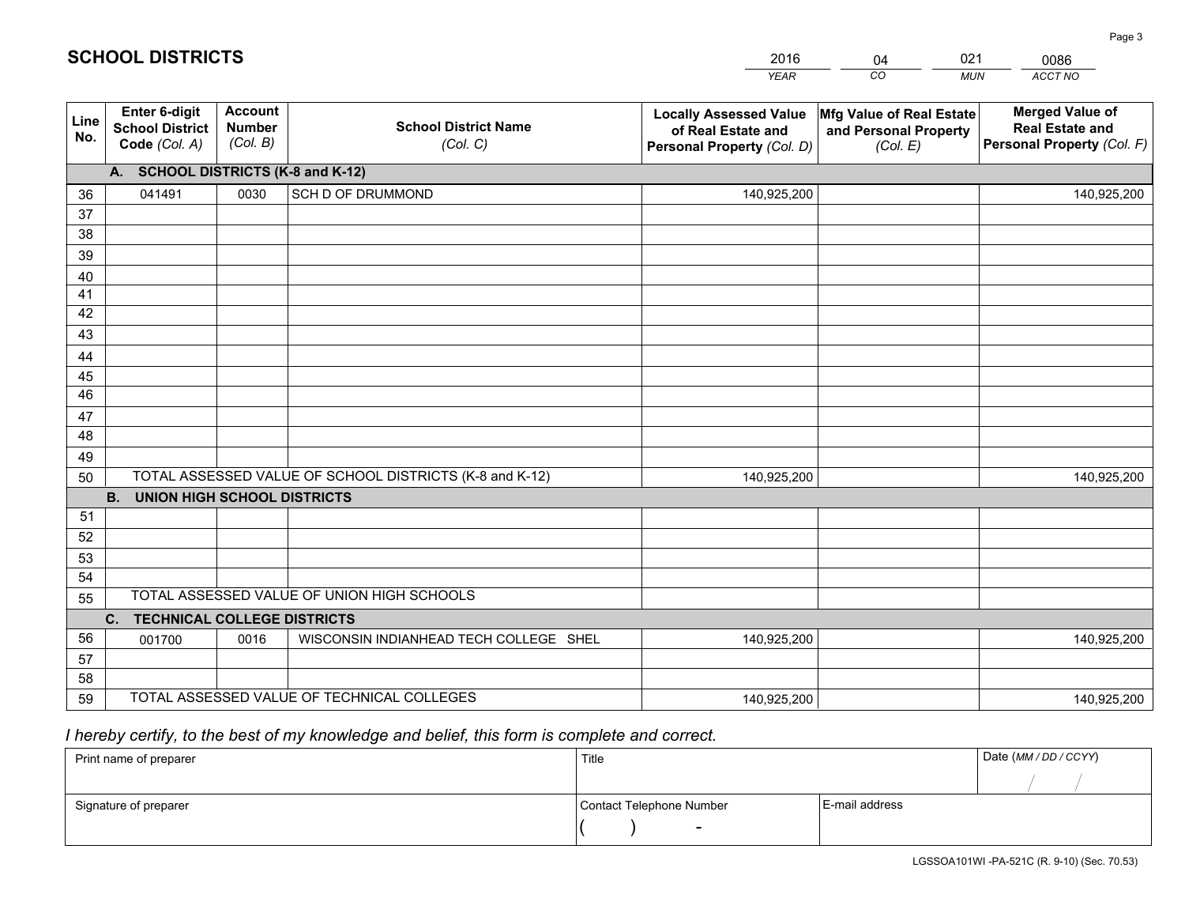# SCHOOL DISTRICTS

| 2016 | 04 | 021 | 0086 |
|---|---|---|---|
| *YEAR* | *CO* | *MUN* | *ACCT NO* |

| Line No. | Enter 6-digit School District Code *(Col. A)* | Account Number *(Col. B)* | School District Name *(Col. C)* | Locally Assessed Value of Real Estate and Personal Property *(Col. D)* | Mfg Value of Real Estate and Personal Property *(Col. E)* | Merged Value of Real Estate and Personal Property *(Col. F)* |
|---|---|---|---|---|---|---|
| | **A. SCHOOL DISTRICTS (K-8 and K-12)** | | | | | |
| 36 | 041491 | 0030 | SCH D OF DRUMMOND | 140,925,200 | | 140,925,200 |
| 37 | | | | | | |
| 38 | | | | | | |
| 39 | | | | | | |
| 40 | | | | | | |
| 41 | | | | | | |
| 42 | | | | | | |
| 43 | | | | | | |
| 44 | | | | | | |
| 45 | | | | | | |
| 46 | | | | | | |
| 47 | | | | | | |
| 48 | | | | | | |
| 49 | | | | | | |
| 50 | TOTAL ASSESSED VALUE OF SCHOOL DISTRICTS (K-8 and K-12) | | | 140,925,200 | | 140,925,200 |
| | **B. UNION HIGH SCHOOL DISTRICTS** | | | | | |
| 51 | | | | | | |
| 52 | | | | | | |
| 53 | | | | | | |
| 54 | | | | | | |
| 55 | TOTAL ASSESSED VALUE OF UNION HIGH SCHOOLS | | | | | |
| | **C. TECHNICAL COLLEGE DISTRICTS** | | | | | |
| 56 | 001700 | 0016 | WISCONSIN INDIANHEAD TECH COLLEGE SHEL | 140,925,200 | | 140,925,200 |
| 57 | | | | | | |
| 58 | | | | | | |
| 59 | TOTAL ASSESSED VALUE OF TECHNICAL COLLEGES | | | 140,925,200 | | 140,925,200 |

*I hereby certify, to the best of my knowledge and belief, this form is complete and correct.*

| Print name of preparer | Title | | Date *(MM / DD / CCYY)* |
|---|---|---|---|
| | | | / / |
| Signature of preparer | Contact Telephone Number | E-mail address | |
| | ( ) - | | |

LGSSOA101WI -PA-521C (R. 9-10) (Sec. 70.53)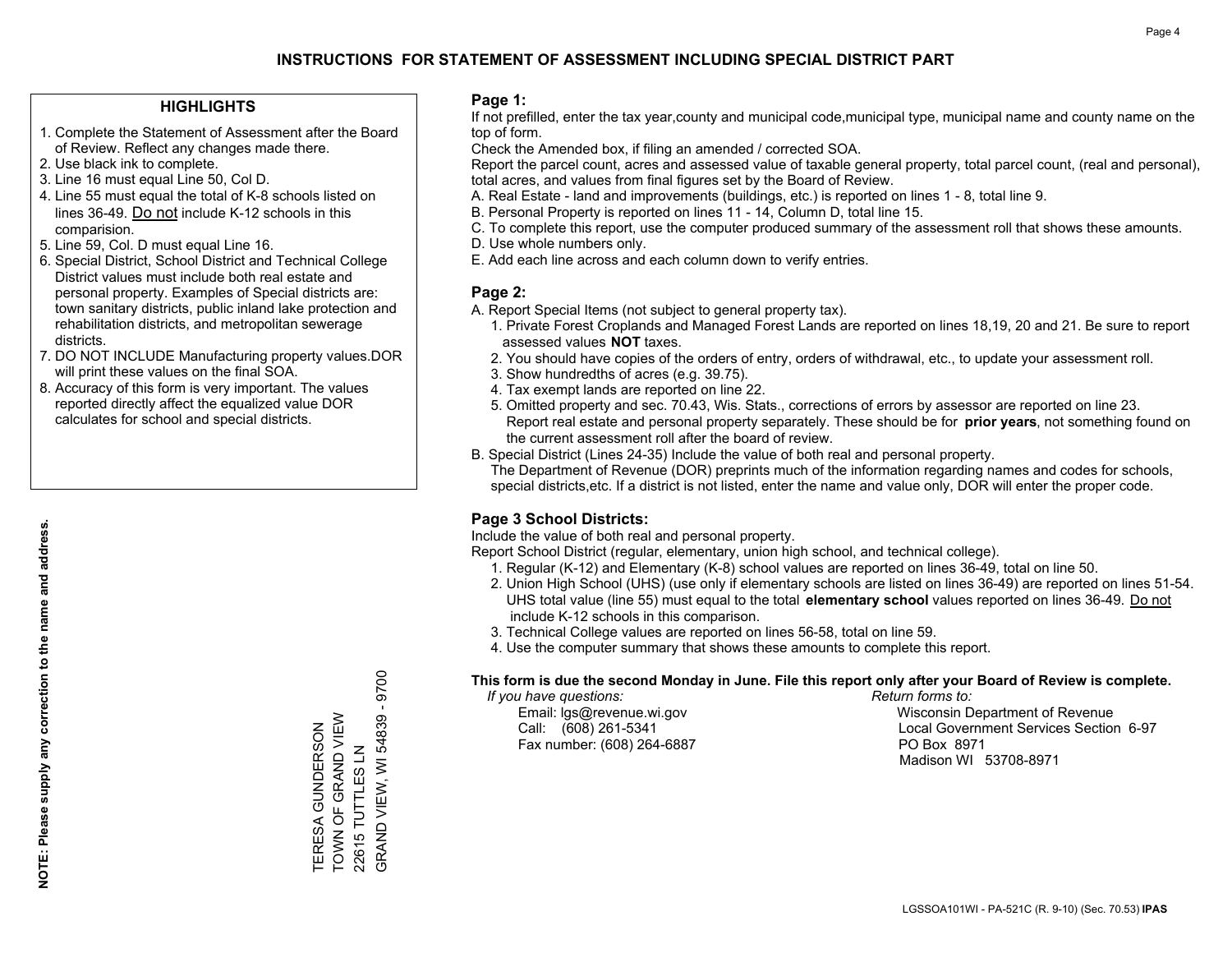# INSTRUCTIONS FOR STATEMENT OF ASSESSMENT INCLUDING SPECIAL DISTRICT PART

## HIGHLIGHTS

1. Complete the Statement of Assessment after the Board of Review. Reflect any changes made there.
2. Use black ink to complete.
3. Line 16 must equal Line 50, Col D.
4. Line 55 must equal the total of K-8 schools listed on lines 36-49. Do not include K-12 schools in this comparision.
5. Line 59, Col. D must equal Line 16.
6. Special District, School District and Technical College District values must include both real estate and personal property. Examples of Special districts are: town sanitary districts, public inland lake protection and rehabilitation districts, and metropolitan sewerage districts.
7. DO NOT INCLUDE Manufacturing property values.DOR will print these values on the final SOA.
8. Accuracy of this form is very important. The values reported directly affect the equalized value DOR calculates for school and special districts.

**NOTE: Please supply any correction to the name and address.**

TERESA GUNDERSON
TOWN OF GRAND VIEW
22615 TUTTLES LN
GRAND VIEW, WI 54839 - 9700

## Page 1:

If not prefilled, enter the tax year,county and municipal code,municipal type, municipal name and county name on the top of form.

Check the Amended box, if filing an amended / corrected SOA.

Report the parcel count, acres and assessed value of taxable general property, total parcel count, (real and personal), total acres, and values from final figures set by the Board of Review.

A. Real Estate - land and improvements (buildings, etc.) is reported on lines 1 - 8, total line 9.
B. Personal Property is reported on lines 11 - 14, Column D, total line 15.
C. To complete this report, use the computer produced summary of the assessment roll that shows these amounts.
D. Use whole numbers only.
E. Add each line across and each column down to verify entries.

## Page 2:

A. Report Special Items (not subject to general property tax).
   1. Private Forest Croplands and Managed Forest Lands are reported on lines 18,19, 20 and 21. Be sure to report assessed values **NOT** taxes.
   2. You should have copies of the orders of entry, orders of withdrawal, etc., to update your assessment roll.
   3. Show hundredths of acres (e.g. 39.75).
   4. Tax exempt lands are reported on line 22.
   5. Omitted property and sec. 70.43, Wis. Stats., corrections of errors by assessor are reported on line 23. Report real estate and personal property separately. These should be for **prior years**, not something found on the current assessment roll after the board of review.
B. Special District (Lines 24-35) Include the value of both real and personal property.
   The Department of Revenue (DOR) preprints much of the information regarding names and codes for schools, special districts,etc. If a district is not listed, enter the name and value only, DOR will enter the proper code.

## Page 3 School Districts:

Include the value of both real and personal property.

Report School District (regular, elementary, union high school, and technical college).

1. Regular (K-12) and Elementary (K-8) school values are reported on lines 36-49, total on line 50.
2. Union High School (UHS) (use only if elementary schools are listed on lines 36-49) are reported on lines 51-54. UHS total value (line 55) must equal to the total **elementary school** values reported on lines 36-49. Do not include K-12 schools in this comparison.
3. Technical College values are reported on lines 56-58, total on line 59.
4. Use the computer summary that shows these amounts to complete this report.

**This form is due the second Monday in June. File this report only after your Board of Review is complete.**

*If you have questions:*
Email: lgs@revenue.wi.gov
Call: (608) 261-5341
Fax number: (608) 264-6887

*Return forms to:*
Wisconsin Department of Revenue
Local Government Services Section 6-97
PO Box 8971
Madison WI 53708-8971

LGSSOA101WI - PA-521C (R. 9-10) (Sec. 70.53) **IPAS**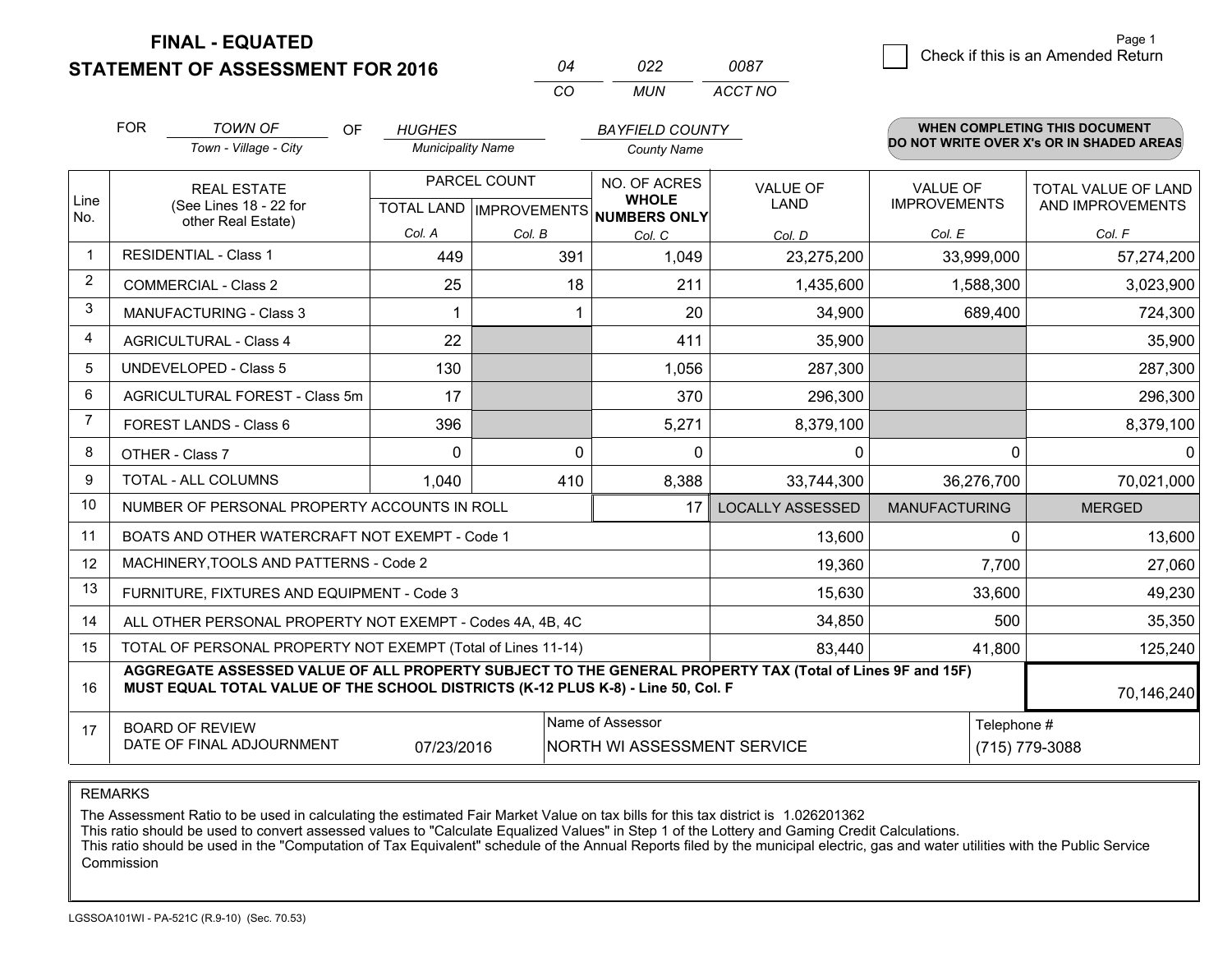**FINAL - EQUATED**
**STATEMENT OF ASSESSMENT FOR 2016**

| 04 | 022 | 0087 |
|---|---|---|
| CO | MUN | ACCT NO |

Page 1

☐ Check if this is an Amended Return

FOR *TOWN OF* (Town - Village - City) OF *HUGHES* (Municipality Name) *BAYFIELD COUNTY* (County Name)

**WHEN COMPLETING THIS DOCUMENT DO NOT WRITE OVER X's OR IN SHADED AREAS**

| Line No. | REAL ESTATE (See Lines 18 - 22 for other Real Estate) | PARCEL COUNT TOTAL LAND Col. A | PARCEL COUNT IMPROVEMENTS Col. B | NO. OF ACRES WHOLE NUMBERS ONLY Col. C | VALUE OF LAND Col. D | VALUE OF IMPROVEMENTS Col. E | TOTAL VALUE OF LAND AND IMPROVEMENTS Col. F |
|---|---|---|---|---|---|---|---|
| 1 | RESIDENTIAL - Class 1 | 449 | 391 | 1,049 | 23,275,200 | 33,999,000 | 57,274,200 |
| 2 | COMMERCIAL - Class 2 | 25 | 18 | 211 | 1,435,600 | 1,588,300 | 3,023,900 |
| 3 | MANUFACTURING - Class 3 | 1 | 1 | 20 | 34,900 | 689,400 | 724,300 |
| 4 | AGRICULTURAL - Class 4 | 22 | | 411 | 35,900 | | 35,900 |
| 5 | UNDEVELOPED - Class 5 | 130 | | 1,056 | 287,300 | | 287,300 |
| 6 | AGRICULTURAL FOREST - Class 5m | 17 | | 370 | 296,300 | | 296,300 |
| 7 | FOREST LANDS - Class 6 | 396 | | 5,271 | 8,379,100 | | 8,379,100 |
| 8 | OTHER - Class 7 | 0 | 0 | 0 | 0 | 0 | 0 |
| 9 | TOTAL - ALL COLUMNS | 1,040 | 410 | 8,388 | 33,744,300 | 36,276,700 | 70,021,000 |
| 10 | NUMBER OF PERSONAL PROPERTY ACCOUNTS IN ROLL | | | 17 | LOCALLY ASSESSED | MANUFACTURING | MERGED |
| 11 | BOATS AND OTHER WATERCRAFT NOT EXEMPT - Code 1 | | | | 13,600 | 0 | 13,600 |
| 12 | MACHINERY,TOOLS AND PATTERNS - Code 2 | | | | 19,360 | 7,700 | 27,060 |
| 13 | FURNITURE, FIXTURES AND EQUIPMENT - Code 3 | | | | 15,630 | 33,600 | 49,230 |
| 14 | ALL OTHER PERSONAL PROPERTY NOT EXEMPT - Codes 4A, 4B, 4C | | | | 34,850 | 500 | 35,350 |
| 15 | TOTAL OF PERSONAL PROPERTY NOT EXEMPT (Total of Lines 11-14) | | | | 83,440 | 41,800 | 125,240 |
| 16 | **AGGREGATE ASSESSED VALUE OF ALL PROPERTY SUBJECT TO THE GENERAL PROPERTY TAX (Total of Lines 9F and 15F) MUST EQUAL TOTAL VALUE OF THE SCHOOL DISTRICTS (K-12 PLUS K-8) - Line 50, Col. F** | | | | | | 70,146,240 |
| 17 | BOARD OF REVIEW DATE OF FINAL ADJOURNMENT | 07/23/2016 | Name of Assessor: NORTH WI ASSESSMENT SERVICE | | | Telephone #: (715) 779-3088 | |

REMARKS

The Assessment Ratio to be used in calculating the estimated Fair Market Value on tax bills for this tax district is 1.026201362
This ratio should be used to convert assessed values to "Calculate Equalized Values" in Step 1 of the Lottery and Gaming Credit Calculations.
This ratio should be used in the "Computation of Tax Equivalent" schedule of the Annual Reports filed by the municipal electric, gas and water utilities with the Public Service Commission

LGSSOA101WI - PA-521C (R.9-10) (Sec. 70.53)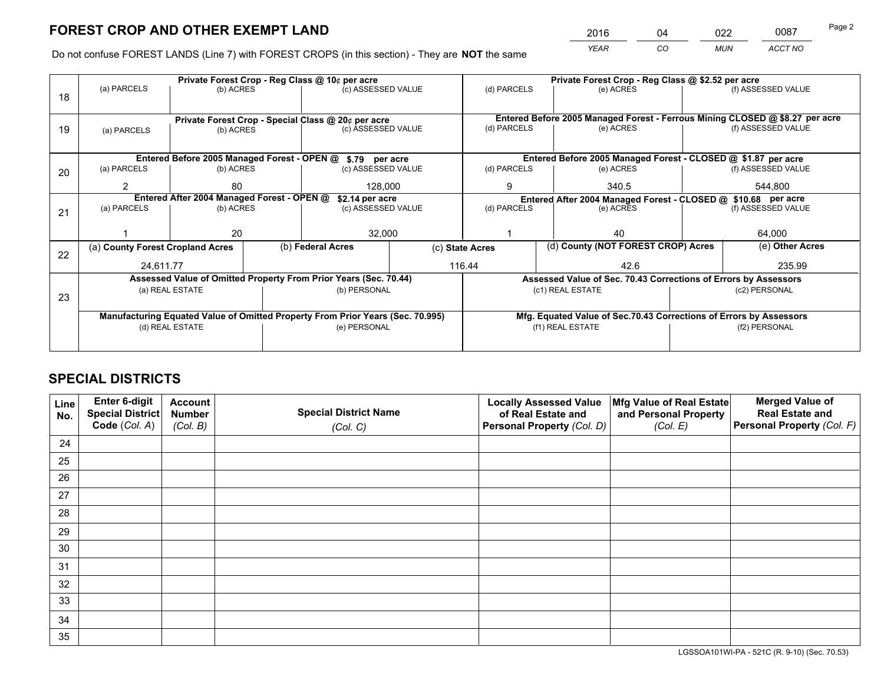# FOREST CROP AND OTHER EXEMPT LAND

| 2016 | 04 | 022 | 0087 |
|---|---|---|---|
| *YEAR* | *CO* | *MUN* | *ACCT NO* |

Do not confuse FOREST LANDS (Line 7) with FOREST CROPS (in this section) - They are **NOT** the same

| | Private Forest Crop - Reg Class @ 10¢ per acre | | | Private Forest Crop - Reg Class @ $2.52 per acre | | |
|---|---|---|---|---|---|---|
| 18 | (a) PARCELS | (b) ACRES | (c) ASSESSED VALUE | (d) PARCELS | (e) ACRES | (f) ASSESSED VALUE |
| | | | | | | |
| | **Private Forest Crop - Special Class @ 20¢ per acre** | | | **Entered Before 2005 Managed Forest - Ferrous Mining CLOSED @ $8.27 per acre** | | |
| 19 | (a) PARCELS | (b) ACRES | (c) ASSESSED VALUE | (d) PARCELS | (e) ACRES | (f) ASSESSED VALUE |
| | | | | | | |
| | **Entered Before 2005 Managed Forest - OPEN @ $.79 per acre** | | | **Entered Before 2005 Managed Forest - CLOSED @ $1.87 per acre** | | |
| 20 | (a) PARCELS | (b) ACRES | (c) ASSESSED VALUE | (d) PARCELS | (e) ACRES | (f) ASSESSED VALUE |
| | 2 | 80 | 128,000 | 9 | 340.5 | 544,800 |
| | **Entered After 2004 Managed Forest - OPEN @ $2.14 per acre** | | | **Entered After 2004 Managed Forest - CLOSED @ $10.68 per acre** | | |
| 21 | (a) PARCELS | (b) ACRES | (c) ASSESSED VALUE | (d) PARCELS | (e) ACRES | (f) ASSESSED VALUE |
| | 1 | 20 | 32,000 | 1 | 40 | 64,000 |

| | (a) County Forest Cropland Acres | (b) Federal Acres | (c) State Acres | (d) County (NOT FOREST CROP) Acres | (e) Other Acres |
|---|---|---|---|---|---|
| 22 | 24,611.77 | | 116.44 | 42.6 | 235.99 |

| | Assessed Value of Omitted Property From Prior Years (Sec. 70.44) | | Assessed Value of Sec. 70.43 Corrections of Errors by Assessors | |
|---|---|---|---|---|
| 23 | (a) REAL ESTATE | (b) PERSONAL | (c1) REAL ESTATE | (c2) PERSONAL |
| | | | | |
| | **Manufacturing Equated Value of Omitted Property From Prior Years (Sec. 70.995)** | | **Mfg. Equated Value of Sec.70.43 Corrections of Errors by Assessors** | |
| | (d) REAL ESTATE | (e) PERSONAL | (f1) REAL ESTATE | (f2) PERSONAL |
| | | | | |

# SPECIAL DISTRICTS

| Line No. | Enter 6-digit Special District Code (Col. A) | Account Number (Col. B) | Special District Name (Col. C) | Locally Assessed Value of Real Estate and Personal Property (Col. D) | Mfg Value of Real Estate and Personal Property (Col. E) | Merged Value of Real Estate and Personal Property (Col. F) |
|---|---|---|---|---|---|---|
| 24 | | | | | | |
| 25 | | | | | | |
| 26 | | | | | | |
| 27 | | | | | | |
| 28 | | | | | | |
| 29 | | | | | | |
| 30 | | | | | | |
| 31 | | | | | | |
| 32 | | | | | | |
| 33 | | | | | | |
| 34 | | | | | | |
| 35 | | | | | | |

LGSSOA101WI-PA - 521C (R. 9-10) (Sec. 70.53)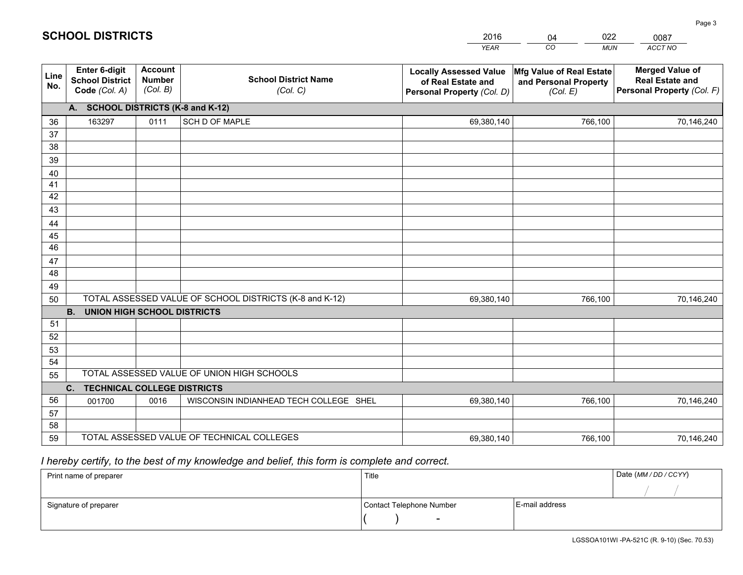# SCHOOL DISTRICTS

| 2016 | 04 | 022 | 0087 |
|---|---|---|---|
| *YEAR* | *CO* | *MUN* | *ACCT NO* |

| Line No. | Enter 6-digit School District Code *(Col. A)* | Account Number *(Col. B)* | School District Name *(Col. C)* | Locally Assessed Value of Real Estate and Personal Property *(Col. D)* | Mfg Value of Real Estate and Personal Property *(Col. E)* | Merged Value of Real Estate and Personal Property *(Col. F)* |
|---|---|---|---|---|---|---|
| **A. SCHOOL DISTRICTS (K-8 and K-12)** | | | | | | |
| 36 | 163297 | 0111 | SCH D OF MAPLE | 69,380,140 | 766,100 | 70,146,240 |
| 37 | | | | | | |
| 38 | | | | | | |
| 39 | | | | | | |
| 40 | | | | | | |
| 41 | | | | | | |
| 42 | | | | | | |
| 43 | | | | | | |
| 44 | | | | | | |
| 45 | | | | | | |
| 46 | | | | | | |
| 47 | | | | | | |
| 48 | | | | | | |
| 49 | | | | | | |
| 50 | TOTAL ASSESSED VALUE OF SCHOOL DISTRICTS (K-8 and K-12) | | | 69,380,140 | 766,100 | 70,146,240 |
| **B. UNION HIGH SCHOOL DISTRICTS** | | | | | | |
| 51 | | | | | | |
| 52 | | | | | | |
| 53 | | | | | | |
| 54 | | | | | | |
| 55 | TOTAL ASSESSED VALUE OF UNION HIGH SCHOOLS | | | | | |
| **C. TECHNICAL COLLEGE DISTRICTS** | | | | | | |
| 56 | 001700 | 0016 | WISCONSIN INDIANHEAD TECH COLLEGE SHEL | 69,380,140 | 766,100 | 70,146,240 |
| 57 | | | | | | |
| 58 | | | | | | |
| 59 | TOTAL ASSESSED VALUE OF TECHNICAL COLLEGES | | | 69,380,140 | 766,100 | 70,146,240 |

*I hereby certify, to the best of my knowledge and belief, this form is complete and correct.*

| Print name of preparer | Title | | Date *(MM / DD / CCYY)* |
|---|---|---|---|
| | | | / / |
| Signature of preparer | Contact Telephone Number | E-mail address | |
| | ( ) - | | |

LGSSOA101WI -PA-521C (R. 9-10) (Sec. 70.53)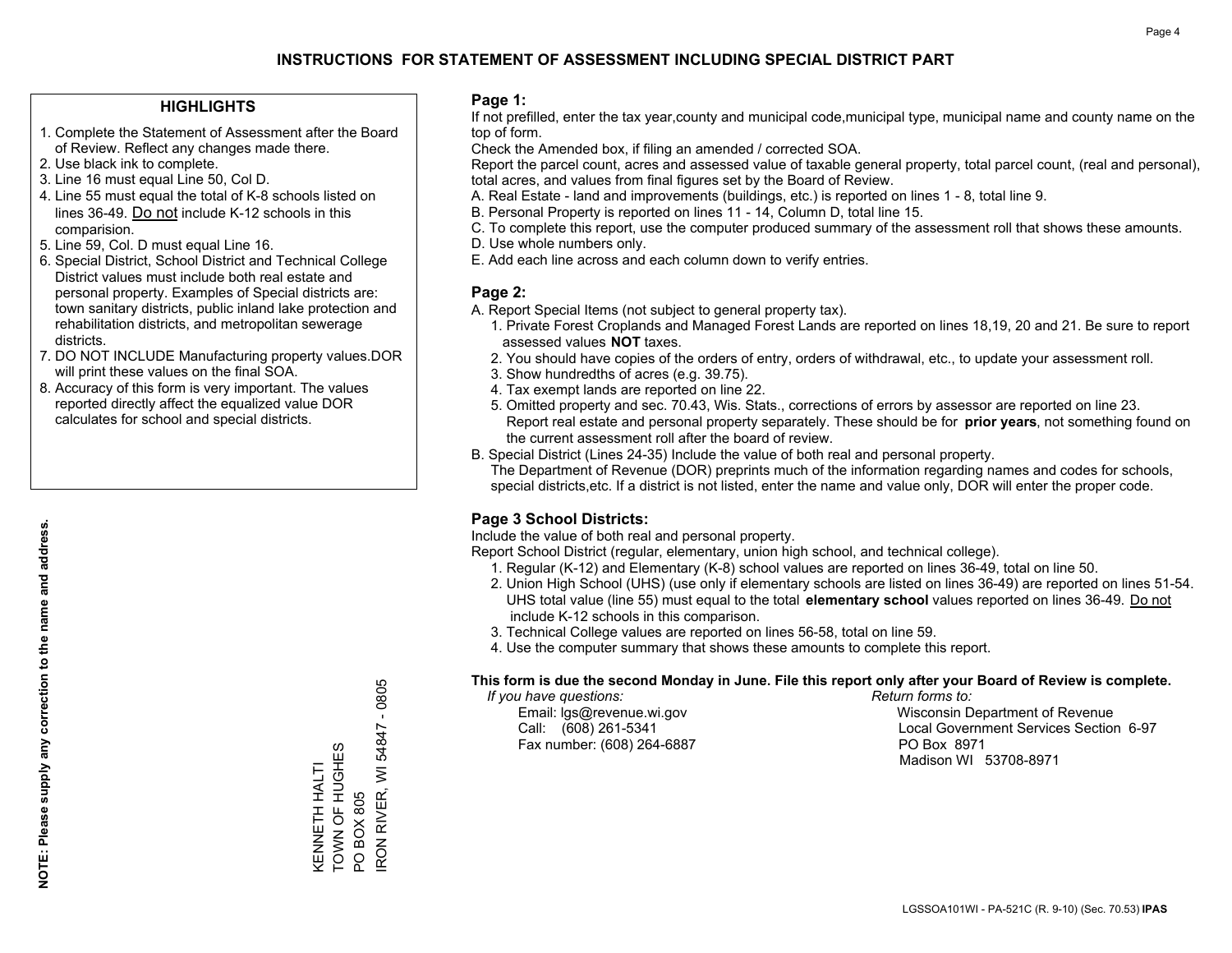# INSTRUCTIONS FOR STATEMENT OF ASSESSMENT INCLUDING SPECIAL DISTRICT PART

## HIGHLIGHTS

1. Complete the Statement of Assessment after the Board of Review. Reflect any changes made there.
2. Use black ink to complete.
3. Line 16 must equal Line 50, Col D.
4. Line 55 must equal the total of K-8 schools listed on lines 36-49. Do not include K-12 schools in this comparision.
5. Line 59, Col. D must equal Line 16.
6. Special District, School District and Technical College District values must include both real estate and personal property. Examples of Special districts are: town sanitary districts, public inland lake protection and rehabilitation districts, and metropolitan sewerage districts.
7. DO NOT INCLUDE Manufacturing property values.DOR will print these values on the final SOA.
8. Accuracy of this form is very important. The values reported directly affect the equalized value DOR calculates for school and special districts.

**NOTE: Please supply any correction to the name and address.**

KENNETH HALTI
TOWN OF HUGHES
PO BOX 805
IRON RIVER, WI 54847 - 0805

## Page 1:

If not prefilled, enter the tax year,county and municipal code,municipal type, municipal name and county name on the top of form.

Check the Amended box, if filing an amended / corrected SOA.

Report the parcel count, acres and assessed value of taxable general property, total parcel count, (real and personal), total acres, and values from final figures set by the Board of Review.

A. Real Estate - land and improvements (buildings, etc.) is reported on lines 1 - 8, total line 9.
B. Personal Property is reported on lines 11 - 14, Column D, total line 15.
C. To complete this report, use the computer produced summary of the assessment roll that shows these amounts.
D. Use whole numbers only.
E. Add each line across and each column down to verify entries.

## Page 2:

A. Report Special Items (not subject to general property tax).
   1. Private Forest Croplands and Managed Forest Lands are reported on lines 18,19, 20 and 21. Be sure to report assessed values **NOT** taxes.
   2. You should have copies of the orders of entry, orders of withdrawal, etc., to update your assessment roll.
   3. Show hundredths of acres (e.g. 39.75).
   4. Tax exempt lands are reported on line 22.
   5. Omitted property and sec. 70.43, Wis. Stats., corrections of errors by assessor are reported on line 23. Report real estate and personal property separately. These should be for **prior years**, not something found on the current assessment roll after the board of review.
B. Special District (Lines 24-35) Include the value of both real and personal property.
   The Department of Revenue (DOR) preprints much of the information regarding names and codes for schools, special districts,etc. If a district is not listed, enter the name and value only, DOR will enter the proper code.

## Page 3 School Districts:

Include the value of both real and personal property.

Report School District (regular, elementary, union high school, and technical college).

1. Regular (K-12) and Elementary (K-8) school values are reported on lines 36-49, total on line 50.
2. Union High School (UHS) (use only if elementary schools are listed on lines 36-49) are reported on lines 51-54. UHS total value (line 55) must equal to the total **elementary school** values reported on lines 36-49. Do not include K-12 schools in this comparison.
3. Technical College values are reported on lines 56-58, total on line 59.
4. Use the computer summary that shows these amounts to complete this report.

**This form is due the second Monday in June. File this report only after your Board of Review is complete.**

*If you have questions:*
Email: lgs@revenue.wi.gov
Call: (608) 261-5341
Fax number: (608) 264-6887

*Return forms to:*
Wisconsin Department of Revenue
Local Government Services Section 6-97
PO Box 8971
Madison WI 53708-8971

LGSSOA101WI - PA-521C (R. 9-10) (Sec. 70.53) **IPAS**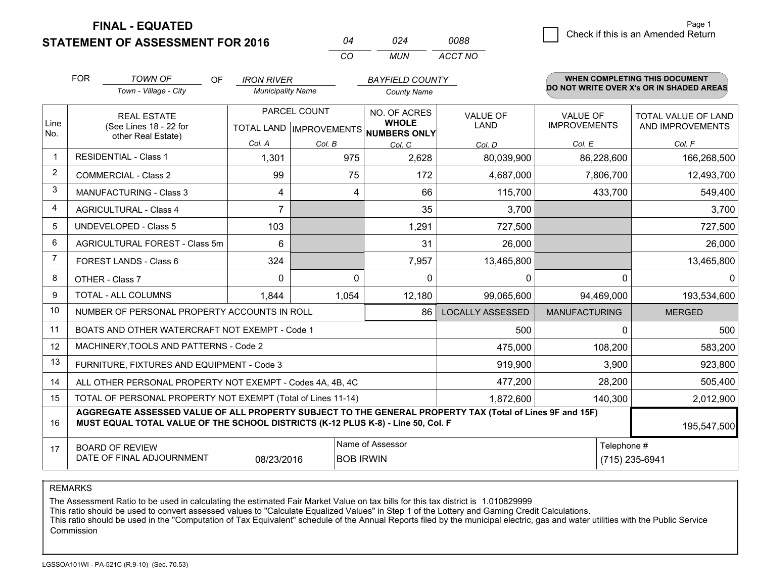# FINAL - EQUATED
# STATEMENT OF ASSESSMENT FOR 2016

| 04 | 024 | 0088 |
|---|---|---|
| CO | MUN | ACCT NO |

Page 1

☐ Check if this is an Amended Return

FOR *TOWN OF* (Town - Village - City) OF *IRON RIVER* (Municipality Name) *BAYFIELD COUNTY* (County Name)

**WHEN COMPLETING THIS DOCUMENT DO NOT WRITE OVER X's OR IN SHADED AREAS**

| Line No. | REAL ESTATE (See Lines 18 - 22 for other Real Estate) | PARCEL COUNT | | NO. OF ACRES WHOLE NUMBERS ONLY | VALUE OF LAND | VALUE OF IMPROVEMENTS | TOTAL VALUE OF LAND AND IMPROVEMENTS |
|---|---|---|---|---|---|---|---|
| | | TOTAL LAND | IMPROVEMENTS | | | | |
| | | Col. A | Col. B | Col. C | Col. D | Col. E | Col. F |
| 1 | RESIDENTIAL - Class 1 | 1,301 | 975 | 2,628 | 80,039,900 | 86,228,600 | 166,268,500 |
| 2 | COMMERCIAL - Class 2 | 99 | 75 | 172 | 4,687,000 | 7,806,700 | 12,493,700 |
| 3 | MANUFACTURING - Class 3 | 4 | 4 | 66 | 115,700 | 433,700 | 549,400 |
| 4 | AGRICULTURAL - Class 4 | 7 | | 35 | 3,700 | | 3,700 |
| 5 | UNDEVELOPED - Class 5 | 103 | | 1,291 | 727,500 | | 727,500 |
| 6 | AGRICULTURAL FOREST - Class 5m | 6 | | 31 | 26,000 | | 26,000 |
| 7 | FOREST LANDS - Class 6 | 324 | | 7,957 | 13,465,800 | | 13,465,800 |
| 8 | OTHER - Class 7 | 0 | 0 | 0 | 0 | 0 | 0 |
| 9 | TOTAL - ALL COLUMNS | 1,844 | 1,054 | 12,180 | 99,065,600 | 94,469,000 | 193,534,600 |
| 10 | NUMBER OF PERSONAL PROPERTY ACCOUNTS IN ROLL | | | 86 | LOCALLY ASSESSED | MANUFACTURING | MERGED |
| 11 | BOATS AND OTHER WATERCRAFT NOT EXEMPT - Code 1 | | | | 500 | 0 | 500 |
| 12 | MACHINERY,TOOLS AND PATTERNS - Code 2 | | | | 475,000 | 108,200 | 583,200 |
| 13 | FURNITURE, FIXTURES AND EQUIPMENT - Code 3 | | | | 919,900 | 3,900 | 923,800 |
| 14 | ALL OTHER PERSONAL PROPERTY NOT EXEMPT - Codes 4A, 4B, 4C | | | | 477,200 | 28,200 | 505,400 |
| 15 | TOTAL OF PERSONAL PROPERTY NOT EXEMPT (Total of Lines 11-14) | | | | 1,872,600 | 140,300 | 2,012,900 |
| 16 | **AGGREGATE ASSESSED VALUE OF ALL PROPERTY SUBJECT TO THE GENERAL PROPERTY TAX (Total of Lines 9F and 15F) MUST EQUAL TOTAL VALUE OF THE SCHOOL DISTRICTS (K-12 PLUS K-8) - Line 50, Col. F** | | | | | | 195,547,500 |
| 17 | BOARD OF REVIEW DATE OF FINAL ADJOURNMENT | 08/23/2016 | Name of Assessor: BOB IRWIN | | | Telephone #: (715) 235-6941 | |

REMARKS

The Assessment Ratio to be used in calculating the estimated Fair Market Value on tax bills for this tax district is 1.010829999
This ratio should be used to convert assessed values to "Calculate Equalized Values" in Step 1 of the Lottery and Gaming Credit Calculations.
This ratio should be used in the "Computation of Tax Equivalent" schedule of the Annual Reports filed by the municipal electric, gas and water utilities with the Public Service Commission

LGSSOA101WI - PA-521C (R.9-10) (Sec. 70.53)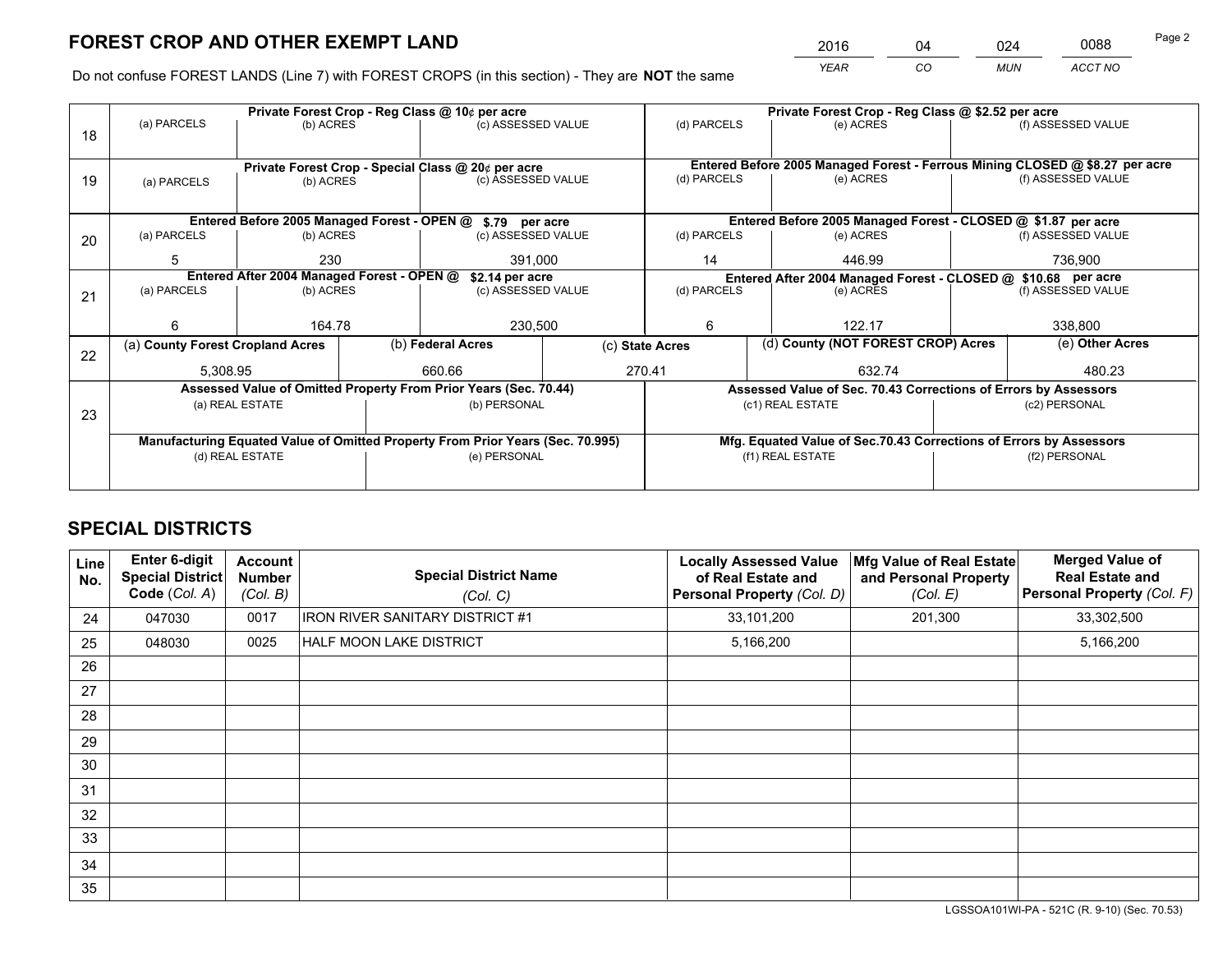# FOREST CROP AND OTHER EXEMPT LAND

| 2016 | 04 | 024 | 0088 |
|---|---|---|---|
| *YEAR* | *CO* | *MUN* | *ACCT NO* |

Do not confuse FOREST LANDS (Line 7) with FOREST CROPS (in this section) - They are **NOT** the same

| Line | (a) PARCELS | (b) ACRES | (c) ASSESSED VALUE | (d) PARCELS | (e) ACRES | (f) ASSESSED VALUE |
|---|---|---|---|---|---|---|
| 18 | Private Forest Crop - Reg Class @ 10¢ per acre | | | Private Forest Crop - Reg Class @ $2.52 per acre | | |
| | | | | | | |
| 19 | Private Forest Crop - Special Class @ 20¢ per acre | | | Entered Before 2005 Managed Forest - Ferrous Mining CLOSED @ $8.27 per acre | | |
| | | | | | | |
| 20 | Entered Before 2005 Managed Forest - OPEN @ $.79 per acre | | | Entered Before 2005 Managed Forest - CLOSED @ $1.87 per acre | | |
| | 5 | 230 | 391,000 | 14 | 446.99 | 736,900 |
| 21 | Entered After 2004 Managed Forest - OPEN @ $2.14 per acre | | | Entered After 2004 Managed Forest - CLOSED @ $10.68 per acre | | |
| | 6 | 164.78 | 230,500 | 6 | 122.17 | 338,800 |

| Line | (a) County Forest Cropland Acres | (b) Federal Acres | (c) State Acres | (d) County (NOT FOREST CROP) Acres | (e) Other Acres |
|---|---|---|---|---|---|
| 22 | 5,308.95 | 660.66 | 270.41 | 632.74 | 480.23 |

| Line | Assessed Value of Omitted Property From Prior Years (Sec. 70.44) | | Assessed Value of Sec. 70.43 Corrections of Errors by Assessors | |
|---|---|---|---|---|
| 23 | (a) REAL ESTATE | (b) PERSONAL | (c1) REAL ESTATE | (c2) PERSONAL |
| | | | | |
| | **Manufacturing Equated Value of Omitted Property From Prior Years (Sec. 70.995)** | | **Mfg. Equated Value of Sec.70.43 Corrections of Errors by Assessors** | |
| | (d) REAL ESTATE | (e) PERSONAL | (f1) REAL ESTATE | (f2) PERSONAL |
| | | | | |

# SPECIAL DISTRICTS

| Line No. | Enter 6-digit Special District Code (*Col. A*) | Account Number (*Col. B*) | Special District Name (*Col. C*) | Locally Assessed Value of Real Estate and Personal Property (*Col. D*) | Mfg Value of Real Estate and Personal Property (*Col. E*) | Merged Value of Real Estate and Personal Property (*Col. F*) |
|---|---|---|---|---|---|---|
| 24 | 047030 | 0017 | IRON RIVER SANITARY DISTRICT #1 | 33,101,200 | 201,300 | 33,302,500 |
| 25 | 048030 | 0025 | HALF MOON LAKE DISTRICT | 5,166,200 | | 5,166,200 |
| 26 | | | | | | |
| 27 | | | | | | |
| 28 | | | | | | |
| 29 | | | | | | |
| 30 | | | | | | |
| 31 | | | | | | |
| 32 | | | | | | |
| 33 | | | | | | |
| 34 | | | | | | |
| 35 | | | | | | |

LGSSOA101WI-PA - 521C (R. 9-10) (Sec. 70.53)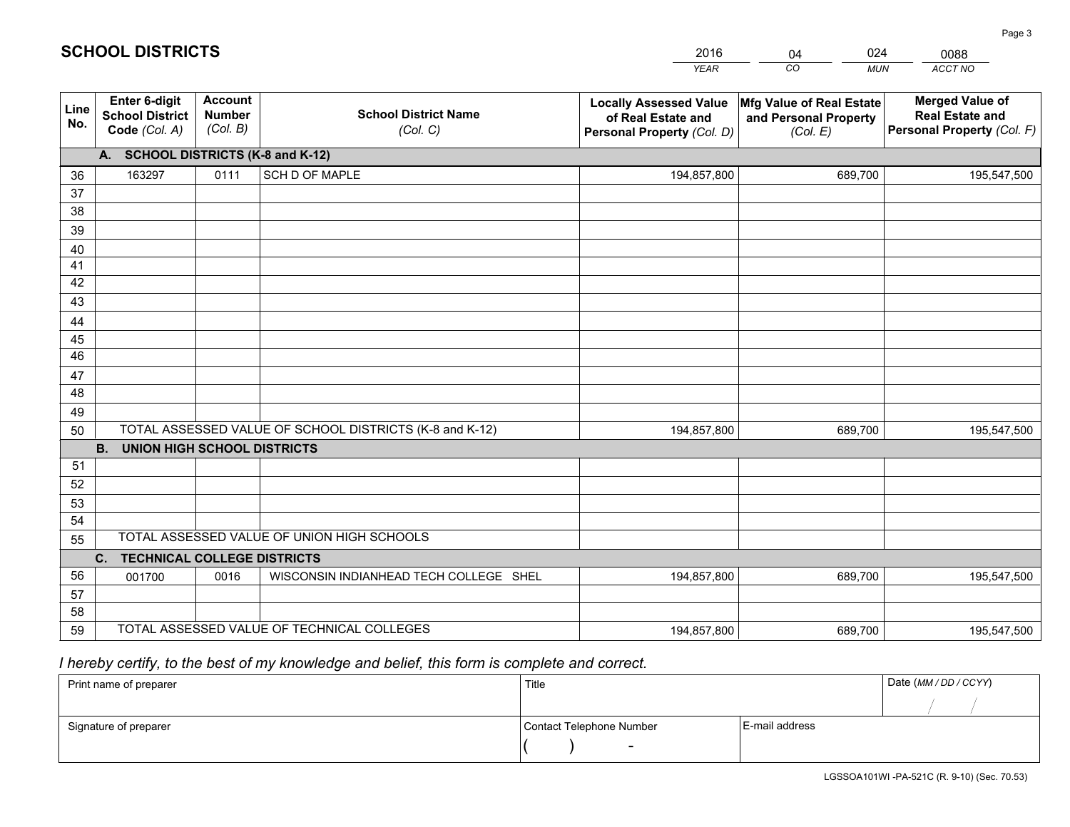# SCHOOL DISTRICTS

| 2016 | 04 | 024 | 0088 |
|---|---|---|---|
| *YEAR* | *CO* | *MUN* | *ACCT NO* |

| Line No. | Enter 6-digit School District Code *(Col. A)* | Account Number *(Col. B)* | School District Name *(Col. C)* | Locally Assessed Value of Real Estate and Personal Property *(Col. D)* | Mfg Value of Real Estate and Personal Property *(Col. E)* | Merged Value of Real Estate and Personal Property *(Col. F)* |
|---|---|---|---|---|---|---|
| | **A. SCHOOL DISTRICTS (K-8 and K-12)** | | | | | |
| 36 | 163297 | 0111 | SCH D OF MAPLE | 194,857,800 | 689,700 | 195,547,500 |
| 37 | | | | | | |
| 38 | | | | | | |
| 39 | | | | | | |
| 40 | | | | | | |
| 41 | | | | | | |
| 42 | | | | | | |
| 43 | | | | | | |
| 44 | | | | | | |
| 45 | | | | | | |
| 46 | | | | | | |
| 47 | | | | | | |
| 48 | | | | | | |
| 49 | | | | | | |
| 50 | TOTAL ASSESSED VALUE OF SCHOOL DISTRICTS (K-8 and K-12) | | | 194,857,800 | 689,700 | 195,547,500 |
| | **B. UNION HIGH SCHOOL DISTRICTS** | | | | | |
| 51 | | | | | | |
| 52 | | | | | | |
| 53 | | | | | | |
| 54 | | | | | | |
| 55 | TOTAL ASSESSED VALUE OF UNION HIGH SCHOOLS | | | | | |
| | **C. TECHNICAL COLLEGE DISTRICTS** | | | | | |
| 56 | 001700 | 0016 | WISCONSIN INDIANHEAD TECH COLLEGE SHEL | 194,857,800 | 689,700 | 195,547,500 |
| 57 | | | | | | |
| 58 | | | | | | |
| 59 | TOTAL ASSESSED VALUE OF TECHNICAL COLLEGES | | | 194,857,800 | 689,700 | 195,547,500 |

*I hereby certify, to the best of my knowledge and belief, this form is complete and correct.*

| Print name of preparer | Title | | Date *(MM / DD / CCYY)* |
|---|---|---|---|
| | | | / / |
| Signature of preparer | Contact Telephone Number | E-mail address | |
| | ( ) - | | |

LGSSOA101WI -PA-521C (R. 9-10) (Sec. 70.53)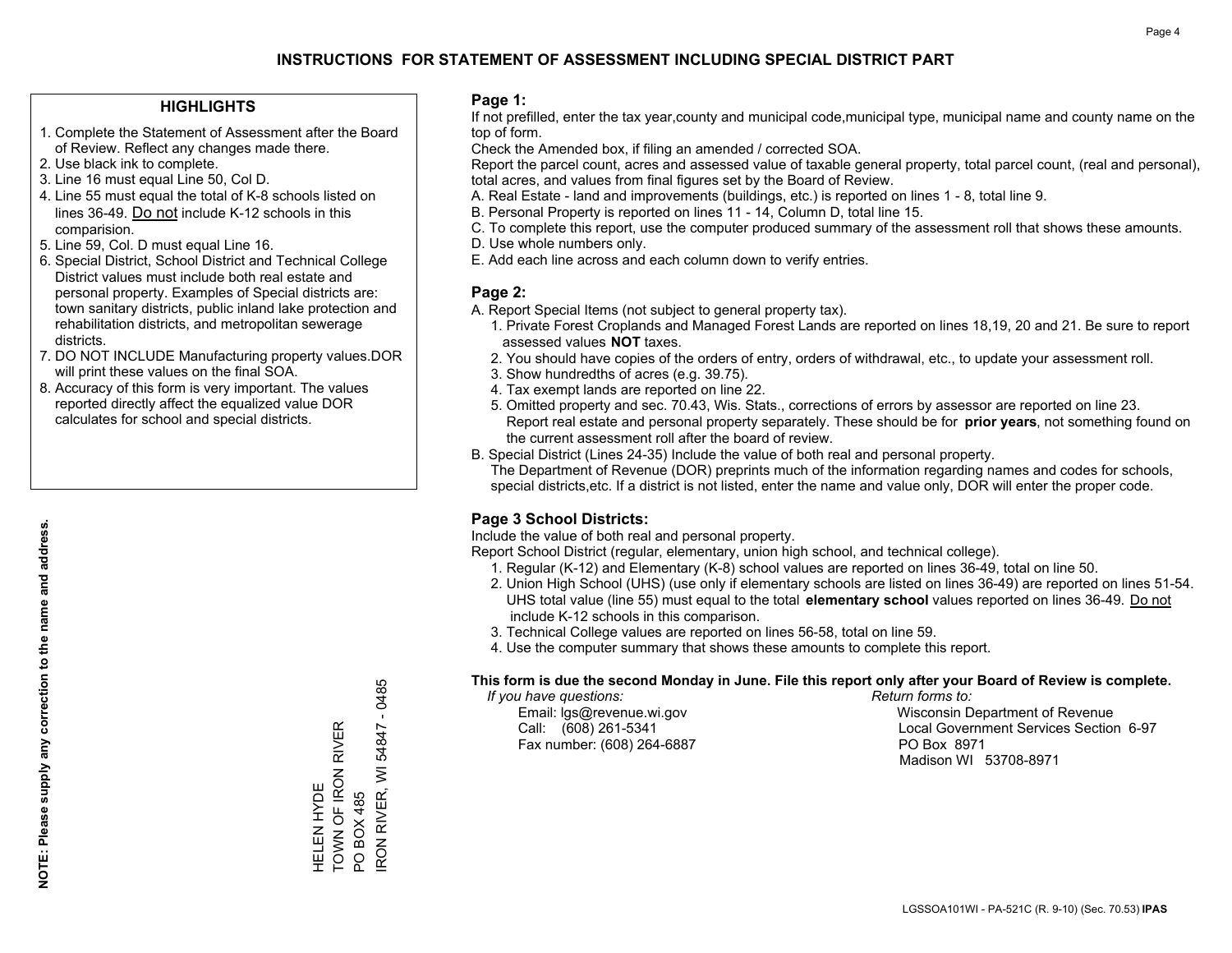# INSTRUCTIONS FOR STATEMENT OF ASSESSMENT INCLUDING SPECIAL DISTRICT PART

## HIGHLIGHTS

1. Complete the Statement of Assessment after the Board of Review. Reflect any changes made there.
2. Use black ink to complete.
3. Line 16 must equal Line 50, Col D.
4. Line 55 must equal the total of K-8 schools listed on lines 36-49. Do not include K-12 schools in this comparision.
5. Line 59, Col. D must equal Line 16.
6. Special District, School District and Technical College District values must include both real estate and personal property. Examples of Special districts are: town sanitary districts, public inland lake protection and rehabilitation districts, and metropolitan sewerage districts.
7. DO NOT INCLUDE Manufacturing property values.DOR will print these values on the final SOA.
8. Accuracy of this form is very important. The values reported directly affect the equalized value DOR calculates for school and special districts.

**NOTE: Please supply any correction to the name and address.**

HELEN HYDE
TOWN OF IRON RIVER
PO BOX 485
IRON RIVER, WI 54847 - 0485

## Page 1:

If not prefilled, enter the tax year,county and municipal code,municipal type, municipal name and county name on the top of form.

Check the Amended box, if filing an amended / corrected SOA.

Report the parcel count, acres and assessed value of taxable general property, total parcel count, (real and personal), total acres, and values from final figures set by the Board of Review.

A. Real Estate - land and improvements (buildings, etc.) is reported on lines 1 - 8, total line 9.
B. Personal Property is reported on lines 11 - 14, Column D, total line 15.
C. To complete this report, use the computer produced summary of the assessment roll that shows these amounts.
D. Use whole numbers only.
E. Add each line across and each column down to verify entries.

## Page 2:

A. Report Special Items (not subject to general property tax).
1. Private Forest Croplands and Managed Forest Lands are reported on lines 18,19, 20 and 21. Be sure to report assessed values **NOT** taxes.
2. You should have copies of the orders of entry, orders of withdrawal, etc., to update your assessment roll.
3. Show hundredths of acres (e.g. 39.75).
4. Tax exempt lands are reported on line 22.
5. Omitted property and sec. 70.43, Wis. Stats., corrections of errors by assessor are reported on line 23. Report real estate and personal property separately. These should be for **prior years**, not something found on the current assessment roll after the board of review.

B. Special District (Lines 24-35) Include the value of both real and personal property.
The Department of Revenue (DOR) preprints much of the information regarding names and codes for schools, special districts,etc. If a district is not listed, enter the name and value only, DOR will enter the proper code.

## Page 3 School Districts:

Include the value of both real and personal property.

Report School District (regular, elementary, union high school, and technical college).

1. Regular (K-12) and Elementary (K-8) school values are reported on lines 36-49, total on line 50.
2. Union High School (UHS) (use only if elementary schools are listed on lines 36-49) are reported on lines 51-54. UHS total value (line 55) must equal to the total **elementary school** values reported on lines 36-49. Do not include K-12 schools in this comparison.
3. Technical College values are reported on lines 56-58, total on line 59.
4. Use the computer summary that shows these amounts to complete this report.

**This form is due the second Monday in June. File this report only after your Board of Review is complete.**

*If you have questions:*
Email: lgs@revenue.wi.gov
Call: (608) 261-5341
Fax number: (608) 264-6887

*Return forms to:*
Wisconsin Department of Revenue
Local Government Services Section 6-97
PO Box 8971
Madison WI 53708-8971

LGSSOA101WI - PA-521C (R. 9-10) (Sec. 70.53) **IPAS**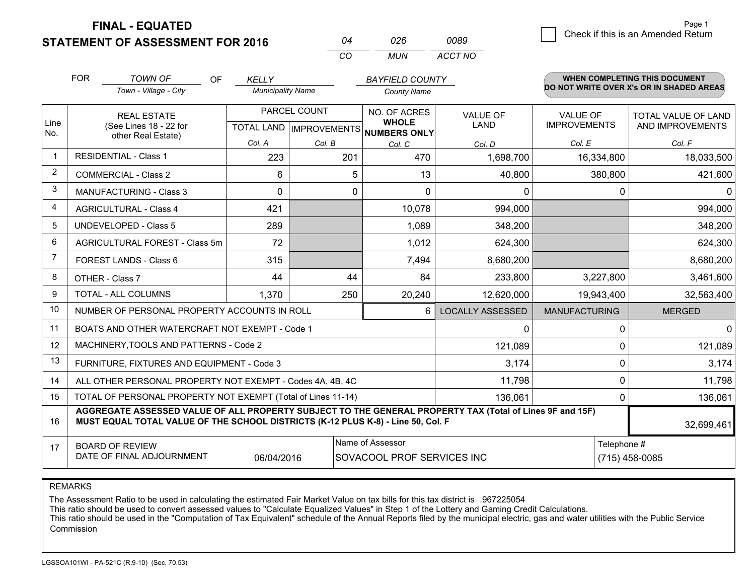# FINAL - EQUATED
# STATEMENT OF ASSESSMENT FOR 2016

| 04 | 026 | 0089 |
|---|---|---|
| CO | MUN | ACCT NO |

Page 1

☐ Check if this is an Amended Return

FOR *TOWN OF* (Town - Village - City) OF *KELLY* (Municipality Name) *BAYFIELD COUNTY* (County Name)

**WHEN COMPLETING THIS DOCUMENT DO NOT WRITE OVER X's OR IN SHADED AREAS**

| Line No. | REAL ESTATE (See Lines 18 - 22 for other Real Estate) | PARCEL COUNT TOTAL LAND Col. A | PARCEL COUNT IMPROVEMENTS Col. B | NO. OF ACRES WHOLE NUMBERS ONLY Col. C | VALUE OF LAND Col. D | VALUE OF IMPROVEMENTS Col. E | TOTAL VALUE OF LAND AND IMPROVEMENTS Col. F |
|---|---|---|---|---|---|---|---|
| 1 | RESIDENTIAL - Class 1 | 223 | 201 | 470 | 1,698,700 | 16,334,800 | 18,033,500 |
| 2 | COMMERCIAL - Class 2 | 6 | 5 | 13 | 40,800 | 380,800 | 421,600 |
| 3 | MANUFACTURING - Class 3 | 0 | 0 | 0 | 0 | 0 | 0 |
| 4 | AGRICULTURAL - Class 4 | 421 | | 10,078 | 994,000 | | 994,000 |
| 5 | UNDEVELOPED - Class 5 | 289 | | 1,089 | 348,200 | | 348,200 |
| 6 | AGRICULTURAL FOREST - Class 5m | 72 | | 1,012 | 624,300 | | 624,300 |
| 7 | FOREST LANDS - Class 6 | 315 | | 7,494 | 8,680,200 | | 8,680,200 |
| 8 | OTHER - Class 7 | 44 | 44 | 84 | 233,800 | 3,227,800 | 3,461,600 |
| 9 | TOTAL - ALL COLUMNS | 1,370 | 250 | 20,240 | 12,620,000 | 19,943,400 | 32,563,400 |
| 10 | NUMBER OF PERSONAL PROPERTY ACCOUNTS IN ROLL | | | 6 | LOCALLY ASSESSED | MANUFACTURING | MERGED |
| 11 | BOATS AND OTHER WATERCRAFT NOT EXEMPT - Code 1 | | | | 0 | 0 | 0 |
| 12 | MACHINERY,TOOLS AND PATTERNS - Code 2 | | | | 121,089 | 0 | 121,089 |
| 13 | FURNITURE, FIXTURES AND EQUIPMENT - Code 3 | | | | 3,174 | 0 | 3,174 |
| 14 | ALL OTHER PERSONAL PROPERTY NOT EXEMPT - Codes 4A, 4B, 4C | | | | 11,798 | 0 | 11,798 |
| 15 | TOTAL OF PERSONAL PROPERTY NOT EXEMPT (Total of Lines 11-14) | | | | 136,061 | 0 | 136,061 |
| 16 | **AGGREGATE ASSESSED VALUE OF ALL PROPERTY SUBJECT TO THE GENERAL PROPERTY TAX (Total of Lines 9F and 15F) MUST EQUAL TOTAL VALUE OF THE SCHOOL DISTRICTS (K-12 PLUS K-8) - Line 50, Col. F** | | | | | | 32,699,461 |
| 17 | BOARD OF REVIEW DATE OF FINAL ADJOURNMENT | 06/04/2016 | | Name of Assessor: SOVACOOL PROF SERVICES INC | | Telephone #: (715) 458-0085 | |

REMARKS

The Assessment Ratio to be used in calculating the estimated Fair Market Value on tax bills for this tax district is .967225054
This ratio should be used to convert assessed values to "Calculate Equalized Values" in Step 1 of the Lottery and Gaming Credit Calculations.
This ratio should be used in the "Computation of Tax Equivalent" schedule of the Annual Reports filed by the municipal electric, gas and water utilities with the Public Service Commission

LGSSOA101WI - PA-521C (R.9-10) (Sec. 70.53)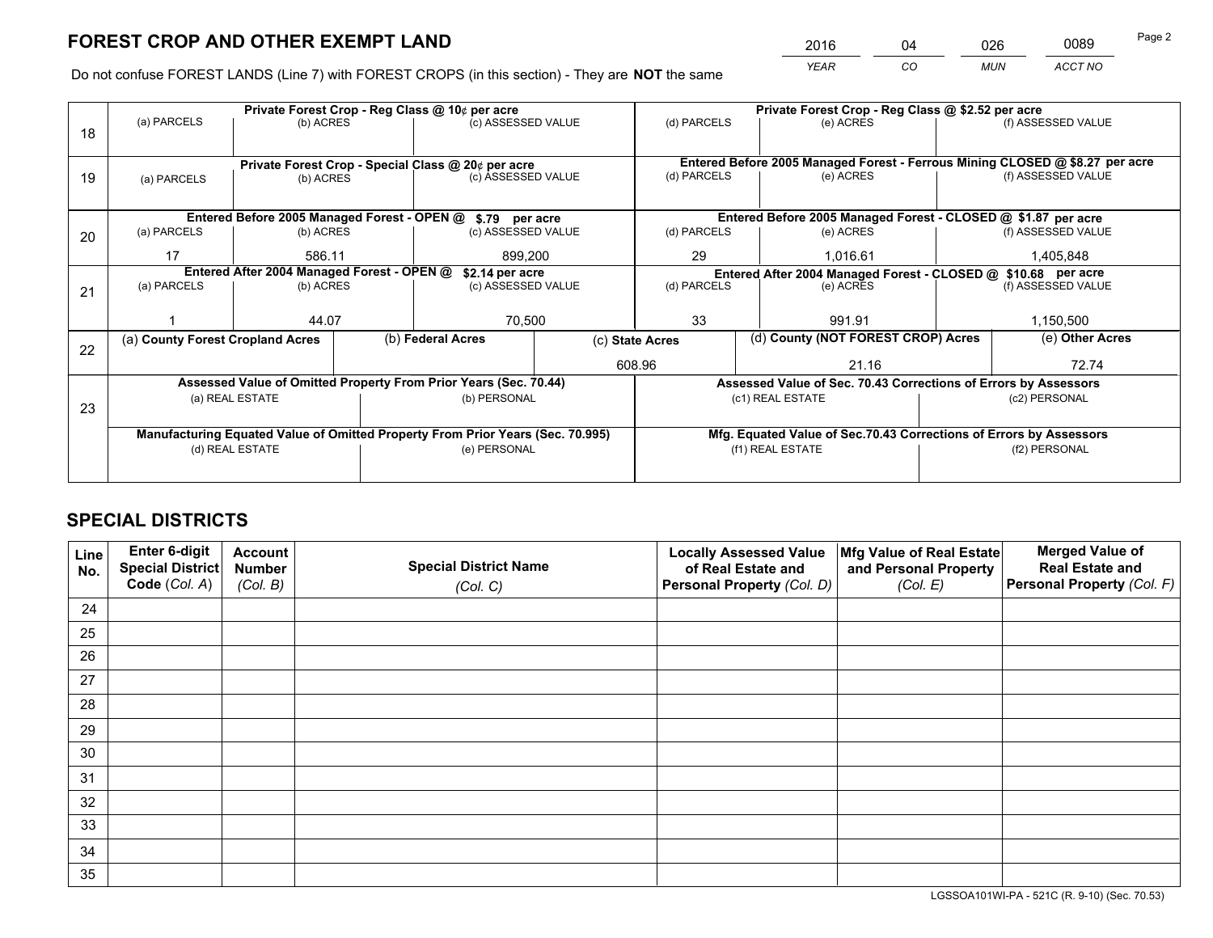# FOREST CROP AND OTHER EXEMPT LAND

| 2016 | 04 | 026 | 0089 |
|---|---|---|---|
| *YEAR* | *CO* | *MUN* | *ACCT NO* |

Do not confuse FOREST LANDS (Line 7) with FOREST CROPS (in this section) - They are **NOT** the same

| Line | Private Forest Crop - Reg Class @ 10¢ per acre | | | Private Forest Crop - Reg Class @ $2.52 per acre | | |
|---|---|---|---|---|---|---|
| 18 | (a) PARCELS | (b) ACRES | (c) ASSESSED VALUE | (d) PARCELS | (e) ACRES | (f) ASSESSED VALUE |
| | | | | | | |
| | **Private Forest Crop - Special Class @ 20¢ per acre** | | | **Entered Before 2005 Managed Forest - Ferrous Mining CLOSED @ $8.27 per acre** | | |
| 19 | (a) PARCELS | (b) ACRES | (c) ASSESSED VALUE | (d) PARCELS | (e) ACRES | (f) ASSESSED VALUE |
| | | | | | | |
| | **Entered Before 2005 Managed Forest - OPEN @ $.79 per acre** | | | **Entered Before 2005 Managed Forest - CLOSED @ $1.87 per acre** | | |
| 20 | (a) PARCELS | (b) ACRES | (c) ASSESSED VALUE | (d) PARCELS | (e) ACRES | (f) ASSESSED VALUE |
| | 17 | 586.11 | 899,200 | 29 | 1,016.61 | 1,405,848 |
| | **Entered After 2004 Managed Forest - OPEN @ $2.14 per acre** | | | **Entered After 2004 Managed Forest - CLOSED @ $10.68 per acre** | | |
| 21 | (a) PARCELS | (b) ACRES | (c) ASSESSED VALUE | (d) PARCELS | (e) ACRES | (f) ASSESSED VALUE |
| | 1 | 44.07 | 70,500 | 33 | 991.91 | 1,150,500 |

| Line | (a) County Forest Cropland Acres | (b) Federal Acres | (c) State Acres | (d) County (NOT FOREST CROP) Acres | (e) Other Acres |
|---|---|---|---|---|---|
| 22 | | | 608.96 | 21.16 | 72.74 |

| Line | Assessed Value of Omitted Property From Prior Years (Sec. 70.44) | | Assessed Value of Sec. 70.43 Corrections of Errors by Assessors | |
|---|---|---|---|---|
| 23 | (a) REAL ESTATE | (b) PERSONAL | (c1) REAL ESTATE | (c2) PERSONAL |
| | | | | |
| | **Manufacturing Equated Value of Omitted Property From Prior Years (Sec. 70.995)** | | **Mfg. Equated Value of Sec.70.43 Corrections of Errors by Assessors** | |
| | (d) REAL ESTATE | (e) PERSONAL | (f1) REAL ESTATE | (f2) PERSONAL |
| | | | | |

# SPECIAL DISTRICTS

| Line No. | Enter 6-digit Special District Code (Col. A) | Account Number (Col. B) | Special District Name (Col. C) | Locally Assessed Value of Real Estate and Personal Property (Col. D) | Mfg Value of Real Estate and Personal Property (Col. E) | Merged Value of Real Estate and Personal Property (Col. F) |
|---|---|---|---|---|---|---|
| 24 | | | | | | |
| 25 | | | | | | |
| 26 | | | | | | |
| 27 | | | | | | |
| 28 | | | | | | |
| 29 | | | | | | |
| 30 | | | | | | |
| 31 | | | | | | |
| 32 | | | | | | |
| 33 | | | | | | |
| 34 | | | | | | |
| 35 | | | | | | |

LGSSOA101WI-PA - 521C (R. 9-10) (Sec. 70.53)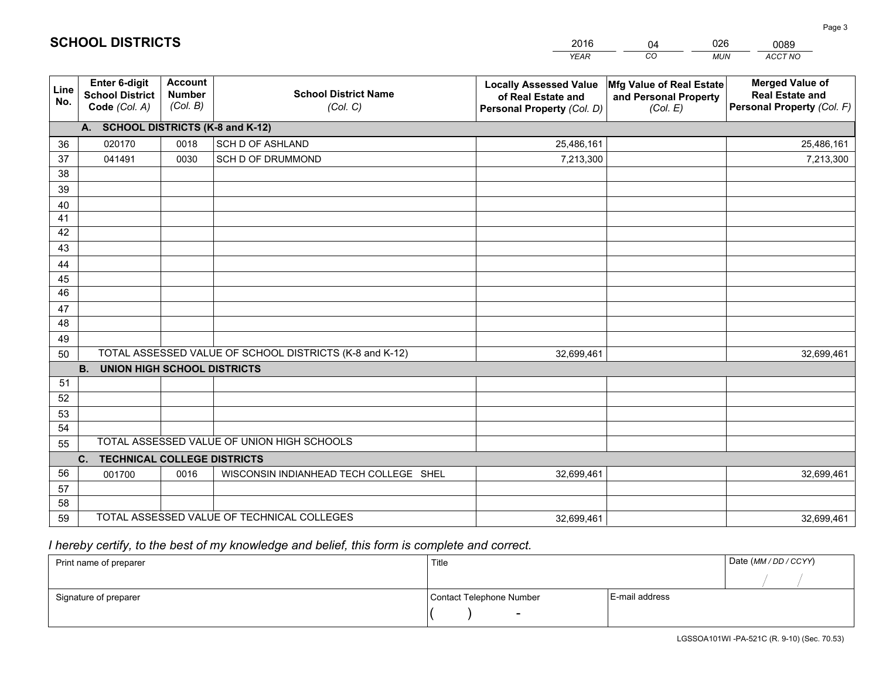# SCHOOL DISTRICTS

| 2016 | 04 | 026 | 0089 |
|---|---|---|---|
| *YEAR* | *CO* | *MUN* | *ACCT NO* |

| Line No. | Enter 6-digit School District Code *(Col. A)* | Account Number *(Col. B)* | School District Name *(Col. C)* | Locally Assessed Value of Real Estate and Personal Property *(Col. D)* | Mfg Value of Real Estate and Personal Property *(Col. E)* | Merged Value of Real Estate and Personal Property *(Col. F)* |
|---|---|---|---|---|---|---|
| | **A. SCHOOL DISTRICTS (K-8 and K-12)** | | | | | |
| 36 | 020170 | 0018 | SCH D OF ASHLAND | 25,486,161 | | 25,486,161 |
| 37 | 041491 | 0030 | SCH D OF DRUMMOND | 7,213,300 | | 7,213,300 |
| 38 | | | | | | |
| 39 | | | | | | |
| 40 | | | | | | |
| 41 | | | | | | |
| 42 | | | | | | |
| 43 | | | | | | |
| 44 | | | | | | |
| 45 | | | | | | |
| 46 | | | | | | |
| 47 | | | | | | |
| 48 | | | | | | |
| 49 | | | | | | |
| 50 | TOTAL ASSESSED VALUE OF SCHOOL DISTRICTS (K-8 and K-12) | | | 32,699,461 | | 32,699,461 |
| | **B. UNION HIGH SCHOOL DISTRICTS** | | | | | |
| 51 | | | | | | |
| 52 | | | | | | |
| 53 | | | | | | |
| 54 | | | | | | |
| 55 | TOTAL ASSESSED VALUE OF UNION HIGH SCHOOLS | | | | | |
| | **C. TECHNICAL COLLEGE DISTRICTS** | | | | | |
| 56 | 001700 | 0016 | WISCONSIN INDIANHEAD TECH COLLEGE SHEL | 32,699,461 | | 32,699,461 |
| 57 | | | | | | |
| 58 | | | | | | |
| 59 | TOTAL ASSESSED VALUE OF TECHNICAL COLLEGES | | | 32,699,461 | | 32,699,461 |

*I hereby certify, to the best of my knowledge and belief, this form is complete and correct.*

| Print name of preparer | Title | | Date *(MM / DD / CCYY)* |
|---|---|---|---|
| | | | / / |
| Signature of preparer | Contact Telephone Number | E-mail address | |
| | ( ) - | | |

LGSSOA101WI -PA-521C (R. 9-10) (Sec. 70.53)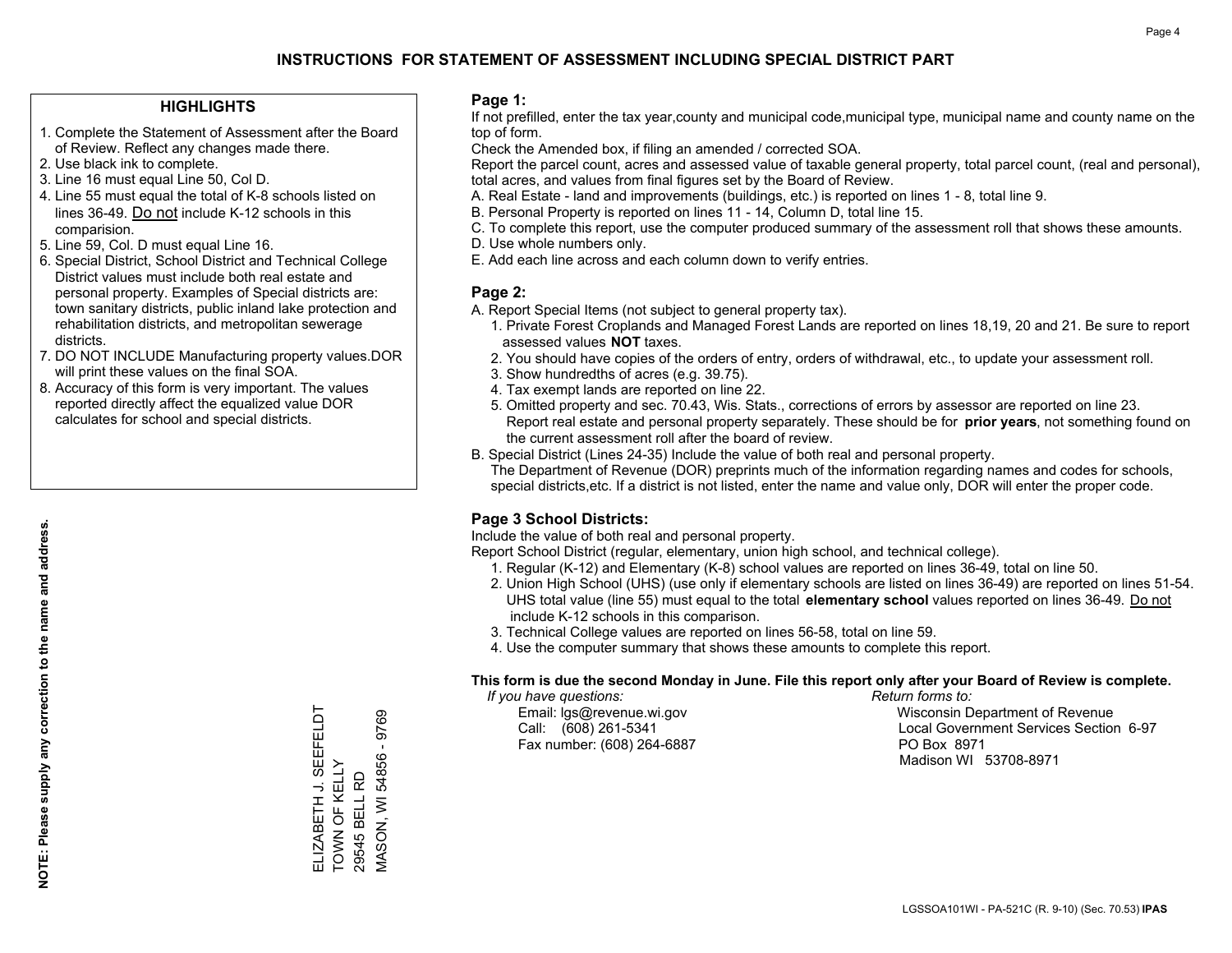# INSTRUCTIONS FOR STATEMENT OF ASSESSMENT INCLUDING SPECIAL DISTRICT PART

## HIGHLIGHTS

1. Complete the Statement of Assessment after the Board of Review. Reflect any changes made there.
2. Use black ink to complete.
3. Line 16 must equal Line 50, Col D.
4. Line 55 must equal the total of K-8 schools listed on lines 36-49. Do not include K-12 schools in this comparision.
5. Line 59, Col. D must equal Line 16.
6. Special District, School District and Technical College District values must include both real estate and personal property. Examples of Special districts are: town sanitary districts, public inland lake protection and rehabilitation districts, and metropolitan sewerage districts.
7. DO NOT INCLUDE Manufacturing property values.DOR will print these values on the final SOA.
8. Accuracy of this form is very important. The values reported directly affect the equalized value DOR calculates for school and special districts.

**NOTE: Please supply any correction to the name and address.**

ELIZABETH J. SEEFELDT
TOWN OF KELLY
29545 BELL RD
MASON, WI 54856 - 9769

## Page 1:

If not prefilled, enter the tax year,county and municipal code,municipal type, municipal name and county name on the top of form.

Check the Amended box, if filing an amended / corrected SOA.

Report the parcel count, acres and assessed value of taxable general property, total parcel count, (real and personal), total acres, and values from final figures set by the Board of Review.

A. Real Estate - land and improvements (buildings, etc.) is reported on lines 1 - 8, total line 9.
B. Personal Property is reported on lines 11 - 14, Column D, total line 15.
C. To complete this report, use the computer produced summary of the assessment roll that shows these amounts.
D. Use whole numbers only.
E. Add each line across and each column down to verify entries.

## Page 2:

A. Report Special Items (not subject to general property tax).
   1. Private Forest Croplands and Managed Forest Lands are reported on lines 18,19, 20 and 21. Be sure to report assessed values **NOT** taxes.
   2. You should have copies of the orders of entry, orders of withdrawal, etc., to update your assessment roll.
   3. Show hundredths of acres (e.g. 39.75).
   4. Tax exempt lands are reported on line 22.
   5. Omitted property and sec. 70.43, Wis. Stats., corrections of errors by assessor are reported on line 23. Report real estate and personal property separately. These should be for **prior years**, not something found on the current assessment roll after the board of review.

B. Special District (Lines 24-35) Include the value of both real and personal property.
   The Department of Revenue (DOR) preprints much of the information regarding names and codes for schools, special districts,etc. If a district is not listed, enter the name and value only, DOR will enter the proper code.

## Page 3 School Districts:

Include the value of both real and personal property.

Report School District (regular, elementary, union high school, and technical college).

1. Regular (K-12) and Elementary (K-8) school values are reported on lines 36-49, total on line 50.
2. Union High School (UHS) (use only if elementary schools are listed on lines 36-49) are reported on lines 51-54. UHS total value (line 55) must equal to the total **elementary school** values reported on lines 36-49. Do not include K-12 schools in this comparison.
3. Technical College values are reported on lines 56-58, total on line 59.
4. Use the computer summary that shows these amounts to complete this report.

**This form is due the second Monday in June. File this report only after your Board of Review is complete.**

*If you have questions:*
Email: lgs@revenue.wi.gov
Call: (608) 261-5341
Fax number: (608) 264-6887

*Return forms to:*
Wisconsin Department of Revenue
Local Government Services Section 6-97
PO Box 8971
Madison WI 53708-8971

LGSSOA101WI - PA-521C (R. 9-10) (Sec. 70.53) **IPAS**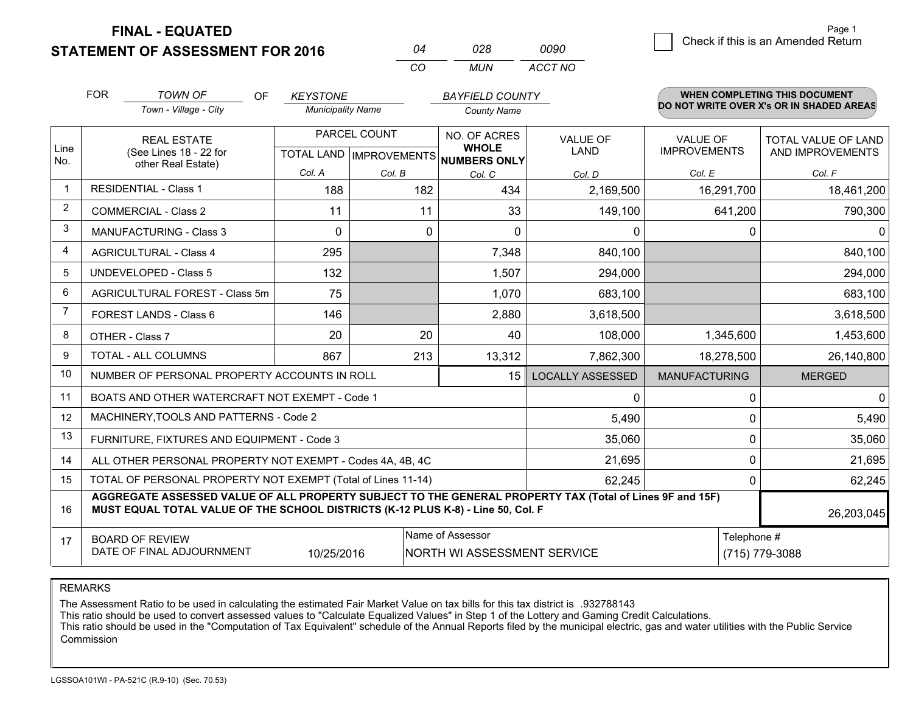**FINAL - EQUATED**

**STATEMENT OF ASSESSMENT FOR 2016**

| 04 | 028 | 0090 |
|---|---|---|
| CO | MUN | ACCT NO |

☐ Check if this is an Amended Return

Page 1

FOR *TOWN OF* (Town - Village - City) OF *KEYSTONE* (Municipality Name) *BAYFIELD COUNTY* (County Name)

**WHEN COMPLETING THIS DOCUMENT DO NOT WRITE OVER X's OR IN SHADED AREAS**

| Line No. | REAL ESTATE (See Lines 18 - 22 for other Real Estate) | PARCEL COUNT TOTAL LAND Col. A | PARCEL COUNT IMPROVEMENTS Col. B | NO. OF ACRES WHOLE NUMBERS ONLY Col. C | VALUE OF LAND Col. D | VALUE OF IMPROVEMENTS Col. E | TOTAL VALUE OF LAND AND IMPROVEMENTS Col. F |
|---|---|---|---|---|---|---|---|
| 1 | RESIDENTIAL - Class 1 | 188 | 182 | 434 | 2,169,500 | 16,291,700 | 18,461,200 |
| 2 | COMMERCIAL - Class 2 | 11 | 11 | 33 | 149,100 | 641,200 | 790,300 |
| 3 | MANUFACTURING - Class 3 | 0 | 0 | 0 | 0 | 0 | 0 |
| 4 | AGRICULTURAL - Class 4 | 295 | | 7,348 | 840,100 | | 840,100 |
| 5 | UNDEVELOPED - Class 5 | 132 | | 1,507 | 294,000 | | 294,000 |
| 6 | AGRICULTURAL FOREST - Class 5m | 75 | | 1,070 | 683,100 | | 683,100 |
| 7 | FOREST LANDS - Class 6 | 146 | | 2,880 | 3,618,500 | | 3,618,500 |
| 8 | OTHER - Class 7 | 20 | 20 | 40 | 108,000 | 1,345,600 | 1,453,600 |
| 9 | TOTAL - ALL COLUMNS | 867 | 213 | 13,312 | 7,862,300 | 18,278,500 | 26,140,800 |
| 10 | NUMBER OF PERSONAL PROPERTY ACCOUNTS IN ROLL | | | 15 | LOCALLY ASSESSED | MANUFACTURING | MERGED |
| 11 | BOATS AND OTHER WATERCRAFT NOT EXEMPT - Code 1 | | | | 0 | 0 | 0 |
| 12 | MACHINERY,TOOLS AND PATTERNS - Code 2 | | | | 5,490 | 0 | 5,490 |
| 13 | FURNITURE, FIXTURES AND EQUIPMENT - Code 3 | | | | 35,060 | 0 | 35,060 |
| 14 | ALL OTHER PERSONAL PROPERTY NOT EXEMPT - Codes 4A, 4B, 4C | | | | 21,695 | 0 | 21,695 |
| 15 | TOTAL OF PERSONAL PROPERTY NOT EXEMPT (Total of Lines 11-14) | | | | 62,245 | 0 | 62,245 |
| 16 | **AGGREGATE ASSESSED VALUE OF ALL PROPERTY SUBJECT TO THE GENERAL PROPERTY TAX (Total of Lines 9F and 15F) MUST EQUAL TOTAL VALUE OF THE SCHOOL DISTRICTS (K-12 PLUS K-8) - Line 50, Col. F** | | | | | | 26,203,045 |
| 17 | BOARD OF REVIEW DATE OF FINAL ADJOURNMENT | 10/25/2016 | Name of Assessor | NORTH WI ASSESSMENT SERVICE | | Telephone # | (715) 779-3088 |

REMARKS

The Assessment Ratio to be used in calculating the estimated Fair Market Value on tax bills for this tax district is .932788143
This ratio should be used to convert assessed values to "Calculate Equalized Values" in Step 1 of the Lottery and Gaming Credit Calculations.
This ratio should be used in the "Computation of Tax Equivalent" schedule of the Annual Reports filed by the municipal electric, gas and water utilities with the Public Service Commission

LGSSOA101WI - PA-521C (R.9-10) (Sec. 70.53)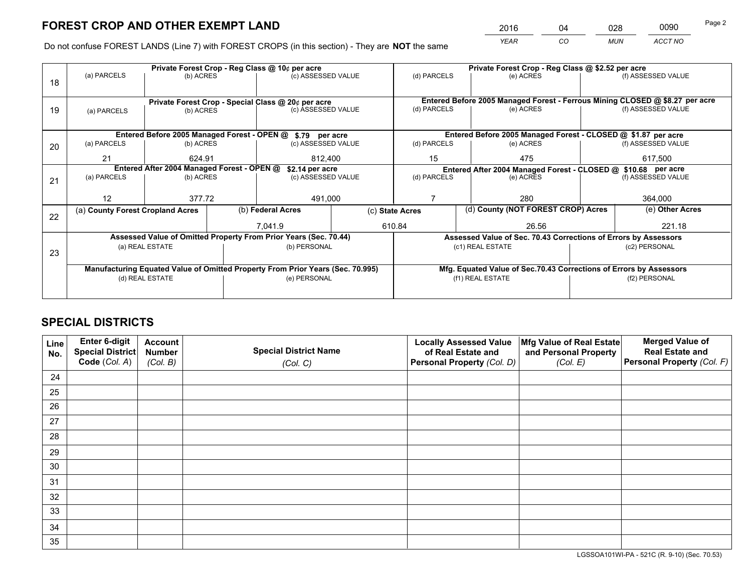# FOREST CROP AND OTHER EXEMPT LAND

| 2016 | 04 | 028 | 0090 |
|---|---|---|---|
| *YEAR* | *CO* | *MUN* | *ACCT NO* |

Do not confuse FOREST LANDS (Line 7) with FOREST CROPS (in this section) - They are **NOT** the same

| Line | Private Forest Crop - Reg Class @ 10¢ per acre | | | Private Forest Crop - Reg Class @ $2.52 per acre | | |
|---|---|---|---|---|---|---|
| | (a) PARCELS | (b) ACRES | (c) ASSESSED VALUE | (d) PARCELS | (e) ACRES | (f) ASSESSED VALUE |
| 18 | | | | | | |
| | **Private Forest Crop - Special Class @ 20¢ per acre** | | | **Entered Before 2005 Managed Forest - Ferrous Mining CLOSED @ $8.27 per acre** | | |
| | (a) PARCELS | (b) ACRES | (c) ASSESSED VALUE | (d) PARCELS | (e) ACRES | (f) ASSESSED VALUE |
| 19 | | | | | | |
| | **Entered Before 2005 Managed Forest - OPEN @ $.79 per acre** | | | **Entered Before 2005 Managed Forest - CLOSED @ $1.87 per acre** | | |
| | (a) PARCELS | (b) ACRES | (c) ASSESSED VALUE | (d) PARCELS | (e) ACRES | (f) ASSESSED VALUE |
| 20 | 21 | 624.91 | 812,400 | 15 | 475 | 617,500 |
| | **Entered After 2004 Managed Forest - OPEN @ $2.14 per acre** | | | **Entered After 2004 Managed Forest - CLOSED @ $10.68 per acre** | | |
| | (a) PARCELS | (b) ACRES | (c) ASSESSED VALUE | (d) PARCELS | (e) ACRES | (f) ASSESSED VALUE |
| 21 | 12 | 377.72 | 491,000 | 7 | 280 | 364,000 |

| Line | (a) County Forest Cropland Acres | (b) Federal Acres | (c) State Acres | (d) County (NOT FOREST CROP) Acres | (e) Other Acres |
|---|---|---|---|---|---|
| 22 | | 7,041.9 | 610.84 | 26.56 | 221.18 |

| Line | Assessed Value of Omitted Property From Prior Years (Sec. 70.44) | | Assessed Value of Sec. 70.43 Corrections of Errors by Assessors | |
|---|---|---|---|---|
| | (a) REAL ESTATE | (b) PERSONAL | (c1) REAL ESTATE | (c2) PERSONAL |
| 23 | | | | |
| | **Manufacturing Equated Value of Omitted Property From Prior Years (Sec. 70.995)** | | **Mfg. Equated Value of Sec.70.43 Corrections of Errors by Assessors** | |
| | (d) REAL ESTATE | (e) PERSONAL | (f1) REAL ESTATE | (f2) PERSONAL |
| | | | | |

# SPECIAL DISTRICTS

| Line No. | Enter 6-digit Special District Code (*Col. A*) | Account Number (*Col. B*) | Special District Name (*Col. C*) | Locally Assessed Value of Real Estate and Personal Property (*Col. D*) | Mfg Value of Real Estate and Personal Property (*Col. E*) | Merged Value of Real Estate and Personal Property (*Col. F*) |
|---|---|---|---|---|---|---|
| 24 | | | | | | |
| 25 | | | | | | |
| 26 | | | | | | |
| 27 | | | | | | |
| 28 | | | | | | |
| 29 | | | | | | |
| 30 | | | | | | |
| 31 | | | | | | |
| 32 | | | | | | |
| 33 | | | | | | |
| 34 | | | | | | |
| 35 | | | | | | |

LGSSOA101WI-PA - 521C (R. 9-10) (Sec. 70.53)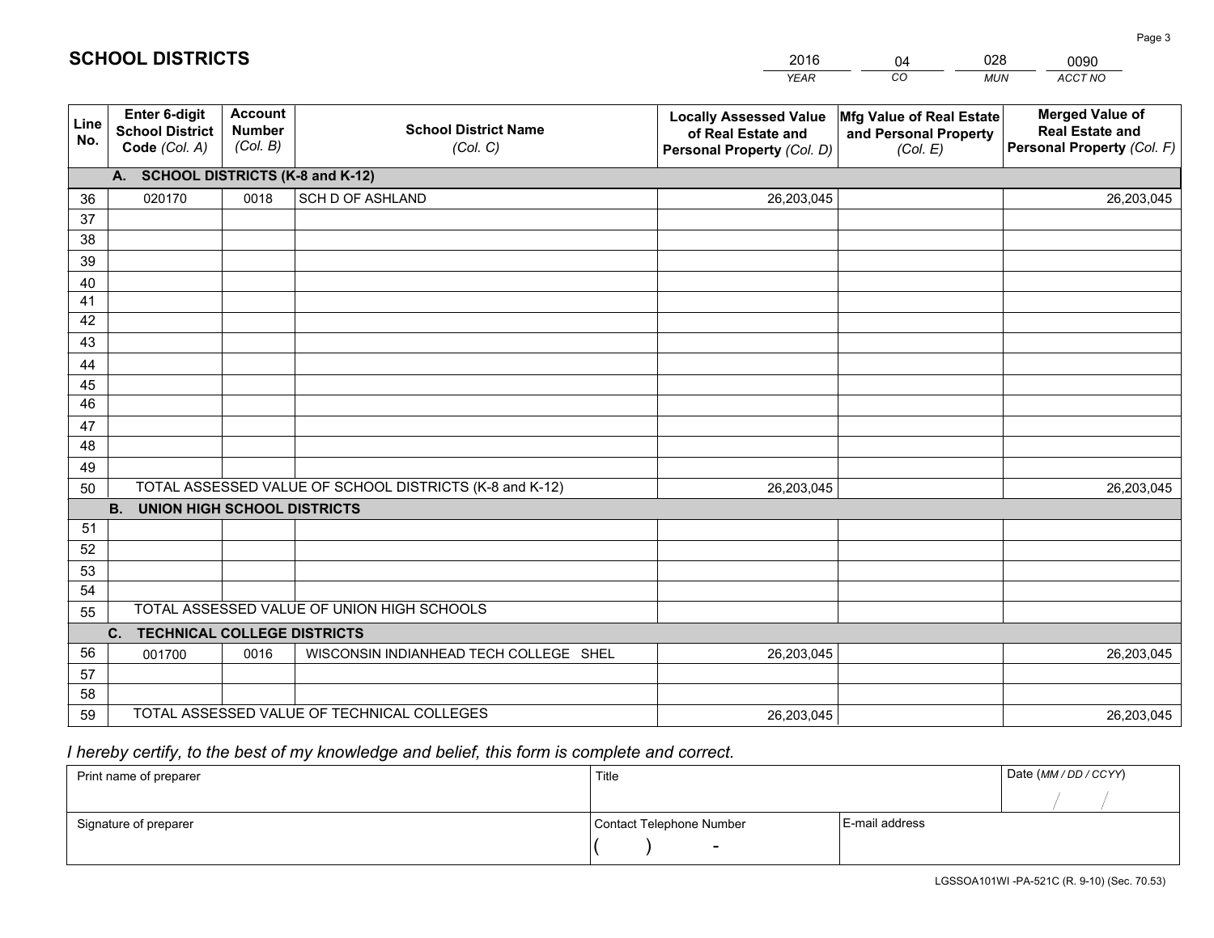# SCHOOL DISTRICTS

| 2016 | 04 | 028 | 0090 |
|---|---|---|---|
| *YEAR* | *CO* | *MUN* | *ACCT NO* |

| Line No. | Enter 6-digit School District Code *(Col. A)* | Account Number *(Col. B)* | School District Name *(Col. C)* | Locally Assessed Value of Real Estate and Personal Property *(Col. D)* | Mfg Value of Real Estate and Personal Property *(Col. E)* | Merged Value of Real Estate and Personal Property *(Col. F)* |
|---|---|---|---|---|---|---|
| **A. SCHOOL DISTRICTS (K-8 and K-12)** | | | | | | |
| 36 | 020170 | 0018 | SCH D OF ASHLAND | 26,203,045 | | 26,203,045 |
| 37 | | | | | | |
| 38 | | | | | | |
| 39 | | | | | | |
| 40 | | | | | | |
| 41 | | | | | | |
| 42 | | | | | | |
| 43 | | | | | | |
| 44 | | | | | | |
| 45 | | | | | | |
| 46 | | | | | | |
| 47 | | | | | | |
| 48 | | | | | | |
| 49 | | | | | | |
| 50 | TOTAL ASSESSED VALUE OF SCHOOL DISTRICTS (K-8 and K-12) | | | 26,203,045 | | 26,203,045 |
| **B. UNION HIGH SCHOOL DISTRICTS** | | | | | | |
| 51 | | | | | | |
| 52 | | | | | | |
| 53 | | | | | | |
| 54 | | | | | | |
| 55 | TOTAL ASSESSED VALUE OF UNION HIGH SCHOOLS | | | | | |
| **C. TECHNICAL COLLEGE DISTRICTS** | | | | | | |
| 56 | 001700 | 0016 | WISCONSIN INDIANHEAD TECH COLLEGE SHEL | 26,203,045 | | 26,203,045 |
| 57 | | | | | | |
| 58 | | | | | | |
| 59 | TOTAL ASSESSED VALUE OF TECHNICAL COLLEGES | | | 26,203,045 | | 26,203,045 |

*I hereby certify, to the best of my knowledge and belief, this form is complete and correct.*

| Print name of preparer | Title | | Date *(MM / DD / CCYY)* |
|---|---|---|---|
| | | | / / |
| Signature of preparer | Contact Telephone Number | E-mail address | |
| | ( ) - | | |

LGSSOA101WI -PA-521C (R. 9-10) (Sec. 70.53)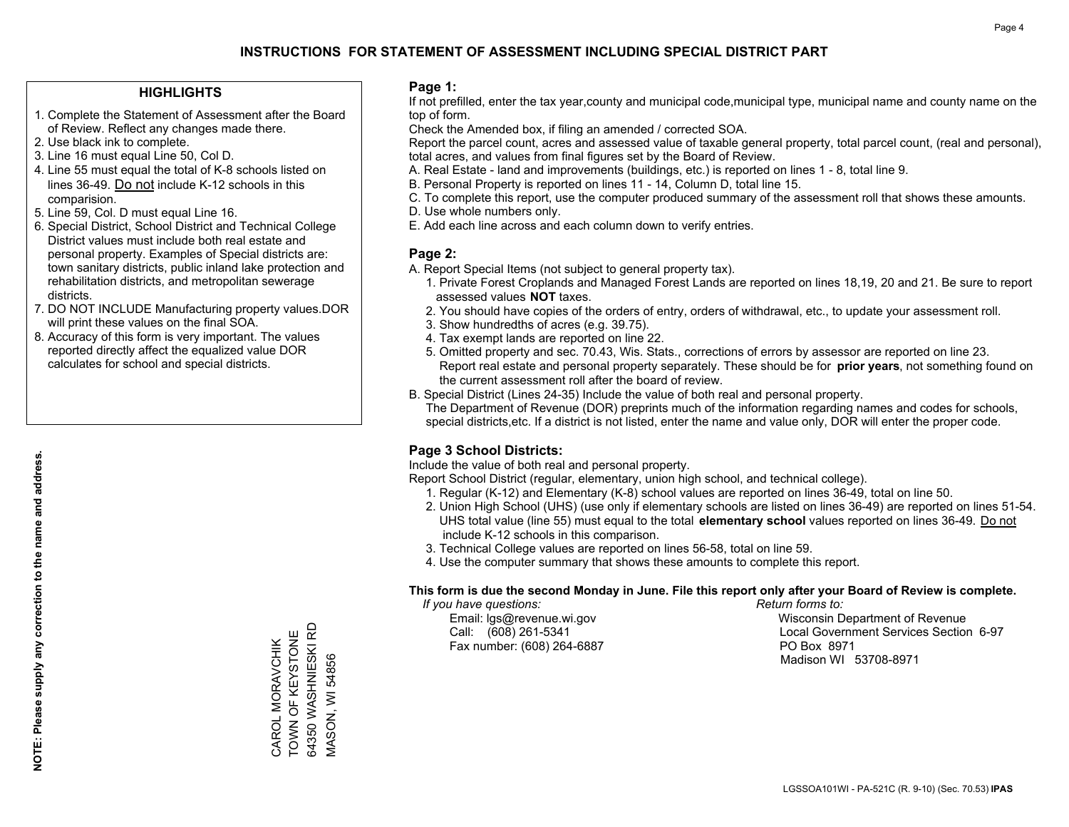# INSTRUCTIONS FOR STATEMENT OF ASSESSMENT INCLUDING SPECIAL DISTRICT PART

## HIGHLIGHTS

1. Complete the Statement of Assessment after the Board of Review. Reflect any changes made there.
2. Use black ink to complete.
3. Line 16 must equal Line 50, Col D.
4. Line 55 must equal the total of K-8 schools listed on lines 36-49. Do not include K-12 schools in this comparision.
5. Line 59, Col. D must equal Line 16.
6. Special District, School District and Technical College District values must include both real estate and personal property. Examples of Special districts are: town sanitary districts, public inland lake protection and rehabilitation districts, and metropolitan sewerage districts.
7. DO NOT INCLUDE Manufacturing property values.DOR will print these values on the final SOA.
8. Accuracy of this form is very important. The values reported directly affect the equalized value DOR calculates for school and special districts.

**NOTE: Please supply any correction to the name and address.**

CAROL MORAVCHIK
TOWN OF KEYSTONE
64350 WASHNIESKI RD
MASON, WI 54856

## Page 1:

If not prefilled, enter the tax year,county and municipal code,municipal type, municipal name and county name on the top of form.

Check the Amended box, if filing an amended / corrected SOA.

Report the parcel count, acres and assessed value of taxable general property, total parcel count, (real and personal), total acres, and values from final figures set by the Board of Review.

A. Real Estate - land and improvements (buildings, etc.) is reported on lines 1 - 8, total line 9.
B. Personal Property is reported on lines 11 - 14, Column D, total line 15.
C. To complete this report, use the computer produced summary of the assessment roll that shows these amounts.
D. Use whole numbers only.
E. Add each line across and each column down to verify entries.

## Page 2:

A. Report Special Items (not subject to general property tax).
   1. Private Forest Croplands and Managed Forest Lands are reported on lines 18,19, 20 and 21. Be sure to report assessed values **NOT** taxes.
   2. You should have copies of the orders of entry, orders of withdrawal, etc., to update your assessment roll.
   3. Show hundredths of acres (e.g. 39.75).
   4. Tax exempt lands are reported on line 22.
   5. Omitted property and sec. 70.43, Wis. Stats., corrections of errors by assessor are reported on line 23. Report real estate and personal property separately. These should be for **prior years**, not something found on the current assessment roll after the board of review.
B. Special District (Lines 24-35) Include the value of both real and personal property.
   The Department of Revenue (DOR) preprints much of the information regarding names and codes for schools, special districts,etc. If a district is not listed, enter the name and value only, DOR will enter the proper code.

## Page 3 School Districts:

Include the value of both real and personal property.

Report School District (regular, elementary, union high school, and technical college).

1. Regular (K-12) and Elementary (K-8) school values are reported on lines 36-49, total on line 50.
2. Union High School (UHS) (use only if elementary schools are listed on lines 36-49) are reported on lines 51-54. UHS total value (line 55) must equal to the total **elementary school** values reported on lines 36-49. Do not include K-12 schools in this comparison.
3. Technical College values are reported on lines 56-58, total on line 59.
4. Use the computer summary that shows these amounts to complete this report.

**This form is due the second Monday in June. File this report only after your Board of Review is complete.**

*If you have questions:*
Email: lgs@revenue.wi.gov
Call: (608) 261-5341
Fax number: (608) 264-6887

*Return forms to:*
Wisconsin Department of Revenue
Local Government Services Section 6-97
PO Box 8971
Madison WI 53708-8971

LGSSOA101WI - PA-521C (R. 9-10) (Sec. 70.53) **IPAS**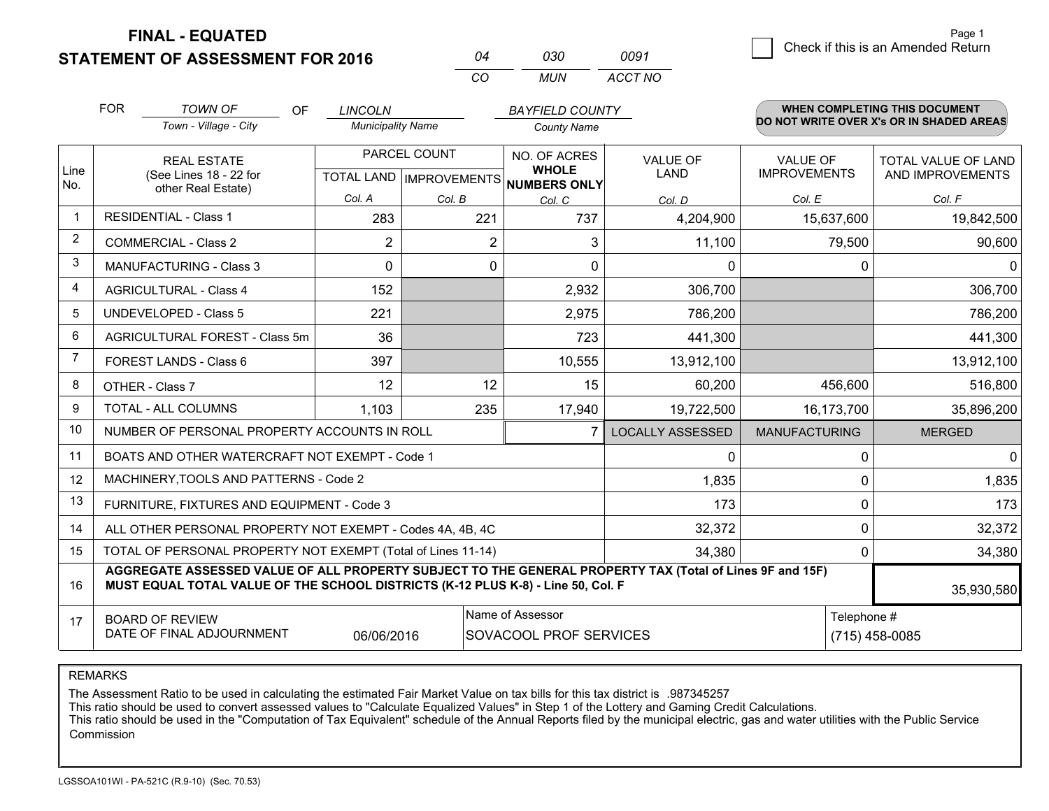**FINAL - EQUATED**
**STATEMENT OF ASSESSMENT FOR 2016**

| 04 | 030 | 0091 |
|---|---|---|
| CO | MUN | ACCT NO |

Page 1

☐ Check if this is an Amended Return

FOR *TOWN OF* (Town - Village - City) OF *LINCOLN* (Municipality Name) *BAYFIELD COUNTY* (County Name)

**WHEN COMPLETING THIS DOCUMENT DO NOT WRITE OVER X's OR IN SHADED AREAS**

| Line No. | REAL ESTATE (See Lines 18 - 22 for other Real Estate) | PARCEL COUNT | | NO. OF ACRES WHOLE NUMBERS ONLY | VALUE OF LAND | VALUE OF IMPROVEMENTS | TOTAL VALUE OF LAND AND IMPROVEMENTS |
|---|---|---|---|---|---|---|---|
| | | TOTAL LAND | IMPROVEMENTS | | | | |
| | | Col. A | Col. B | Col. C | Col. D | Col. E | Col. F |
| 1 | RESIDENTIAL - Class 1 | 283 | 221 | 737 | 4,204,900 | 15,637,600 | 19,842,500 |
| 2 | COMMERCIAL - Class 2 | 2 | 2 | 3 | 11,100 | 79,500 | 90,600 |
| 3 | MANUFACTURING - Class 3 | 0 | 0 | 0 | 0 | 0 | 0 |
| 4 | AGRICULTURAL - Class 4 | 152 | | 2,932 | 306,700 | | 306,700 |
| 5 | UNDEVELOPED - Class 5 | 221 | | 2,975 | 786,200 | | 786,200 |
| 6 | AGRICULTURAL FOREST - Class 5m | 36 | | 723 | 441,300 | | 441,300 |
| 7 | FOREST LANDS - Class 6 | 397 | | 10,555 | 13,912,100 | | 13,912,100 |
| 8 | OTHER - Class 7 | 12 | 12 | 15 | 60,200 | 456,600 | 516,800 |
| 9 | TOTAL - ALL COLUMNS | 1,103 | 235 | 17,940 | 19,722,500 | 16,173,700 | 35,896,200 |
| 10 | NUMBER OF PERSONAL PROPERTY ACCOUNTS IN ROLL | | | 7 | LOCALLY ASSESSED | MANUFACTURING | MERGED |
| 11 | BOATS AND OTHER WATERCRAFT NOT EXEMPT - Code 1 | | | | 0 | 0 | 0 |
| 12 | MACHINERY,TOOLS AND PATTERNS - Code 2 | | | | 1,835 | 0 | 1,835 |
| 13 | FURNITURE, FIXTURES AND EQUIPMENT - Code 3 | | | | 173 | 0 | 173 |
| 14 | ALL OTHER PERSONAL PROPERTY NOT EXEMPT - Codes 4A, 4B, 4C | | | | 32,372 | 0 | 32,372 |
| 15 | TOTAL OF PERSONAL PROPERTY NOT EXEMPT (Total of Lines 11-14) | | | | 34,380 | 0 | 34,380 |
| 16 | **AGGREGATE ASSESSED VALUE OF ALL PROPERTY SUBJECT TO THE GENERAL PROPERTY TAX (Total of Lines 9F and 15F) MUST EQUAL TOTAL VALUE OF THE SCHOOL DISTRICTS (K-12 PLUS K-8) - Line 50, Col. F** | | | | | | 35,930,580 |
| 17 | BOARD OF REVIEW DATE OF FINAL ADJOURNMENT | 06/06/2016 | | Name of Assessor: SOVACOOL PROF SERVICES | | Telephone #: (715) 458-0085 | |

REMARKS

The Assessment Ratio to be used in calculating the estimated Fair Market Value on tax bills for this tax district is .987345257
This ratio should be used to convert assessed values to "Calculate Equalized Values" in Step 1 of the Lottery and Gaming Credit Calculations.
This ratio should be used in the "Computation of Tax Equivalent" schedule of the Annual Reports filed by the municipal electric, gas and water utilities with the Public Service Commission

LGSSOA101WI - PA-521C (R.9-10) (Sec. 70.53)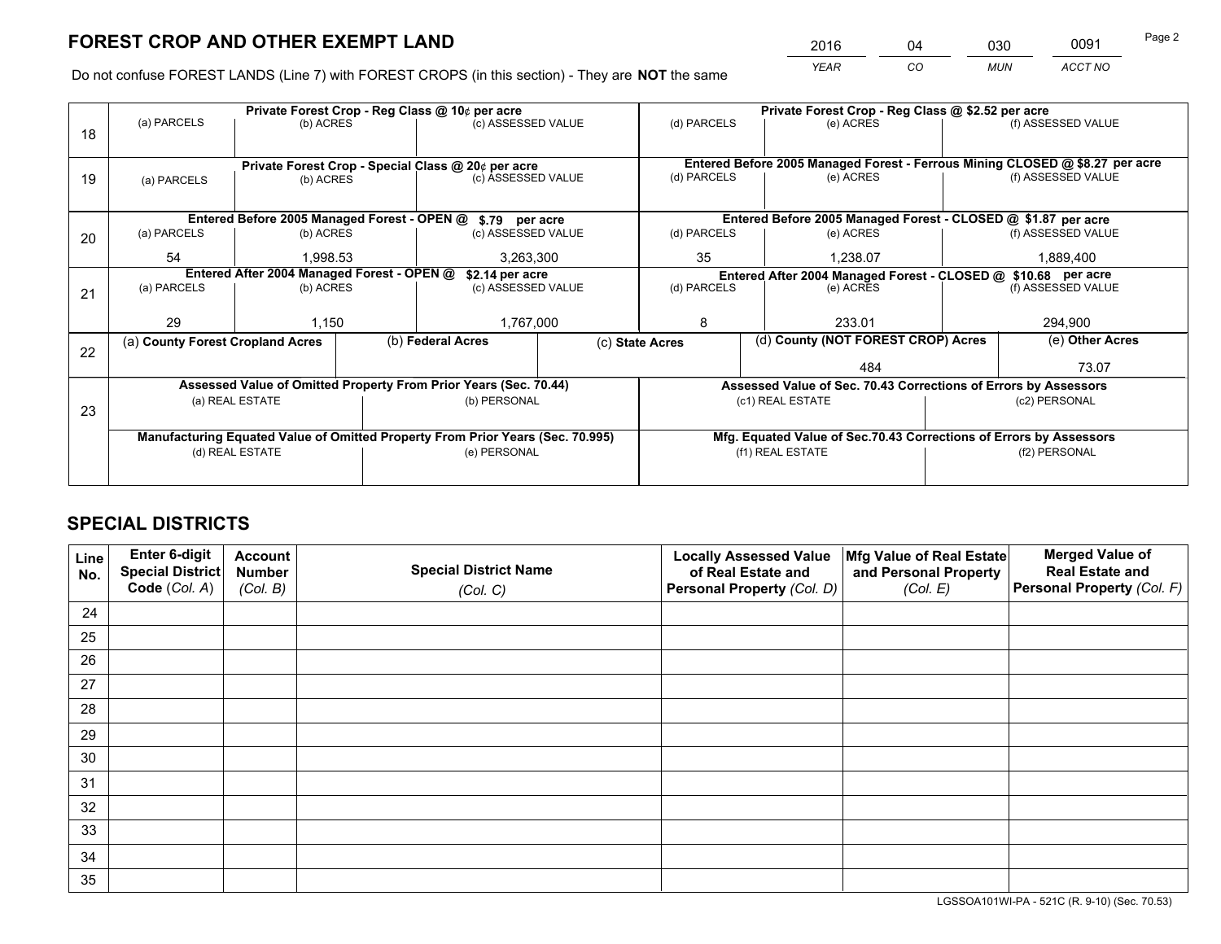# FOREST CROP AND OTHER EXEMPT LAND

| 2016 | 04 | 030 | 0091 |
|---|---|---|---|
| *YEAR* | *CO* | *MUN* | *ACCT NO* |

Do not confuse FOREST LANDS (Line 7) with FOREST CROPS (in this section) - They are **NOT** the same

| Line | Private Forest Crop - Reg Class @ 10¢ per acre | | | Private Forest Crop - Reg Class @ $2.52 per acre | | |
|---|---|---|---|---|---|---|
| | (a) PARCELS | (b) ACRES | (c) ASSESSED VALUE | (d) PARCELS | (e) ACRES | (f) ASSESSED VALUE |
| 18 | | | | | | |
| | **Private Forest Crop - Special Class @ 20¢ per acre** | | | **Entered Before 2005 Managed Forest - Ferrous Mining CLOSED @ $8.27 per acre** | | |
| 19 | (a) PARCELS | (b) ACRES | (c) ASSESSED VALUE | (d) PARCELS | (e) ACRES | (f) ASSESSED VALUE |
| | | | | | | |
| | **Entered Before 2005 Managed Forest - OPEN @ $.79 per acre** | | | **Entered Before 2005 Managed Forest - CLOSED @ $1.87 per acre** | | |
| 20 | (a) PARCELS | (b) ACRES | (c) ASSESSED VALUE | (d) PARCELS | (e) ACRES | (f) ASSESSED VALUE |
| | 54 | 1,998.53 | 3,263,300 | 35 | 1,238.07 | 1,889,400 |
| | **Entered After 2004 Managed Forest - OPEN @ $2.14 per acre** | | | **Entered After 2004 Managed Forest - CLOSED @ $10.68 per acre** | | |
| 21 | (a) PARCELS | (b) ACRES | (c) ASSESSED VALUE | (d) PARCELS | (e) ACRES | (f) ASSESSED VALUE |
| | 29 | 1,150 | 1,767,000 | 8 | 233.01 | 294,900 |

| Line | (a) County Forest Cropland Acres | (b) Federal Acres | (c) State Acres | (d) County (NOT FOREST CROP) Acres | (e) Other Acres |
|---|---|---|---|---|---|
| 22 | | | | 484 | 73.07 |

| Line | Assessed Value of Omitted Property From Prior Years (Sec. 70.44) | | Assessed Value of Sec. 70.43 Corrections of Errors by Assessors | |
|---|---|---|---|---|
| 23 | (a) REAL ESTATE | (b) PERSONAL | (c1) REAL ESTATE | (c2) PERSONAL |
| | | | | |
| | **Manufacturing Equated Value of Omitted Property From Prior Years (Sec. 70.995)** | | **Mfg. Equated Value of Sec.70.43 Corrections of Errors by Assessors** | |
| | (d) REAL ESTATE | (e) PERSONAL | (f1) REAL ESTATE | (f2) PERSONAL |
| | | | | |

# SPECIAL DISTRICTS

| Line No. | Enter 6-digit Special District Code (*Col. A*) | Account Number (*Col. B*) | Special District Name (*Col. C*) | Locally Assessed Value of Real Estate and Personal Property (*Col. D*) | Mfg Value of Real Estate and Personal Property (*Col. E*) | Merged Value of Real Estate and Personal Property (*Col. F*) |
|---|---|---|---|---|---|---|
| 24 | | | | | | |
| 25 | | | | | | |
| 26 | | | | | | |
| 27 | | | | | | |
| 28 | | | | | | |
| 29 | | | | | | |
| 30 | | | | | | |
| 31 | | | | | | |
| 32 | | | | | | |
| 33 | | | | | | |
| 34 | | | | | | |
| 35 | | | | | | |

LGSSOA101WI-PA - 521C (R. 9-10) (Sec. 70.53)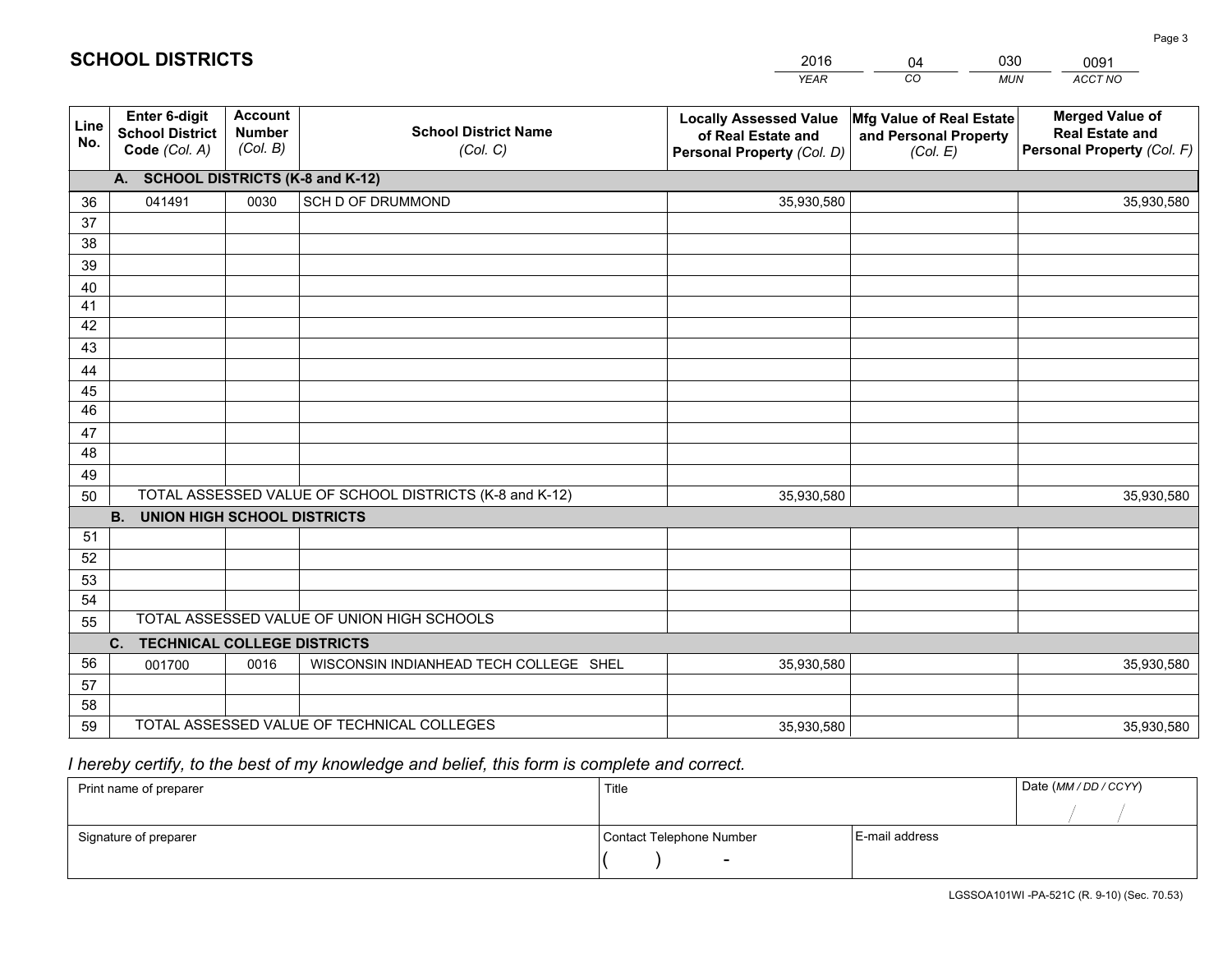# SCHOOL DISTRICTS

| 2016 | 04 | 030 | 0091 |
|---|---|---|---|
| *YEAR* | *CO* | *MUN* | *ACCT NO* |

| Line No. | Enter 6-digit School District Code *(Col. A)* | Account Number *(Col. B)* | School District Name *(Col. C)* | Locally Assessed Value of Real Estate and Personal Property *(Col. D)* | Mfg Value of Real Estate and Personal Property *(Col. E)* | Merged Value of Real Estate and Personal Property *(Col. F)* |
|---|---|---|---|---|---|---|
| **A. SCHOOL DISTRICTS (K-8 and K-12)** | | | | | | |
| 36 | 041491 | 0030 | SCH D OF DRUMMOND | 35,930,580 | | 35,930,580 |
| 37 | | | | | | |
| 38 | | | | | | |
| 39 | | | | | | |
| 40 | | | | | | |
| 41 | | | | | | |
| 42 | | | | | | |
| 43 | | | | | | |
| 44 | | | | | | |
| 45 | | | | | | |
| 46 | | | | | | |
| 47 | | | | | | |
| 48 | | | | | | |
| 49 | | | | | | |
| 50 | TOTAL ASSESSED VALUE OF SCHOOL DISTRICTS (K-8 and K-12) | | | 35,930,580 | | 35,930,580 |
| **B. UNION HIGH SCHOOL DISTRICTS** | | | | | | |
| 51 | | | | | | |
| 52 | | | | | | |
| 53 | | | | | | |
| 54 | | | | | | |
| 55 | TOTAL ASSESSED VALUE OF UNION HIGH SCHOOLS | | | | | |
| **C. TECHNICAL COLLEGE DISTRICTS** | | | | | | |
| 56 | 001700 | 0016 | WISCONSIN INDIANHEAD TECH COLLEGE SHEL | 35,930,580 | | 35,930,580 |
| 57 | | | | | | |
| 58 | | | | | | |
| 59 | TOTAL ASSESSED VALUE OF TECHNICAL COLLEGES | | | 35,930,580 | | 35,930,580 |

*I hereby certify, to the best of my knowledge and belief, this form is complete and correct.*

| Print name of preparer | Title | | Date *(MM / DD / CCYY)* |
|---|---|---|---|
| | | | / / |
| Signature of preparer | Contact Telephone Number | E-mail address | |
| | ( ) - | | |

LGSSOA101WI -PA-521C (R. 9-10) (Sec. 70.53)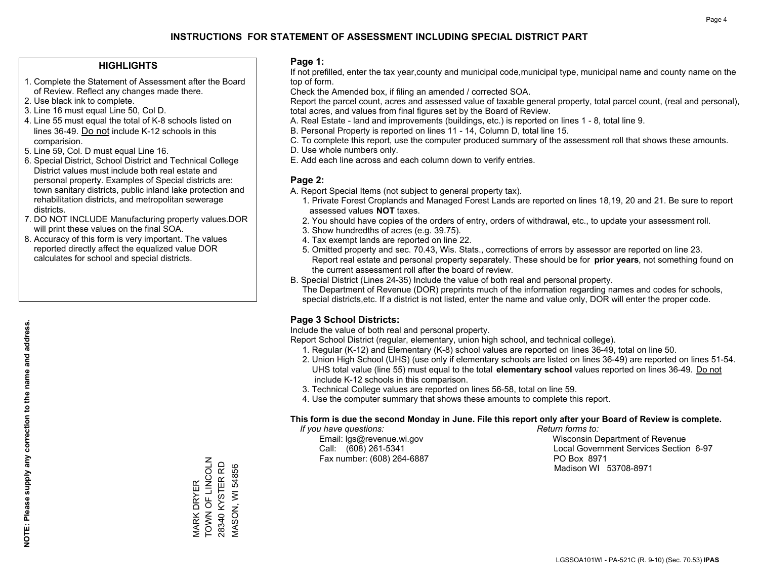# INSTRUCTIONS FOR STATEMENT OF ASSESSMENT INCLUDING SPECIAL DISTRICT PART

## HIGHLIGHTS

1. Complete the Statement of Assessment after the Board of Review. Reflect any changes made there.
2. Use black ink to complete.
3. Line 16 must equal Line 50, Col D.
4. Line 55 must equal the total of K-8 schools listed on lines 36-49. Do not include K-12 schools in this comparision.
5. Line 59, Col. D must equal Line 16.
6. Special District, School District and Technical College District values must include both real estate and personal property. Examples of Special districts are: town sanitary districts, public inland lake protection and rehabilitation districts, and metropolitan sewerage districts.
7. DO NOT INCLUDE Manufacturing property values.DOR will print these values on the final SOA.
8. Accuracy of this form is very important. The values reported directly affect the equalized value DOR calculates for school and special districts.

**NOTE: Please supply any correction to the name and address.**

MARK DRYER
TOWN OF LINCOLN
28340 KYSTER RD
MASON, WI 54856

## Page 1:

If not prefilled, enter the tax year,county and municipal code,municipal type, municipal name and county name on the top of form.

Check the Amended box, if filing an amended / corrected SOA.

Report the parcel count, acres and assessed value of taxable general property, total parcel count, (real and personal), total acres, and values from final figures set by the Board of Review.

A. Real Estate - land and improvements (buildings, etc.) is reported on lines 1 - 8, total line 9.
B. Personal Property is reported on lines 11 - 14, Column D, total line 15.
C. To complete this report, use the computer produced summary of the assessment roll that shows these amounts.
D. Use whole numbers only.
E. Add each line across and each column down to verify entries.

## Page 2:

A. Report Special Items (not subject to general property tax).
1. Private Forest Croplands and Managed Forest Lands are reported on lines 18,19, 20 and 21. Be sure to report assessed values **NOT** taxes.
2. You should have copies of the orders of entry, orders of withdrawal, etc., to update your assessment roll.
3. Show hundredths of acres (e.g. 39.75).
4. Tax exempt lands are reported on line 22.
5. Omitted property and sec. 70.43, Wis. Stats., corrections of errors by assessor are reported on line 23. Report real estate and personal property separately. These should be for **prior years**, not something found on the current assessment roll after the board of review.

B. Special District (Lines 24-35) Include the value of both real and personal property.
The Department of Revenue (DOR) preprints much of the information regarding names and codes for schools, special districts,etc. If a district is not listed, enter the name and value only, DOR will enter the proper code.

## Page 3 School Districts:

Include the value of both real and personal property.

Report School District (regular, elementary, union high school, and technical college).

1. Regular (K-12) and Elementary (K-8) school values are reported on lines 36-49, total on line 50.
2. Union High School (UHS) (use only if elementary schools are listed on lines 36-49) are reported on lines 51-54. UHS total value (line 55) must equal to the total **elementary school** values reported on lines 36-49. Do not include K-12 schools in this comparison.
3. Technical College values are reported on lines 56-58, total on line 59.
4. Use the computer summary that shows these amounts to complete this report.

**This form is due the second Monday in June. File this report only after your Board of Review is complete.**

*If you have questions:*
Email: lgs@revenue.wi.gov
Call: (608) 261-5341
Fax number: (608) 264-6887

*Return forms to:*
Wisconsin Department of Revenue
Local Government Services Section 6-97
PO Box 8971
Madison WI 53708-8971

LGSSOA101WI - PA-521C (R. 9-10) (Sec. 70.53) **IPAS**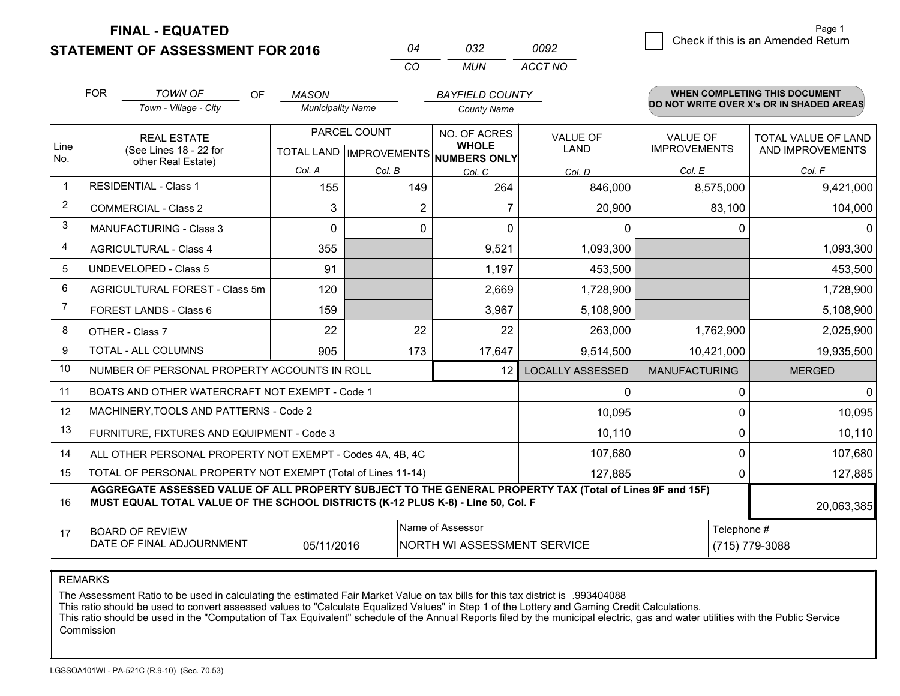**FINAL - EQUATED**

**STATEMENT OF ASSESSMENT FOR 2016**

| 04 | 032 | 0092 |
|---|---|---|
| CO | MUN | ACCT NO |

Page 1

☐ Check if this is an Amended Return

FOR *TOWN OF* (Town - Village - City) OF *MASON* (Municipality Name) *BAYFIELD COUNTY* (County Name)

**WHEN COMPLETING THIS DOCUMENT DO NOT WRITE OVER X's OR IN SHADED AREAS**

| Line No. | REAL ESTATE (See Lines 18 - 22 for other Real Estate) | PARCEL COUNT | | NO. OF ACRES **WHOLE NUMBERS ONLY** | VALUE OF LAND | VALUE OF IMPROVEMENTS | TOTAL VALUE OF LAND AND IMPROVEMENTS |
|---|---|---|---|---|---|---|---|
| | | TOTAL LAND | IMPROVEMENTS | | | | |
| | | Col. A | Col. B | Col. C | Col. D | Col. E | Col. F |
| 1 | RESIDENTIAL - Class 1 | 155 | 149 | 264 | 846,000 | 8,575,000 | 9,421,000 |
| 2 | COMMERCIAL - Class 2 | 3 | 2 | 7 | 20,900 | 83,100 | 104,000 |
| 3 | MANUFACTURING - Class 3 | 0 | 0 | 0 | 0 | 0 | 0 |
| 4 | AGRICULTURAL - Class 4 | 355 | | 9,521 | 1,093,300 | | 1,093,300 |
| 5 | UNDEVELOPED - Class 5 | 91 | | 1,197 | 453,500 | | 453,500 |
| 6 | AGRICULTURAL FOREST - Class 5m | 120 | | 2,669 | 1,728,900 | | 1,728,900 |
| 7 | FOREST LANDS - Class 6 | 159 | | 3,967 | 5,108,900 | | 5,108,900 |
| 8 | OTHER - Class 7 | 22 | 22 | 22 | 263,000 | 1,762,900 | 2,025,900 |
| 9 | TOTAL - ALL COLUMNS | 905 | 173 | 17,647 | 9,514,500 | 10,421,000 | 19,935,500 |
| 10 | NUMBER OF PERSONAL PROPERTY ACCOUNTS IN ROLL | | | 12 | LOCALLY ASSESSED | MANUFACTURING | MERGED |
| 11 | BOATS AND OTHER WATERCRAFT NOT EXEMPT - Code 1 | | | | 0 | 0 | 0 |
| 12 | MACHINERY,TOOLS AND PATTERNS - Code 2 | | | | 10,095 | 0 | 10,095 |
| 13 | FURNITURE, FIXTURES AND EQUIPMENT - Code 3 | | | | 10,110 | 0 | 10,110 |
| 14 | ALL OTHER PERSONAL PROPERTY NOT EXEMPT - Codes 4A, 4B, 4C | | | | 107,680 | 0 | 107,680 |
| 15 | TOTAL OF PERSONAL PROPERTY NOT EXEMPT (Total of Lines 11-14) | | | | 127,885 | 0 | 127,885 |
| 16 | **AGGREGATE ASSESSED VALUE OF ALL PROPERTY SUBJECT TO THE GENERAL PROPERTY TAX (Total of Lines 9F and 15F) MUST EQUAL TOTAL VALUE OF THE SCHOOL DISTRICTS (K-12 PLUS K-8) - Line 50, Col. F** | | | | | | 20,063,385 |
| 17 | BOARD OF REVIEW DATE OF FINAL ADJOURNMENT | 05/11/2016 | | Name of Assessor: NORTH WI ASSESSMENT SERVICE | | | Telephone #: (715) 779-3088 |

REMARKS

The Assessment Ratio to be used in calculating the estimated Fair Market Value on tax bills for this tax district is .993404088
This ratio should be used to convert assessed values to "Calculate Equalized Values" in Step 1 of the Lottery and Gaming Credit Calculations.
This ratio should be used in the "Computation of Tax Equivalent" schedule of the Annual Reports filed by the municipal electric, gas and water utilities with the Public Service Commission

LGSSOA101WI - PA-521C (R.9-10) (Sec. 70.53)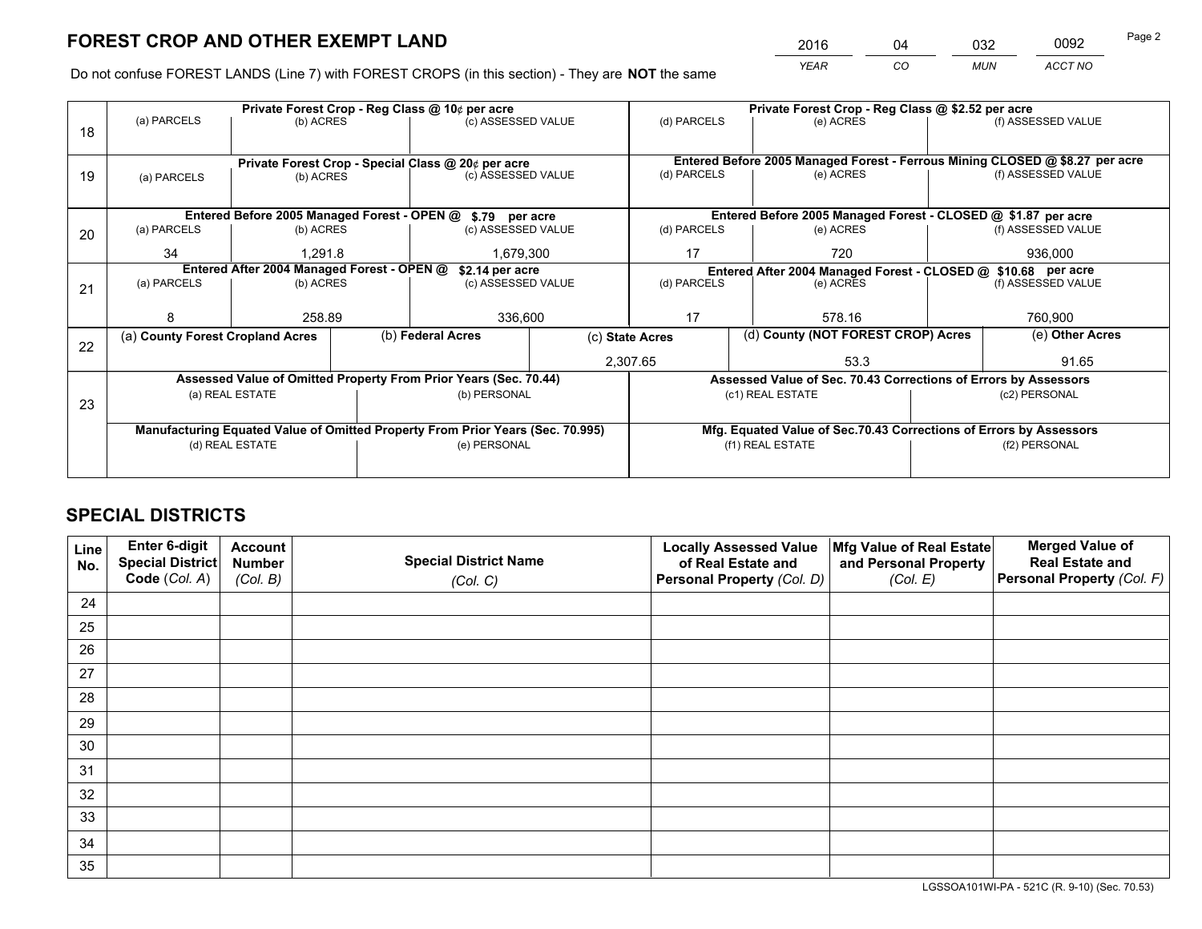# FOREST CROP AND OTHER EXEMPT LAND

| 2016 | 04 | 032 | 0092 |
|---|---|---|---|
| *YEAR* | *CO* | *MUN* | *ACCT NO* |

Do not confuse FOREST LANDS (Line 7) with FOREST CROPS (in this section) - They are **NOT** the same

| Line | Private Forest Crop - Reg Class @ 10¢ per acre | | | Private Forest Crop - Reg Class @ $2.52 per acre | | |
|---|---|---|---|---|---|---|
| | (a) PARCELS | (b) ACRES | (c) ASSESSED VALUE | (d) PARCELS | (e) ACRES | (f) ASSESSED VALUE |
| 18 | | | | | | |
| | **Private Forest Crop - Special Class @ 20¢ per acre** | | | **Entered Before 2005 Managed Forest - Ferrous Mining CLOSED @ $8.27 per acre** | | |
| | (a) PARCELS | (b) ACRES | (c) ASSESSED VALUE | (d) PARCELS | (e) ACRES | (f) ASSESSED VALUE |
| 19 | | | | | | |
| | **Entered Before 2005 Managed Forest - OPEN @ $.79 per acre** | | | **Entered Before 2005 Managed Forest - CLOSED @ $1.87 per acre** | | |
| | (a) PARCELS | (b) ACRES | (c) ASSESSED VALUE | (d) PARCELS | (e) ACRES | (f) ASSESSED VALUE |
| 20 | 34 | 1,291.8 | 1,679,300 | 17 | 720 | 936,000 |
| | **Entered After 2004 Managed Forest - OPEN @ $2.14 per acre** | | | **Entered After 2004 Managed Forest - CLOSED @ $10.68 per acre** | | |
| | (a) PARCELS | (b) ACRES | (c) ASSESSED VALUE | (d) PARCELS | (e) ACRES | (f) ASSESSED VALUE |
| 21 | 8 | 258.89 | 336,600 | 17 | 578.16 | 760,900 |

| Line | (a) County Forest Cropland Acres | (b) Federal Acres | (c) State Acres | (d) County (NOT FOREST CROP) Acres | (e) Other Acres |
|---|---|---|---|---|---|
| 22 | | | 2,307.65 | 53.3 | 91.65 |

| Line | Assessed Value of Omitted Property From Prior Years (Sec. 70.44) | | Assessed Value of Sec. 70.43 Corrections of Errors by Assessors | |
|---|---|---|---|---|
| 23 | (a) REAL ESTATE | (b) PERSONAL | (c1) REAL ESTATE | (c2) PERSONAL |
| | | | | |
| | **Manufacturing Equated Value of Omitted Property From Prior Years (Sec. 70.995)** | | **Mfg. Equated Value of Sec.70.43 Corrections of Errors by Assessors** | |
| | (d) REAL ESTATE | (e) PERSONAL | (f1) REAL ESTATE | (f2) PERSONAL |
| | | | | |

# SPECIAL DISTRICTS

| Line No. | Enter 6-digit Special District Code (*Col. A*) | Account Number (*Col. B*) | Special District Name (*Col. C*) | Locally Assessed Value of Real Estate and Personal Property (*Col. D*) | Mfg Value of Real Estate and Personal Property (*Col. E*) | Merged Value of Real Estate and Personal Property (*Col. F*) |
|---|---|---|---|---|---|---|
| 24 | | | | | | |
| 25 | | | | | | |
| 26 | | | | | | |
| 27 | | | | | | |
| 28 | | | | | | |
| 29 | | | | | | |
| 30 | | | | | | |
| 31 | | | | | | |
| 32 | | | | | | |
| 33 | | | | | | |
| 34 | | | | | | |
| 35 | | | | | | |

LGSSOA101WI-PA - 521C (R. 9-10) (Sec. 70.53)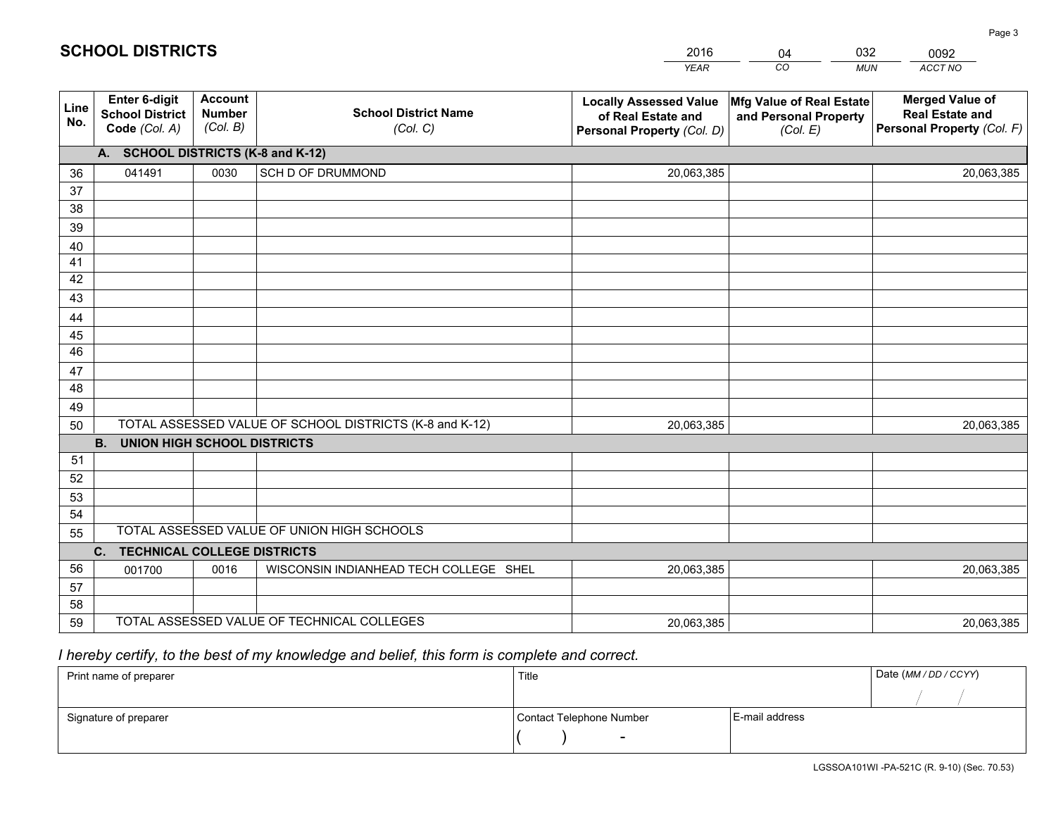## SCHOOL DISTRICTS

| 2016 | 04 | 032 | 0092 |
|---|---|---|---|
| *YEAR* | *CO* | *MUN* | *ACCT NO* |

| Line No. | Enter 6-digit School District Code *(Col. A)* | Account Number *(Col. B)* | School District Name *(Col. C)* | Locally Assessed Value of Real Estate and Personal Property *(Col. D)* | Mfg Value of Real Estate and Personal Property *(Col. E)* | Merged Value of Real Estate and Personal Property *(Col. F)* |
|---|---|---|---|---|---|---|
| | **A. SCHOOL DISTRICTS (K-8 and K-12)** | | | | | |
| 36 | 041491 | 0030 | SCH D OF DRUMMOND | 20,063,385 | | 20,063,385 |
| 37 | | | | | | |
| 38 | | | | | | |
| 39 | | | | | | |
| 40 | | | | | | |
| 41 | | | | | | |
| 42 | | | | | | |
| 43 | | | | | | |
| 44 | | | | | | |
| 45 | | | | | | |
| 46 | | | | | | |
| 47 | | | | | | |
| 48 | | | | | | |
| 49 | | | | | | |
| 50 | TOTAL ASSESSED VALUE OF SCHOOL DISTRICTS (K-8 and K-12) | | | 20,063,385 | | 20,063,385 |
| | **B. UNION HIGH SCHOOL DISTRICTS** | | | | | |
| 51 | | | | | | |
| 52 | | | | | | |
| 53 | | | | | | |
| 54 | | | | | | |
| 55 | TOTAL ASSESSED VALUE OF UNION HIGH SCHOOLS | | | | | |
| | **C. TECHNICAL COLLEGE DISTRICTS** | | | | | |
| 56 | 001700 | 0016 | WISCONSIN INDIANHEAD TECH COLLEGE SHEL | 20,063,385 | | 20,063,385 |
| 57 | | | | | | |
| 58 | | | | | | |
| 59 | TOTAL ASSESSED VALUE OF TECHNICAL COLLEGES | | | 20,063,385 | | 20,063,385 |

*I hereby certify, to the best of my knowledge and belief, this form is complete and correct.*

| Print name of preparer | Title | | Date *(MM / DD / CCYY)* |
|---|---|---|---|
| | | | / / |
| Signature of preparer | Contact Telephone Number | E-mail address | |
| | ( ) - | | |

LGSSOA101WI -PA-521C (R. 9-10) (Sec. 70.53)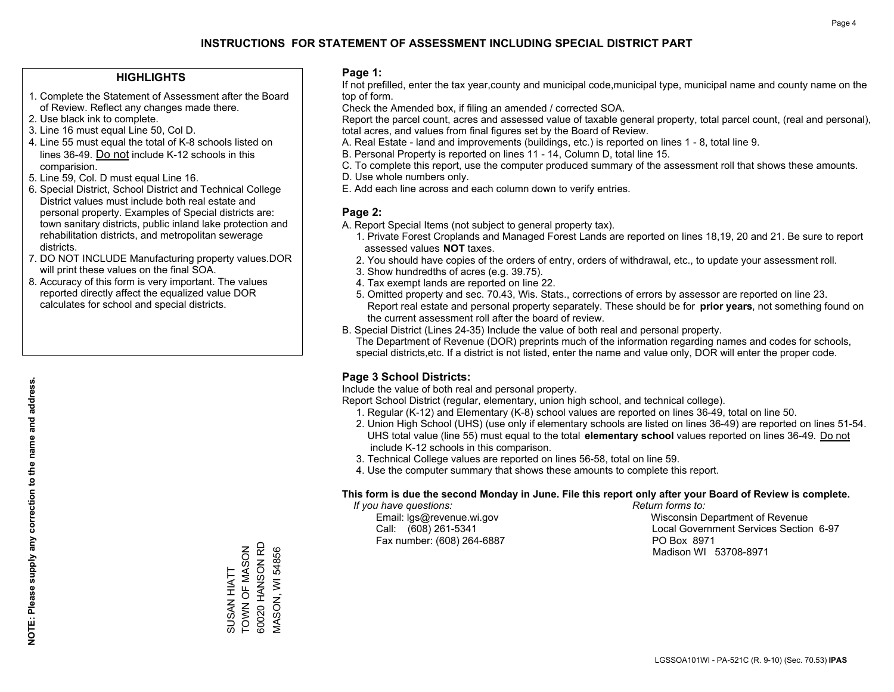# INSTRUCTIONS FOR STATEMENT OF ASSESSMENT INCLUDING SPECIAL DISTRICT PART

## HIGHLIGHTS

1. Complete the Statement of Assessment after the Board of Review. Reflect any changes made there.
2. Use black ink to complete.
3. Line 16 must equal Line 50, Col D.
4. Line 55 must equal the total of K-8 schools listed on lines 36-49. Do not include K-12 schools in this comparision.
5. Line 59, Col. D must equal Line 16.
6. Special District, School District and Technical College District values must include both real estate and personal property. Examples of Special districts are: town sanitary districts, public inland lake protection and rehabilitation districts, and metropolitan sewerage districts.
7. DO NOT INCLUDE Manufacturing property values.DOR will print these values on the final SOA.
8. Accuracy of this form is very important. The values reported directly affect the equalized value DOR calculates for school and special districts.

**NOTE: Please supply any correction to the name and address.**

SUSAN HIATT
TOWN OF MASON
60020 HANSON RD
MASON, WI 54856

## Page 1:

If not prefilled, enter the tax year,county and municipal code,municipal type, municipal name and county name on the top of form.

Check the Amended box, if filing an amended / corrected SOA.

Report the parcel count, acres and assessed value of taxable general property, total parcel count, (real and personal), total acres, and values from final figures set by the Board of Review.

A. Real Estate - land and improvements (buildings, etc.) is reported on lines 1 - 8, total line 9.
B. Personal Property is reported on lines 11 - 14, Column D, total line 15.
C. To complete this report, use the computer produced summary of the assessment roll that shows these amounts.
D. Use whole numbers only.
E. Add each line across and each column down to verify entries.

## Page 2:

A. Report Special Items (not subject to general property tax).
   1. Private Forest Croplands and Managed Forest Lands are reported on lines 18,19, 20 and 21. Be sure to report assessed values **NOT** taxes.
   2. You should have copies of the orders of entry, orders of withdrawal, etc., to update your assessment roll.
   3. Show hundredths of acres (e.g. 39.75).
   4. Tax exempt lands are reported on line 22.
   5. Omitted property and sec. 70.43, Wis. Stats., corrections of errors by assessor are reported on line 23. Report real estate and personal property separately. These should be for **prior years**, not something found on the current assessment roll after the board of review.
B. Special District (Lines 24-35) Include the value of both real and personal property.
   The Department of Revenue (DOR) preprints much of the information regarding names and codes for schools, special districts,etc. If a district is not listed, enter the name and value only, DOR will enter the proper code.

## Page 3 School Districts:

Include the value of both real and personal property.

Report School District (regular, elementary, union high school, and technical college).

1. Regular (K-12) and Elementary (K-8) school values are reported on lines 36-49, total on line 50.
2. Union High School (UHS) (use only if elementary schools are listed on lines 36-49) are reported on lines 51-54. UHS total value (line 55) must equal to the total **elementary school** values reported on lines 36-49. Do not include K-12 schools in this comparison.
3. Technical College values are reported on lines 56-58, total on line 59.
4. Use the computer summary that shows these amounts to complete this report.

**This form is due the second Monday in June. File this report only after your Board of Review is complete.**

*If you have questions:*
Email: lgs@revenue.wi.gov
Call: (608) 261-5341
Fax number: (608) 264-6887

*Return forms to:*
Wisconsin Department of Revenue
Local Government Services Section 6-97
PO Box 8971
Madison WI 53708-8971

LGSSOA101WI - PA-521C (R. 9-10) (Sec. 70.53) **IPAS**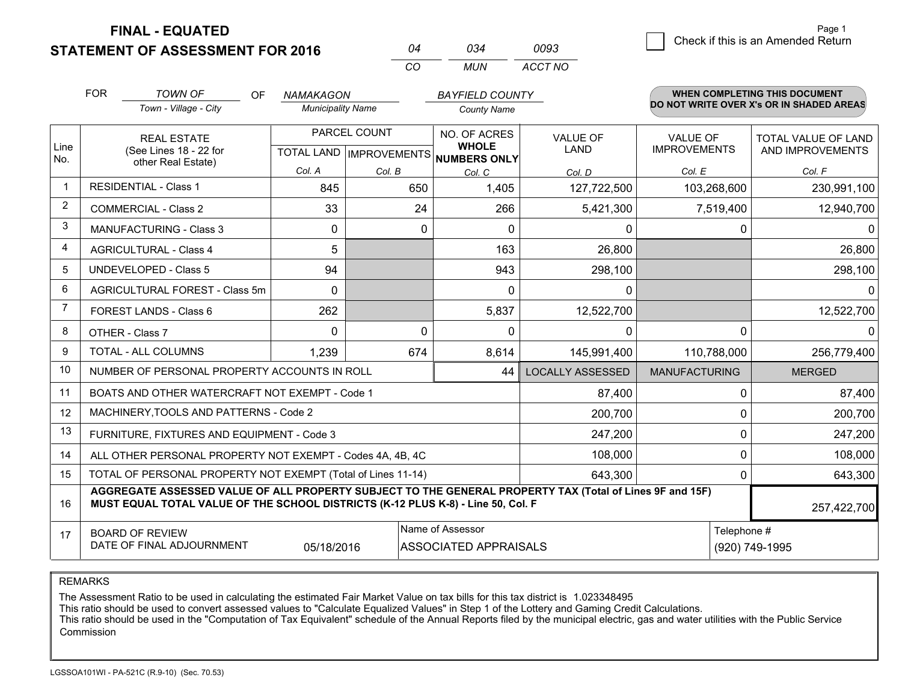**FINAL - EQUATED**
**STATEMENT OF ASSESSMENT FOR 2016**

| 04 | 034 | 0093 |
|---|---|---|
| CO | MUN | ACCT NO |

Check if this is an Amended Return

FOR *TOWN OF* (Town - Village - City) OF *NAMAKAGON* (Municipality Name) *BAYFIELD COUNTY* (County Name)

**WHEN COMPLETING THIS DOCUMENT DO NOT WRITE OVER X's OR IN SHADED AREAS**

| Line No. | REAL ESTATE (See Lines 18 - 22 for other Real Estate) | PARCEL COUNT TOTAL LAND Col. A | PARCEL COUNT IMPROVEMENTS Col. B | NO. OF ACRES WHOLE NUMBERS ONLY Col. C | VALUE OF LAND Col. D | VALUE OF IMPROVEMENTS Col. E | TOTAL VALUE OF LAND AND IMPROVEMENTS Col. F |
|---|---|---|---|---|---|---|---|
| 1 | RESIDENTIAL - Class 1 | 845 | 650 | 1,405 | 127,722,500 | 103,268,600 | 230,991,100 |
| 2 | COMMERCIAL - Class 2 | 33 | 24 | 266 | 5,421,300 | 7,519,400 | 12,940,700 |
| 3 | MANUFACTURING - Class 3 | 0 | 0 | 0 | 0 | 0 | 0 |
| 4 | AGRICULTURAL - Class 4 | 5 | | 163 | 26,800 | | 26,800 |
| 5 | UNDEVELOPED - Class 5 | 94 | | 943 | 298,100 | | 298,100 |
| 6 | AGRICULTURAL FOREST - Class 5m | 0 | | 0 | 0 | | 0 |
| 7 | FOREST LANDS - Class 6 | 262 | | 5,837 | 12,522,700 | | 12,522,700 |
| 8 | OTHER - Class 7 | 0 | 0 | 0 | 0 | 0 | 0 |
| 9 | TOTAL - ALL COLUMNS | 1,239 | 674 | 8,614 | 145,991,400 | 110,788,000 | 256,779,400 |
| 10 | NUMBER OF PERSONAL PROPERTY ACCOUNTS IN ROLL | | | 44 | LOCALLY ASSESSED | MANUFACTURING | MERGED |
| 11 | BOATS AND OTHER WATERCRAFT NOT EXEMPT - Code 1 | | | | 87,400 | 0 | 87,400 |
| 12 | MACHINERY,TOOLS AND PATTERNS - Code 2 | | | | 200,700 | 0 | 200,700 |
| 13 | FURNITURE, FIXTURES AND EQUIPMENT - Code 3 | | | | 247,200 | 0 | 247,200 |
| 14 | ALL OTHER PERSONAL PROPERTY NOT EXEMPT - Codes 4A, 4B, 4C | | | | 108,000 | 0 | 108,000 |
| 15 | TOTAL OF PERSONAL PROPERTY NOT EXEMPT (Total of Lines 11-14) | | | | 643,300 | 0 | 643,300 |
| 16 | **AGGREGATE ASSESSED VALUE OF ALL PROPERTY SUBJECT TO THE GENERAL PROPERTY TAX (Total of Lines 9F and 15F) MUST EQUAL TOTAL VALUE OF THE SCHOOL DISTRICTS (K-12 PLUS K-8) - Line 50, Col. F** | | | | | | 257,422,700 |
| 17 | BOARD OF REVIEW DATE OF FINAL ADJOURNMENT | 05/18/2016 | | Name of Assessor: ASSOCIATED APPRAISALS | | Telephone #: (920) 749-1995 | |

REMARKS

The Assessment Ratio to be used in calculating the estimated Fair Market Value on tax bills for this tax district is 1.023348495
This ratio should be used to convert assessed values to "Calculate Equalized Values" in Step 1 of the Lottery and Gaming Credit Calculations.
This ratio should be used in the "Computation of Tax Equivalent" schedule of the Annual Reports filed by the municipal electric, gas and water utilities with the Public Service Commission

LGSSOA101WI - PA-521C (R.9-10) (Sec. 70.53)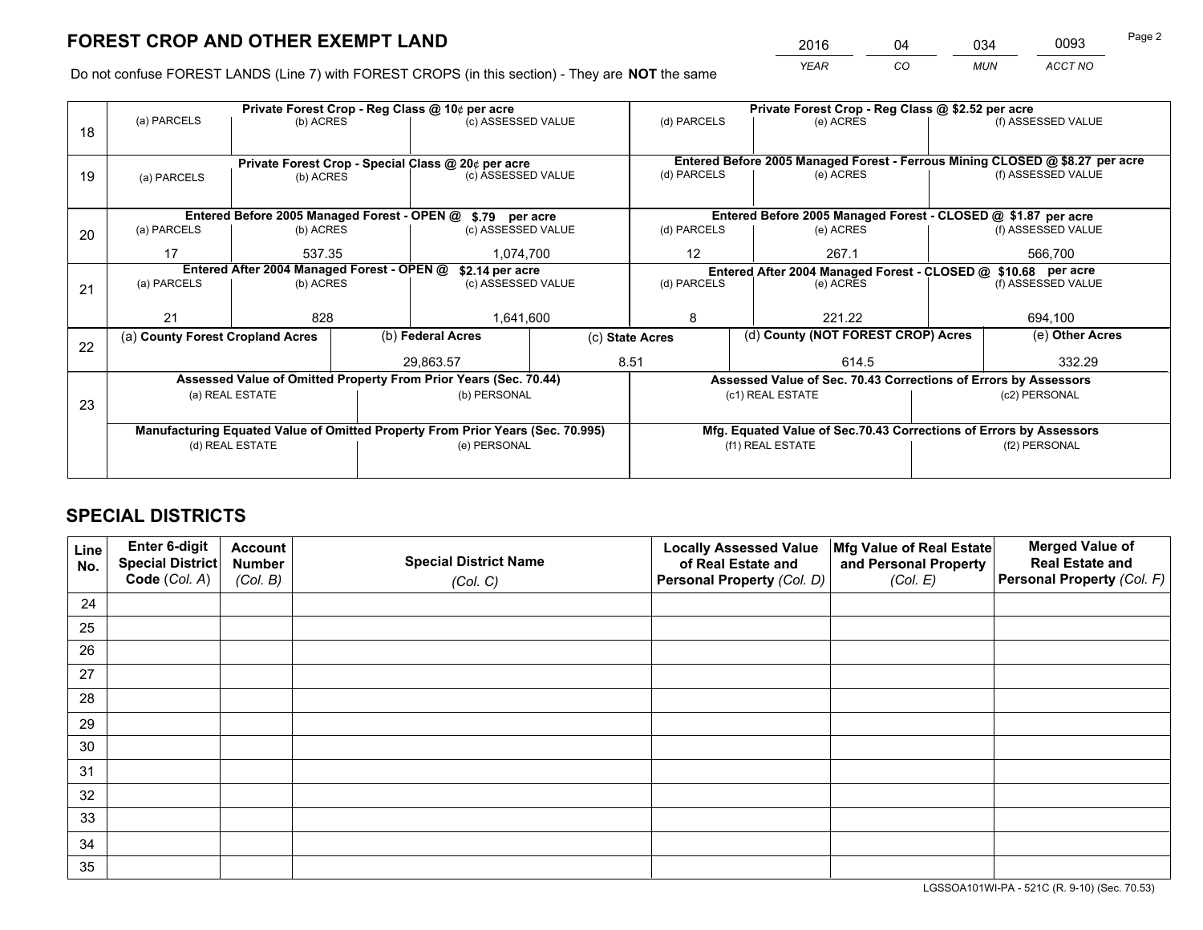# FOREST CROP AND OTHER EXEMPT LAND

| 2016 | 04 | 034 | 0093 |
|---|---|---|---|
| *YEAR* | *CO* | *MUN* | *ACCT NO* |

Do not confuse FOREST LANDS (Line 7) with FOREST CROPS (in this section) - They are **NOT** the same

| Line | Private Forest Crop - Reg Class @ 10¢ per acre | | | Private Forest Crop - Reg Class @ $2.52 per acre | | |
|---|---|---|---|---|---|---|
| 18 | (a) PARCELS | (b) ACRES | (c) ASSESSED VALUE | (d) PARCELS | (e) ACRES | (f) ASSESSED VALUE |
| | | | | | | |
| | **Private Forest Crop - Special Class @ 20¢ per acre** | | | **Entered Before 2005 Managed Forest - Ferrous Mining CLOSED @ $8.27 per acre** | | |
| 19 | (a) PARCELS | (b) ACRES | (c) ASSESSED VALUE | (d) PARCELS | (e) ACRES | (f) ASSESSED VALUE |
| | | | | | | |
| | **Entered Before 2005 Managed Forest - OPEN @ $.79 per acre** | | | **Entered Before 2005 Managed Forest - CLOSED @ $1.87 per acre** | | |
| 20 | (a) PARCELS | (b) ACRES | (c) ASSESSED VALUE | (d) PARCELS | (e) ACRES | (f) ASSESSED VALUE |
| | 17 | 537.35 | 1,074,700 | 12 | 267.1 | 566,700 |
| | **Entered After 2004 Managed Forest - OPEN @ $2.14 per acre** | | | **Entered After 2004 Managed Forest - CLOSED @ $10.68 per acre** | | |
| 21 | (a) PARCELS | (b) ACRES | (c) ASSESSED VALUE | (d) PARCELS | (e) ACRES | (f) ASSESSED VALUE |
| | 21 | 828 | 1,641,600 | 8 | 221.22 | 694,100 |

| Line | (a) County Forest Cropland Acres | (b) Federal Acres | (c) State Acres | (d) County (NOT FOREST CROP) Acres | (e) Other Acres |
|---|---|---|---|---|---|
| 22 | | 29,863.57 | 8.51 | 614.5 | 332.29 |

| Line | Assessed Value of Omitted Property From Prior Years (Sec. 70.44) | | Assessed Value of Sec. 70.43 Corrections of Errors by Assessors | |
|---|---|---|---|---|
| 23 | (a) REAL ESTATE | (b) PERSONAL | (c1) REAL ESTATE | (c2) PERSONAL |
| | | | | |
| | **Manufacturing Equated Value of Omitted Property From Prior Years (Sec. 70.995)** | | **Mfg. Equated Value of Sec.70.43 Corrections of Errors by Assessors** | |
| | (d) REAL ESTATE | (e) PERSONAL | (f1) REAL ESTATE | (f2) PERSONAL |
| | | | | |

# SPECIAL DISTRICTS

| Line No. | Enter 6-digit Special District Code (*Col. A*) | Account Number (*Col. B*) | Special District Name (*Col. C*) | Locally Assessed Value of Real Estate and Personal Property (*Col. D*) | Mfg Value of Real Estate and Personal Property (*Col. E*) | Merged Value of Real Estate and Personal Property (*Col. F*) |
|---|---|---|---|---|---|---|
| 24 | | | | | | |
| 25 | | | | | | |
| 26 | | | | | | |
| 27 | | | | | | |
| 28 | | | | | | |
| 29 | | | | | | |
| 30 | | | | | | |
| 31 | | | | | | |
| 32 | | | | | | |
| 33 | | | | | | |
| 34 | | | | | | |
| 35 | | | | | | |

LGSSOA101WI-PA - 521C (R. 9-10) (Sec. 70.53)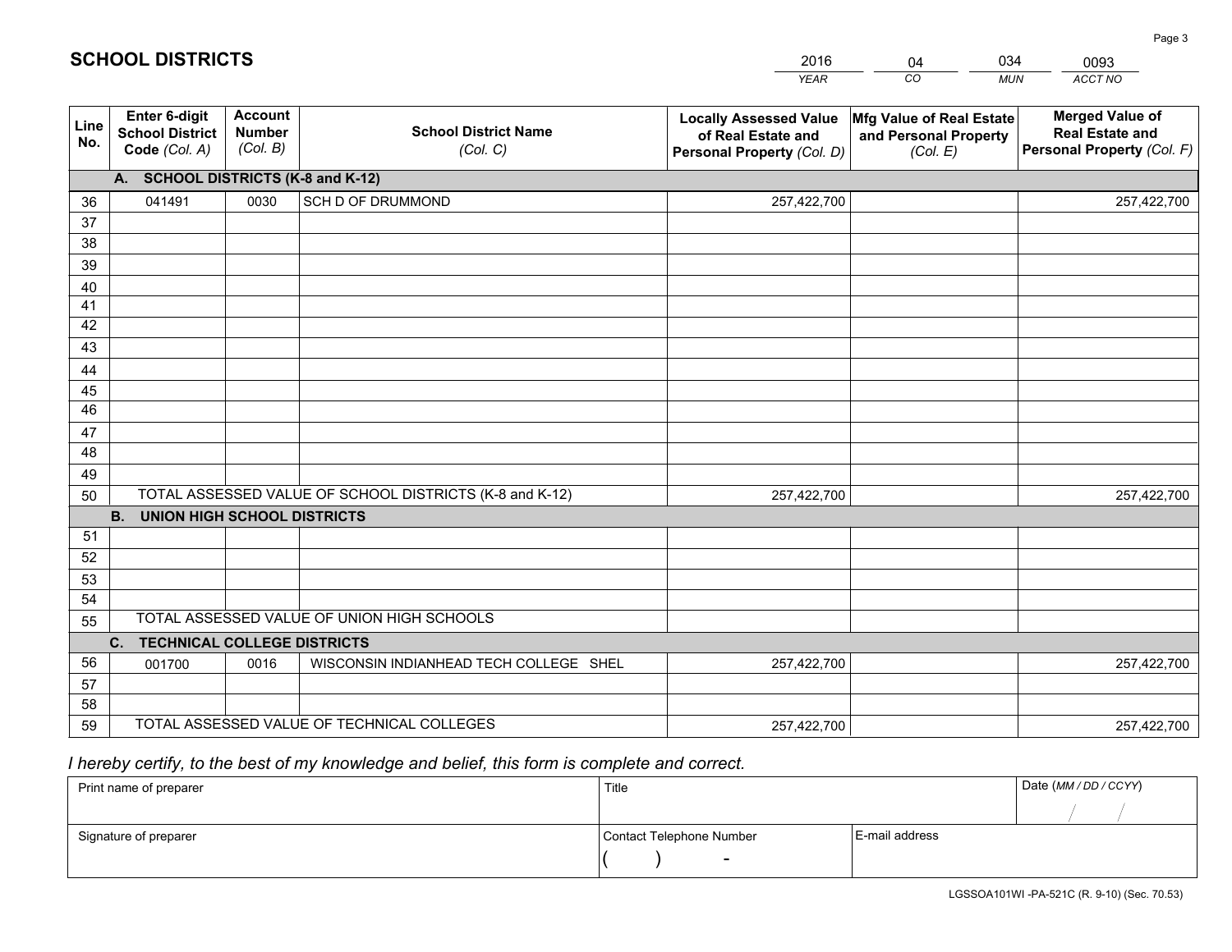# SCHOOL DISTRICTS

| 2016 | 04 | 034 | 0093 |
|---|---|---|---|
| *YEAR* | *CO* | *MUN* | *ACCT NO* |

| Line No. | Enter 6-digit School District Code *(Col. A)* | Account Number *(Col. B)* | School District Name *(Col. C)* | Locally Assessed Value of Real Estate and Personal Property *(Col. D)* | Mfg Value of Real Estate and Personal Property *(Col. E)* | Merged Value of Real Estate and Personal Property *(Col. F)* |
|---|---|---|---|---|---|---|
| **A. SCHOOL DISTRICTS (K-8 and K-12)** | | | | | | |
| 36 | 041491 | 0030 | SCH D OF DRUMMOND | 257,422,700 | | 257,422,700 |
| 37 | | | | | | |
| 38 | | | | | | |
| 39 | | | | | | |
| 40 | | | | | | |
| 41 | | | | | | |
| 42 | | | | | | |
| 43 | | | | | | |
| 44 | | | | | | |
| 45 | | | | | | |
| 46 | | | | | | |
| 47 | | | | | | |
| 48 | | | | | | |
| 49 | | | | | | |
| 50 | TOTAL ASSESSED VALUE OF SCHOOL DISTRICTS (K-8 and K-12) | | | 257,422,700 | | 257,422,700 |
| **B. UNION HIGH SCHOOL DISTRICTS** | | | | | | |
| 51 | | | | | | |
| 52 | | | | | | |
| 53 | | | | | | |
| 54 | | | | | | |
| 55 | TOTAL ASSESSED VALUE OF UNION HIGH SCHOOLS | | | | | |
| **C. TECHNICAL COLLEGE DISTRICTS** | | | | | | |
| 56 | 001700 | 0016 | WISCONSIN INDIANHEAD TECH COLLEGE SHEL | 257,422,700 | | 257,422,700 |
| 57 | | | | | | |
| 58 | | | | | | |
| 59 | TOTAL ASSESSED VALUE OF TECHNICAL COLLEGES | | | 257,422,700 | | 257,422,700 |

*I hereby certify, to the best of my knowledge and belief, this form is complete and correct.*

| Print name of preparer | Title | | Date *(MM / DD / CCYY)* |
|---|---|---|---|
| | | | / / |
| Signature of preparer | Contact Telephone Number | E-mail address | |
| | ( ) - | | |

LGSSOA101WI -PA-521C (R. 9-10) (Sec. 70.53)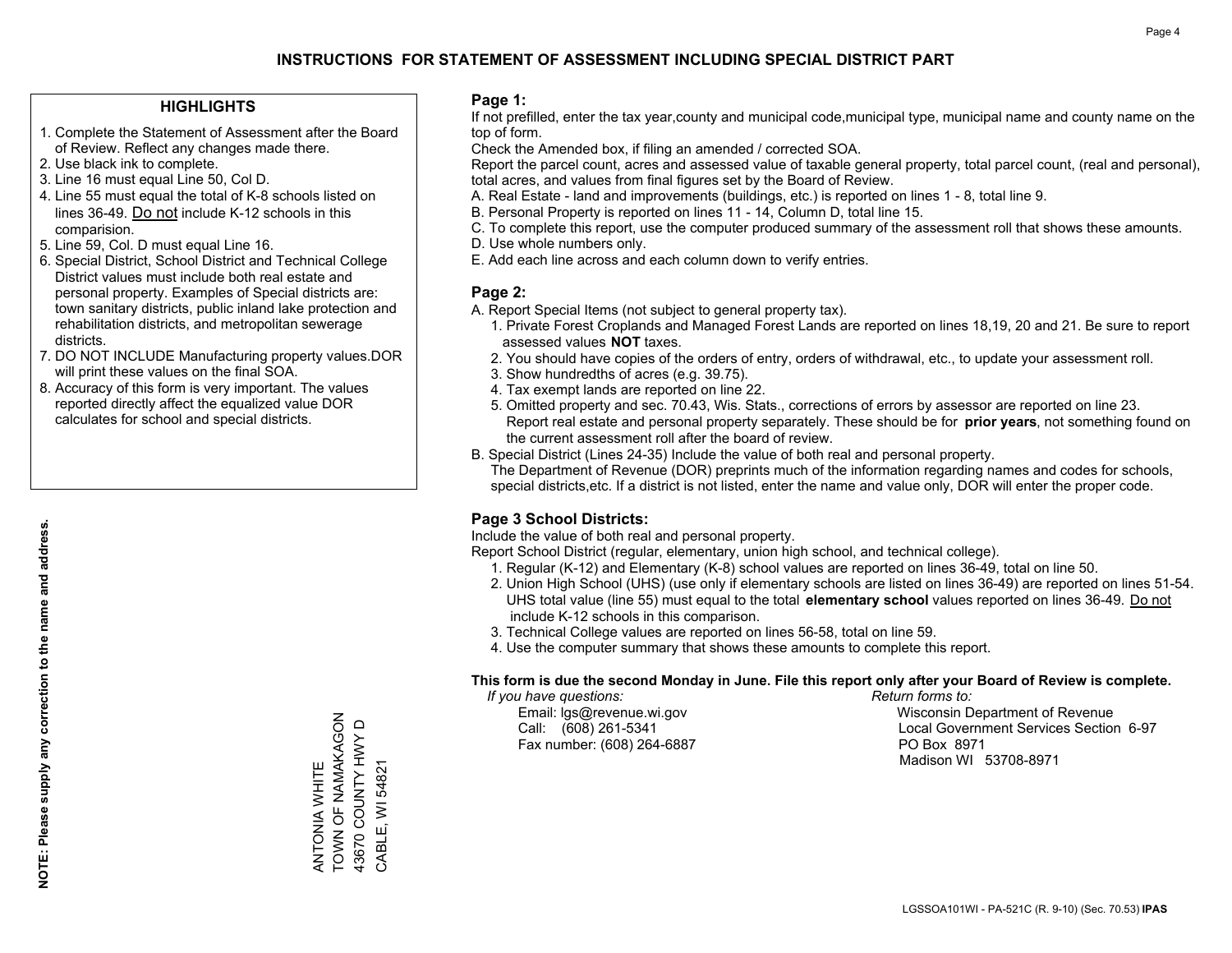# INSTRUCTIONS FOR STATEMENT OF ASSESSMENT INCLUDING SPECIAL DISTRICT PART

## HIGHLIGHTS

1. Complete the Statement of Assessment after the Board of Review. Reflect any changes made there.
2. Use black ink to complete.
3. Line 16 must equal Line 50, Col D.
4. Line 55 must equal the total of K-8 schools listed on lines 36-49. Do not include K-12 schools in this comparision.
5. Line 59, Col. D must equal Line 16.
6. Special District, School District and Technical College District values must include both real estate and personal property. Examples of Special districts are: town sanitary districts, public inland lake protection and rehabilitation districts, and metropolitan sewerage districts.
7. DO NOT INCLUDE Manufacturing property values.DOR will print these values on the final SOA.
8. Accuracy of this form is very important. The values reported directly affect the equalized value DOR calculates for school and special districts.

**NOTE: Please supply any correction to the name and address.**

ANTONIA WHITE
TOWN OF NAMAKAGON
43670 COUNTY HWY D
CABLE, WI 54821

## Page 1:

If not prefilled, enter the tax year,county and municipal code,municipal type, municipal name and county name on the top of form.

Check the Amended box, if filing an amended / corrected SOA.

Report the parcel count, acres and assessed value of taxable general property, total parcel count, (real and personal), total acres, and values from final figures set by the Board of Review.

A. Real Estate - land and improvements (buildings, etc.) is reported on lines 1 - 8, total line 9.
B. Personal Property is reported on lines 11 - 14, Column D, total line 15.
C. To complete this report, use the computer produced summary of the assessment roll that shows these amounts.
D. Use whole numbers only.
E. Add each line across and each column down to verify entries.

## Page 2:

A. Report Special Items (not subject to general property tax).
   1. Private Forest Croplands and Managed Forest Lands are reported on lines 18,19, 20 and 21. Be sure to report assessed values **NOT** taxes.
   2. You should have copies of the orders of entry, orders of withdrawal, etc., to update your assessment roll.
   3. Show hundredths of acres (e.g. 39.75).
   4. Tax exempt lands are reported on line 22.
   5. Omitted property and sec. 70.43, Wis. Stats., corrections of errors by assessor are reported on line 23. Report real estate and personal property separately. These should be for **prior years**, not something found on the current assessment roll after the board of review.

B. Special District (Lines 24-35) Include the value of both real and personal property.
The Department of Revenue (DOR) preprints much of the information regarding names and codes for schools, special districts,etc. If a district is not listed, enter the name and value only, DOR will enter the proper code.

## Page 3 School Districts:

Include the value of both real and personal property.

Report School District (regular, elementary, union high school, and technical college).

1. Regular (K-12) and Elementary (K-8) school values are reported on lines 36-49, total on line 50.
2. Union High School (UHS) (use only if elementary schools are listed on lines 36-49) are reported on lines 51-54. UHS total value (line 55) must equal to the total **elementary school** values reported on lines 36-49. Do not include K-12 schools in this comparison.
3. Technical College values are reported on lines 56-58, total on line 59.
4. Use the computer summary that shows these amounts to complete this report.

**This form is due the second Monday in June. File this report only after your Board of Review is complete.**

*If you have questions:*
Email: lgs@revenue.wi.gov
Call: (608) 261-5341
Fax number: (608) 264-6887

*Return forms to:*
Wisconsin Department of Revenue
Local Government Services Section 6-97
PO Box 8971
Madison WI 53708-8971

LGSSOA101WI - PA-521C (R. 9-10) (Sec. 70.53) **IPAS**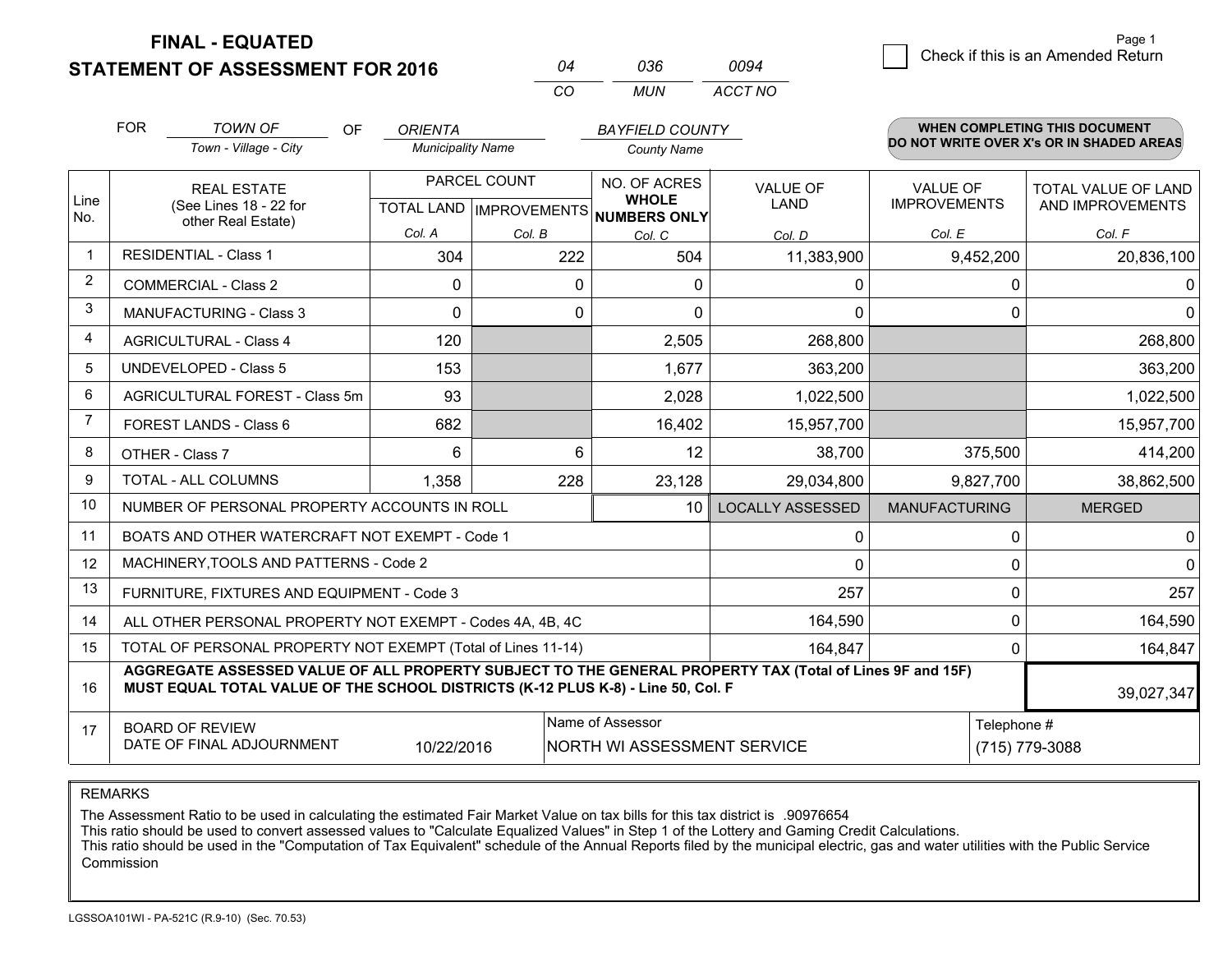**FINAL - EQUATED**

**STATEMENT OF ASSESSMENT FOR 2016**

| 04 | 036 | 0094 |
|---|---|---|
| CO | MUN | ACCT NO |

Page 1

☐ Check if this is an Amended Return

FOR *TOWN OF* (Town - Village - City) OF *ORIENTA* (Municipality Name) *BAYFIELD COUNTY* (County Name)

**WHEN COMPLETING THIS DOCUMENT DO NOT WRITE OVER X's OR IN SHADED AREAS**

| Line No. | REAL ESTATE (See Lines 18 - 22 for other Real Estate) | PARCEL COUNT TOTAL LAND Col. A | PARCEL COUNT IMPROVEMENTS Col. B | NO. OF ACRES WHOLE NUMBERS ONLY Col. C | VALUE OF LAND Col. D | VALUE OF IMPROVEMENTS Col. E | TOTAL VALUE OF LAND AND IMPROVEMENTS Col. F |
|---|---|---|---|---|---|---|---|
| 1 | RESIDENTIAL - Class 1 | 304 | 222 | 504 | 11,383,900 | 9,452,200 | 20,836,100 |
| 2 | COMMERCIAL - Class 2 | 0 | 0 | 0 | 0 | 0 | 0 |
| 3 | MANUFACTURING - Class 3 | 0 | 0 | 0 | 0 | 0 | 0 |
| 4 | AGRICULTURAL - Class 4 | 120 | | 2,505 | 268,800 | | 268,800 |
| 5 | UNDEVELOPED - Class 5 | 153 | | 1,677 | 363,200 | | 363,200 |
| 6 | AGRICULTURAL FOREST - Class 5m | 93 | | 2,028 | 1,022,500 | | 1,022,500 |
| 7 | FOREST LANDS - Class 6 | 682 | | 16,402 | 15,957,700 | | 15,957,700 |
| 8 | OTHER - Class 7 | 6 | 6 | 12 | 38,700 | 375,500 | 414,200 |
| 9 | TOTAL - ALL COLUMNS | 1,358 | 228 | 23,128 | 29,034,800 | 9,827,700 | 38,862,500 |
| 10 | NUMBER OF PERSONAL PROPERTY ACCOUNTS IN ROLL | | | 10 | LOCALLY ASSESSED | MANUFACTURING | MERGED |
| 11 | BOATS AND OTHER WATERCRAFT NOT EXEMPT - Code 1 | | | | 0 | 0 | 0 |
| 12 | MACHINERY,TOOLS AND PATTERNS - Code 2 | | | | 0 | 0 | 0 |
| 13 | FURNITURE, FIXTURES AND EQUIPMENT - Code 3 | | | | 257 | 0 | 257 |
| 14 | ALL OTHER PERSONAL PROPERTY NOT EXEMPT - Codes 4A, 4B, 4C | | | | 164,590 | 0 | 164,590 |
| 15 | TOTAL OF PERSONAL PROPERTY NOT EXEMPT (Total of Lines 11-14) | | | | 164,847 | 0 | 164,847 |
| 16 | **AGGREGATE ASSESSED VALUE OF ALL PROPERTY SUBJECT TO THE GENERAL PROPERTY TAX (Total of Lines 9F and 15F) MUST EQUAL TOTAL VALUE OF THE SCHOOL DISTRICTS (K-12 PLUS K-8) - Line 50, Col. F** | | | | | | 39,027,347 |
| 17 | BOARD OF REVIEW DATE OF FINAL ADJOURNMENT | 10/22/2016 | | Name of Assessor: NORTH WI ASSESSMENT SERVICE | | | Telephone #: (715) 779-3088 |

REMARKS

The Assessment Ratio to be used in calculating the estimated Fair Market Value on tax bills for this tax district is .90976654
This ratio should be used to convert assessed values to "Calculate Equalized Values" in Step 1 of the Lottery and Gaming Credit Calculations.
This ratio should be used in the "Computation of Tax Equivalent" schedule of the Annual Reports filed by the municipal electric, gas and water utilities with the Public Service Commission

LGSSOA101WI - PA-521C (R.9-10) (Sec. 70.53)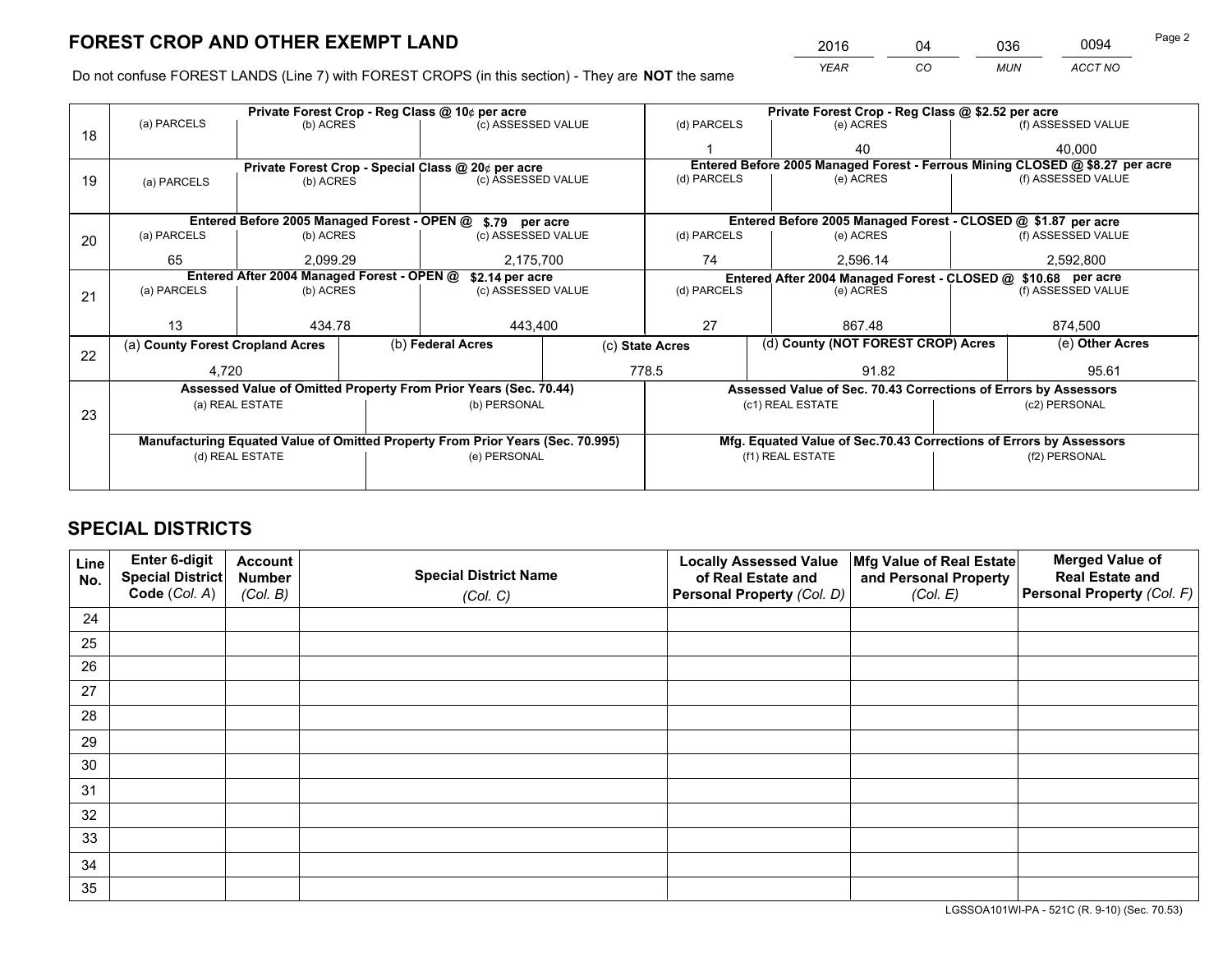# FOREST CROP AND OTHER EXEMPT LAND

| 2016 | 04 | 036 | 0094 |
|---|---|---|---|
| *YEAR* | *CO* | *MUN* | *ACCT NO* |

Do not confuse FOREST LANDS (Line 7) with FOREST CROPS (in this section) - They are **NOT** the same

| Line | | | | | | |
|---|---|---|---|---|---|---|
| 18 | Private Forest Crop - Reg Class @ 10¢ per acre | | | Private Forest Crop - Reg Class @ $2.52 per acre | | |
| | (a) PARCELS | (b) ACRES | (c) ASSESSED VALUE | (d) PARCELS | (e) ACRES | (f) ASSESSED VALUE |
| | | | | 1 | 40 | 40,000 |
| 19 | Private Forest Crop - Special Class @ 20¢ per acre | | | Entered Before 2005 Managed Forest - Ferrous Mining CLOSED @ $8.27 per acre | | |
| | (a) PARCELS | (b) ACRES | (c) ASSESSED VALUE | (d) PARCELS | (e) ACRES | (f) ASSESSED VALUE |
| | | | | | | |
| 20 | Entered Before 2005 Managed Forest - OPEN @ $.79 per acre | | | Entered Before 2005 Managed Forest - CLOSED @ $1.87 per acre | | |
| | (a) PARCELS | (b) ACRES | (c) ASSESSED VALUE | (d) PARCELS | (e) ACRES | (f) ASSESSED VALUE |
| | 65 | 2,099.29 | 2,175,700 | 74 | 2,596.14 | 2,592,800 |
| 21 | Entered After 2004 Managed Forest - OPEN @ $2.14 per acre | | | Entered After 2004 Managed Forest - CLOSED @ $10.68 per acre | | |
| | (a) PARCELS | (b) ACRES | (c) ASSESSED VALUE | (d) PARCELS | (e) ACRES | (f) ASSESSED VALUE |
| | 13 | 434.78 | 443,400 | 27 | 867.48 | 874,500 |

| Line | (a) County Forest Cropland Acres | (b) Federal Acres | (c) State Acres | (d) County (NOT FOREST CROP) Acres | (e) Other Acres |
|---|---|---|---|---|---|
| 22 | 4,720 | | 778.5 | 91.82 | 95.61 |

| Line | Assessed Value of Omitted Property From Prior Years (Sec. 70.44) | | Assessed Value of Sec. 70.43 Corrections of Errors by Assessors | |
|---|---|---|---|---|
| 23 | (a) REAL ESTATE | (b) PERSONAL | (c1) REAL ESTATE | (c2) PERSONAL |
| | | | | |
| | **Manufacturing Equated Value of Omitted Property From Prior Years (Sec. 70.995)** | | **Mfg. Equated Value of Sec.70.43 Corrections of Errors by Assessors** | |
| | (d) REAL ESTATE | (e) PERSONAL | (f1) REAL ESTATE | (f2) PERSONAL |
| | | | | |

# SPECIAL DISTRICTS

| Line No. | Enter 6-digit Special District Code (*Col. A*) | Account Number (*Col. B*) | Special District Name (*Col. C*) | Locally Assessed Value of Real Estate and Personal Property (*Col. D*) | Mfg Value of Real Estate and Personal Property (*Col. E*) | Merged Value of Real Estate and Personal Property (*Col. F*) |
|---|---|---|---|---|---|---|
| 24 | | | | | | |
| 25 | | | | | | |
| 26 | | | | | | |
| 27 | | | | | | |
| 28 | | | | | | |
| 29 | | | | | | |
| 30 | | | | | | |
| 31 | | | | | | |
| 32 | | | | | | |
| 33 | | | | | | |
| 34 | | | | | | |
| 35 | | | | | | |

LGSSOA101WI-PA - 521C (R. 9-10) (Sec. 70.53)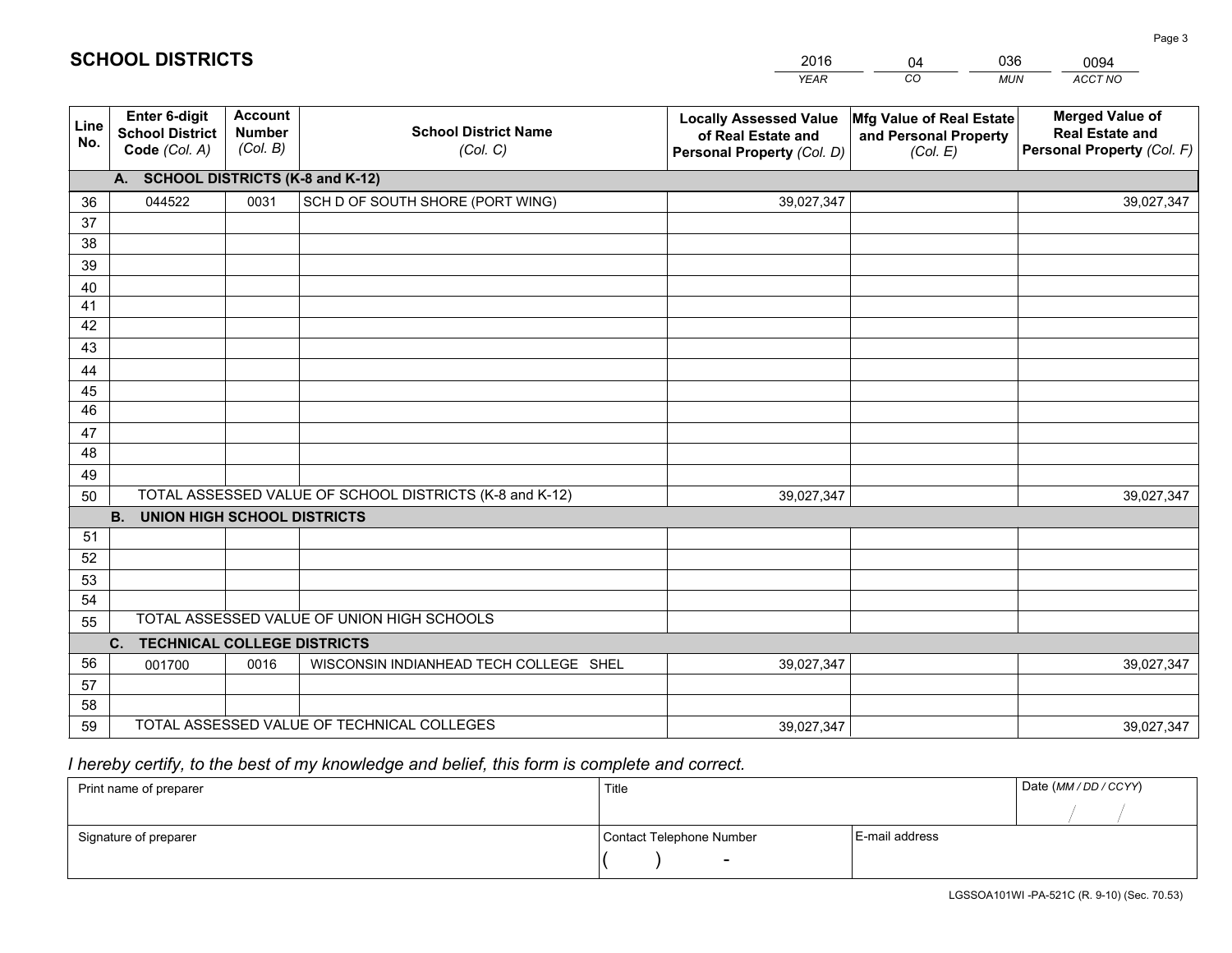# SCHOOL DISTRICTS

| 2016 | 04 | 036 | 0094 |
|---|---|---|---|
| *YEAR* | *CO* | *MUN* | *ACCT NO* |

| Line No. | Enter 6-digit School District Code *(Col. A)* | Account Number *(Col. B)* | School District Name *(Col. C)* | Locally Assessed Value of Real Estate and Personal Property *(Col. D)* | Mfg Value of Real Estate and Personal Property *(Col. E)* | Merged Value of Real Estate and Personal Property *(Col. F)* |
|---|---|---|---|---|---|---|
| **A. SCHOOL DISTRICTS (K-8 and K-12)** | | | | | | |
| 36 | 044522 | 0031 | SCH D OF SOUTH SHORE (PORT WING) | 39,027,347 | | 39,027,347 |
| 37 | | | | | | |
| 38 | | | | | | |
| 39 | | | | | | |
| 40 | | | | | | |
| 41 | | | | | | |
| 42 | | | | | | |
| 43 | | | | | | |
| 44 | | | | | | |
| 45 | | | | | | |
| 46 | | | | | | |
| 47 | | | | | | |
| 48 | | | | | | |
| 49 | | | | | | |
| 50 | TOTAL ASSESSED VALUE OF SCHOOL DISTRICTS (K-8 and K-12) | | | 39,027,347 | | 39,027,347 |
| **B. UNION HIGH SCHOOL DISTRICTS** | | | | | | |
| 51 | | | | | | |
| 52 | | | | | | |
| 53 | | | | | | |
| 54 | | | | | | |
| 55 | TOTAL ASSESSED VALUE OF UNION HIGH SCHOOLS | | | | | |
| **C. TECHNICAL COLLEGE DISTRICTS** | | | | | | |
| 56 | 001700 | 0016 | WISCONSIN INDIANHEAD TECH COLLEGE SHEL | 39,027,347 | | 39,027,347 |
| 57 | | | | | | |
| 58 | | | | | | |
| 59 | TOTAL ASSESSED VALUE OF TECHNICAL COLLEGES | | | 39,027,347 | | 39,027,347 |

*I hereby certify, to the best of my knowledge and belief, this form is complete and correct.*

| Print name of preparer | Title | | Date *(MM / DD / CCYY)* |
|---|---|---|---|
| | | | / / |
| Signature of preparer | Contact Telephone Number | E-mail address | |
| | ( ) - | | |

LGSSOA101WI -PA-521C (R. 9-10) (Sec. 70.53)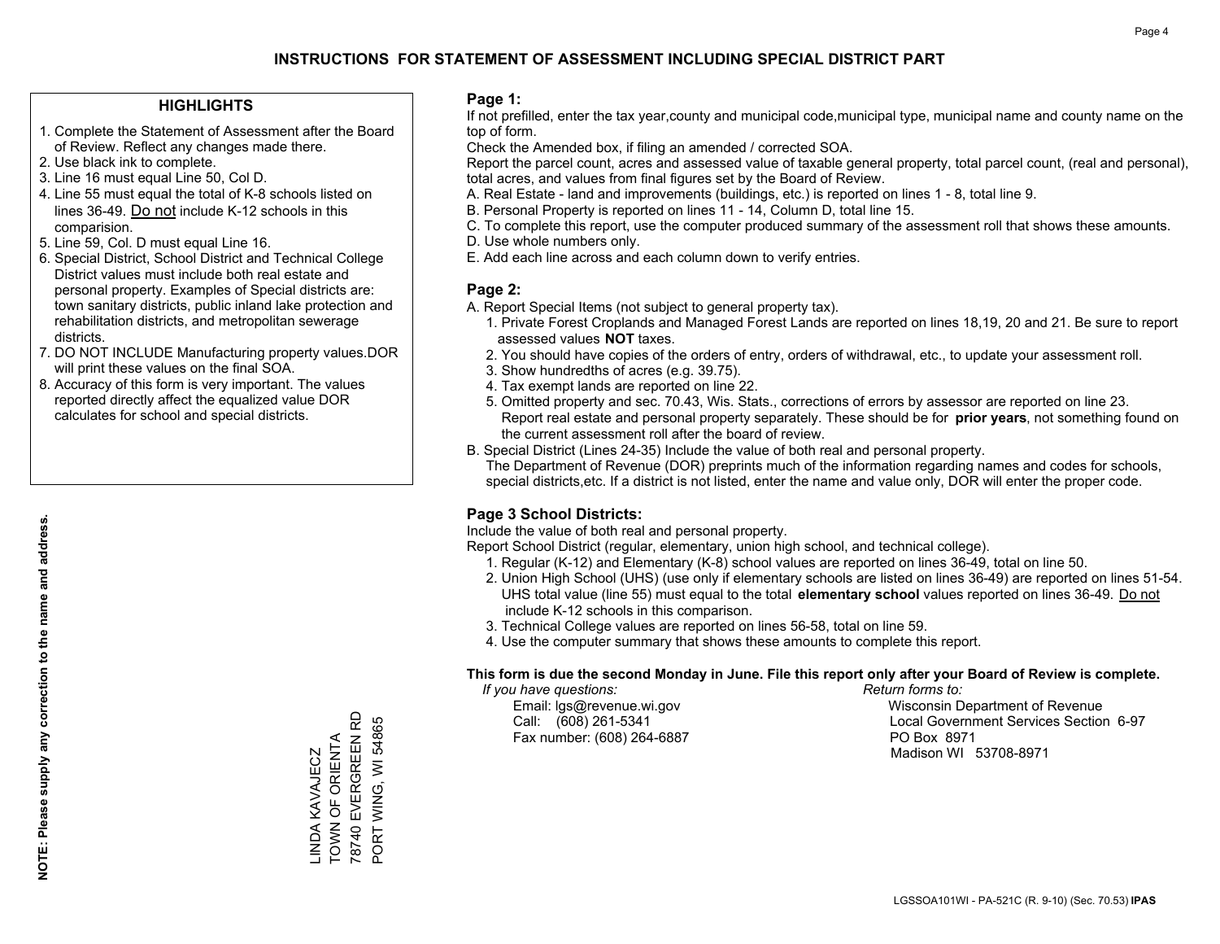# INSTRUCTIONS FOR STATEMENT OF ASSESSMENT INCLUDING SPECIAL DISTRICT PART

## HIGHLIGHTS

1. Complete the Statement of Assessment after the Board of Review. Reflect any changes made there.
2. Use black ink to complete.
3. Line 16 must equal Line 50, Col D.
4. Line 55 must equal the total of K-8 schools listed on lines 36-49. Do not include K-12 schools in this comparision.
5. Line 59, Col. D must equal Line 16.
6. Special District, School District and Technical College District values must include both real estate and personal property. Examples of Special districts are: town sanitary districts, public inland lake protection and rehabilitation districts, and metropolitan sewerage districts.
7. DO NOT INCLUDE Manufacturing property values.DOR will print these values on the final SOA.
8. Accuracy of this form is very important. The values reported directly affect the equalized value DOR calculates for school and special districts.

NOTE: Please supply any correction to the name and address.

LINDA KAVAJECZ
TOWN OF ORIENTA
78740 EVERGREEN RD
PORT WING, WI 54865

## Page 1:

If not prefilled, enter the tax year,county and municipal code,municipal type, municipal name and county name on the top of form.

Check the Amended box, if filing an amended / corrected SOA.

Report the parcel count, acres and assessed value of taxable general property, total parcel count, (real and personal), total acres, and values from final figures set by the Board of Review.

A. Real Estate - land and improvements (buildings, etc.) is reported on lines 1 - 8, total line 9.
B. Personal Property is reported on lines 11 - 14, Column D, total line 15.
C. To complete this report, use the computer produced summary of the assessment roll that shows these amounts.
D. Use whole numbers only.
E. Add each line across and each column down to verify entries.

## Page 2:

A. Report Special Items (not subject to general property tax).
   1. Private Forest Croplands and Managed Forest Lands are reported on lines 18,19, 20 and 21. Be sure to report assessed values **NOT** taxes.
   2. You should have copies of the orders of entry, orders of withdrawal, etc., to update your assessment roll.
   3. Show hundredths of acres (e.g. 39.75).
   4. Tax exempt lands are reported on line 22.
   5. Omitted property and sec. 70.43, Wis. Stats., corrections of errors by assessor are reported on line 23. Report real estate and personal property separately. These should be for **prior years**, not something found on the current assessment roll after the board of review.
B. Special District (Lines 24-35) Include the value of both real and personal property.
   The Department of Revenue (DOR) preprints much of the information regarding names and codes for schools, special districts,etc. If a district is not listed, enter the name and value only, DOR will enter the proper code.

## Page 3 School Districts:

Include the value of both real and personal property.

Report School District (regular, elementary, union high school, and technical college).

1. Regular (K-12) and Elementary (K-8) school values are reported on lines 36-49, total on line 50.
2. Union High School (UHS) (use only if elementary schools are listed on lines 36-49) are reported on lines 51-54. UHS total value (line 55) must equal to the total **elementary school** values reported on lines 36-49. Do not include K-12 schools in this comparison.
3. Technical College values are reported on lines 56-58, total on line 59.
4. Use the computer summary that shows these amounts to complete this report.

**This form is due the second Monday in June. File this report only after your Board of Review is complete.**

*If you have questions:*
Email: lgs@revenue.wi.gov
Call: (608) 261-5341
Fax number: (608) 264-6887

*Return forms to:*
Wisconsin Department of Revenue
Local Government Services Section 6-97
PO Box 8971
Madison WI 53708-8971

LGSSOA101WI - PA-521C (R. 9-10) (Sec. 70.53) **IPAS**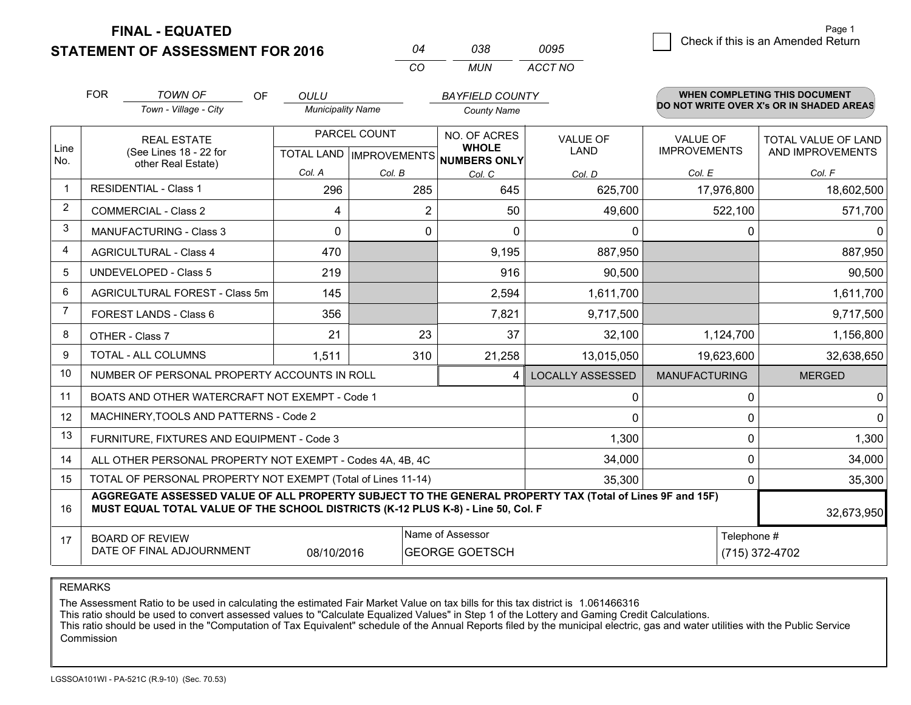# FINAL - EQUATED
# STATEMENT OF ASSESSMENT FOR 2016

| CO | MUN | ACCT NO |
|---|---|---|
| 04 | 038 | 0095 |

Page 1

☐ Check if this is an Amended Return

FOR *TOWN OF* (Town - Village - City) OF *OULU* (Municipality Name) *BAYFIELD COUNTY* (County Name)

**WHEN COMPLETING THIS DOCUMENT DO NOT WRITE OVER X's OR IN SHADED AREAS**

| Line No. | REAL ESTATE (See Lines 18 - 22 for other Real Estate) | PARCEL COUNT TOTAL LAND Col. A | PARCEL COUNT IMPROVEMENTS Col. B | NO. OF ACRES WHOLE NUMBERS ONLY Col. C | VALUE OF LAND Col. D | VALUE OF IMPROVEMENTS Col. E | TOTAL VALUE OF LAND AND IMPROVEMENTS Col. F |
|---|---|---|---|---|---|---|---|
| 1 | RESIDENTIAL - Class 1 | 296 | 285 | 645 | 625,700 | 17,976,800 | 18,602,500 |
| 2 | COMMERCIAL - Class 2 | 4 | 2 | 50 | 49,600 | 522,100 | 571,700 |
| 3 | MANUFACTURING - Class 3 | 0 | 0 | 0 | 0 | 0 | 0 |
| 4 | AGRICULTURAL - Class 4 | 470 | | 9,195 | 887,950 | | 887,950 |
| 5 | UNDEVELOPED - Class 5 | 219 | | 916 | 90,500 | | 90,500 |
| 6 | AGRICULTURAL FOREST - Class 5m | 145 | | 2,594 | 1,611,700 | | 1,611,700 |
| 7 | FOREST LANDS - Class 6 | 356 | | 7,821 | 9,717,500 | | 9,717,500 |
| 8 | OTHER - Class 7 | 21 | 23 | 37 | 32,100 | 1,124,700 | 1,156,800 |
| 9 | TOTAL - ALL COLUMNS | 1,511 | 310 | 21,258 | 13,015,050 | 19,623,600 | 32,638,650 |
| 10 | NUMBER OF PERSONAL PROPERTY ACCOUNTS IN ROLL | | | 4 | LOCALLY ASSESSED | MANUFACTURING | MERGED |
| 11 | BOATS AND OTHER WATERCRAFT NOT EXEMPT - Code 1 | | | | 0 | 0 | 0 |
| 12 | MACHINERY,TOOLS AND PATTERNS - Code 2 | | | | 0 | 0 | 0 |
| 13 | FURNITURE, FIXTURES AND EQUIPMENT - Code 3 | | | | 1,300 | 0 | 1,300 |
| 14 | ALL OTHER PERSONAL PROPERTY NOT EXEMPT - Codes 4A, 4B, 4C | | | | 34,000 | 0 | 34,000 |
| 15 | TOTAL OF PERSONAL PROPERTY NOT EXEMPT (Total of Lines 11-14) | | | | 35,300 | 0 | 35,300 |
| 16 | **AGGREGATE ASSESSED VALUE OF ALL PROPERTY SUBJECT TO THE GENERAL PROPERTY TAX (Total of Lines 9F and 15F) MUST EQUAL TOTAL VALUE OF THE SCHOOL DISTRICTS (K-12 PLUS K-8) - Line 50, Col. F** | | | | | | 32,673,950 |
| 17 | BOARD OF REVIEW DATE OF FINAL ADJOURNMENT | 08/10/2016 | | Name of Assessor: GEORGE GOETSCH | | Telephone #: (715) 372-4702 | |

REMARKS

The Assessment Ratio to be used in calculating the estimated Fair Market Value on tax bills for this tax district is 1.061466316
This ratio should be used to convert assessed values to "Calculate Equalized Values" in Step 1 of the Lottery and Gaming Credit Calculations.
This ratio should be used in the "Computation of Tax Equivalent" schedule of the Annual Reports filed by the municipal electric, gas and water utilities with the Public Service Commission

LGSSOA101WI - PA-521C (R.9-10) (Sec. 70.53)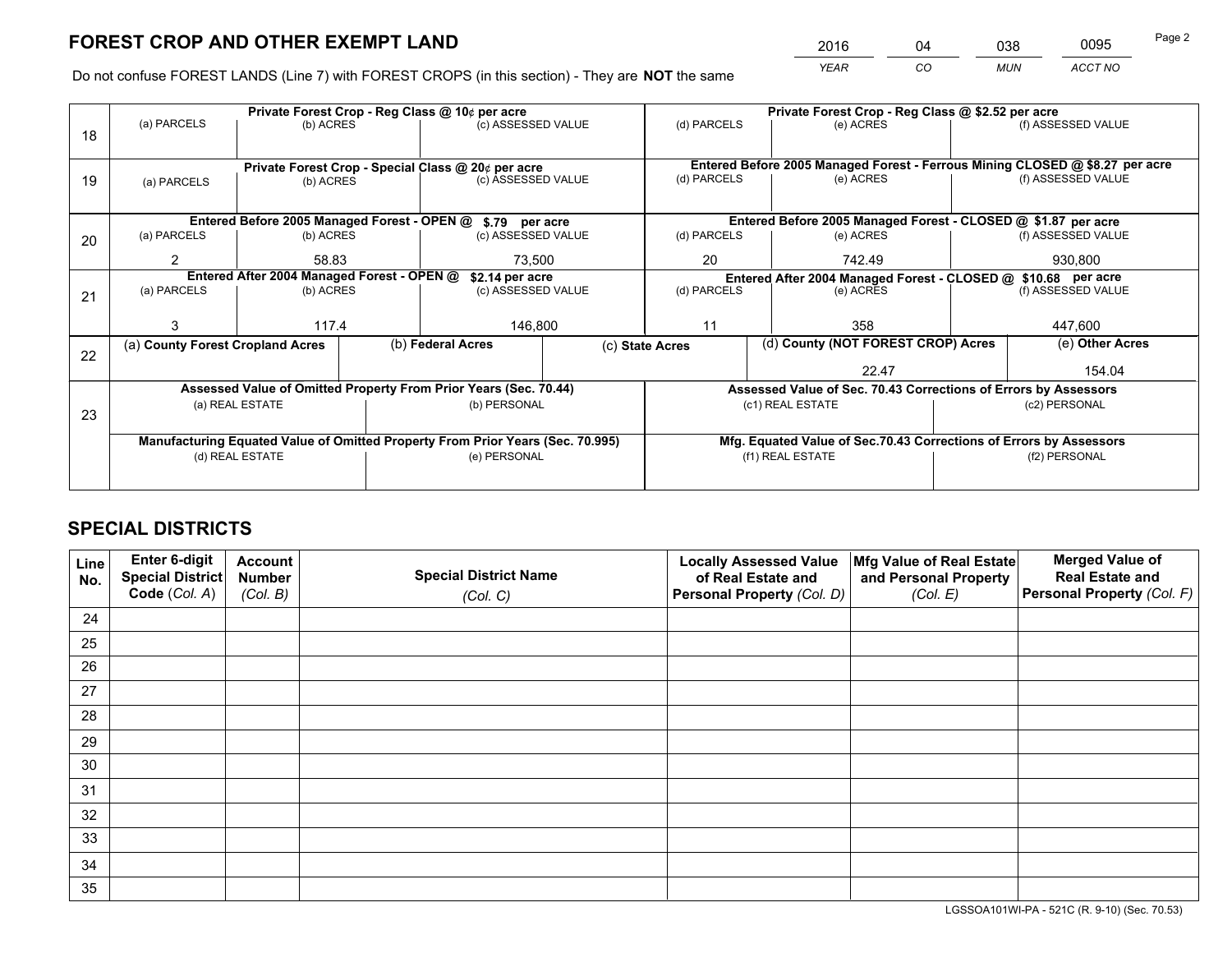# FOREST CROP AND OTHER EXEMPT LAND

| 2016 | 04 | 038 | 0095 |
|---|---|---|---|
| *YEAR* | *CO* | *MUN* | *ACCT NO* |

Do not confuse FOREST LANDS (Line 7) with FOREST CROPS (in this section) - They are **NOT** the same

| Line | Private Forest Crop - Reg Class @ 10¢ per acre | | | Private Forest Crop - Reg Class @ \$2.52 per acre | | |
|---|---|---|---|---|---|---|
| 18 | (a) PARCELS | (b) ACRES | (c) ASSESSED VALUE | (d) PARCELS | (e) ACRES | (f) ASSESSED VALUE |
| | | | | | | |
| | **Private Forest Crop - Special Class @ 20¢ per acre** | | | **Entered Before 2005 Managed Forest - Ferrous Mining CLOSED @ \$8.27 per acre** | | |
| 19 | (a) PARCELS | (b) ACRES | (c) ASSESSED VALUE | (d) PARCELS | (e) ACRES | (f) ASSESSED VALUE |
| | | | | | | |
| | **Entered Before 2005 Managed Forest - OPEN @ \$.79 per acre** | | | **Entered Before 2005 Managed Forest - CLOSED @ \$1.87 per acre** | | |
| 20 | (a) PARCELS | (b) ACRES | (c) ASSESSED VALUE | (d) PARCELS | (e) ACRES | (f) ASSESSED VALUE |
| | 2 | 58.83 | 73,500 | 20 | 742.49 | 930,800 |
| | **Entered After 2004 Managed Forest - OPEN @ \$2.14 per acre** | | | **Entered After 2004 Managed Forest - CLOSED @ \$10.68 per acre** | | |
| 21 | (a) PARCELS | (b) ACRES | (c) ASSESSED VALUE | (d) PARCELS | (e) ACRES | (f) ASSESSED VALUE |
| | 3 | 117.4 | 146,800 | 11 | 358 | 447,600 |

| Line | (a) County Forest Cropland Acres | (b) Federal Acres | (c) State Acres | (d) County (NOT FOREST CROP) Acres | (e) Other Acres |
|---|---|---|---|---|---|
| 22 | | | | 22.47 | 154.04 |

| Line | Assessed Value of Omitted Property From Prior Years (Sec. 70.44) | | Assessed Value of Sec. 70.43 Corrections of Errors by Assessors | |
|---|---|---|---|---|
| 23 | (a) REAL ESTATE | (b) PERSONAL | (c1) REAL ESTATE | (c2) PERSONAL |
| | | | | |
| | **Manufacturing Equated Value of Omitted Property From Prior Years (Sec. 70.995)** | | **Mfg. Equated Value of Sec.70.43 Corrections of Errors by Assessors** | |
| | (d) REAL ESTATE | (e) PERSONAL | (f1) REAL ESTATE | (f2) PERSONAL |
| | | | | |

# SPECIAL DISTRICTS

| Line No. | Enter 6-digit Special District Code (Col. A) | Account Number (Col. B) | Special District Name (Col. C) | Locally Assessed Value of Real Estate and Personal Property (Col. D) | Mfg Value of Real Estate and Personal Property (Col. E) | Merged Value of Real Estate and Personal Property (Col. F) |
|---|---|---|---|---|---|---|
| 24 | | | | | | |
| 25 | | | | | | |
| 26 | | | | | | |
| 27 | | | | | | |
| 28 | | | | | | |
| 29 | | | | | | |
| 30 | | | | | | |
| 31 | | | | | | |
| 32 | | | | | | |
| 33 | | | | | | |
| 34 | | | | | | |
| 35 | | | | | | |

LGSSOA101WI-PA - 521C (R. 9-10) (Sec. 70.53)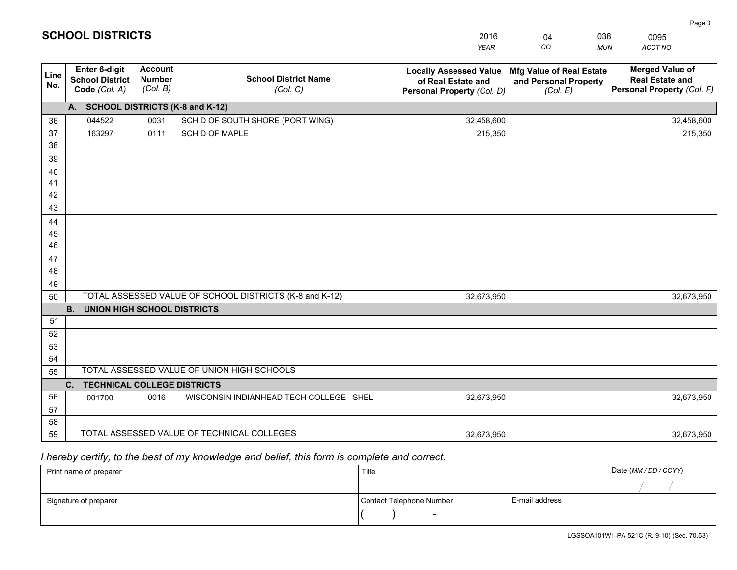# SCHOOL DISTRICTS

| 2016 | 04 | 038 | 0095 |
|---|---|---|---|
| *YEAR* | *CO* | *MUN* | *ACCT NO* |

| Line No. | Enter 6-digit School District Code *(Col. A)* | Account Number *(Col. B)* | School District Name *(Col. C)* | Locally Assessed Value of Real Estate and Personal Property *(Col. D)* | Mfg Value of Real Estate and Personal Property *(Col. E)* | Merged Value of Real Estate and Personal Property *(Col. F)* |
|---|---|---|---|---|---|---|
| | **A. SCHOOL DISTRICTS (K-8 and K-12)** | | | | | |
| 36 | 044522 | 0031 | SCH D OF SOUTH SHORE (PORT WING) | 32,458,600 | | 32,458,600 |
| 37 | 163297 | 0111 | SCH D OF MAPLE | 215,350 | | 215,350 |
| 38 | | | | | | |
| 39 | | | | | | |
| 40 | | | | | | |
| 41 | | | | | | |
| 42 | | | | | | |
| 43 | | | | | | |
| 44 | | | | | | |
| 45 | | | | | | |
| 46 | | | | | | |
| 47 | | | | | | |
| 48 | | | | | | |
| 49 | | | | | | |
| 50 | TOTAL ASSESSED VALUE OF SCHOOL DISTRICTS (K-8 and K-12) | | | 32,673,950 | | 32,673,950 |
| | **B. UNION HIGH SCHOOL DISTRICTS** | | | | | |
| 51 | | | | | | |
| 52 | | | | | | |
| 53 | | | | | | |
| 54 | | | | | | |
| 55 | TOTAL ASSESSED VALUE OF UNION HIGH SCHOOLS | | | | | |
| | **C. TECHNICAL COLLEGE DISTRICTS** | | | | | |
| 56 | 001700 | 0016 | WISCONSIN INDIANHEAD TECH COLLEGE SHEL | 32,673,950 | | 32,673,950 |
| 57 | | | | | | |
| 58 | | | | | | |
| 59 | TOTAL ASSESSED VALUE OF TECHNICAL COLLEGES | | | 32,673,950 | | 32,673,950 |

*I hereby certify, to the best of my knowledge and belief, this form is complete and correct.*

| Print name of preparer | Title | | Date *(MM / DD / CCYY)* |
|---|---|---|---|
| | | | / / |
| Signature of preparer | Contact Telephone Number | E-mail address | |
| | ( ) - | | |

LGSSOA101WI -PA-521C (R. 9-10) (Sec. 70.53)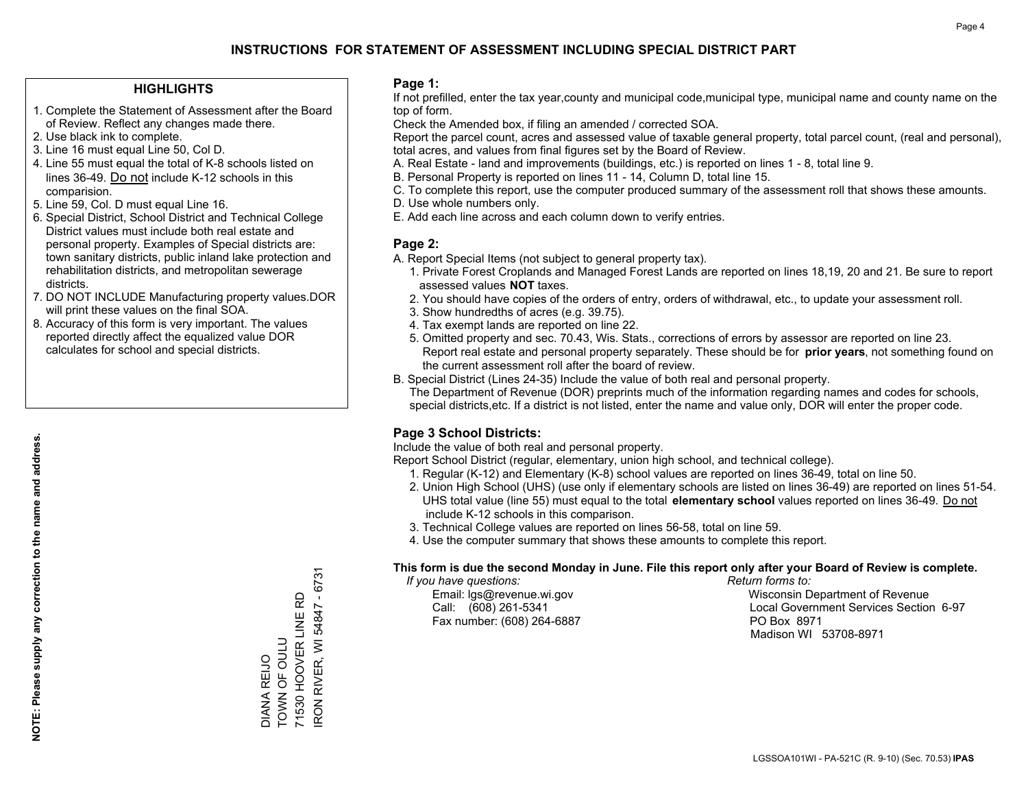# INSTRUCTIONS FOR STATEMENT OF ASSESSMENT INCLUDING SPECIAL DISTRICT PART

## HIGHLIGHTS

1. Complete the Statement of Assessment after the Board of Review. Reflect any changes made there.
2. Use black ink to complete.
3. Line 16 must equal Line 50, Col D.
4. Line 55 must equal the total of K-8 schools listed on lines 36-49. Do not include K-12 schools in this comparision.
5. Line 59, Col. D must equal Line 16.
6. Special District, School District and Technical College District values must include both real estate and personal property. Examples of Special districts are: town sanitary districts, public inland lake protection and rehabilitation districts, and metropolitan sewerage districts.
7. DO NOT INCLUDE Manufacturing property values.DOR will print these values on the final SOA.
8. Accuracy of this form is very important. The values reported directly affect the equalized value DOR calculates for school and special districts.

**NOTE: Please supply any correction to the name and address.**

DIANA REIJO
TOWN OF OULU
71530 HOOVER LINE RD
IRON RIVER, WI 54847 - 6731

## Page 1:

If not prefilled, enter the tax year,county and municipal code,municipal type, municipal name and county name on the top of form.

Check the Amended box, if filing an amended / corrected SOA.

Report the parcel count, acres and assessed value of taxable general property, total parcel count, (real and personal), total acres, and values from final figures set by the Board of Review.

A. Real Estate - land and improvements (buildings, etc.) is reported on lines 1 - 8, total line 9.
B. Personal Property is reported on lines 11 - 14, Column D, total line 15.
C. To complete this report, use the computer produced summary of the assessment roll that shows these amounts.
D. Use whole numbers only.
E. Add each line across and each column down to verify entries.

## Page 2:

A. Report Special Items (not subject to general property tax).
   1. Private Forest Croplands and Managed Forest Lands are reported on lines 18,19, 20 and 21. Be sure to report assessed values **NOT** taxes.
   2. You should have copies of the orders of entry, orders of withdrawal, etc., to update your assessment roll.
   3. Show hundredths of acres (e.g. 39.75).
   4. Tax exempt lands are reported on line 22.
   5. Omitted property and sec. 70.43, Wis. Stats., corrections of errors by assessor are reported on line 23. Report real estate and personal property separately. These should be for **prior years**, not something found on the current assessment roll after the board of review.
B. Special District (Lines 24-35) Include the value of both real and personal property.
   The Department of Revenue (DOR) preprints much of the information regarding names and codes for schools, special districts,etc. If a district is not listed, enter the name and value only, DOR will enter the proper code.

## Page 3 School Districts:

Include the value of both real and personal property.

Report School District (regular, elementary, union high school, and technical college).

1. Regular (K-12) and Elementary (K-8) school values are reported on lines 36-49, total on line 50.
2. Union High School (UHS) (use only if elementary schools are listed on lines 36-49) are reported on lines 51-54. UHS total value (line 55) must equal to the total **elementary school** values reported on lines 36-49. Do not include K-12 schools in this comparison.
3. Technical College values are reported on lines 56-58, total on line 59.
4. Use the computer summary that shows these amounts to complete this report.

**This form is due the second Monday in June. File this report only after your Board of Review is complete.**

*If you have questions:*
Email: lgs@revenue.wi.gov
Call: (608) 261-5341
Fax number: (608) 264-6887

*Return forms to:*
Wisconsin Department of Revenue
Local Government Services Section 6-97
PO Box 8971
Madison WI 53708-8971

LGSSOA101WI - PA-521C (R. 9-10) (Sec. 70.53) **IPAS**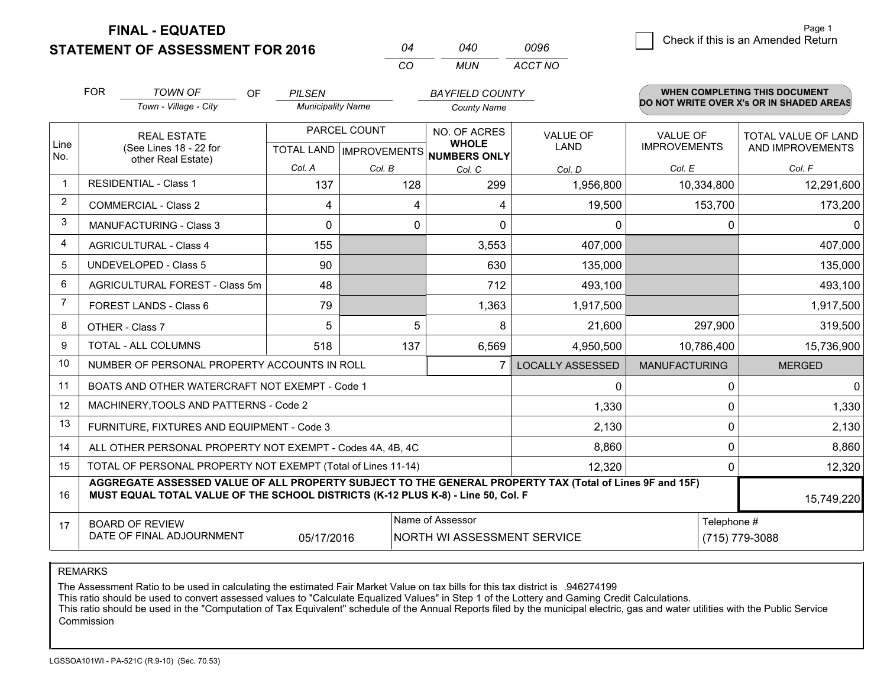# FINAL - EQUATED
# STATEMENT OF ASSESSMENT FOR 2016

| 04 | 040 | 0096 |
|---|---|---|
| CO | MUN | ACCT NO |

☐ Check if this is an Amended Return

FOR *TOWN OF* (Town - Village - City) OF *PILSEN* (Municipality Name) *BAYFIELD COUNTY* (County Name)

**WHEN COMPLETING THIS DOCUMENT DO NOT WRITE OVER X's OR IN SHADED AREAS**

| Line No. | REAL ESTATE (See Lines 18 - 22 for other Real Estate) | PARCEL COUNT | | NO. OF ACRES WHOLE NUMBERS ONLY | VALUE OF LAND | VALUE OF IMPROVEMENTS | TOTAL VALUE OF LAND AND IMPROVEMENTS |
|---|---|---|---|---|---|---|---|
| | | TOTAL LAND | IMPROVEMENTS | | | | |
| | | Col. A | Col. B | Col. C | Col. D | Col. E | Col. F |
| 1 | RESIDENTIAL - Class 1 | 137 | 128 | 299 | 1,956,800 | 10,334,800 | 12,291,600 |
| 2 | COMMERCIAL - Class 2 | 4 | 4 | 4 | 19,500 | 153,700 | 173,200 |
| 3 | MANUFACTURING - Class 3 | 0 | 0 | 0 | 0 | 0 | 0 |
| 4 | AGRICULTURAL - Class 4 | 155 | | 3,553 | 407,000 | | 407,000 |
| 5 | UNDEVELOPED - Class 5 | 90 | | 630 | 135,000 | | 135,000 |
| 6 | AGRICULTURAL FOREST - Class 5m | 48 | | 712 | 493,100 | | 493,100 |
| 7 | FOREST LANDS - Class 6 | 79 | | 1,363 | 1,917,500 | | 1,917,500 |
| 8 | OTHER - Class 7 | 5 | 5 | 8 | 21,600 | 297,900 | 319,500 |
| 9 | TOTAL - ALL COLUMNS | 518 | 137 | 6,569 | 4,950,500 | 10,786,400 | 15,736,900 |
| 10 | NUMBER OF PERSONAL PROPERTY ACCOUNTS IN ROLL | | | 7 | LOCALLY ASSESSED | MANUFACTURING | MERGED |
| 11 | BOATS AND OTHER WATERCRAFT NOT EXEMPT - Code 1 | | | | 0 | 0 | 0 |
| 12 | MACHINERY,TOOLS AND PATTERNS - Code 2 | | | | 1,330 | 0 | 1,330 |
| 13 | FURNITURE, FIXTURES AND EQUIPMENT - Code 3 | | | | 2,130 | 0 | 2,130 |
| 14 | ALL OTHER PERSONAL PROPERTY NOT EXEMPT - Codes 4A, 4B, 4C | | | | 8,860 | 0 | 8,860 |
| 15 | TOTAL OF PERSONAL PROPERTY NOT EXEMPT (Total of Lines 11-14) | | | | 12,320 | 0 | 12,320 |
| 16 | **AGGREGATE ASSESSED VALUE OF ALL PROPERTY SUBJECT TO THE GENERAL PROPERTY TAX (Total of Lines 9F and 15F) MUST EQUAL TOTAL VALUE OF THE SCHOOL DISTRICTS (K-12 PLUS K-8) - Line 50, Col. F** | | | | | | 15,749,220 |
| 17 | BOARD OF REVIEW DATE OF FINAL ADJOURNMENT | 05/17/2016 | | Name of Assessor: NORTH WI ASSESSMENT SERVICE | | Telephone #: (715) 779-3088 | |

REMARKS

The Assessment Ratio to be used in calculating the estimated Fair Market Value on tax bills for this tax district is .946274199
This ratio should be used to convert assessed values to "Calculate Equalized Values" in Step 1 of the Lottery and Gaming Credit Calculations.
This ratio should be used in the "Computation of Tax Equivalent" schedule of the Annual Reports filed by the municipal electric, gas and water utilities with the Public Service Commission

LGSSOA101WI - PA-521C (R.9-10) (Sec. 70.53)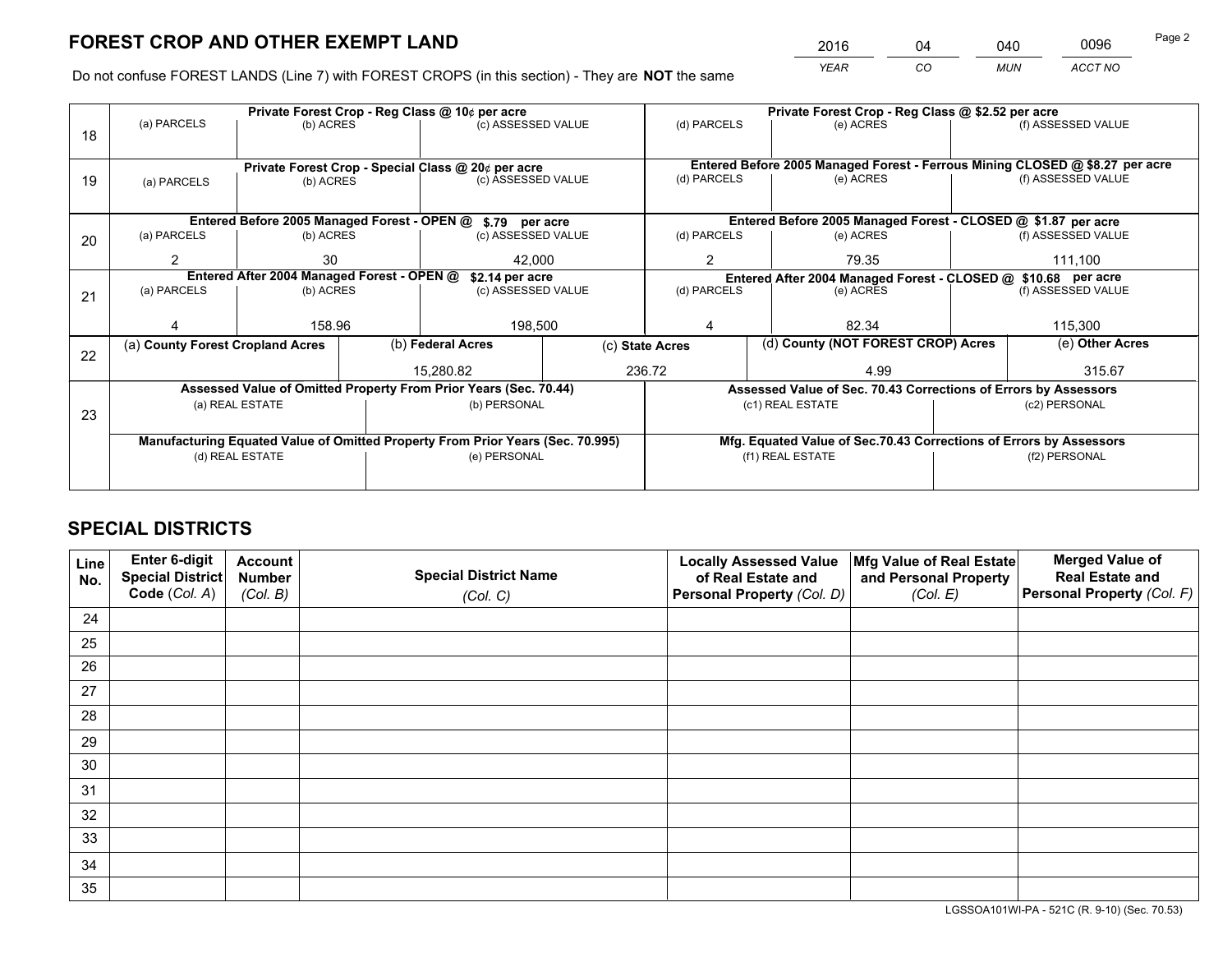# FOREST CROP AND OTHER EXEMPT LAND

| 2016 | 04 | 040 | 0096 |
|---|---|---|---|
| *YEAR* | *CO* | *MUN* | *ACCT NO* |

Do not confuse FOREST LANDS (Line 7) with FOREST CROPS (in this section) - They are **NOT** the same

| Line | | | | | | |
|---|---|---|---|---|---|---|
| 18 | **Private Forest Crop - Reg Class @ 10¢ per acre** | | | **Private Forest Crop - Reg Class @ $2.52 per acre** | | |
| | (a) PARCELS | (b) ACRES | (c) ASSESSED VALUE | (d) PARCELS | (e) ACRES | (f) ASSESSED VALUE |
| | | | | | | |
| 19 | **Private Forest Crop - Special Class @ 20¢ per acre** | | | **Entered Before 2005 Managed Forest - Ferrous Mining CLOSED @ $8.27 per acre** | | |
| | (a) PARCELS | (b) ACRES | (c) ASSESSED VALUE | (d) PARCELS | (e) ACRES | (f) ASSESSED VALUE |
| | | | | | | |
| 20 | **Entered Before 2005 Managed Forest - OPEN @ $.79 per acre** | | | **Entered Before 2005 Managed Forest - CLOSED @ $1.87 per acre** | | |
| | (a) PARCELS | (b) ACRES | (c) ASSESSED VALUE | (d) PARCELS | (e) ACRES | (f) ASSESSED VALUE |
| | 2 | 30 | 42,000 | 2 | 79.35 | 111,100 |
| 21 | **Entered After 2004 Managed Forest - OPEN @ $2.14 per acre** | | | **Entered After 2004 Managed Forest - CLOSED @ $10.68 per acre** | | |
| | (a) PARCELS | (b) ACRES | (c) ASSESSED VALUE | (d) PARCELS | (e) ACRES | (f) ASSESSED VALUE |
| | 4 | 158.96 | 198,500 | 4 | 82.34 | 115,300 |

| Line | (a) County Forest Cropland Acres | (b) Federal Acres | (c) State Acres | (d) County (NOT FOREST CROP) Acres | (e) Other Acres |
|---|---|---|---|---|---|
| 22 | | 15,280.82 | 236.72 | 4.99 | 315.67 |

| Line | **Assessed Value of Omitted Property From Prior Years (Sec. 70.44)** | | **Assessed Value of Sec. 70.43 Corrections of Errors by Assessors** | |
|---|---|---|---|---|
| 23 | (a) REAL ESTATE | (b) PERSONAL | (c1) REAL ESTATE | (c2) PERSONAL |
| | | | | |
| | **Manufacturing Equated Value of Omitted Property From Prior Years (Sec. 70.995)** | | **Mfg. Equated Value of Sec.70.43 Corrections of Errors by Assessors** | |
| | (d) REAL ESTATE | (e) PERSONAL | (f1) REAL ESTATE | (f2) PERSONAL |
| | | | | |

# SPECIAL DISTRICTS

| Line No. | Enter 6-digit Special District Code (*Col. A*) | Account Number (*Col. B*) | Special District Name (*Col. C*) | Locally Assessed Value of Real Estate and Personal Property (*Col. D*) | Mfg Value of Real Estate and Personal Property (*Col. E*) | Merged Value of Real Estate and Personal Property (*Col. F*) |
|---|---|---|---|---|---|---|
| 24 | | | | | | |
| 25 | | | | | | |
| 26 | | | | | | |
| 27 | | | | | | |
| 28 | | | | | | |
| 29 | | | | | | |
| 30 | | | | | | |
| 31 | | | | | | |
| 32 | | | | | | |
| 33 | | | | | | |
| 34 | | | | | | |
| 35 | | | | | | |

LGSSOA101WI-PA - 521C (R. 9-10) (Sec. 70.53)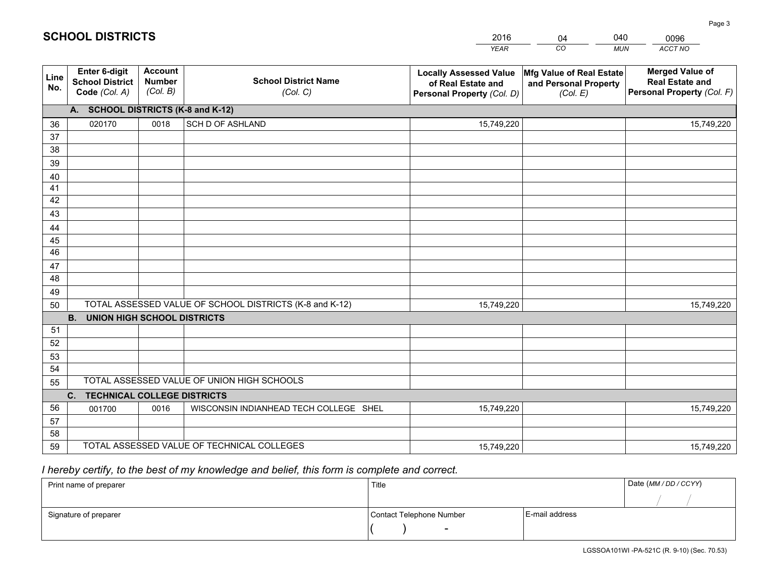# SCHOOL DISTRICTS

| 2016 | 04 | 040 | 0096 |
|---|---|---|---|
| *YEAR* | *CO* | *MUN* | *ACCT NO* |

| Line No. | Enter 6-digit School District Code *(Col. A)* | Account Number *(Col. B)* | School District Name *(Col. C)* | Locally Assessed Value of Real Estate and Personal Property *(Col. D)* | Mfg Value of Real Estate and Personal Property *(Col. E)* | Merged Value of Real Estate and Personal Property *(Col. F)* |
|---|---|---|---|---|---|---|
| **A. SCHOOL DISTRICTS (K-8 and K-12)** | | | | | | |
| 36 | 020170 | 0018 | SCH D OF ASHLAND | 15,749,220 | | 15,749,220 |
| 37 | | | | | | |
| 38 | | | | | | |
| 39 | | | | | | |
| 40 | | | | | | |
| 41 | | | | | | |
| 42 | | | | | | |
| 43 | | | | | | |
| 44 | | | | | | |
| 45 | | | | | | |
| 46 | | | | | | |
| 47 | | | | | | |
| 48 | | | | | | |
| 49 | | | | | | |
| 50 | TOTAL ASSESSED VALUE OF SCHOOL DISTRICTS (K-8 and K-12) | | | 15,749,220 | | 15,749,220 |
| **B. UNION HIGH SCHOOL DISTRICTS** | | | | | | |
| 51 | | | | | | |
| 52 | | | | | | |
| 53 | | | | | | |
| 54 | | | | | | |
| 55 | TOTAL ASSESSED VALUE OF UNION HIGH SCHOOLS | | | | | |
| **C. TECHNICAL COLLEGE DISTRICTS** | | | | | | |
| 56 | 001700 | 0016 | WISCONSIN INDIANHEAD TECH COLLEGE SHEL | 15,749,220 | | 15,749,220 |
| 57 | | | | | | |
| 58 | | | | | | |
| 59 | TOTAL ASSESSED VALUE OF TECHNICAL COLLEGES | | | 15,749,220 | | 15,749,220 |

*I hereby certify, to the best of my knowledge and belief, this form is complete and correct.*

| Print name of preparer | Title | | Date *(MM / DD / CCYY)* |
|---|---|---|---|
| | | | / / |
| Signature of preparer | Contact Telephone Number | E-mail address | |
| | ( ) - | | |

LGSSOA101WI -PA-521C (R. 9-10) (Sec. 70.53)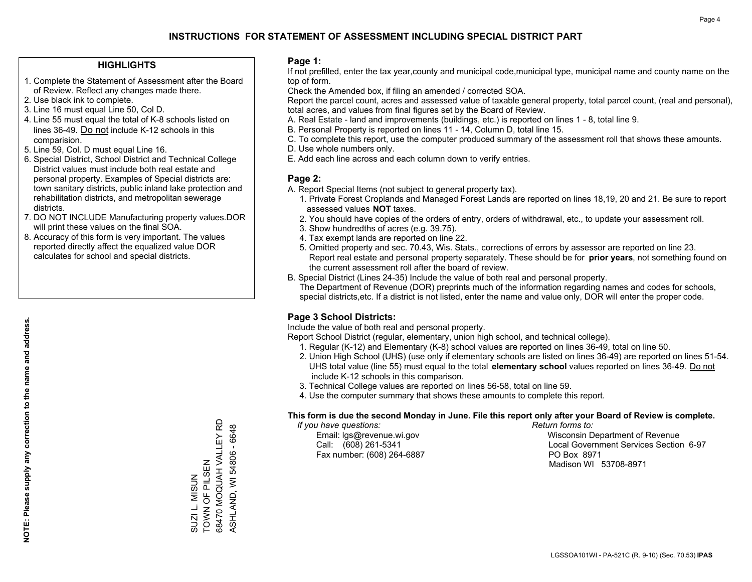# INSTRUCTIONS FOR STATEMENT OF ASSESSMENT INCLUDING SPECIAL DISTRICT PART

## HIGHLIGHTS

1. Complete the Statement of Assessment after the Board of Review. Reflect any changes made there.
2. Use black ink to complete.
3. Line 16 must equal Line 50, Col D.
4. Line 55 must equal the total of K-8 schools listed on lines 36-49. Do not include K-12 schools in this comparision.
5. Line 59, Col. D must equal Line 16.
6. Special District, School District and Technical College District values must include both real estate and personal property. Examples of Special districts are: town sanitary districts, public inland lake protection and rehabilitation districts, and metropolitan sewerage districts.
7. DO NOT INCLUDE Manufacturing property values.DOR will print these values on the final SOA.
8. Accuracy of this form is very important. The values reported directly affect the equalized value DOR calculates for school and special districts.

**NOTE: Please supply any correction to the name and address.**

SUZI L. MISUN
TOWN OF PILSEN
68470 MOQUAH VALLEY RD
ASHLAND, WI 54806 - 6648

## Page 1:

If not prefilled, enter the tax year,county and municipal code,municipal type, municipal name and county name on the top of form.

Check the Amended box, if filing an amended / corrected SOA.

Report the parcel count, acres and assessed value of taxable general property, total parcel count, (real and personal), total acres, and values from final figures set by the Board of Review.

A. Real Estate - land and improvements (buildings, etc.) is reported on lines 1 - 8, total line 9.
B. Personal Property is reported on lines 11 - 14, Column D, total line 15.
C. To complete this report, use the computer produced summary of the assessment roll that shows these amounts.
D. Use whole numbers only.
E. Add each line across and each column down to verify entries.

## Page 2:

A. Report Special Items (not subject to general property tax).
   1. Private Forest Croplands and Managed Forest Lands are reported on lines 18,19, 20 and 21. Be sure to report assessed values **NOT** taxes.
   2. You should have copies of the orders of entry, orders of withdrawal, etc., to update your assessment roll.
   3. Show hundredths of acres (e.g. 39.75).
   4. Tax exempt lands are reported on line 22.
   5. Omitted property and sec. 70.43, Wis. Stats., corrections of errors by assessor are reported on line 23. Report real estate and personal property separately. These should be for **prior years**, not something found on the current assessment roll after the board of review.
B. Special District (Lines 24-35) Include the value of both real and personal property.
   The Department of Revenue (DOR) preprints much of the information regarding names and codes for schools, special districts,etc. If a district is not listed, enter the name and value only, DOR will enter the proper code.

## Page 3 School Districts:

Include the value of both real and personal property.

Report School District (regular, elementary, union high school, and technical college).

1. Regular (K-12) and Elementary (K-8) school values are reported on lines 36-49, total on line 50.
2. Union High School (UHS) (use only if elementary schools are listed on lines 36-49) are reported on lines 51-54. UHS total value (line 55) must equal to the total **elementary school** values reported on lines 36-49. Do not include K-12 schools in this comparison.
3. Technical College values are reported on lines 56-58, total on line 59.
4. Use the computer summary that shows these amounts to complete this report.

**This form is due the second Monday in June. File this report only after your Board of Review is complete.**

*If you have questions:*
Email: lgs@revenue.wi.gov
Call: (608) 261-5341
Fax number: (608) 264-6887

*Return forms to:*
Wisconsin Department of Revenue
Local Government Services Section 6-97
PO Box 8971
Madison WI 53708-8971

LGSSOA101WI - PA-521C (R. 9-10) (Sec. 70.53) **IPAS**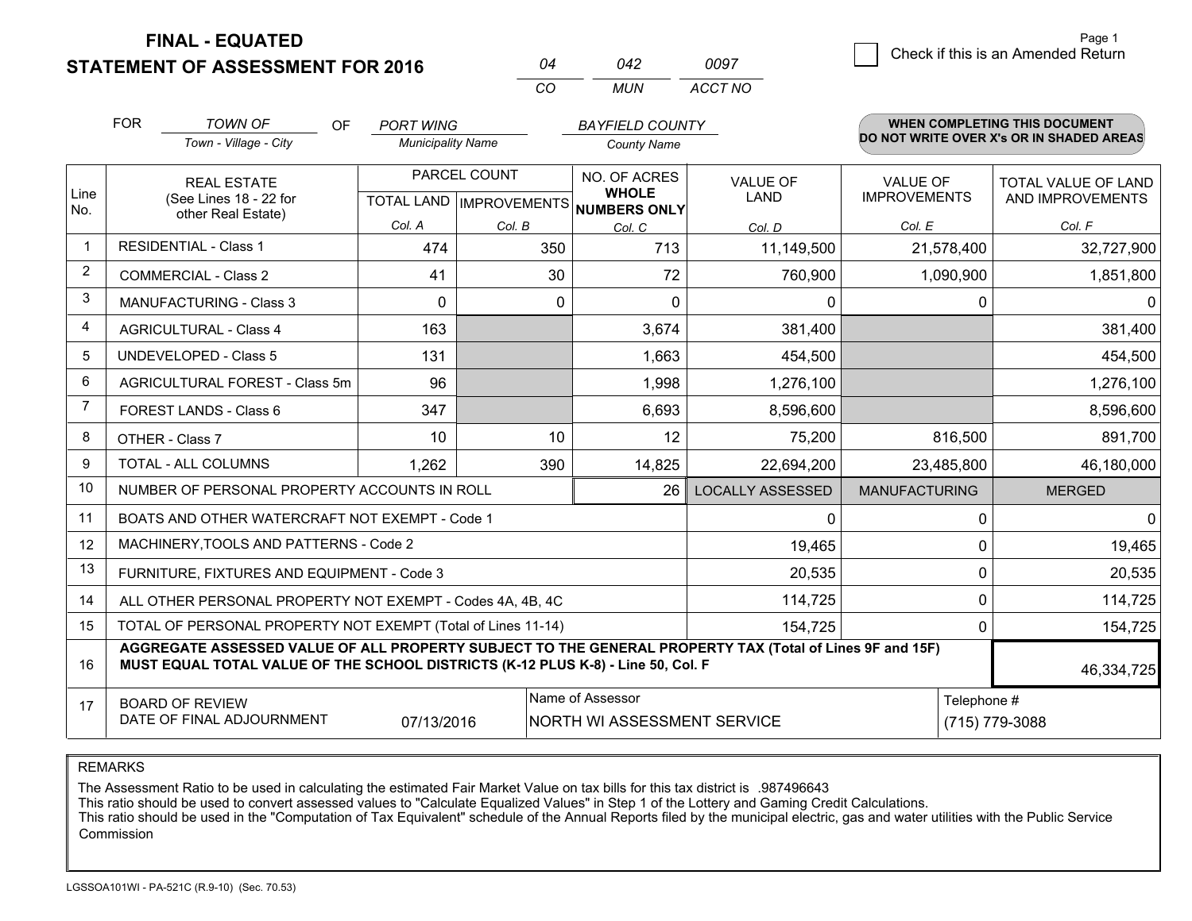# FINAL - EQUATED
# STATEMENT OF ASSESSMENT FOR 2016

| 04 | 042 | 0097 |
|---|---|---|
| CO | MUN | ACCT NO |

☐ Check if this is an Amended Return

FOR *TOWN OF* (Town - Village - City) OF *PORT WING* (Municipality Name) *BAYFIELD COUNTY* (County Name)

**WHEN COMPLETING THIS DOCUMENT DO NOT WRITE OVER X's OR IN SHADED AREAS**

| Line No. | REAL ESTATE (See Lines 18 - 22 for other Real Estate) | PARCEL COUNT TOTAL LAND Col. A | PARCEL COUNT IMPROVEMENTS Col. B | NO. OF ACRES WHOLE NUMBERS ONLY Col. C | VALUE OF LAND Col. D | VALUE OF IMPROVEMENTS Col. E | TOTAL VALUE OF LAND AND IMPROVEMENTS Col. F |
|---|---|---|---|---|---|---|---|
| 1 | RESIDENTIAL - Class 1 | 474 | 350 | 713 | 11,149,500 | 21,578,400 | 32,727,900 |
| 2 | COMMERCIAL - Class 2 | 41 | 30 | 72 | 760,900 | 1,090,900 | 1,851,800 |
| 3 | MANUFACTURING - Class 3 | 0 | 0 | 0 | 0 | 0 | 0 |
| 4 | AGRICULTURAL - Class 4 | 163 | | 3,674 | 381,400 | | 381,400 |
| 5 | UNDEVELOPED - Class 5 | 131 | | 1,663 | 454,500 | | 454,500 |
| 6 | AGRICULTURAL FOREST - Class 5m | 96 | | 1,998 | 1,276,100 | | 1,276,100 |
| 7 | FOREST LANDS - Class 6 | 347 | | 6,693 | 8,596,600 | | 8,596,600 |
| 8 | OTHER - Class 7 | 10 | 10 | 12 | 75,200 | 816,500 | 891,700 |
| 9 | TOTAL - ALL COLUMNS | 1,262 | 390 | 14,825 | 22,694,200 | 23,485,800 | 46,180,000 |
| 10 | NUMBER OF PERSONAL PROPERTY ACCOUNTS IN ROLL | | | 26 | LOCALLY ASSESSED | MANUFACTURING | MERGED |
| 11 | BOATS AND OTHER WATERCRAFT NOT EXEMPT - Code 1 | | | | 0 | 0 | 0 |
| 12 | MACHINERY,TOOLS AND PATTERNS - Code 2 | | | | 19,465 | 0 | 19,465 |
| 13 | FURNITURE, FIXTURES AND EQUIPMENT - Code 3 | | | | 20,535 | 0 | 20,535 |
| 14 | ALL OTHER PERSONAL PROPERTY NOT EXEMPT - Codes 4A, 4B, 4C | | | | 114,725 | 0 | 114,725 |
| 15 | TOTAL OF PERSONAL PROPERTY NOT EXEMPT (Total of Lines 11-14) | | | | 154,725 | 0 | 154,725 |
| 16 | **AGGREGATE ASSESSED VALUE OF ALL PROPERTY SUBJECT TO THE GENERAL PROPERTY TAX (Total of Lines 9F and 15F) MUST EQUAL TOTAL VALUE OF THE SCHOOL DISTRICTS (K-12 PLUS K-8) - Line 50, Col. F** | | | | | | 46,334,725 |
| 17 | BOARD OF REVIEW DATE OF FINAL ADJOURNMENT | 07/13/2016 | Name of Assessor | NORTH WI ASSESSMENT SERVICE | | Telephone # | (715) 779-3088 |

REMARKS

The Assessment Ratio to be used in calculating the estimated Fair Market Value on tax bills for this tax district is .987496643
This ratio should be used to convert assessed values to "Calculate Equalized Values" in Step 1 of the Lottery and Gaming Credit Calculations.
This ratio should be used in the "Computation of Tax Equivalent" schedule of the Annual Reports filed by the municipal electric, gas and water utilities with the Public Service Commission

LGSSOA101WI - PA-521C (R.9-10) (Sec. 70.53)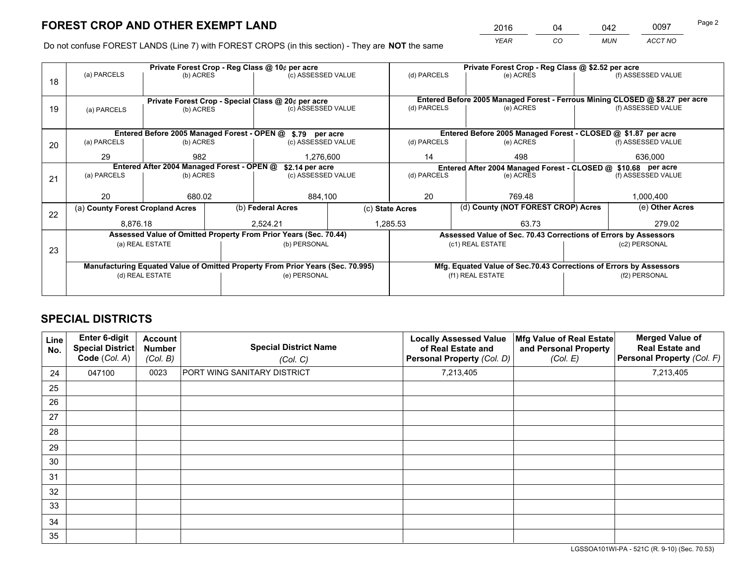# FOREST CROP AND OTHER EXEMPT LAND

| 2016 | 04 | 042 | 0097 |
|---|---|---|---|
| *YEAR* | *CO* | *MUN* | *ACCT NO* |

Do not confuse FOREST LANDS (Line 7) with FOREST CROPS (in this section) - They are **NOT** the same

| Line | | | | | | |
|---|---|---|---|---|---|---|
| 18 | Private Forest Crop - Reg Class @ 10¢ per acre | | | Private Forest Crop - Reg Class @ $2.52 per acre | | |
| | (a) PARCELS | (b) ACRES | (c) ASSESSED VALUE | (d) PARCELS | (e) ACRES | (f) ASSESSED VALUE |
| | | | | | | |
| 19 | Private Forest Crop - Special Class @ 20¢ per acre | | | Entered Before 2005 Managed Forest - Ferrous Mining CLOSED @ $8.27 per acre | | |
| | (a) PARCELS | (b) ACRES | (c) ASSESSED VALUE | (d) PARCELS | (e) ACRES | (f) ASSESSED VALUE |
| | | | | | | |
| 20 | Entered Before 2005 Managed Forest - OPEN @ $.79 per acre | | | Entered Before 2005 Managed Forest - CLOSED @ $1.87 per acre | | |
| | (a) PARCELS | (b) ACRES | (c) ASSESSED VALUE | (d) PARCELS | (e) ACRES | (f) ASSESSED VALUE |
| | 29 | 982 | 1,276,600 | 14 | 498 | 636,000 |
| 21 | Entered After 2004 Managed Forest - OPEN @ $2.14 per acre | | | Entered After 2004 Managed Forest - CLOSED @ $10.68 per acre | | |
| | (a) PARCELS | (b) ACRES | (c) ASSESSED VALUE | (d) PARCELS | (e) ACRES | (f) ASSESSED VALUE |
| | 20 | 680.02 | 884,100 | 20 | 769.48 | 1,000,400 |

| Line | (a) County Forest Cropland Acres | (b) Federal Acres | (c) State Acres | (d) County (NOT FOREST CROP) Acres | (e) Other Acres |
|---|---|---|---|---|---|
| 22 | 8,876.18 | 2,524.21 | 1,285.53 | 63.73 | 279.02 |

| Line | Assessed Value of Omitted Property From Prior Years (Sec. 70.44) | | Assessed Value of Sec. 70.43 Corrections of Errors by Assessors | |
|---|---|---|---|---|
| 23 | (a) REAL ESTATE | (b) PERSONAL | (c1) REAL ESTATE | (c2) PERSONAL |
| | | | | |
| | **Manufacturing Equated Value of Omitted Property From Prior Years (Sec. 70.995)** | | **Mfg. Equated Value of Sec.70.43 Corrections of Errors by Assessors** | |
| | (d) REAL ESTATE | (e) PERSONAL | (f1) REAL ESTATE | (f2) PERSONAL |
| | | | | |

# SPECIAL DISTRICTS

| Line No. | Enter 6-digit Special District Code (*Col. A*) | Account Number (*Col. B*) | Special District Name (*Col. C*) | Locally Assessed Value of Real Estate and Personal Property (*Col. D*) | Mfg Value of Real Estate and Personal Property (*Col. E*) | Merged Value of Real Estate and Personal Property (*Col. F*) |
|---|---|---|---|---|---|---|
| 24 | 047100 | 0023 | PORT WING SANITARY DISTRICT | 7,213,405 | | 7,213,405 |
| 25 | | | | | | |
| 26 | | | | | | |
| 27 | | | | | | |
| 28 | | | | | | |
| 29 | | | | | | |
| 30 | | | | | | |
| 31 | | | | | | |
| 32 | | | | | | |
| 33 | | | | | | |
| 34 | | | | | | |
| 35 | | | | | | |

LGSSOA101WI-PA - 521C (R. 9-10) (Sec. 70.53)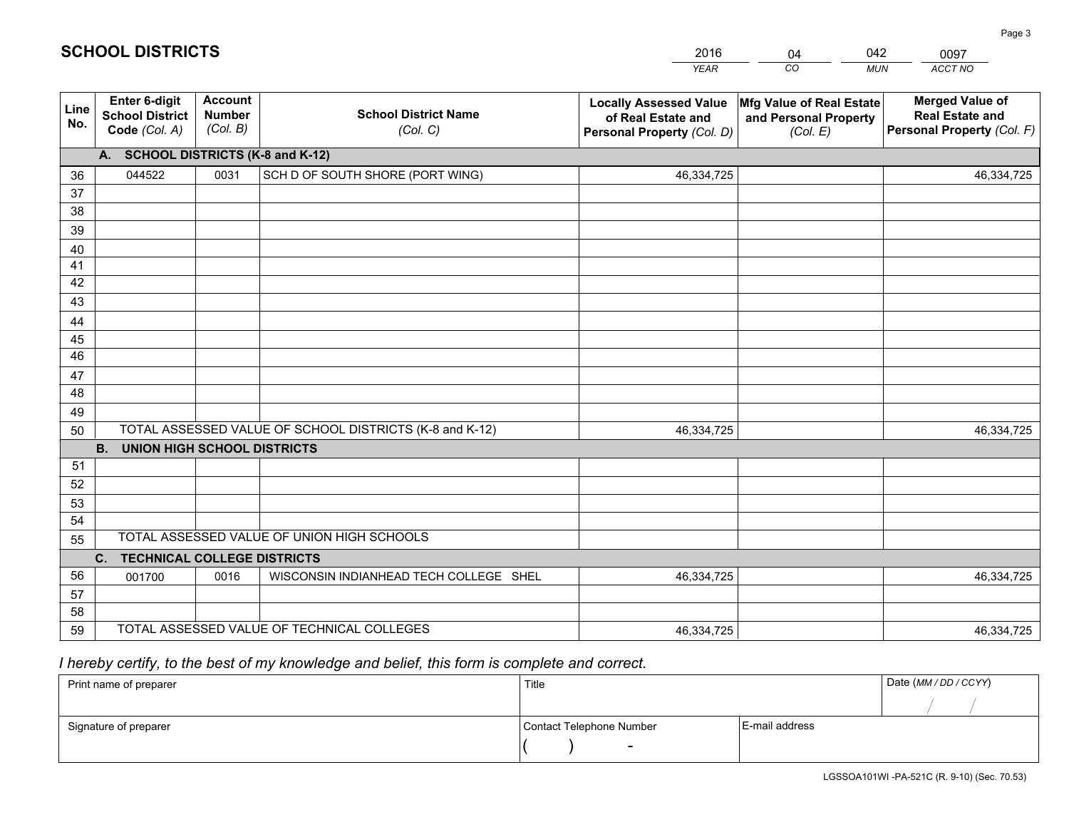# SCHOOL DISTRICTS

| 2016 | 04 | 042 | 0097 |
|---|---|---|---|
| *YEAR* | *CO* | *MUN* | *ACCT NO* |

| Line No. | Enter 6-digit School District Code (Col. A) | Account Number (Col. B) | School District Name (Col. C) | Locally Assessed Value of Real Estate and Personal Property (Col. D) | Mfg Value of Real Estate and Personal Property (Col. E) | Merged Value of Real Estate and Personal Property (Col. F) |
|---|---|---|---|---|---|---|
| | **A. SCHOOL DISTRICTS (K-8 and K-12)** | | | | | |
| 36 | 044522 | 0031 | SCH D OF SOUTH SHORE (PORT WING) | 46,334,725 | | 46,334,725 |
| 37 | | | | | | |
| 38 | | | | | | |
| 39 | | | | | | |
| 40 | | | | | | |
| 41 | | | | | | |
| 42 | | | | | | |
| 43 | | | | | | |
| 44 | | | | | | |
| 45 | | | | | | |
| 46 | | | | | | |
| 47 | | | | | | |
| 48 | | | | | | |
| 49 | | | | | | |
| 50 | | | TOTAL ASSESSED VALUE OF SCHOOL DISTRICTS (K-8 and K-12) | 46,334,725 | | 46,334,725 |
| | **B. UNION HIGH SCHOOL DISTRICTS** | | | | | |
| 51 | | | | | | |
| 52 | | | | | | |
| 53 | | | | | | |
| 54 | | | | | | |
| 55 | | | TOTAL ASSESSED VALUE OF UNION HIGH SCHOOLS | | | |
| | **C. TECHNICAL COLLEGE DISTRICTS** | | | | | |
| 56 | 001700 | 0016 | WISCONSIN INDIANHEAD TECH COLLEGE SHEL | 46,334,725 | | 46,334,725 |
| 57 | | | | | | |
| 58 | | | | | | |
| 59 | | | TOTAL ASSESSED VALUE OF TECHNICAL COLLEGES | 46,334,725 | | 46,334,725 |

*I hereby certify, to the best of my knowledge and belief, this form is complete and correct.*

| Print name of preparer | Title | | Date (MM / DD / CCYY) |
|---|---|---|---|
| | | | / / |
| Signature of preparer | Contact Telephone Number | E-mail address | |
| | ( ) - | | |

LGSSOA101WI -PA-521C (R. 9-10) (Sec. 70.53)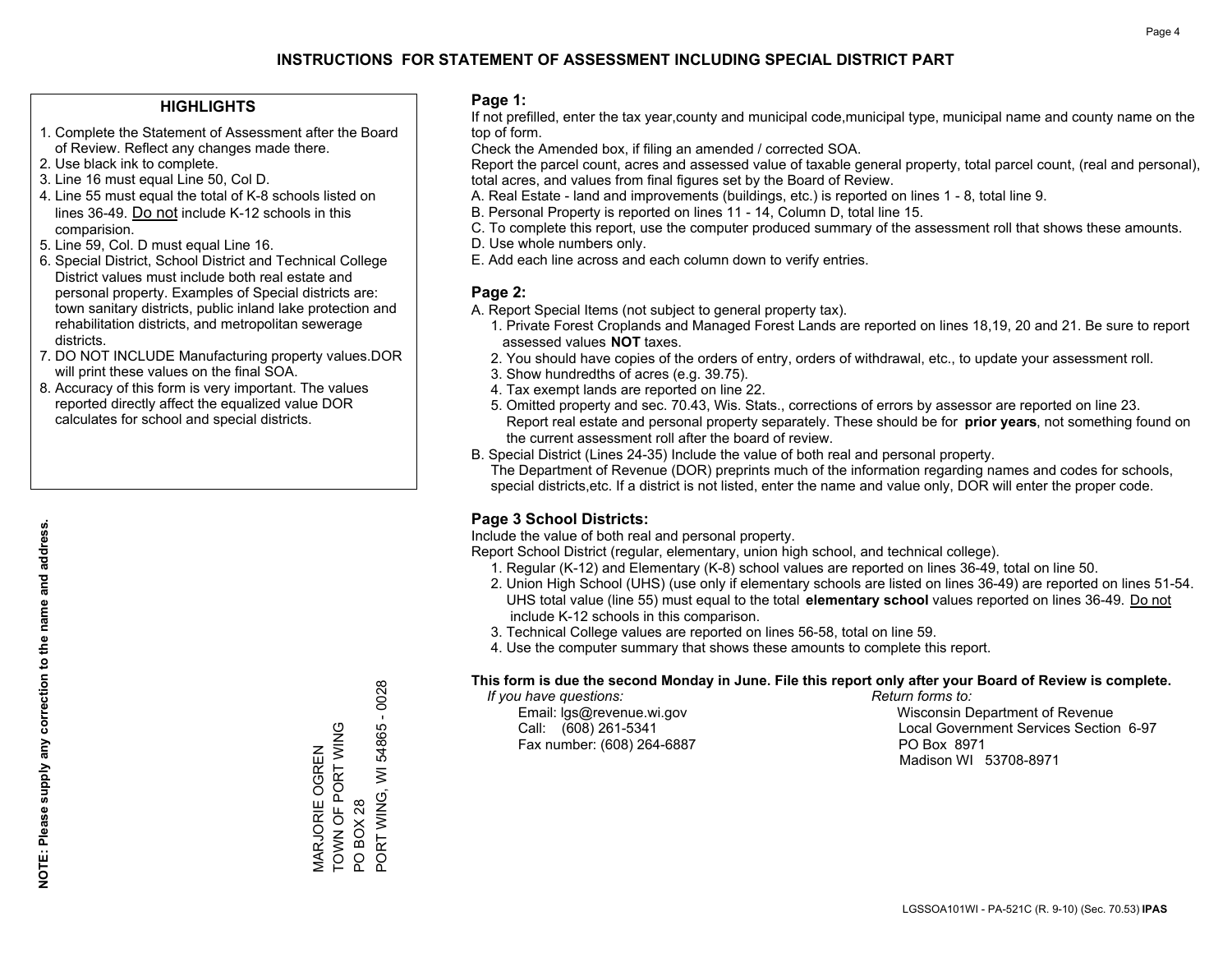# INSTRUCTIONS FOR STATEMENT OF ASSESSMENT INCLUDING SPECIAL DISTRICT PART

## HIGHLIGHTS

1. Complete the Statement of Assessment after the Board of Review. Reflect any changes made there.
2. Use black ink to complete.
3. Line 16 must equal Line 50, Col D.
4. Line 55 must equal the total of K-8 schools listed on lines 36-49. Do not include K-12 schools in this comparision.
5. Line 59, Col. D must equal Line 16.
6. Special District, School District and Technical College District values must include both real estate and personal property. Examples of Special districts are: town sanitary districts, public inland lake protection and rehabilitation districts, and metropolitan sewerage districts.
7. DO NOT INCLUDE Manufacturing property values.DOR will print these values on the final SOA.
8. Accuracy of this form is very important. The values reported directly affect the equalized value DOR calculates for school and special districts.

**NOTE: Please supply any correction to the name and address.**

MARJORIE OGREN
TOWN OF PORT WING
PO BOX 28
PORT WING, WI 54865 - 0028

## Page 1:

If not prefilled, enter the tax year,county and municipal code,municipal type, municipal name and county name on the top of form.

Check the Amended box, if filing an amended / corrected SOA.

Report the parcel count, acres and assessed value of taxable general property, total parcel count, (real and personal), total acres, and values from final figures set by the Board of Review.

A. Real Estate - land and improvements (buildings, etc.) is reported on lines 1 - 8, total line 9.
B. Personal Property is reported on lines 11 - 14, Column D, total line 15.
C. To complete this report, use the computer produced summary of the assessment roll that shows these amounts.
D. Use whole numbers only.
E. Add each line across and each column down to verify entries.

## Page 2:

A. Report Special Items (not subject to general property tax).
1. Private Forest Croplands and Managed Forest Lands are reported on lines 18,19, 20 and 21. Be sure to report assessed values **NOT** taxes.
2. You should have copies of the orders of entry, orders of withdrawal, etc., to update your assessment roll.
3. Show hundredths of acres (e.g. 39.75).
4. Tax exempt lands are reported on line 22.
5. Omitted property and sec. 70.43, Wis. Stats., corrections of errors by assessor are reported on line 23. Report real estate and personal property separately. These should be for **prior years**, not something found on the current assessment roll after the board of review.

B. Special District (Lines 24-35) Include the value of both real and personal property.
The Department of Revenue (DOR) preprints much of the information regarding names and codes for schools, special districts,etc. If a district is not listed, enter the name and value only, DOR will enter the proper code.

## Page 3 School Districts:

Include the value of both real and personal property.

Report School District (regular, elementary, union high school, and technical college).
1. Regular (K-12) and Elementary (K-8) school values are reported on lines 36-49, total on line 50.
2. Union High School (UHS) (use only if elementary schools are listed on lines 36-49) are reported on lines 51-54. UHS total value (line 55) must equal to the total **elementary school** values reported on lines 36-49. Do not include K-12 schools in this comparison.
3. Technical College values are reported on lines 56-58, total on line 59.
4. Use the computer summary that shows these amounts to complete this report.

**This form is due the second Monday in June. File this report only after your Board of Review is complete.**

*If you have questions:*
Email: lgs@revenue.wi.gov
Call: (608) 261-5341
Fax number: (608) 264-6887

*Return forms to:*
Wisconsin Department of Revenue
Local Government Services Section 6-97
PO Box 8971
Madison WI 53708-8971

LGSSOA101WI - PA-521C (R. 9-10) (Sec. 70.53) **IPAS**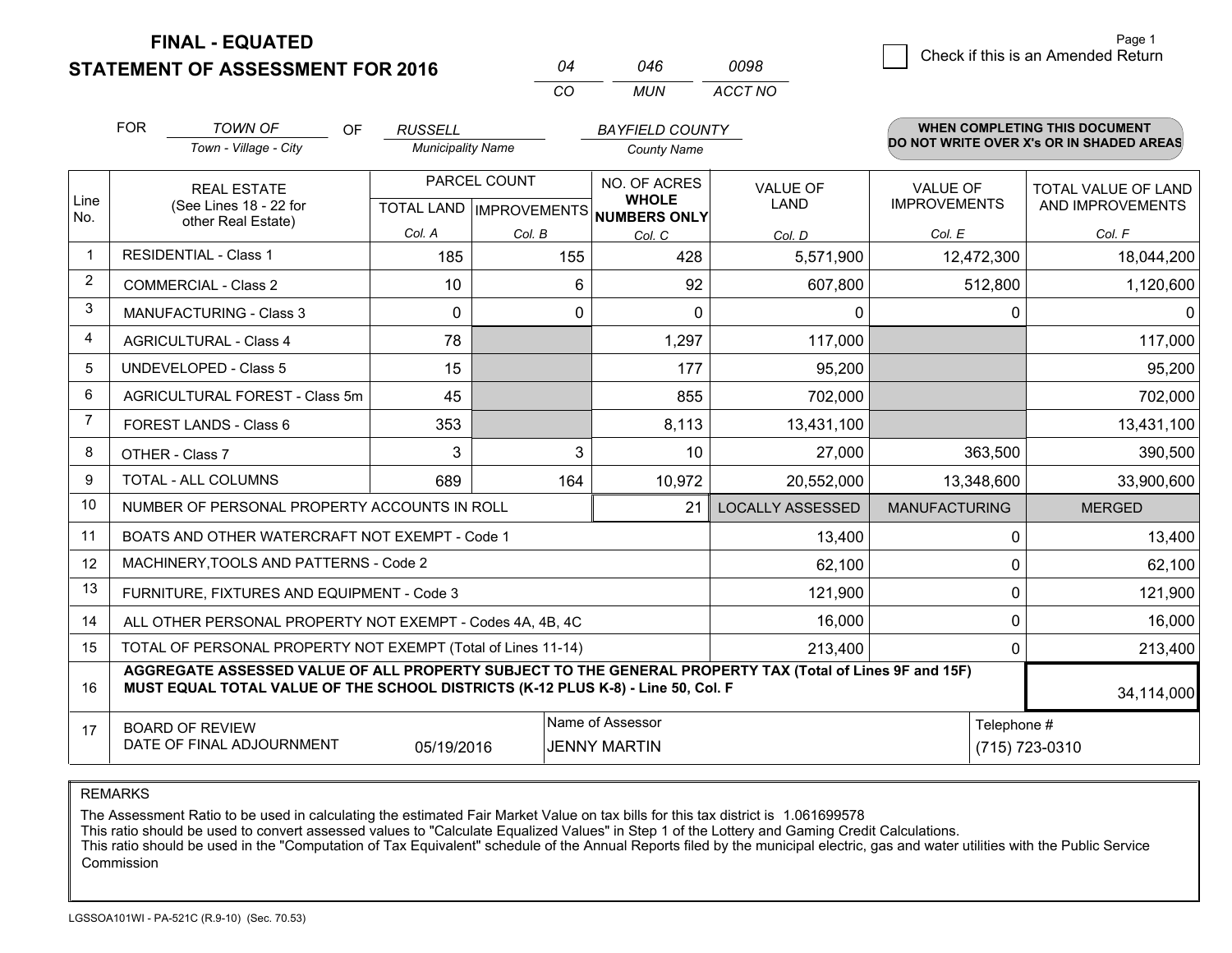# FINAL - EQUATED
## STATEMENT OF ASSESSMENT FOR 2016

| 04 | 046 | 0098 |
|---|---|---|
| CO | MUN | ACCT NO |

Page 1

☐ Check if this is an Amended Return

FOR *TOWN OF* (Town - Village - City) OF *RUSSELL* (Municipality Name) *BAYFIELD COUNTY* (County Name)

**WHEN COMPLETING THIS DOCUMENT DO NOT WRITE OVER X's OR IN SHADED AREAS**

| Line No. | REAL ESTATE (See Lines 18 - 22 for other Real Estate) | PARCEL COUNT | | NO. OF ACRES WHOLE NUMBERS ONLY | VALUE OF LAND | VALUE OF IMPROVEMENTS | TOTAL VALUE OF LAND AND IMPROVEMENTS |
|---|---|---|---|---|---|---|---|
| | | TOTAL LAND | IMPROVEMENTS | | | | |
| | | Col. A | Col. B | Col. C | Col. D | Col. E | Col. F |
| 1 | RESIDENTIAL - Class 1 | 185 | 155 | 428 | 5,571,900 | 12,472,300 | 18,044,200 |
| 2 | COMMERCIAL - Class 2 | 10 | 6 | 92 | 607,800 | 512,800 | 1,120,600 |
| 3 | MANUFACTURING - Class 3 | 0 | 0 | 0 | 0 | 0 | 0 |
| 4 | AGRICULTURAL - Class 4 | 78 | | 1,297 | 117,000 | | 117,000 |
| 5 | UNDEVELOPED - Class 5 | 15 | | 177 | 95,200 | | 95,200 |
| 6 | AGRICULTURAL FOREST - Class 5m | 45 | | 855 | 702,000 | | 702,000 |
| 7 | FOREST LANDS - Class 6 | 353 | | 8,113 | 13,431,100 | | 13,431,100 |
| 8 | OTHER - Class 7 | 3 | 3 | 10 | 27,000 | 363,500 | 390,500 |
| 9 | TOTAL - ALL COLUMNS | 689 | 164 | 10,972 | 20,552,000 | 13,348,600 | 33,900,600 |
| 10 | NUMBER OF PERSONAL PROPERTY ACCOUNTS IN ROLL | | | 21 | LOCALLY ASSESSED | MANUFACTURING | MERGED |
| 11 | BOATS AND OTHER WATERCRAFT NOT EXEMPT - Code 1 | | | | 13,400 | 0 | 13,400 |
| 12 | MACHINERY,TOOLS AND PATTERNS - Code 2 | | | | 62,100 | 0 | 62,100 |
| 13 | FURNITURE, FIXTURES AND EQUIPMENT - Code 3 | | | | 121,900 | 0 | 121,900 |
| 14 | ALL OTHER PERSONAL PROPERTY NOT EXEMPT - Codes 4A, 4B, 4C | | | | 16,000 | 0 | 16,000 |
| 15 | TOTAL OF PERSONAL PROPERTY NOT EXEMPT (Total of Lines 11-14) | | | | 213,400 | 0 | 213,400 |
| 16 | **AGGREGATE ASSESSED VALUE OF ALL PROPERTY SUBJECT TO THE GENERAL PROPERTY TAX (Total of Lines 9F and 15F) MUST EQUAL TOTAL VALUE OF THE SCHOOL DISTRICTS (K-12 PLUS K-8) - Line 50, Col. F** | | | | | | 34,114,000 |
| 17 | BOARD OF REVIEW DATE OF FINAL ADJOURNMENT | 05/19/2016 | Name of Assessor: JENNY MARTIN | | | Telephone #: (715) 723-0310 | |

REMARKS

The Assessment Ratio to be used in calculating the estimated Fair Market Value on tax bills for this tax district is 1.061699578
This ratio should be used to convert assessed values to "Calculate Equalized Values" in Step 1 of the Lottery and Gaming Credit Calculations.
This ratio should be used in the "Computation of Tax Equivalent" schedule of the Annual Reports filed by the municipal electric, gas and water utilities with the Public Service Commission

LGSSOA101WI - PA-521C (R.9-10) (Sec. 70.53)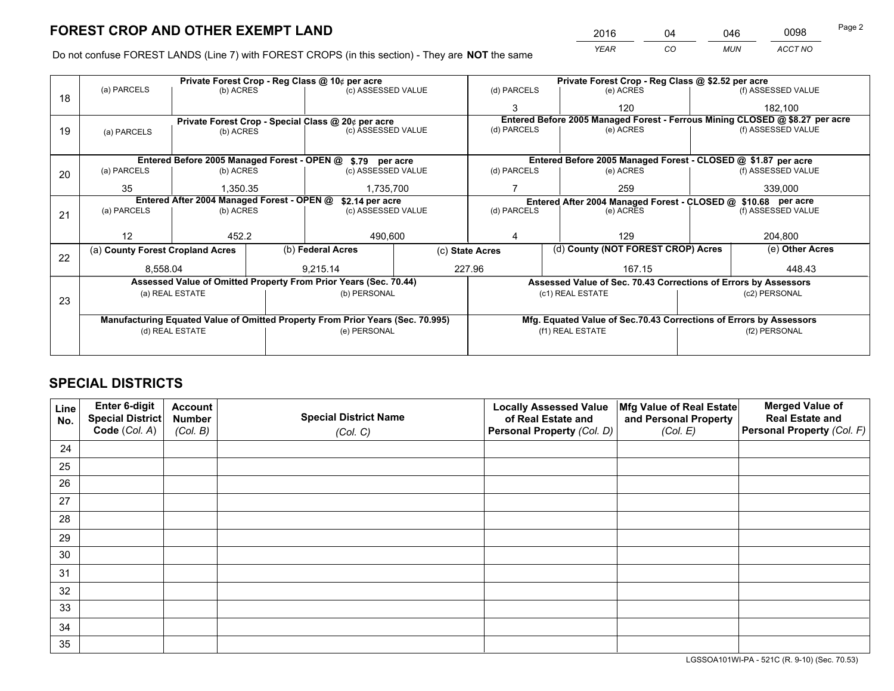# FOREST CROP AND OTHER EXEMPT LAND

| 2016 | 04 | 046 | 0098 |
|---|---|---|---|
| YEAR | CO | MUN | ACCT NO |

Do not confuse FOREST LANDS (Line 7) with FOREST CROPS (in this section) - They are **NOT** the same

| Line | Private Forest Crop - Reg Class @ 10¢ per acre | | | Private Forest Crop - Reg Class @ $2.52 per acre | | |
|---|---|---|---|---|---|---|
| 18 | (a) PARCELS | (b) ACRES | (c) ASSESSED VALUE | (d) PARCELS | (e) ACRES | (f) ASSESSED VALUE |
| | | | | 3 | 120 | 182,100 |
| | **Private Forest Crop - Special Class @ 20¢ per acre** | | | **Entered Before 2005 Managed Forest - Ferrous Mining CLOSED @ $8.27 per acre** | | |
| 19 | (a) PARCELS | (b) ACRES | (c) ASSESSED VALUE | (d) PARCELS | (e) ACRES | (f) ASSESSED VALUE |
| | | | | | | |
| | **Entered Before 2005 Managed Forest - OPEN @ $.79 per acre** | | | **Entered Before 2005 Managed Forest - CLOSED @ $1.87 per acre** | | |
| 20 | (a) PARCELS | (b) ACRES | (c) ASSESSED VALUE | (d) PARCELS | (e) ACRES | (f) ASSESSED VALUE |
| | 35 | 1,350.35 | 1,735,700 | 7 | 259 | 339,000 |
| | **Entered After 2004 Managed Forest - OPEN @ $2.14 per acre** | | | **Entered After 2004 Managed Forest - CLOSED @ $10.68 per acre** | | |
| 21 | (a) PARCELS | (b) ACRES | (c) ASSESSED VALUE | (d) PARCELS | (e) ACRES | (f) ASSESSED VALUE |
| | 12 | 452.2 | 490,600 | 4 | 129 | 204,800 |

| Line | (a) County Forest Cropland Acres | (b) Federal Acres | (c) State Acres | (d) County (NOT FOREST CROP) Acres | (e) Other Acres |
|---|---|---|---|---|---|
| 22 | 8,558.04 | 9,215.14 | 227.96 | 167.15 | 448.43 |

| Line | Assessed Value of Omitted Property From Prior Years (Sec. 70.44) | | Assessed Value of Sec. 70.43 Corrections of Errors by Assessors | |
|---|---|---|---|---|
| 23 | (a) REAL ESTATE | (b) PERSONAL | (c1) REAL ESTATE | (c2) PERSONAL |
| | | | | |
| | **Manufacturing Equated Value of Omitted Property From Prior Years (Sec. 70.995)** | | **Mfg. Equated Value of Sec.70.43 Corrections of Errors by Assessors** | |
| | (d) REAL ESTATE | (e) PERSONAL | (f1) REAL ESTATE | (f2) PERSONAL |
| | | | | |

# SPECIAL DISTRICTS

| Line No. | Enter 6-digit Special District Code (Col. A) | Account Number (Col. B) | Special District Name (Col. C) | Locally Assessed Value of Real Estate and Personal Property (Col. D) | Mfg Value of Real Estate and Personal Property (Col. E) | Merged Value of Real Estate and Personal Property (Col. F) |
|---|---|---|---|---|---|---|
| 24 | | | | | | |
| 25 | | | | | | |
| 26 | | | | | | |
| 27 | | | | | | |
| 28 | | | | | | |
| 29 | | | | | | |
| 30 | | | | | | |
| 31 | | | | | | |
| 32 | | | | | | |
| 33 | | | | | | |
| 34 | | | | | | |
| 35 | | | | | | |

LGSSOA101WI-PA - 521C (R. 9-10) (Sec. 70.53)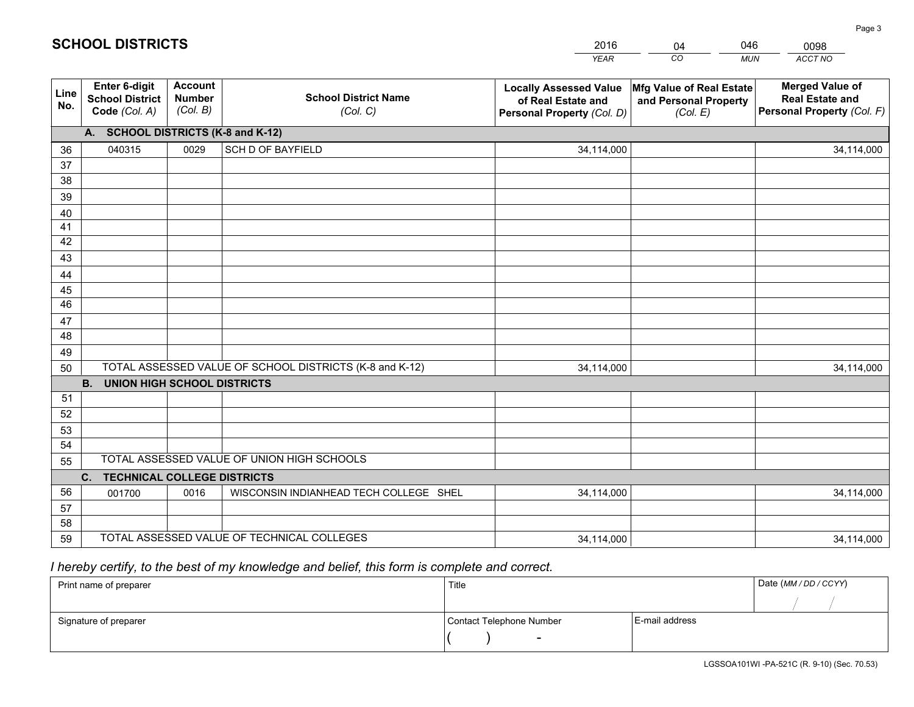# SCHOOL DISTRICTS

| 2016 | 04 | 046 | 0098 |
|---|---|---|---|
| *YEAR* | *CO* | *MUN* | *ACCT NO* |

| Line No. | Enter 6-digit School District Code (Col. A) | Account Number (Col. B) | School District Name (Col. C) | Locally Assessed Value of Real Estate and Personal Property (Col. D) | Mfg Value of Real Estate and Personal Property (Col. E) | Merged Value of Real Estate and Personal Property (Col. F) |
|---|---|---|---|---|---|---|
| **A. SCHOOL DISTRICTS (K-8 and K-12)** | | | | | | |
| 36 | 040315 | 0029 | SCH D OF BAYFIELD | 34,114,000 | | 34,114,000 |
| 37 | | | | | | |
| 38 | | | | | | |
| 39 | | | | | | |
| 40 | | | | | | |
| 41 | | | | | | |
| 42 | | | | | | |
| 43 | | | | | | |
| 44 | | | | | | |
| 45 | | | | | | |
| 46 | | | | | | |
| 47 | | | | | | |
| 48 | | | | | | |
| 49 | | | | | | |
| 50 | TOTAL ASSESSED VALUE OF SCHOOL DISTRICTS (K-8 and K-12) | | | 34,114,000 | | 34,114,000 |
| **B. UNION HIGH SCHOOL DISTRICTS** | | | | | | |
| 51 | | | | | | |
| 52 | | | | | | |
| 53 | | | | | | |
| 54 | | | | | | |
| 55 | TOTAL ASSESSED VALUE OF UNION HIGH SCHOOLS | | | | | |
| **C. TECHNICAL COLLEGE DISTRICTS** | | | | | | |
| 56 | 001700 | 0016 | WISCONSIN INDIANHEAD TECH COLLEGE SHEL | 34,114,000 | | 34,114,000 |
| 57 | | | | | | |
| 58 | | | | | | |
| 59 | TOTAL ASSESSED VALUE OF TECHNICAL COLLEGES | | | 34,114,000 | | 34,114,000 |

*I hereby certify, to the best of my knowledge and belief, this form is complete and correct.*

| Print name of preparer | Title | | Date (MM / DD / CCYY) |
|---|---|---|---|
| | | | / / |
| Signature of preparer | Contact Telephone Number | E-mail address | |
| | ( ) - | | |

LGSSOA101WI -PA-521C (R. 9-10) (Sec. 70.53)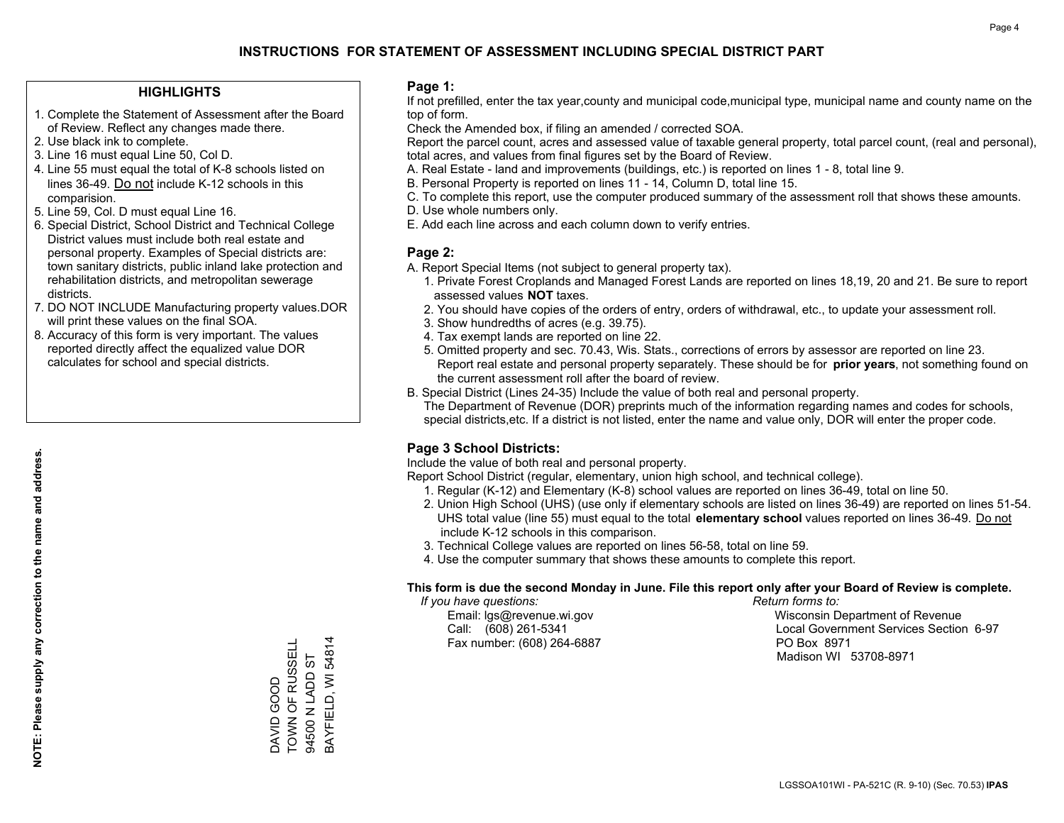# INSTRUCTIONS FOR STATEMENT OF ASSESSMENT INCLUDING SPECIAL DISTRICT PART

## HIGHLIGHTS

1. Complete the Statement of Assessment after the Board of Review. Reflect any changes made there.
2. Use black ink to complete.
3. Line 16 must equal Line 50, Col D.
4. Line 55 must equal the total of K-8 schools listed on lines 36-49. Do not include K-12 schools in this comparision.
5. Line 59, Col. D must equal Line 16.
6. Special District, School District and Technical College District values must include both real estate and personal property. Examples of Special districts are: town sanitary districts, public inland lake protection and rehabilitation districts, and metropolitan sewerage districts.
7. DO NOT INCLUDE Manufacturing property values.DOR will print these values on the final SOA.
8. Accuracy of this form is very important. The values reported directly affect the equalized value DOR calculates for school and special districts.

**NOTE: Please supply any correction to the name and address.**

DAVID GOOD
TOWN OF RUSSELL
94500 N LADD ST
BAYFIELD, WI 54814

## Page 1:

If not prefilled, enter the tax year,county and municipal code,municipal type, municipal name and county name on the top of form.

Check the Amended box, if filing an amended / corrected SOA.

Report the parcel count, acres and assessed value of taxable general property, total parcel count, (real and personal), total acres, and values from final figures set by the Board of Review.

A. Real Estate - land and improvements (buildings, etc.) is reported on lines 1 - 8, total line 9.
B. Personal Property is reported on lines 11 - 14, Column D, total line 15.
C. To complete this report, use the computer produced summary of the assessment roll that shows these amounts.
D. Use whole numbers only.
E. Add each line across and each column down to verify entries.

## Page 2:

A. Report Special Items (not subject to general property tax).
   1. Private Forest Croplands and Managed Forest Lands are reported on lines 18,19, 20 and 21. Be sure to report assessed values **NOT** taxes.
   2. You should have copies of the orders of entry, orders of withdrawal, etc., to update your assessment roll.
   3. Show hundredths of acres (e.g. 39.75).
   4. Tax exempt lands are reported on line 22.
   5. Omitted property and sec. 70.43, Wis. Stats., corrections of errors by assessor are reported on line 23. Report real estate and personal property separately. These should be for **prior years**, not something found on the current assessment roll after the board of review.
B. Special District (Lines 24-35) Include the value of both real and personal property.
   The Department of Revenue (DOR) preprints much of the information regarding names and codes for schools, special districts,etc. If a district is not listed, enter the name and value only, DOR will enter the proper code.

## Page 3 School Districts:

Include the value of both real and personal property.

Report School District (regular, elementary, union high school, and technical college).

1. Regular (K-12) and Elementary (K-8) school values are reported on lines 36-49, total on line 50.
2. Union High School (UHS) (use only if elementary schools are listed on lines 36-49) are reported on lines 51-54. UHS total value (line 55) must equal to the total **elementary school** values reported on lines 36-49. Do not include K-12 schools in this comparison.
3. Technical College values are reported on lines 56-58, total on line 59.
4. Use the computer summary that shows these amounts to complete this report.

**This form is due the second Monday in June. File this report only after your Board of Review is complete.**

*If you have questions:*
Email: lgs@revenue.wi.gov
Call: (608) 261-5341
Fax number: (608) 264-6887

*Return forms to:*
Wisconsin Department of Revenue
Local Government Services Section 6-97
PO Box 8971
Madison WI 53708-8971

LGSSOA101WI - PA-521C (R. 9-10) (Sec. 70.53) **IPAS**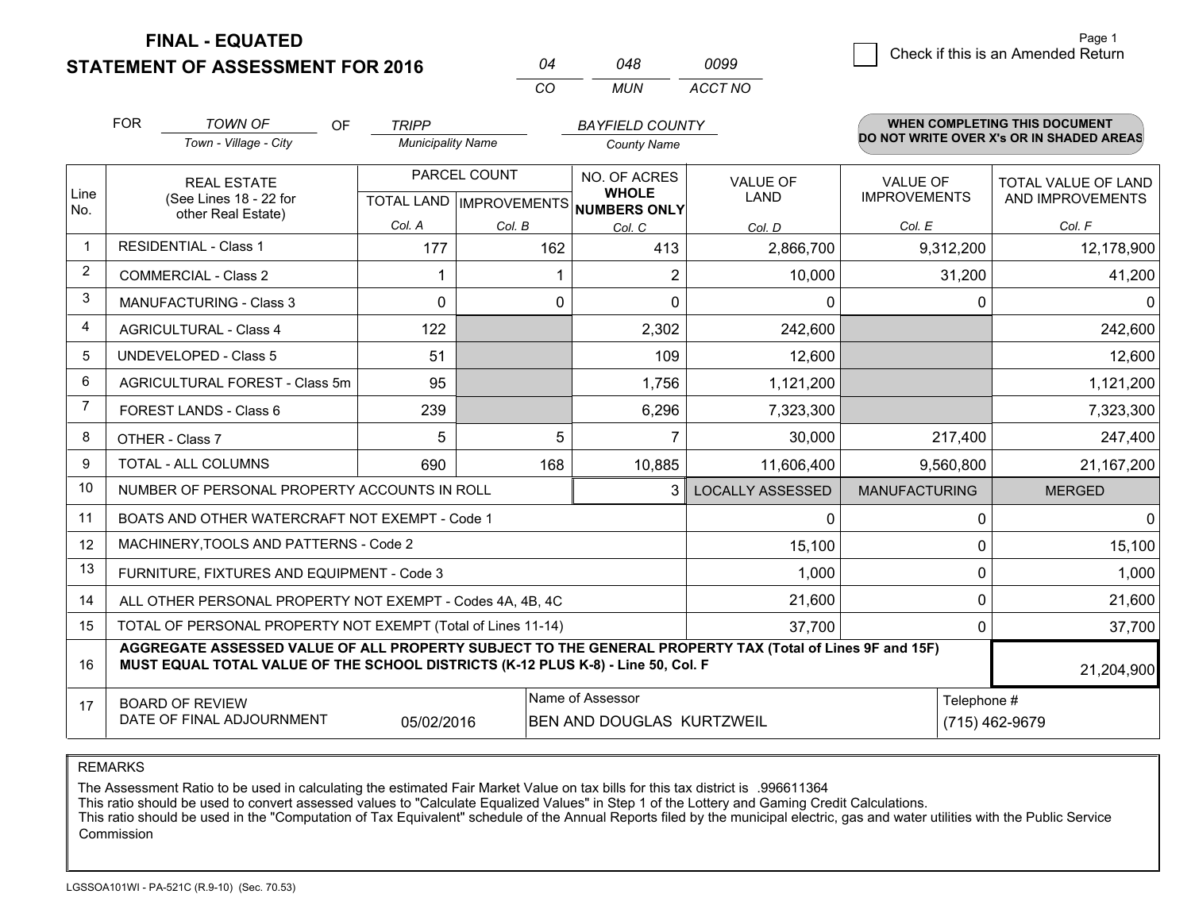# FINAL - EQUATED
## STATEMENT OF ASSESSMENT FOR 2016

| 04 | 048 | 0099 |
|---|---|---|
| CO | MUN | ACCT NO |

Page 1

☐ Check if this is an Amended Return

FOR *TOWN OF* (Town - Village - City) OF *TRIPP* (Municipality Name) *BAYFIELD COUNTY* (County Name)

**WHEN COMPLETING THIS DOCUMENT DO NOT WRITE OVER X's OR IN SHADED AREAS**

| Line No. | REAL ESTATE (See Lines 18 - 22 for other Real Estate) | PARCEL COUNT TOTAL LAND Col. A | PARCEL COUNT IMPROVEMENTS Col. B | NO. OF ACRES WHOLE NUMBERS ONLY Col. C | VALUE OF LAND Col. D | VALUE OF IMPROVEMENTS Col. E | TOTAL VALUE OF LAND AND IMPROVEMENTS Col. F |
|---|---|---|---|---|---|---|---|
| 1 | RESIDENTIAL - Class 1 | 177 | 162 | 413 | 2,866,700 | 9,312,200 | 12,178,900 |
| 2 | COMMERCIAL - Class 2 | 1 | 1 | 2 | 10,000 | 31,200 | 41,200 |
| 3 | MANUFACTURING - Class 3 | 0 | 0 | 0 | 0 | 0 | 0 |
| 4 | AGRICULTURAL - Class 4 | 122 | | 2,302 | 242,600 | | 242,600 |
| 5 | UNDEVELOPED - Class 5 | 51 | | 109 | 12,600 | | 12,600 |
| 6 | AGRICULTURAL FOREST - Class 5m | 95 | | 1,756 | 1,121,200 | | 1,121,200 |
| 7 | FOREST LANDS - Class 6 | 239 | | 6,296 | 7,323,300 | | 7,323,300 |
| 8 | OTHER - Class 7 | 5 | 5 | 7 | 30,000 | 217,400 | 247,400 |
| 9 | TOTAL - ALL COLUMNS | 690 | 168 | 10,885 | 11,606,400 | 9,560,800 | 21,167,200 |
| 10 | NUMBER OF PERSONAL PROPERTY ACCOUNTS IN ROLL | | | 3 | LOCALLY ASSESSED | MANUFACTURING | MERGED |
| 11 | BOATS AND OTHER WATERCRAFT NOT EXEMPT - Code 1 | | | | 0 | 0 | 0 |
| 12 | MACHINERY,TOOLS AND PATTERNS - Code 2 | | | | 15,100 | 0 | 15,100 |
| 13 | FURNITURE, FIXTURES AND EQUIPMENT - Code 3 | | | | 1,000 | 0 | 1,000 |
| 14 | ALL OTHER PERSONAL PROPERTY NOT EXEMPT - Codes 4A, 4B, 4C | | | | 21,600 | 0 | 21,600 |
| 15 | TOTAL OF PERSONAL PROPERTY NOT EXEMPT (Total of Lines 11-14) | | | | 37,700 | 0 | 37,700 |
| 16 | **AGGREGATE ASSESSED VALUE OF ALL PROPERTY SUBJECT TO THE GENERAL PROPERTY TAX (Total of Lines 9F and 15F) MUST EQUAL TOTAL VALUE OF THE SCHOOL DISTRICTS (K-12 PLUS K-8) - Line 50, Col. F** | | | | | | 21,204,900 |
| 17 | BOARD OF REVIEW DATE OF FINAL ADJOURNMENT | 05/02/2016 | | Name of Assessor: BEN AND DOUGLAS KURTZWEIL | | | Telephone #: (715) 462-9679 |

REMARKS

The Assessment Ratio to be used in calculating the estimated Fair Market Value on tax bills for this tax district is .996611364
This ratio should be used to convert assessed values to "Calculate Equalized Values" in Step 1 of the Lottery and Gaming Credit Calculations.
This ratio should be used in the "Computation of Tax Equivalent" schedule of the Annual Reports filed by the municipal electric, gas and water utilities with the Public Service Commission

LGSSOA101WI - PA-521C (R.9-10) (Sec. 70.53)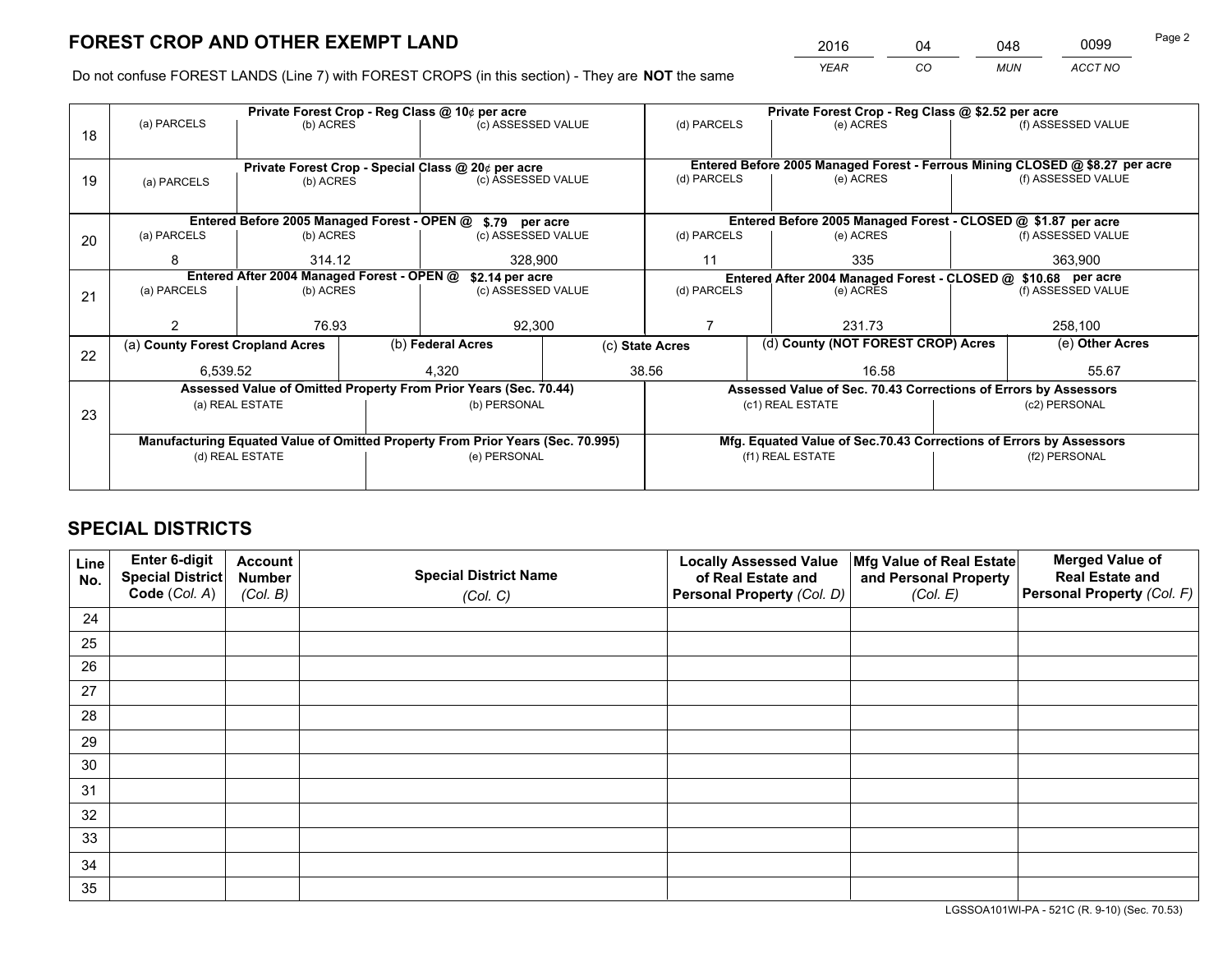# FOREST CROP AND OTHER EXEMPT LAND

| 2016 | 04 | 048 | 0099 |
|---|---|---|---|
| YEAR | CO | MUN | ACCT NO |

Do not confuse FOREST LANDS (Line 7) with FOREST CROPS (in this section) - They are **NOT** the same

| Line | Private Forest Crop - Reg Class @ 10¢ per acre | | | Private Forest Crop - Reg Class @ $2.52 per acre | | |
|---|---|---|---|---|---|---|
| 18 | (a) PARCELS | (b) ACRES | (c) ASSESSED VALUE | (d) PARCELS | (e) ACRES | (f) ASSESSED VALUE |
| | | | | | | |
| | **Private Forest Crop - Special Class @ 20¢ per acre** | | | **Entered Before 2005 Managed Forest - Ferrous Mining CLOSED @ $8.27 per acre** | | |
| 19 | (a) PARCELS | (b) ACRES | (c) ASSESSED VALUE | (d) PARCELS | (e) ACRES | (f) ASSESSED VALUE |
| | | | | | | |
| | **Entered Before 2005 Managed Forest - OPEN @ $.79 per acre** | | | **Entered Before 2005 Managed Forest - CLOSED @ $1.87 per acre** | | |
| 20 | (a) PARCELS | (b) ACRES | (c) ASSESSED VALUE | (d) PARCELS | (e) ACRES | (f) ASSESSED VALUE |
| | 8 | 314.12 | 328,900 | 11 | 335 | 363,900 |
| | **Entered After 2004 Managed Forest - OPEN @ $2.14 per acre** | | | **Entered After 2004 Managed Forest - CLOSED @ $10.68 per acre** | | |
| 21 | (a) PARCELS | (b) ACRES | (c) ASSESSED VALUE | (d) PARCELS | (e) ACRES | (f) ASSESSED VALUE |
| | 2 | 76.93 | 92,300 | 7 | 231.73 | 258,100 |

| Line | (a) County Forest Cropland Acres | (b) Federal Acres | (c) State Acres | (d) County (NOT FOREST CROP) Acres | (e) Other Acres |
|---|---|---|---|---|---|
| 22 | 6,539.52 | 4,320 | 38.56 | 16.58 | 55.67 |

| Line | Assessed Value of Omitted Property From Prior Years (Sec. 70.44) | | Assessed Value of Sec. 70.43 Corrections of Errors by Assessors | |
|---|---|---|---|---|
| 23 | (a) REAL ESTATE | (b) PERSONAL | (c1) REAL ESTATE | (c2) PERSONAL |
| | | | | |
| | **Manufacturing Equated Value of Omitted Property From Prior Years (Sec. 70.995)** | | **Mfg. Equated Value of Sec.70.43 Corrections of Errors by Assessors** | |
| | (d) REAL ESTATE | (e) PERSONAL | (f1) REAL ESTATE | (f2) PERSONAL |
| | | | | |

# SPECIAL DISTRICTS

| Line No. | Enter 6-digit Special District Code (Col. A) | Account Number (Col. B) | Special District Name (Col. C) | Locally Assessed Value of Real Estate and Personal Property (Col. D) | Mfg Value of Real Estate and Personal Property (Col. E) | Merged Value of Real Estate and Personal Property (Col. F) |
|---|---|---|---|---|---|---|
| 24 | | | | | | |
| 25 | | | | | | |
| 26 | | | | | | |
| 27 | | | | | | |
| 28 | | | | | | |
| 29 | | | | | | |
| 30 | | | | | | |
| 31 | | | | | | |
| 32 | | | | | | |
| 33 | | | | | | |
| 34 | | | | | | |
| 35 | | | | | | |

LGSSOA101WI-PA - 521C (R. 9-10) (Sec. 70.53)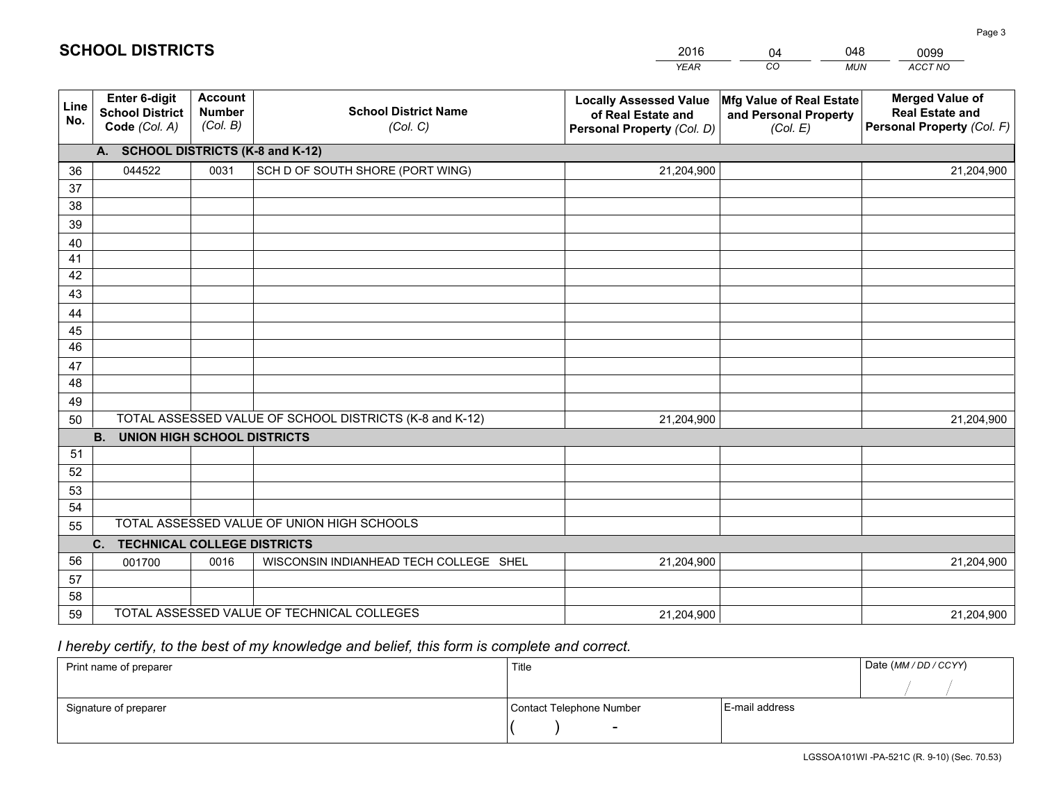# SCHOOL DISTRICTS

| 2016 | 04 | 048 | 0099 |
|---|---|---|---|
| *YEAR* | *CO* | *MUN* | *ACCT NO* |

| Line No. | Enter 6-digit School District Code *(Col. A)* | Account Number *(Col. B)* | School District Name *(Col. C)* | Locally Assessed Value of Real Estate and Personal Property *(Col. D)* | Mfg Value of Real Estate and Personal Property *(Col. E)* | Merged Value of Real Estate and Personal Property *(Col. F)* |
|---|---|---|---|---|---|---|
| **A. SCHOOL DISTRICTS (K-8 and K-12)** | | | | | | |
| 36 | 044522 | 0031 | SCH D OF SOUTH SHORE (PORT WING) | 21,204,900 | | 21,204,900 |
| 37 | | | | | | |
| 38 | | | | | | |
| 39 | | | | | | |
| 40 | | | | | | |
| 41 | | | | | | |
| 42 | | | | | | |
| 43 | | | | | | |
| 44 | | | | | | |
| 45 | | | | | | |
| 46 | | | | | | |
| 47 | | | | | | |
| 48 | | | | | | |
| 49 | | | | | | |
| 50 | TOTAL ASSESSED VALUE OF SCHOOL DISTRICTS (K-8 and K-12) | | | 21,204,900 | | 21,204,900 |
| **B. UNION HIGH SCHOOL DISTRICTS** | | | | | | |
| 51 | | | | | | |
| 52 | | | | | | |
| 53 | | | | | | |
| 54 | | | | | | |
| 55 | TOTAL ASSESSED VALUE OF UNION HIGH SCHOOLS | | | | | |
| **C. TECHNICAL COLLEGE DISTRICTS** | | | | | | |
| 56 | 001700 | 0016 | WISCONSIN INDIANHEAD TECH COLLEGE SHEL | 21,204,900 | | 21,204,900 |
| 57 | | | | | | |
| 58 | | | | | | |
| 59 | TOTAL ASSESSED VALUE OF TECHNICAL COLLEGES | | | 21,204,900 | | 21,204,900 |

*I hereby certify, to the best of my knowledge and belief, this form is complete and correct.*

| Print name of preparer | Title | | Date *(MM / DD / CCYY)* |
|---|---|---|---|
| | | | / / |
| Signature of preparer | Contact Telephone Number | E-mail address | |
| | ( ) - | | |

LGSSOA101WI -PA-521C (R. 9-10) (Sec. 70.53)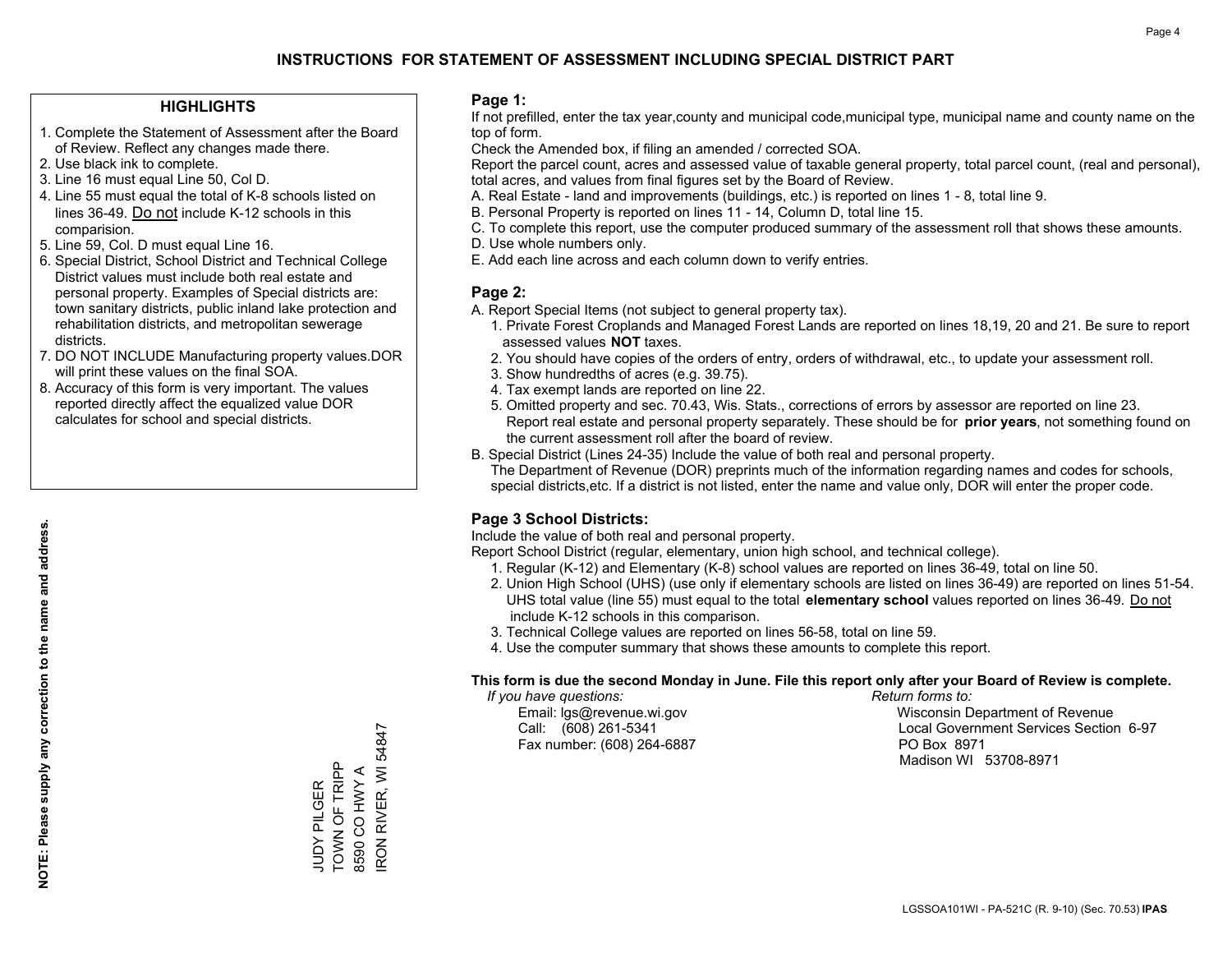## INSTRUCTIONS FOR STATEMENT OF ASSESSMENT INCLUDING SPECIAL DISTRICT PART

### HIGHLIGHTS

1. Complete the Statement of Assessment after the Board of Review. Reflect any changes made there.
2. Use black ink to complete.
3. Line 16 must equal Line 50, Col D.
4. Line 55 must equal the total of K-8 schools listed on lines 36-49. Do not include K-12 schools in this comparision.
5. Line 59, Col. D must equal Line 16.
6. Special District, School District and Technical College District values must include both real estate and personal property. Examples of Special districts are: town sanitary districts, public inland lake protection and rehabilitation districts, and metropolitan sewerage districts.
7. DO NOT INCLUDE Manufacturing property values.DOR will print these values on the final SOA.
8. Accuracy of this form is very important. The values reported directly affect the equalized value DOR calculates for school and special districts.

**NOTE: Please supply any correction to the name and address.**

JUDY PILGER
TOWN OF TRIPP
8590 CO HWY A
IRON RIVER, WI 54847

### Page 1:

If not prefilled, enter the tax year,county and municipal code,municipal type, municipal name and county name on the top of form.

Check the Amended box, if filing an amended / corrected SOA.

Report the parcel count, acres and assessed value of taxable general property, total parcel count, (real and personal), total acres, and values from final figures set by the Board of Review.

A. Real Estate - land and improvements (buildings, etc.) is reported on lines 1 - 8, total line 9.
B. Personal Property is reported on lines 11 - 14, Column D, total line 15.
C. To complete this report, use the computer produced summary of the assessment roll that shows these amounts.
D. Use whole numbers only.
E. Add each line across and each column down to verify entries.

### Page 2:

A. Report Special Items (not subject to general property tax).
   1. Private Forest Croplands and Managed Forest Lands are reported on lines 18,19, 20 and 21. Be sure to report assessed values **NOT** taxes.
   2. You should have copies of the orders of entry, orders of withdrawal, etc., to update your assessment roll.
   3. Show hundredths of acres (e.g. 39.75).
   4. Tax exempt lands are reported on line 22.
   5. Omitted property and sec. 70.43, Wis. Stats., corrections of errors by assessor are reported on line 23. Report real estate and personal property separately. These should be for **prior years**, not something found on the current assessment roll after the board of review.
B. Special District (Lines 24-35) Include the value of both real and personal property.
   The Department of Revenue (DOR) preprints much of the information regarding names and codes for schools, special districts,etc. If a district is not listed, enter the name and value only, DOR will enter the proper code.

### Page 3 School Districts:

Include the value of both real and personal property.

Report School District (regular, elementary, union high school, and technical college).

1. Regular (K-12) and Elementary (K-8) school values are reported on lines 36-49, total on line 50.
2. Union High School (UHS) (use only if elementary schools are listed on lines 36-49) are reported on lines 51-54. UHS total value (line 55) must equal to the total **elementary school** values reported on lines 36-49. Do not include K-12 schools in this comparison.
3. Technical College values are reported on lines 56-58, total on line 59.
4. Use the computer summary that shows these amounts to complete this report.

**This form is due the second Monday in June. File this report only after your Board of Review is complete.**

*If you have questions:*
Email: lgs@revenue.wi.gov
Call: (608) 261-5341
Fax number: (608) 264-6887

*Return forms to:*
Wisconsin Department of Revenue
Local Government Services Section 6-97
PO Box 8971
Madison WI 53708-8971

LGSSOA101WI - PA-521C (R. 9-10) (Sec. 70.53) **IPAS**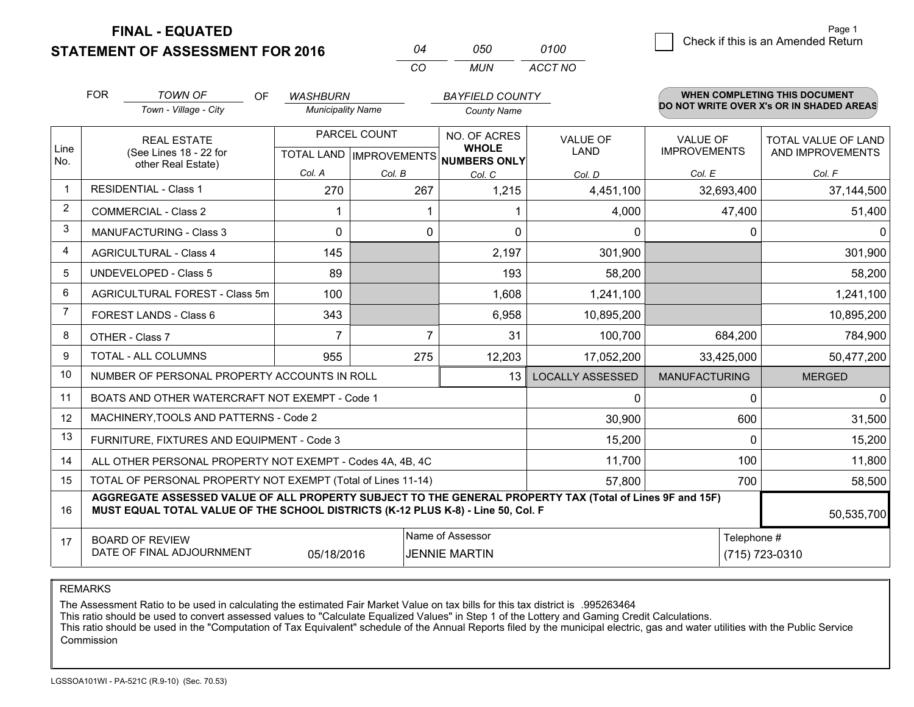**FINAL - EQUATED**
**STATEMENT OF ASSESSMENT FOR 2016**

| 04 | 050 | 0100 |
|---|---|---|
| CO | MUN | ACCT NO |

Page 1

☐ Check if this is an Amended Return

FOR *TOWN OF* (Town - Village - City) OF *WASHBURN* (Municipality Name) *BAYFIELD COUNTY* (County Name)

**WHEN COMPLETING THIS DOCUMENT DO NOT WRITE OVER X's OR IN SHADED AREAS**

| Line No. | REAL ESTATE (See Lines 18 - 22 for other Real Estate) | PARCEL COUNT TOTAL LAND Col. A | PARCEL COUNT IMPROVEMENTS Col. B | NO. OF ACRES WHOLE NUMBERS ONLY Col. C | VALUE OF LAND Col. D | VALUE OF IMPROVEMENTS Col. E | TOTAL VALUE OF LAND AND IMPROVEMENTS Col. F |
|---|---|---|---|---|---|---|---|
| 1 | RESIDENTIAL - Class 1 | 270 | 267 | 1,215 | 4,451,100 | 32,693,400 | 37,144,500 |
| 2 | COMMERCIAL - Class 2 | 1 | 1 | 1 | 4,000 | 47,400 | 51,400 |
| 3 | MANUFACTURING - Class 3 | 0 | 0 | 0 | 0 | 0 | 0 |
| 4 | AGRICULTURAL - Class 4 | 145 | | 2,197 | 301,900 | | 301,900 |
| 5 | UNDEVELOPED - Class 5 | 89 | | 193 | 58,200 | | 58,200 |
| 6 | AGRICULTURAL FOREST - Class 5m | 100 | | 1,608 | 1,241,100 | | 1,241,100 |
| 7 | FOREST LANDS - Class 6 | 343 | | 6,958 | 10,895,200 | | 10,895,200 |
| 8 | OTHER - Class 7 | 7 | 7 | 31 | 100,700 | 684,200 | 784,900 |
| 9 | TOTAL - ALL COLUMNS | 955 | 275 | 12,203 | 17,052,200 | 33,425,000 | 50,477,200 |
| 10 | NUMBER OF PERSONAL PROPERTY ACCOUNTS IN ROLL | | | 13 | LOCALLY ASSESSED | MANUFACTURING | MERGED |
| 11 | BOATS AND OTHER WATERCRAFT NOT EXEMPT - Code 1 | | | | 0 | 0 | 0 |
| 12 | MACHINERY,TOOLS AND PATTERNS - Code 2 | | | | 30,900 | 600 | 31,500 |
| 13 | FURNITURE, FIXTURES AND EQUIPMENT - Code 3 | | | | 15,200 | 0 | 15,200 |
| 14 | ALL OTHER PERSONAL PROPERTY NOT EXEMPT - Codes 4A, 4B, 4C | | | | 11,700 | 100 | 11,800 |
| 15 | TOTAL OF PERSONAL PROPERTY NOT EXEMPT (Total of Lines 11-14) | | | | 57,800 | 700 | 58,500 |
| 16 | **AGGREGATE ASSESSED VALUE OF ALL PROPERTY SUBJECT TO THE GENERAL PROPERTY TAX (Total of Lines 9F and 15F) MUST EQUAL TOTAL VALUE OF THE SCHOOL DISTRICTS (K-12 PLUS K-8) - Line 50, Col. F** | | | | | | 50,535,700 |
| 17 | BOARD OF REVIEW DATE OF FINAL ADJOURNMENT | 05/18/2016 | Name of Assessor: JENNIE MARTIN | | | Telephone #: (715) 723-0310 | |

REMARKS

The Assessment Ratio to be used in calculating the estimated Fair Market Value on tax bills for this tax district is .995263464
This ratio should be used to convert assessed values to "Calculate Equalized Values" in Step 1 of the Lottery and Gaming Credit Calculations.
This ratio should be used in the "Computation of Tax Equivalent" schedule of the Annual Reports filed by the municipal electric, gas and water utilities with the Public Service Commission

LGSSOA101WI - PA-521C (R.9-10) (Sec. 70.53)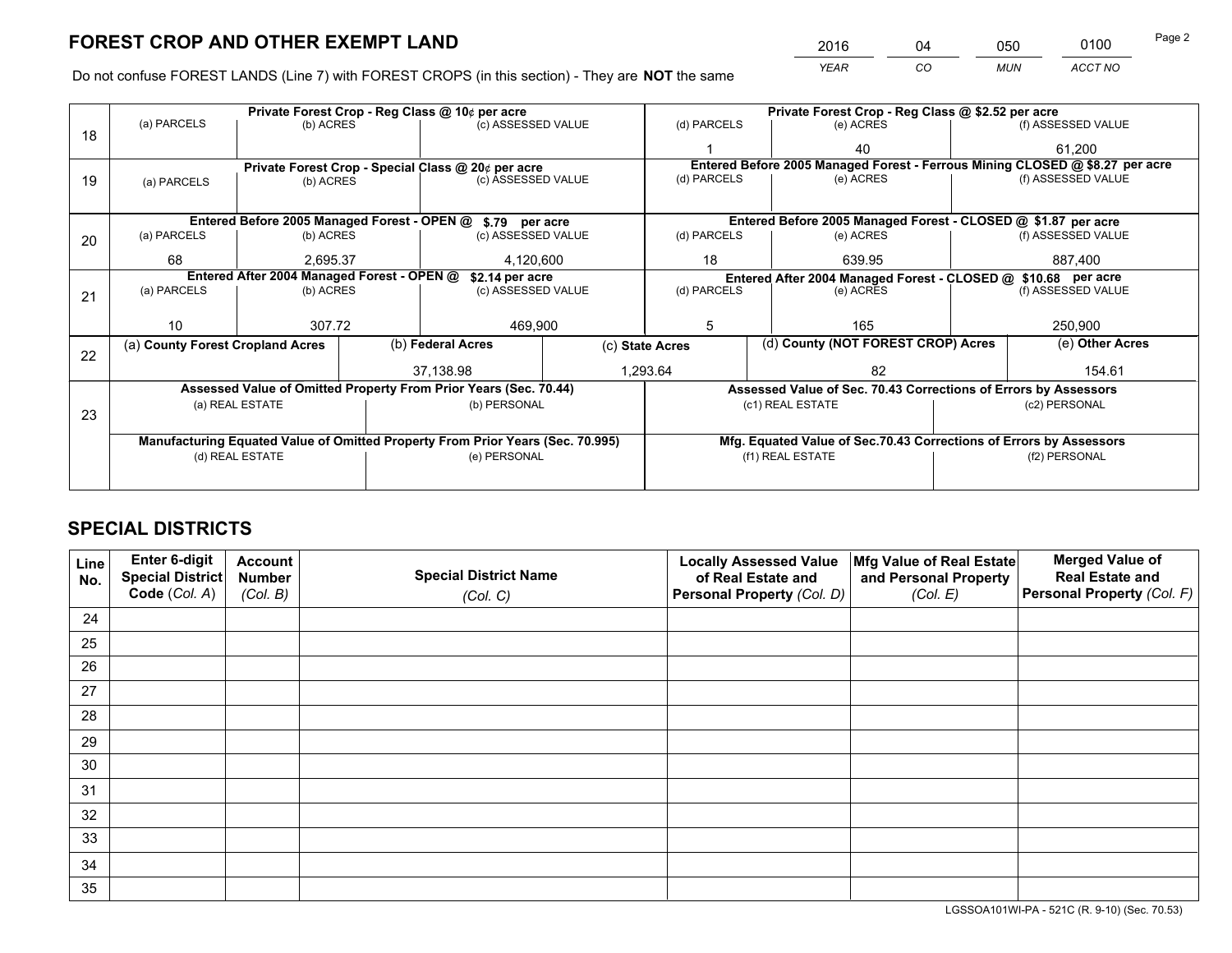# FOREST CROP AND OTHER EXEMPT LAND

| 2016 | 04 | 050 | 0100 |
|---|---|---|---|
| YEAR | CO | MUN | ACCT NO |

Do not confuse FOREST LANDS (Line 7) with FOREST CROPS (in this section) - They are **NOT** the same

| Line | (a) PARCELS | (b) ACRES | (c) ASSESSED VALUE | (d) PARCELS | (e) ACRES | (f) ASSESSED VALUE |
|---|---|---|---|---|---|---|
| 18 | Private Forest Crop - Reg Class @ 10¢ per acre | | | Private Forest Crop - Reg Class @ $2.52 per acre | | |
| | | | | 1 | 40 | 61,200 |
| 19 | Private Forest Crop - Special Class @ 20¢ per acre | | | Entered Before 2005 Managed Forest - Ferrous Mining CLOSED @ $8.27 per acre | | |
| | | | | | | |
| 20 | Entered Before 2005 Managed Forest - OPEN @ $.79 per acre | | | Entered Before 2005 Managed Forest - CLOSED @ $1.87 per acre | | |
| | 68 | 2,695.37 | 4,120,600 | 18 | 639.95 | 887,400 |
| 21 | Entered After 2004 Managed Forest - OPEN @ $2.14 per acre | | | Entered After 2004 Managed Forest - CLOSED @ $10.68 per acre | | |
| | 10 | 307.72 | 469,900 | 5 | 165 | 250,900 |

| Line | (a) County Forest Cropland Acres | (b) Federal Acres | (c) State Acres | (d) County (NOT FOREST CROP) Acres | (e) Other Acres |
|---|---|---|---|---|---|
| 22 | | 37,138.98 | 1,293.64 | 82 | 154.61 |

| Line | Assessed Value of Omitted Property From Prior Years (Sec. 70.44) | | Assessed Value of Sec. 70.43 Corrections of Errors by Assessors | |
|---|---|---|---|---|
| 23 | (a) REAL ESTATE | (b) PERSONAL | (c1) REAL ESTATE | (c2) PERSONAL |
| | | | | |
| | **Manufacturing Equated Value of Omitted Property From Prior Years (Sec. 70.995)** | | **Mfg. Equated Value of Sec.70.43 Corrections of Errors by Assessors** | |
| | (d) REAL ESTATE | (e) PERSONAL | (f1) REAL ESTATE | (f2) PERSONAL |
| | | | | |

# SPECIAL DISTRICTS

| Line No. | Enter 6-digit Special District Code (Col. A) | Account Number (Col. B) | Special District Name (Col. C) | Locally Assessed Value of Real Estate and Personal Property (Col. D) | Mfg Value of Real Estate and Personal Property (Col. E) | Merged Value of Real Estate and Personal Property (Col. F) |
|---|---|---|---|---|---|---|
| 24 | | | | | | |
| 25 | | | | | | |
| 26 | | | | | | |
| 27 | | | | | | |
| 28 | | | | | | |
| 29 | | | | | | |
| 30 | | | | | | |
| 31 | | | | | | |
| 32 | | | | | | |
| 33 | | | | | | |
| 34 | | | | | | |
| 35 | | | | | | |

LGSSOA101WI-PA - 521C (R. 9-10) (Sec. 70.53)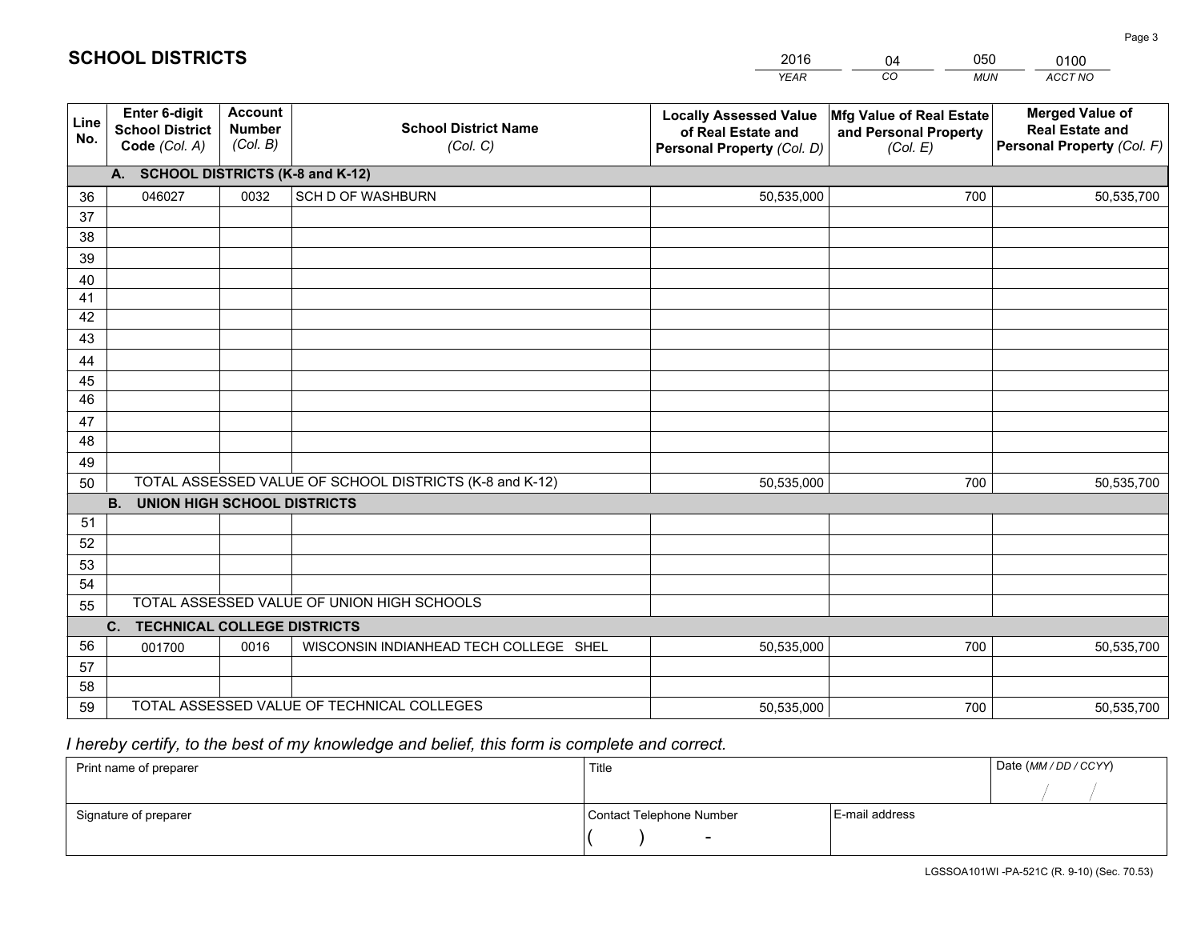# SCHOOL DISTRICTS

| 2016 | 04 | 050 | 0100 |
|---|---|---|---|
| *YEAR* | *CO* | *MUN* | *ACCT NO* |

| Line No. | Enter 6-digit School District Code *(Col. A)* | Account Number *(Col. B)* | School District Name *(Col. C)* | Locally Assessed Value of Real Estate and Personal Property *(Col. D)* | Mfg Value of Real Estate and Personal Property *(Col. E)* | Merged Value of Real Estate and Personal Property *(Col. F)* |
|---|---|---|---|---|---|---|
| | **A. SCHOOL DISTRICTS (K-8 and K-12)** | | | | | |
| 36 | 046027 | 0032 | SCH D OF WASHBURN | 50,535,000 | 700 | 50,535,700 |
| 37 | | | | | | |
| 38 | | | | | | |
| 39 | | | | | | |
| 40 | | | | | | |
| 41 | | | | | | |
| 42 | | | | | | |
| 43 | | | | | | |
| 44 | | | | | | |
| 45 | | | | | | |
| 46 | | | | | | |
| 47 | | | | | | |
| 48 | | | | | | |
| 49 | | | | | | |
| 50 | TOTAL ASSESSED VALUE OF SCHOOL DISTRICTS (K-8 and K-12) | | | 50,535,000 | 700 | 50,535,700 |
| | **B. UNION HIGH SCHOOL DISTRICTS** | | | | | |
| 51 | | | | | | |
| 52 | | | | | | |
| 53 | | | | | | |
| 54 | | | | | | |
| 55 | TOTAL ASSESSED VALUE OF UNION HIGH SCHOOLS | | | | | |
| | **C. TECHNICAL COLLEGE DISTRICTS** | | | | | |
| 56 | 001700 | 0016 | WISCONSIN INDIANHEAD TECH COLLEGE SHEL | 50,535,000 | 700 | 50,535,700 |
| 57 | | | | | | |
| 58 | | | | | | |
| 59 | TOTAL ASSESSED VALUE OF TECHNICAL COLLEGES | | | 50,535,000 | 700 | 50,535,700 |

*I hereby certify, to the best of my knowledge and belief, this form is complete and correct.*

| Print name of preparer | Title | | Date *(MM / DD / CCYY)* |
|---|---|---|---|
| | | | / / |
| Signature of preparer | Contact Telephone Number | E-mail address | |
| | ( ) - | | |

LGSSOA101WI -PA-521C (R. 9-10) (Sec. 70.53)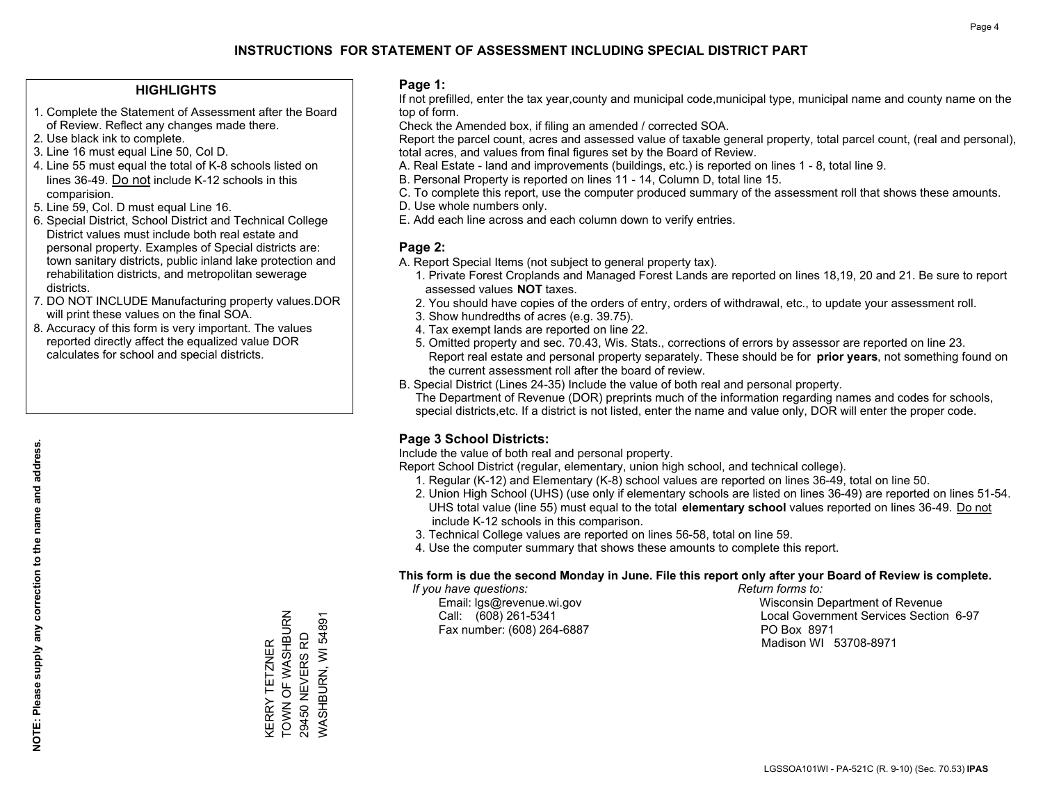# INSTRUCTIONS FOR STATEMENT OF ASSESSMENT INCLUDING SPECIAL DISTRICT PART

## HIGHLIGHTS

1. Complete the Statement of Assessment after the Board of Review. Reflect any changes made there.
2. Use black ink to complete.
3. Line 16 must equal Line 50, Col D.
4. Line 55 must equal the total of K-8 schools listed on lines 36-49. Do not include K-12 schools in this comparision.
5. Line 59, Col. D must equal Line 16.
6. Special District, School District and Technical College District values must include both real estate and personal property. Examples of Special districts are: town sanitary districts, public inland lake protection and rehabilitation districts, and metropolitan sewerage districts.
7. DO NOT INCLUDE Manufacturing property values.DOR will print these values on the final SOA.
8. Accuracy of this form is very important. The values reported directly affect the equalized value DOR calculates for school and special districts.

**NOTE: Please supply any correction to the name and address.**

KERRY TETZNER
TOWN OF WASHBURN
29450 NEVERS RD
WASHBURN, WI 54891

## Page 1:

If not prefilled, enter the tax year,county and municipal code,municipal type, municipal name and county name on the top of form.

Check the Amended box, if filing an amended / corrected SOA.

Report the parcel count, acres and assessed value of taxable general property, total parcel count, (real and personal), total acres, and values from final figures set by the Board of Review.

A. Real Estate - land and improvements (buildings, etc.) is reported on lines 1 - 8, total line 9.
B. Personal Property is reported on lines 11 - 14, Column D, total line 15.
C. To complete this report, use the computer produced summary of the assessment roll that shows these amounts.
D. Use whole numbers only.
E. Add each line across and each column down to verify entries.

## Page 2:

A. Report Special Items (not subject to general property tax).
1. Private Forest Croplands and Managed Forest Lands are reported on lines 18,19, 20 and 21. Be sure to report assessed values **NOT** taxes.
2. You should have copies of the orders of entry, orders of withdrawal, etc., to update your assessment roll.
3. Show hundredths of acres (e.g. 39.75).
4. Tax exempt lands are reported on line 22.
5. Omitted property and sec. 70.43, Wis. Stats., corrections of errors by assessor are reported on line 23. Report real estate and personal property separately. These should be for **prior years**, not something found on the current assessment roll after the board of review.

B. Special District (Lines 24-35) Include the value of both real and personal property.
The Department of Revenue (DOR) preprints much of the information regarding names and codes for schools, special districts,etc. If a district is not listed, enter the name and value only, DOR will enter the proper code.

## Page 3 School Districts:

Include the value of both real and personal property.

Report School District (regular, elementary, union high school, and technical college).

1. Regular (K-12) and Elementary (K-8) school values are reported on lines 36-49, total on line 50.
2. Union High School (UHS) (use only if elementary schools are listed on lines 36-49) are reported on lines 51-54. UHS total value (line 55) must equal to the total **elementary school** values reported on lines 36-49. Do not include K-12 schools in this comparison.
3. Technical College values are reported on lines 56-58, total on line 59.
4. Use the computer summary that shows these amounts to complete this report.

**This form is due the second Monday in June. File this report only after your Board of Review is complete.**

*If you have questions:*
Email: lgs@revenue.wi.gov
Call: (608) 261-5341
Fax number: (608) 264-6887

*Return forms to:*
Wisconsin Department of Revenue
Local Government Services Section 6-97
PO Box 8971
Madison WI 53708-8971

LGSSOA101WI - PA-521C (R. 9-10) (Sec. 70.53) **IPAS**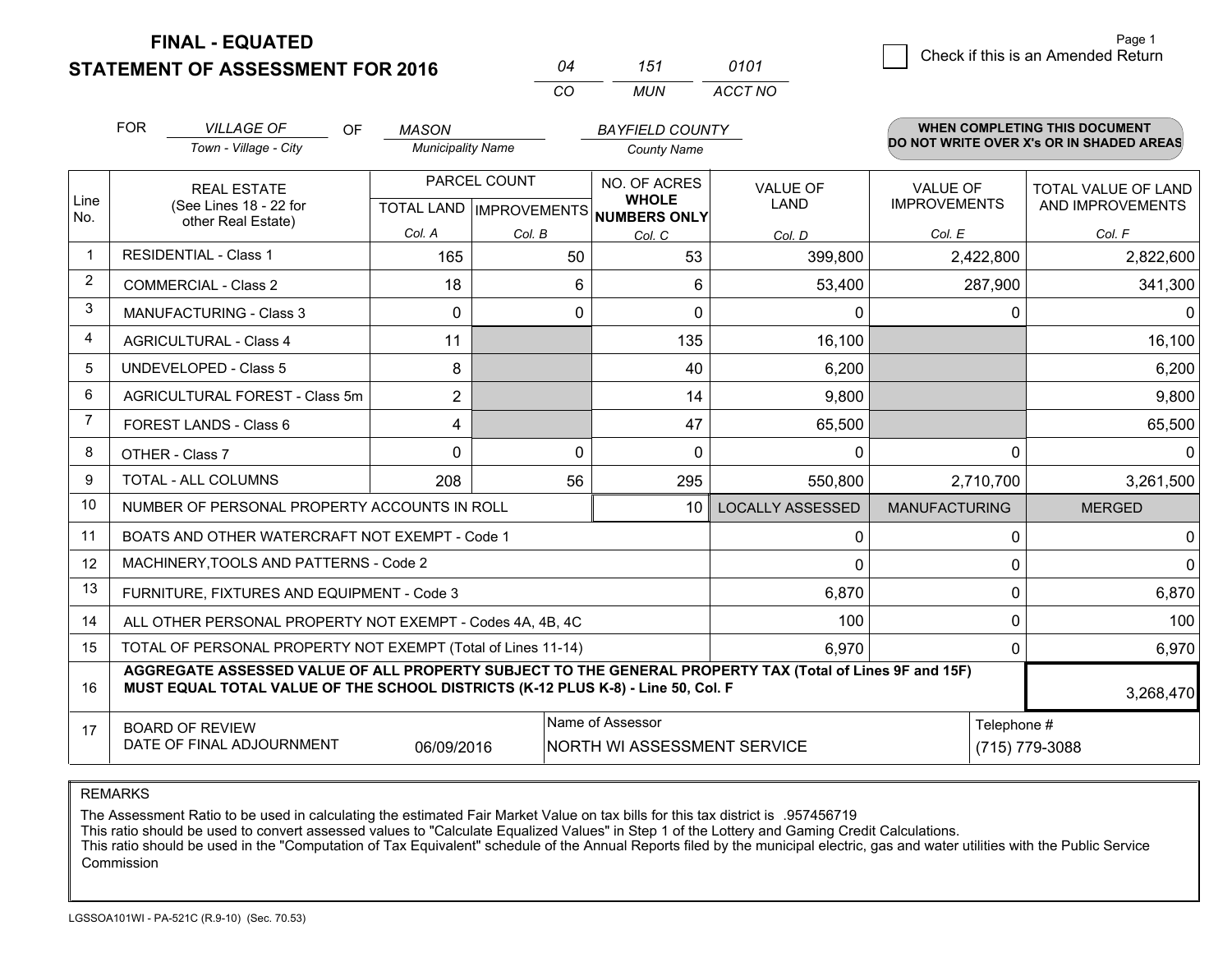**FINAL - EQUATED**
**STATEMENT OF ASSESSMENT FOR 2016**

| 04 | 151 | 0101 |
|---|---|---|
| CO | MUN | ACCT NO |

Page 1

☐ Check if this is an Amended Return

FOR *VILLAGE OF* (Town - Village - City) OF *MASON* (Municipality Name) *BAYFIELD COUNTY* (County Name)

**WHEN COMPLETING THIS DOCUMENT DO NOT WRITE OVER X's OR IN SHADED AREAS**

| Line No. | REAL ESTATE (See Lines 18 - 22 for other Real Estate) | PARCEL COUNT TOTAL LAND Col. A | PARCEL COUNT IMPROVEMENTS Col. B | NO. OF ACRES WHOLE NUMBERS ONLY Col. C | VALUE OF LAND Col. D | VALUE OF IMPROVEMENTS Col. E | TOTAL VALUE OF LAND AND IMPROVEMENTS Col. F |
|---|---|---|---|---|---|---|---|
| 1 | RESIDENTIAL - Class 1 | 165 | 50 | 53 | 399,800 | 2,422,800 | 2,822,600 |
| 2 | COMMERCIAL - Class 2 | 18 | 6 | 6 | 53,400 | 287,900 | 341,300 |
| 3 | MANUFACTURING - Class 3 | 0 | 0 | 0 | 0 | 0 | 0 |
| 4 | AGRICULTURAL - Class 4 | 11 | | 135 | 16,100 | | 16,100 |
| 5 | UNDEVELOPED - Class 5 | 8 | | 40 | 6,200 | | 6,200 |
| 6 | AGRICULTURAL FOREST - Class 5m | 2 | | 14 | 9,800 | | 9,800 |
| 7 | FOREST LANDS - Class 6 | 4 | | 47 | 65,500 | | 65,500 |
| 8 | OTHER - Class 7 | 0 | 0 | 0 | 0 | 0 | 0 |
| 9 | TOTAL - ALL COLUMNS | 208 | 56 | 295 | 550,800 | 2,710,700 | 3,261,500 |
| 10 | NUMBER OF PERSONAL PROPERTY ACCOUNTS IN ROLL | | | 10 | LOCALLY ASSESSED | MANUFACTURING | MERGED |
| 11 | BOATS AND OTHER WATERCRAFT NOT EXEMPT - Code 1 | | | | 0 | 0 | 0 |
| 12 | MACHINERY,TOOLS AND PATTERNS - Code 2 | | | | 0 | 0 | 0 |
| 13 | FURNITURE, FIXTURES AND EQUIPMENT - Code 3 | | | | 6,870 | 0 | 6,870 |
| 14 | ALL OTHER PERSONAL PROPERTY NOT EXEMPT - Codes 4A, 4B, 4C | | | | 100 | 0 | 100 |
| 15 | TOTAL OF PERSONAL PROPERTY NOT EXEMPT (Total of Lines 11-14) | | | | 6,970 | 0 | 6,970 |
| 16 | **AGGREGATE ASSESSED VALUE OF ALL PROPERTY SUBJECT TO THE GENERAL PROPERTY TAX (Total of Lines 9F and 15F) MUST EQUAL TOTAL VALUE OF THE SCHOOL DISTRICTS (K-12 PLUS K-8) - Line 50, Col. F** | | | | | | 3,268,470 |
| 17 | BOARD OF REVIEW DATE OF FINAL ADJOURNMENT | 06/09/2016 | Name of Assessor: NORTH WI ASSESSMENT SERVICE | | | Telephone #: (715) 779-3088 | |

REMARKS

The Assessment Ratio to be used in calculating the estimated Fair Market Value on tax bills for this tax district is .957456719
This ratio should be used to convert assessed values to "Calculate Equalized Values" in Step 1 of the Lottery and Gaming Credit Calculations.
This ratio should be used in the "Computation of Tax Equivalent" schedule of the Annual Reports filed by the municipal electric, gas and water utilities with the Public Service Commission

LGSSOA101WI - PA-521C (R.9-10) (Sec. 70.53)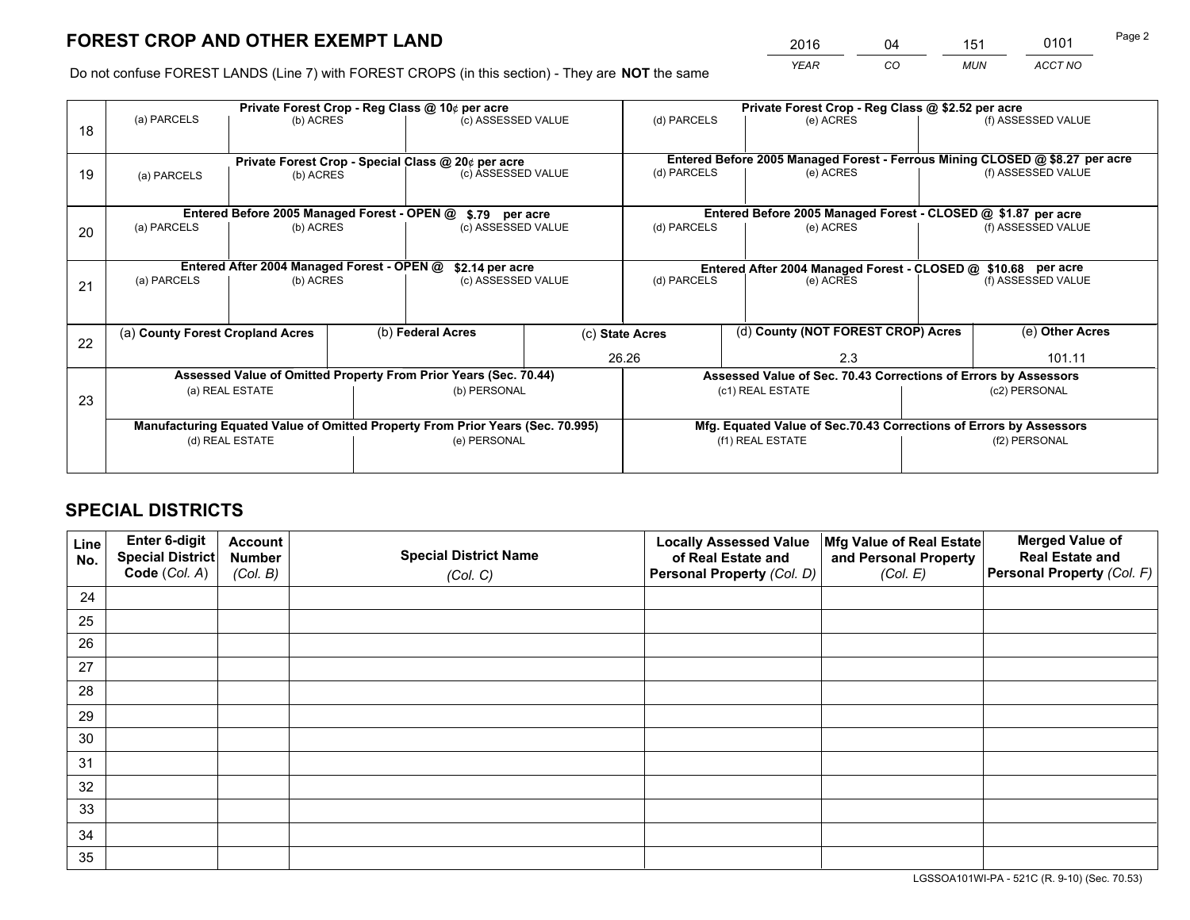# FOREST CROP AND OTHER EXEMPT LAND

| 2016 | 04 | 151 | 0101 |
|---|---|---|---|
| *YEAR* | *CO* | *MUN* | *ACCT NO* |

Do not confuse FOREST LANDS (Line 7) with FOREST CROPS (in this section) - They are **NOT** the same

| Line | Private Forest Crop - Reg Class @ 10¢ per acre | | | Private Forest Crop - Reg Class @ $2.52 per acre | | |
|---|---|---|---|---|---|---|
| 18 | (a) PARCELS | (b) ACRES | (c) ASSESSED VALUE | (d) PARCELS | (e) ACRES | (f) ASSESSED VALUE |
| | **Private Forest Crop - Special Class @ 20¢ per acre** | | | **Entered Before 2005 Managed Forest - Ferrous Mining CLOSED @ $8.27 per acre** | | |
| 19 | (a) PARCELS | (b) ACRES | (c) ASSESSED VALUE | (d) PARCELS | (e) ACRES | (f) ASSESSED VALUE |
| | **Entered Before 2005 Managed Forest - OPEN @ $.79 per acre** | | | **Entered Before 2005 Managed Forest - CLOSED @ $1.87 per acre** | | |
| 20 | (a) PARCELS | (b) ACRES | (c) ASSESSED VALUE | (d) PARCELS | (e) ACRES | (f) ASSESSED VALUE |
| | **Entered After 2004 Managed Forest - OPEN @ $2.14 per acre** | | | **Entered After 2004 Managed Forest - CLOSED @ $10.68 per acre** | | |
| 21 | (a) PARCELS | (b) ACRES | (c) ASSESSED VALUE | (d) PARCELS | (e) ACRES | (f) ASSESSED VALUE |

| Line | (a) County Forest Cropland Acres | (b) Federal Acres | (c) State Acres | (d) County (NOT FOREST CROP) Acres | (e) Other Acres |
|---|---|---|---|---|---|
| 22 | | | 26.26 | 2.3 | 101.11 |

| Line | Assessed Value of Omitted Property From Prior Years (Sec. 70.44) | | Assessed Value of Sec. 70.43 Corrections of Errors by Assessors | |
|---|---|---|---|---|
| 23 | (a) REAL ESTATE | (b) PERSONAL | (c1) REAL ESTATE | (c2) PERSONAL |
| | **Manufacturing Equated Value of Omitted Property From Prior Years (Sec. 70.995)** | | **Mfg. Equated Value of Sec.70.43 Corrections of Errors by Assessors** | |
| | (d) REAL ESTATE | (e) PERSONAL | (f1) REAL ESTATE | (f2) PERSONAL |

# SPECIAL DISTRICTS

| Line No. | Enter 6-digit Special District Code (Col. A) | Account Number (Col. B) | Special District Name (Col. C) | Locally Assessed Value of Real Estate and Personal Property (Col. D) | Mfg Value of Real Estate and Personal Property (Col. E) | Merged Value of Real Estate and Personal Property (Col. F) |
|---|---|---|---|---|---|---|
| 24 | | | | | | |
| 25 | | | | | | |
| 26 | | | | | | |
| 27 | | | | | | |
| 28 | | | | | | |
| 29 | | | | | | |
| 30 | | | | | | |
| 31 | | | | | | |
| 32 | | | | | | |
| 33 | | | | | | |
| 34 | | | | | | |
| 35 | | | | | | |

LGSSOA101WI-PA - 521C (R. 9-10) (Sec. 70.53)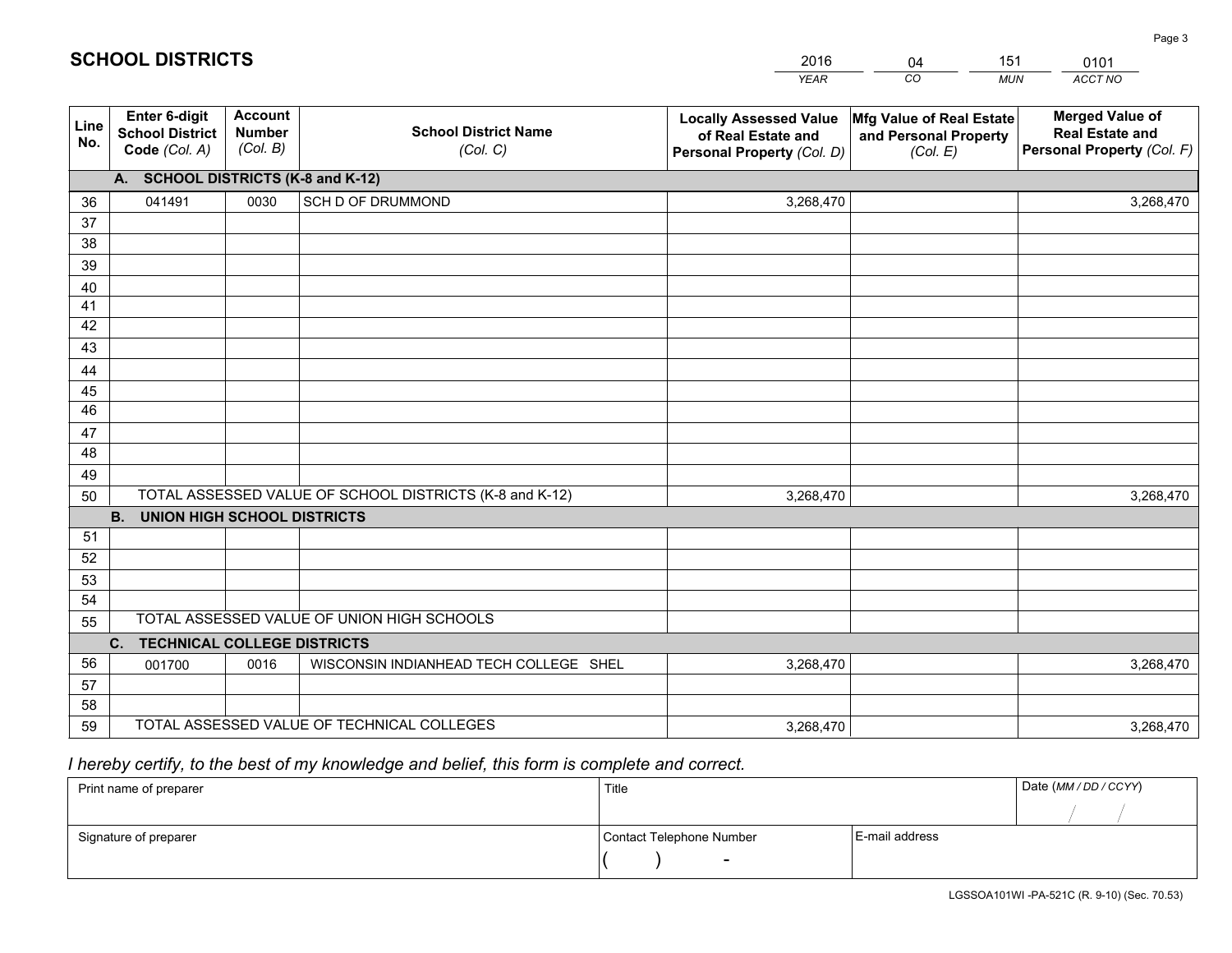# SCHOOL DISTRICTS

| 2016 | 04 | 151 | 0101 |
|---|---|---|---|
| *YEAR* | *CO* | *MUN* | *ACCT NO* |

| Line No. | Enter 6-digit School District Code *(Col. A)* | Account Number *(Col. B)* | School District Name *(Col. C)* | Locally Assessed Value of Real Estate and Personal Property *(Col. D)* | Mfg Value of Real Estate and Personal Property *(Col. E)* | Merged Value of Real Estate and Personal Property *(Col. F)* |
|---|---|---|---|---|---|---|
| | **A. SCHOOL DISTRICTS (K-8 and K-12)** | | | | | |
| 36 | 041491 | 0030 | SCH D OF DRUMMOND | 3,268,470 | | 3,268,470 |
| 37 | | | | | | |
| 38 | | | | | | |
| 39 | | | | | | |
| 40 | | | | | | |
| 41 | | | | | | |
| 42 | | | | | | |
| 43 | | | | | | |
| 44 | | | | | | |
| 45 | | | | | | |
| 46 | | | | | | |
| 47 | | | | | | |
| 48 | | | | | | |
| 49 | | | | | | |
| 50 | TOTAL ASSESSED VALUE OF SCHOOL DISTRICTS (K-8 and K-12) | | | 3,268,470 | | 3,268,470 |
| | **B. UNION HIGH SCHOOL DISTRICTS** | | | | | |
| 51 | | | | | | |
| 52 | | | | | | |
| 53 | | | | | | |
| 54 | | | | | | |
| 55 | TOTAL ASSESSED VALUE OF UNION HIGH SCHOOLS | | | | | |
| | **C. TECHNICAL COLLEGE DISTRICTS** | | | | | |
| 56 | 001700 | 0016 | WISCONSIN INDIANHEAD TECH COLLEGE SHEL | 3,268,470 | | 3,268,470 |
| 57 | | | | | | |
| 58 | | | | | | |
| 59 | TOTAL ASSESSED VALUE OF TECHNICAL COLLEGES | | | 3,268,470 | | 3,268,470 |

*I hereby certify, to the best of my knowledge and belief, this form is complete and correct.*

| Print name of preparer | Title | | Date *(MM / DD / CCYY)* |
|---|---|---|---|
| | | | / / |
| Signature of preparer | Contact Telephone Number | E-mail address | |
| | ( ) - | | |

LGSSOA101WI -PA-521C (R. 9-10) (Sec. 70.53)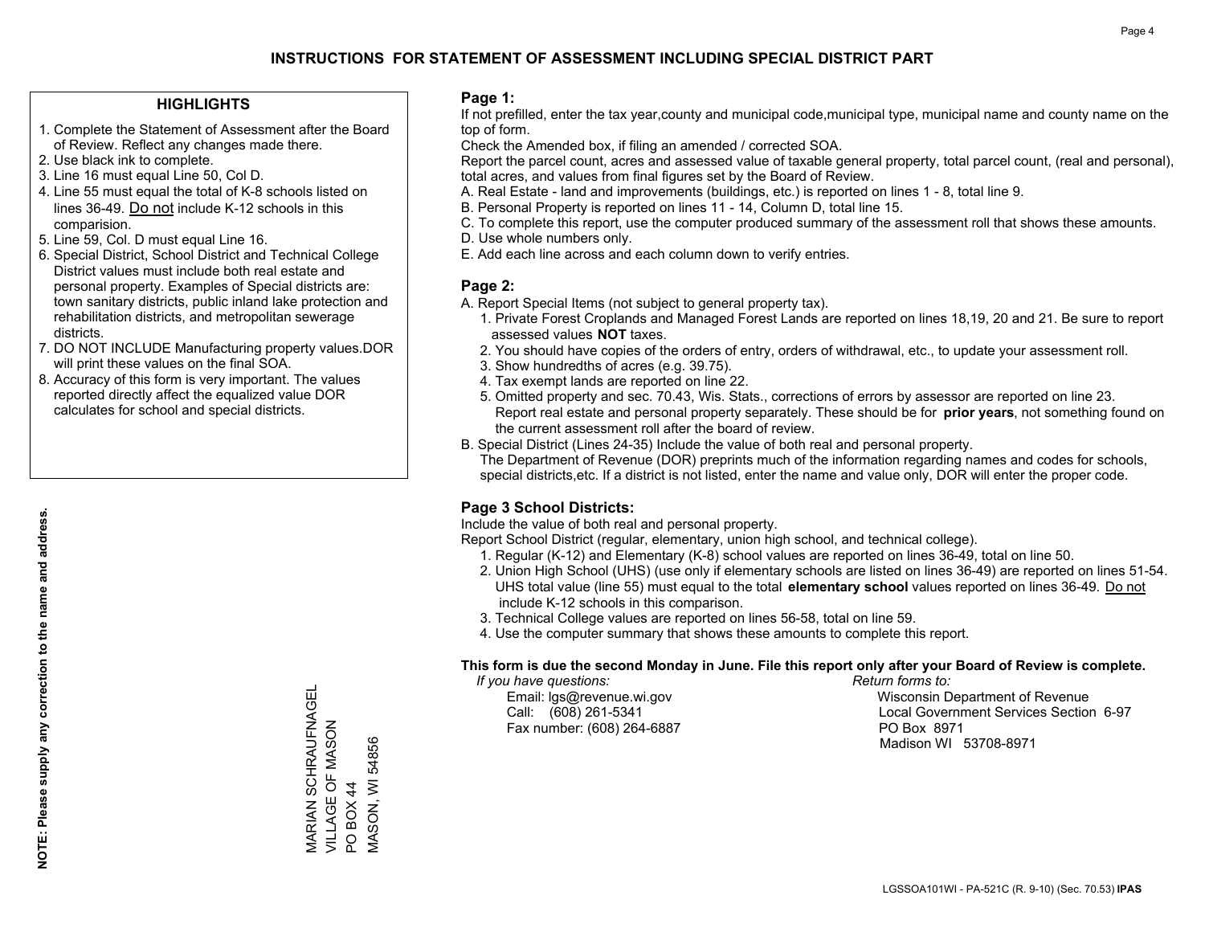# INSTRUCTIONS FOR STATEMENT OF ASSESSMENT INCLUDING SPECIAL DISTRICT PART

## HIGHLIGHTS

1. Complete the Statement of Assessment after the Board of Review. Reflect any changes made there.
2. Use black ink to complete.
3. Line 16 must equal Line 50, Col D.
4. Line 55 must equal the total of K-8 schools listed on lines 36-49. Do not include K-12 schools in this comparision.
5. Line 59, Col. D must equal Line 16.
6. Special District, School District and Technical College District values must include both real estate and personal property. Examples of Special districts are: town sanitary districts, public inland lake protection and rehabilitation districts, and metropolitan sewerage districts.
7. DO NOT INCLUDE Manufacturing property values.DOR will print these values on the final SOA.
8. Accuracy of this form is very important. The values reported directly affect the equalized value DOR calculates for school and special districts.

**NOTE: Please supply any correction to the name and address.**

MARIAN SCHRAUFNAGEL
VILLAGE OF MASON
PO BOX 44
MASON, WI 54856

## Page 1:

If not prefilled, enter the tax year,county and municipal code,municipal type, municipal name and county name on the top of form.

Check the Amended box, if filing an amended / corrected SOA.

Report the parcel count, acres and assessed value of taxable general property, total parcel count, (real and personal), total acres, and values from final figures set by the Board of Review.

A. Real Estate - land and improvements (buildings, etc.) is reported on lines 1 - 8, total line 9.
B. Personal Property is reported on lines 11 - 14, Column D, total line 15.
C. To complete this report, use the computer produced summary of the assessment roll that shows these amounts.
D. Use whole numbers only.
E. Add each line across and each column down to verify entries.

## Page 2:

A. Report Special Items (not subject to general property tax).
  1. Private Forest Croplands and Managed Forest Lands are reported on lines 18,19, 20 and 21. Be sure to report assessed values **NOT** taxes.
  2. You should have copies of the orders of entry, orders of withdrawal, etc., to update your assessment roll.
  3. Show hundredths of acres (e.g. 39.75).
  4. Tax exempt lands are reported on line 22.
  5. Omitted property and sec. 70.43, Wis. Stats., corrections of errors by assessor are reported on line 23. Report real estate and personal property separately. These should be for **prior years**, not something found on the current assessment roll after the board of review.

B. Special District (Lines 24-35) Include the value of both real and personal property.
The Department of Revenue (DOR) preprints much of the information regarding names and codes for schools, special districts,etc. If a district is not listed, enter the name and value only, DOR will enter the proper code.

## Page 3 School Districts:

Include the value of both real and personal property.

Report School District (regular, elementary, union high school, and technical college).

1. Regular (K-12) and Elementary (K-8) school values are reported on lines 36-49, total on line 50.
2. Union High School (UHS) (use only if elementary schools are listed on lines 36-49) are reported on lines 51-54. UHS total value (line 55) must equal to the total **elementary school** values reported on lines 36-49. Do not include K-12 schools in this comparison.
3. Technical College values are reported on lines 56-58, total on line 59.
4. Use the computer summary that shows these amounts to complete this report.

**This form is due the second Monday in June. File this report only after your Board of Review is complete.**

*If you have questions:*
Email: lgs@revenue.wi.gov
Call: (608) 261-5341
Fax number: (608) 264-6887

*Return forms to:*
Wisconsin Department of Revenue
Local Government Services Section 6-97
PO Box 8971
Madison WI 53708-8971

LGSSOA101WI - PA-521C (R. 9-10) (Sec. 70.53) **IPAS**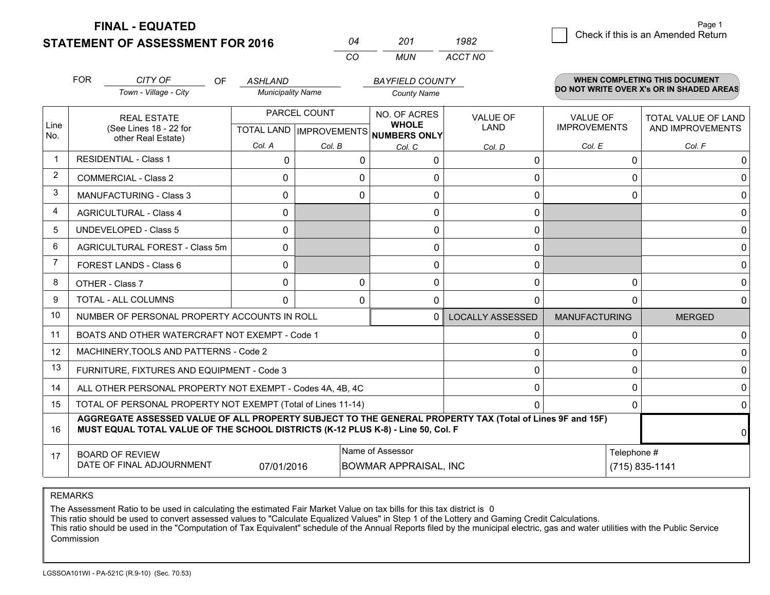**FINAL - EQUATED**

**STATEMENT OF ASSESSMENT FOR 2016**

| 04 | 201 | 1982 |
|---|---|---|
| CO | MUN | ACCT NO |

☐ Check if this is an Amended Return

FOR *CITY OF* (Town - Village - City) OF *ASHLAND* (Municipality Name) *BAYFIELD COUNTY* (County Name)

**WHEN COMPLETING THIS DOCUMENT DO NOT WRITE OVER X's OR IN SHADED AREAS**

| Line No. | REAL ESTATE (See Lines 18 - 22 for other Real Estate) | PARCEL COUNT TOTAL LAND Col. A | PARCEL COUNT IMPROVEMENTS Col. B | NO. OF ACRES WHOLE NUMBERS ONLY Col. C | VALUE OF LAND Col. D | VALUE OF IMPROVEMENTS Col. E | TOTAL VALUE OF LAND AND IMPROVEMENTS Col. F |
|---|---|---|---|---|---|---|---|
| 1 | RESIDENTIAL - Class 1 | 0 | 0 | 0 | 0 | 0 | 0 |
| 2 | COMMERCIAL - Class 2 | 0 | 0 | 0 | 0 | 0 | 0 |
| 3 | MANUFACTURING - Class 3 | 0 | 0 | 0 | 0 | 0 | 0 |
| 4 | AGRICULTURAL - Class 4 | 0 | | 0 | 0 | | 0 |
| 5 | UNDEVELOPED - Class 5 | 0 | | 0 | 0 | | 0 |
| 6 | AGRICULTURAL FOREST - Class 5m | 0 | | 0 | 0 | | 0 |
| 7 | FOREST LANDS - Class 6 | 0 | | 0 | 0 | | 0 |
| 8 | OTHER - Class 7 | 0 | 0 | 0 | 0 | 0 | 0 |
| 9 | TOTAL - ALL COLUMNS | 0 | 0 | 0 | 0 | 0 | 0 |
| 10 | NUMBER OF PERSONAL PROPERTY ACCOUNTS IN ROLL | | | 0 | LOCALLY ASSESSED | MANUFACTURING | MERGED |
| 11 | BOATS AND OTHER WATERCRAFT NOT EXEMPT - Code 1 | | | | 0 | 0 | 0 |
| 12 | MACHINERY,TOOLS AND PATTERNS - Code 2 | | | | 0 | 0 | 0 |
| 13 | FURNITURE, FIXTURES AND EQUIPMENT - Code 3 | | | | 0 | 0 | 0 |
| 14 | ALL OTHER PERSONAL PROPERTY NOT EXEMPT - Codes 4A, 4B, 4C | | | | 0 | 0 | 0 |
| 15 | TOTAL OF PERSONAL PROPERTY NOT EXEMPT (Total of Lines 11-14) | | | | 0 | 0 | 0 |
| 16 | **AGGREGATE ASSESSED VALUE OF ALL PROPERTY SUBJECT TO THE GENERAL PROPERTY TAX (Total of Lines 9F and 15F) MUST EQUAL TOTAL VALUE OF THE SCHOOL DISTRICTS (K-12 PLUS K-8) - Line 50, Col. F** | | | | | | 0 |
| 17 | BOARD OF REVIEW DATE OF FINAL ADJOURNMENT | 07/01/2016 | Name of Assessor: BOWMAR APPRAISAL, INC | | | Telephone #: (715) 835-1141 | |

REMARKS

The Assessment Ratio to be used in calculating the estimated Fair Market Value on tax bills for this tax district is 0
This ratio should be used to convert assessed values to "Calculate Equalized Values" in Step 1 of the Lottery and Gaming Credit Calculations.
This ratio should be used in the "Computation of Tax Equivalent" schedule of the Annual Reports filed by the municipal electric, gas and water utilities with the Public Service Commission

LGSSOA101WI - PA-521C (R.9-10) (Sec. 70.53)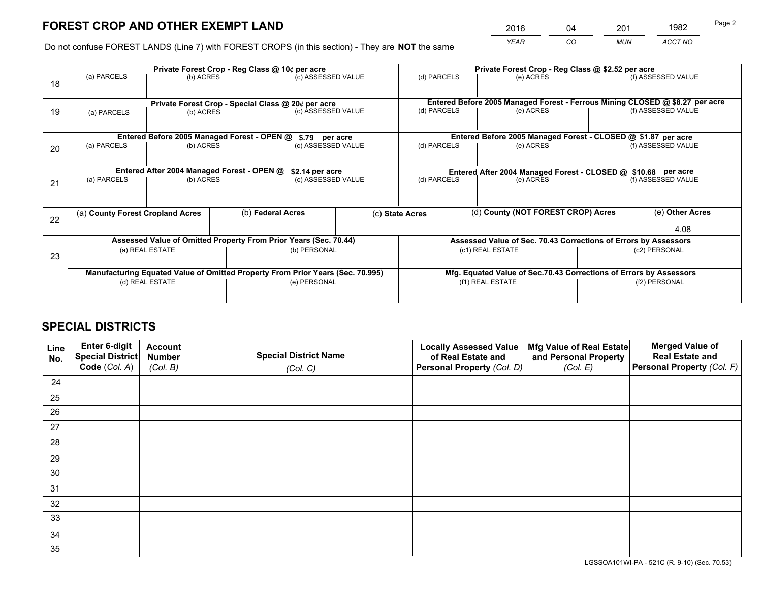# FOREST CROP AND OTHER EXEMPT LAND

| 2016 | 04 | 201 | 1982 |
|---|---|---|---|
| *YEAR* | *CO* | *MUN* | *ACCT NO* |

Do not confuse FOREST LANDS (Line 7) with FOREST CROPS (in this section) - They are **NOT** the same

| Line | Private Forest Crop - Reg Class @ 10¢ per acre | | | Private Forest Crop - Reg Class @ $2.52 per acre | | |
|---|---|---|---|---|---|---|
| | (a) PARCELS | (b) ACRES | (c) ASSESSED VALUE | (d) PARCELS | (e) ACRES | (f) ASSESSED VALUE |
| 18 | | | | | | |
| | **Private Forest Crop - Special Class @ 20¢ per acre** | | | **Entered Before 2005 Managed Forest - Ferrous Mining CLOSED @ $8.27 per acre** | | |
| | (a) PARCELS | (b) ACRES | (c) ASSESSED VALUE | (d) PARCELS | (e) ACRES | (f) ASSESSED VALUE |
| 19 | | | | | | |
| | **Entered Before 2005 Managed Forest - OPEN @ $.79 per acre** | | | **Entered Before 2005 Managed Forest - CLOSED @ $1.87 per acre** | | |
| | (a) PARCELS | (b) ACRES | (c) ASSESSED VALUE | (d) PARCELS | (e) ACRES | (f) ASSESSED VALUE |
| 20 | | | | | | |
| | **Entered After 2004 Managed Forest - OPEN @ $2.14 per acre** | | | **Entered After 2004 Managed Forest - CLOSED @ $10.68 per acre** | | |
| | (a) PARCELS | (b) ACRES | (c) ASSESSED VALUE | (d) PARCELS | (e) ACRES | (f) ASSESSED VALUE |
| 21 | | | | | | |

| Line | (a) County Forest Cropland Acres | (b) Federal Acres | (c) State Acres | (d) County (NOT FOREST CROP) Acres | (e) Other Acres |
|---|---|---|---|---|---|
| 22 | | | | | 4.08 |

| Line | Assessed Value of Omitted Property From Prior Years (Sec. 70.44) | | Assessed Value of Sec. 70.43 Corrections of Errors by Assessors | |
|---|---|---|---|---|
| | (a) REAL ESTATE | (b) PERSONAL | (c1) REAL ESTATE | (c2) PERSONAL |
| 23 | | | | |
| | **Manufacturing Equated Value of Omitted Property From Prior Years (Sec. 70.995)** | | **Mfg. Equated Value of Sec.70.43 Corrections of Errors by Assessors** | |
| | (d) REAL ESTATE | (e) PERSONAL | (f1) REAL ESTATE | (f2) PERSONAL |
| | | | | |

# SPECIAL DISTRICTS

| Line No. | Enter 6-digit Special District Code (*Col. A*) | Account Number (*Col. B*) | Special District Name (*Col. C*) | Locally Assessed Value of Real Estate and Personal Property (*Col. D*) | Mfg Value of Real Estate and Personal Property (*Col. E*) | Merged Value of Real Estate and Personal Property (*Col. F*) |
|---|---|---|---|---|---|---|
| 24 | | | | | | |
| 25 | | | | | | |
| 26 | | | | | | |
| 27 | | | | | | |
| 28 | | | | | | |
| 29 | | | | | | |
| 30 | | | | | | |
| 31 | | | | | | |
| 32 | | | | | | |
| 33 | | | | | | |
| 34 | | | | | | |
| 35 | | | | | | |

LGSSOA101WI-PA - 521C (R. 9-10) (Sec. 70.53)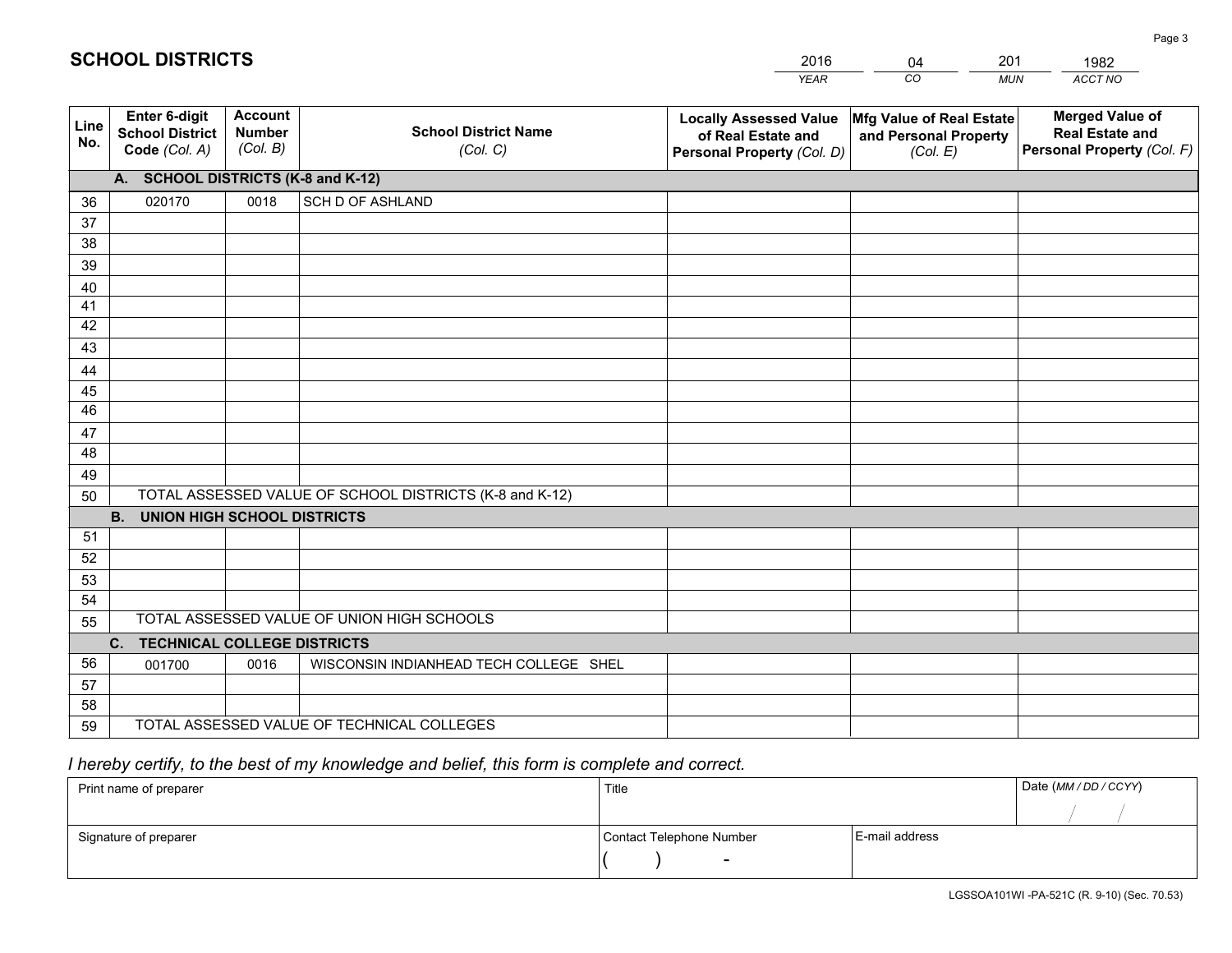# SCHOOL DISTRICTS

| 2016 | 04 | 201 | 1982 |
|---|---|---|---|
| *YEAR* | *CO* | *MUN* | *ACCT NO* |

| Line No. | Enter 6-digit School District Code *(Col. A)* | Account Number *(Col. B)* | School District Name *(Col. C)* | Locally Assessed Value of Real Estate and Personal Property *(Col. D)* | Mfg Value of Real Estate and Personal Property *(Col. E)* | Merged Value of Real Estate and Personal Property *(Col. F)* |
|---|---|---|---|---|---|---|
| | **A. SCHOOL DISTRICTS (K-8 and K-12)** | | | | | |
| 36 | 020170 | 0018 | SCH D OF ASHLAND | | | |
| 37 | | | | | | |
| 38 | | | | | | |
| 39 | | | | | | |
| 40 | | | | | | |
| 41 | | | | | | |
| 42 | | | | | | |
| 43 | | | | | | |
| 44 | | | | | | |
| 45 | | | | | | |
| 46 | | | | | | |
| 47 | | | | | | |
| 48 | | | | | | |
| 49 | | | | | | |
| 50 | TOTAL ASSESSED VALUE OF SCHOOL DISTRICTS (K-8 and K-12) | | | | | |
| | **B. UNION HIGH SCHOOL DISTRICTS** | | | | | |
| 51 | | | | | | |
| 52 | | | | | | |
| 53 | | | | | | |
| 54 | | | | | | |
| 55 | TOTAL ASSESSED VALUE OF UNION HIGH SCHOOLS | | | | | |
| | **C. TECHNICAL COLLEGE DISTRICTS** | | | | | |
| 56 | 001700 | 0016 | WISCONSIN INDIANHEAD TECH COLLEGE SHEL | | | |
| 57 | | | | | | |
| 58 | | | | | | |
| 59 | TOTAL ASSESSED VALUE OF TECHNICAL COLLEGES | | | | | |

*I hereby certify, to the best of my knowledge and belief, this form is complete and correct.*

| Print name of preparer | Title | | Date *(MM / DD / CCYY)* |
|---|---|---|---|
| | | | / / |
| Signature of preparer | Contact Telephone Number | E-mail address | |
| | ( ) - | | |

LGSSOA101WI -PA-521C (R. 9-10) (Sec. 70.53)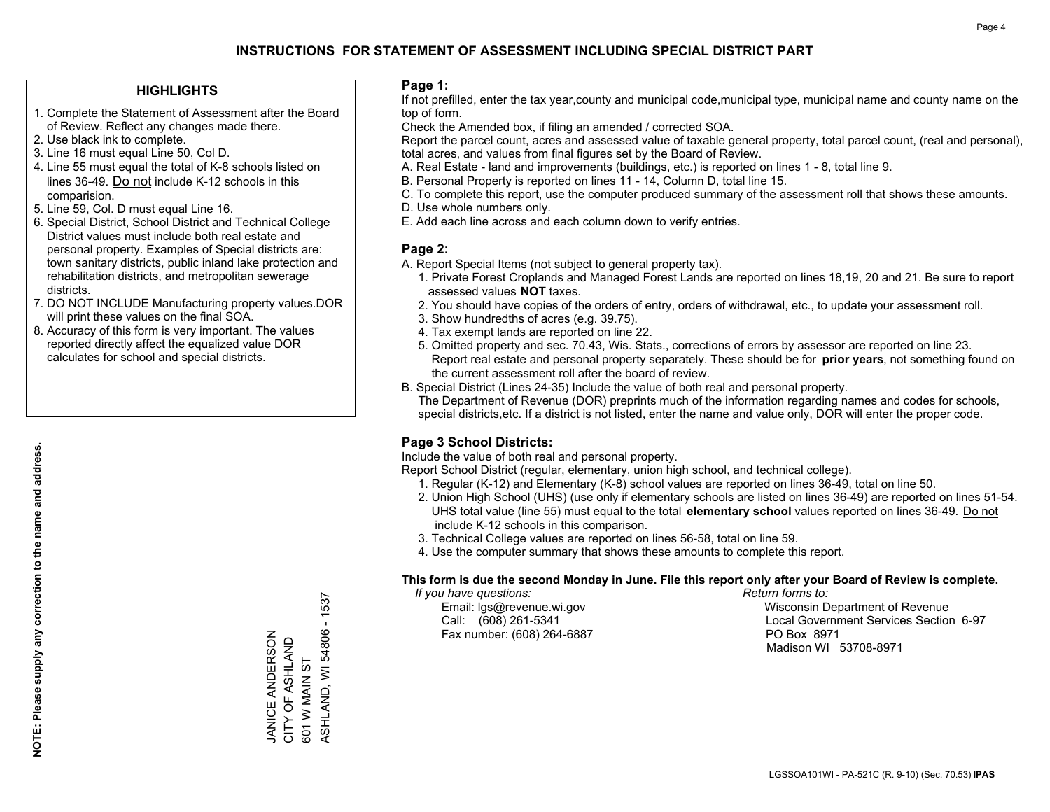# INSTRUCTIONS FOR STATEMENT OF ASSESSMENT INCLUDING SPECIAL DISTRICT PART

## HIGHLIGHTS

1. Complete the Statement of Assessment after the Board of Review. Reflect any changes made there.
2. Use black ink to complete.
3. Line 16 must equal Line 50, Col D.
4. Line 55 must equal the total of K-8 schools listed on lines 36-49. Do not include K-12 schools in this comparision.
5. Line 59, Col. D must equal Line 16.
6. Special District, School District and Technical College District values must include both real estate and personal property. Examples of Special districts are: town sanitary districts, public inland lake protection and rehabilitation districts, and metropolitan sewerage districts.
7. DO NOT INCLUDE Manufacturing property values.DOR will print these values on the final SOA.
8. Accuracy of this form is very important. The values reported directly affect the equalized value DOR calculates for school and special districts.

**NOTE: Please supply any correction to the name and address.**

JANICE ANDERSON
CITY OF ASHLAND
601 W MAIN ST
ASHLAND, WI 54806 - 1537

## Page 1:

If not prefilled, enter the tax year,county and municipal code,municipal type, municipal name and county name on the top of form.

Check the Amended box, if filing an amended / corrected SOA.

Report the parcel count, acres and assessed value of taxable general property, total parcel count, (real and personal), total acres, and values from final figures set by the Board of Review.

A. Real Estate - land and improvements (buildings, etc.) is reported on lines 1 - 8, total line 9.
B. Personal Property is reported on lines 11 - 14, Column D, total line 15.
C. To complete this report, use the computer produced summary of the assessment roll that shows these amounts.
D. Use whole numbers only.
E. Add each line across and each column down to verify entries.

## Page 2:

A. Report Special Items (not subject to general property tax).
   1. Private Forest Croplands and Managed Forest Lands are reported on lines 18,19, 20 and 21. Be sure to report assessed values **NOT** taxes.
   2. You should have copies of the orders of entry, orders of withdrawal, etc., to update your assessment roll.
   3. Show hundredths of acres (e.g. 39.75).
   4. Tax exempt lands are reported on line 22.
   5. Omitted property and sec. 70.43, Wis. Stats., corrections of errors by assessor are reported on line 23. Report real estate and personal property separately. These should be for **prior years**, not something found on the current assessment roll after the board of review.
B. Special District (Lines 24-35) Include the value of both real and personal property.
   The Department of Revenue (DOR) preprints much of the information regarding names and codes for schools, special districts,etc. If a district is not listed, enter the name and value only, DOR will enter the proper code.

## Page 3 School Districts:

Include the value of both real and personal property.

Report School District (regular, elementary, union high school, and technical college).

1. Regular (K-12) and Elementary (K-8) school values are reported on lines 36-49, total on line 50.
2. Union High School (UHS) (use only if elementary schools are listed on lines 36-49) are reported on lines 51-54. UHS total value (line 55) must equal to the total **elementary school** values reported on lines 36-49. Do not include K-12 schools in this comparison.
3. Technical College values are reported on lines 56-58, total on line 59.
4. Use the computer summary that shows these amounts to complete this report.

**This form is due the second Monday in June. File this report only after your Board of Review is complete.**

*If you have questions:*
Email: lgs@revenue.wi.gov
Call: (608) 261-5341
Fax number: (608) 264-6887

*Return forms to:*
Wisconsin Department of Revenue
Local Government Services Section 6-97
PO Box 8971
Madison WI 53708-8971

LGSSOA101WI - PA-521C (R. 9-10) (Sec. 70.53) **IPAS**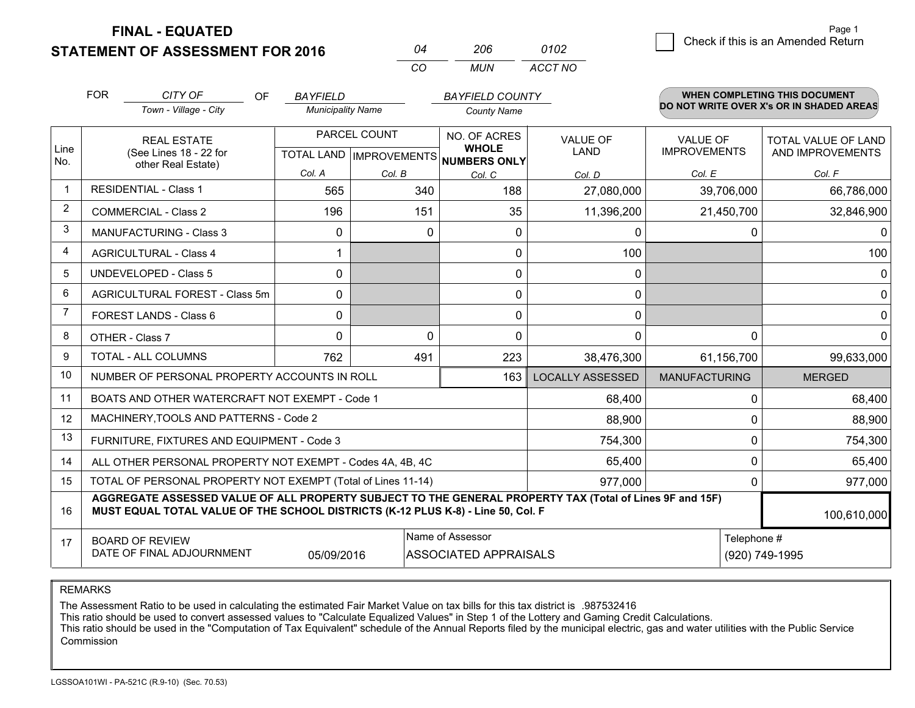**FINAL - EQUATED**
**STATEMENT OF ASSESSMENT FOR 2016**

| 04 | 206 | 0102 |
|---|---|---|
| CO | MUN | ACCT NO |

☐ Check if this is an Amended Return

FOR *CITY OF* (Town - Village - City) OF *BAYFIELD* (Municipality Name) *BAYFIELD COUNTY* (County Name)

**WHEN COMPLETING THIS DOCUMENT DO NOT WRITE OVER X's OR IN SHADED AREAS**

| Line No. | REAL ESTATE (See Lines 18 - 22 for other Real Estate) | PARCEL COUNT | | NO. OF ACRES WHOLE NUMBERS ONLY | VALUE OF LAND | VALUE OF IMPROVEMENTS | TOTAL VALUE OF LAND AND IMPROVEMENTS |
|---|---|---|---|---|---|---|---|
| | | TOTAL LAND Col. A | IMPROVEMENTS Col. B | Col. C | Col. D | Col. E | Col. F |
| 1 | RESIDENTIAL - Class 1 | 565 | 340 | 188 | 27,080,000 | 39,706,000 | 66,786,000 |
| 2 | COMMERCIAL - Class 2 | 196 | 151 | 35 | 11,396,200 | 21,450,700 | 32,846,900 |
| 3 | MANUFACTURING - Class 3 | 0 | 0 | 0 | 0 | 0 | 0 |
| 4 | AGRICULTURAL - Class 4 | 1 | | 0 | 100 | | 100 |
| 5 | UNDEVELOPED - Class 5 | 0 | | 0 | 0 | | 0 |
| 6 | AGRICULTURAL FOREST - Class 5m | 0 | | 0 | 0 | | 0 |
| 7 | FOREST LANDS - Class 6 | 0 | | 0 | 0 | | 0 |
| 8 | OTHER - Class 7 | 0 | 0 | 0 | 0 | 0 | 0 |
| 9 | TOTAL - ALL COLUMNS | 762 | 491 | 223 | 38,476,300 | 61,156,700 | 99,633,000 |
| 10 | NUMBER OF PERSONAL PROPERTY ACCOUNTS IN ROLL | | | 163 | LOCALLY ASSESSED | MANUFACTURING | MERGED |
| 11 | BOATS AND OTHER WATERCRAFT NOT EXEMPT - Code 1 | | | | 68,400 | 0 | 68,400 |
| 12 | MACHINERY,TOOLS AND PATTERNS - Code 2 | | | | 88,900 | 0 | 88,900 |
| 13 | FURNITURE, FIXTURES AND EQUIPMENT - Code 3 | | | | 754,300 | 0 | 754,300 |
| 14 | ALL OTHER PERSONAL PROPERTY NOT EXEMPT - Codes 4A, 4B, 4C | | | | 65,400 | 0 | 65,400 |
| 15 | TOTAL OF PERSONAL PROPERTY NOT EXEMPT (Total of Lines 11-14) | | | | 977,000 | 0 | 977,000 |
| 16 | **AGGREGATE ASSESSED VALUE OF ALL PROPERTY SUBJECT TO THE GENERAL PROPERTY TAX (Total of Lines 9F and 15F) MUST EQUAL TOTAL VALUE OF THE SCHOOL DISTRICTS (K-12 PLUS K-8) - Line 50, Col. F** | | | | | | 100,610,000 |
| 17 | BOARD OF REVIEW DATE OF FINAL ADJOURNMENT | 05/09/2016 | Name of Assessor: ASSOCIATED APPRAISALS | | | Telephone #: (920) 749-1995 | |

REMARKS

The Assessment Ratio to be used in calculating the estimated Fair Market Value on tax bills for this tax district is .987532416
This ratio should be used to convert assessed values to "Calculate Equalized Values" in Step 1 of the Lottery and Gaming Credit Calculations.
This ratio should be used in the "Computation of Tax Equivalent" schedule of the Annual Reports filed by the municipal electric, gas and water utilities with the Public Service Commission

LGSSOA101WI - PA-521C (R.9-10) (Sec. 70.53)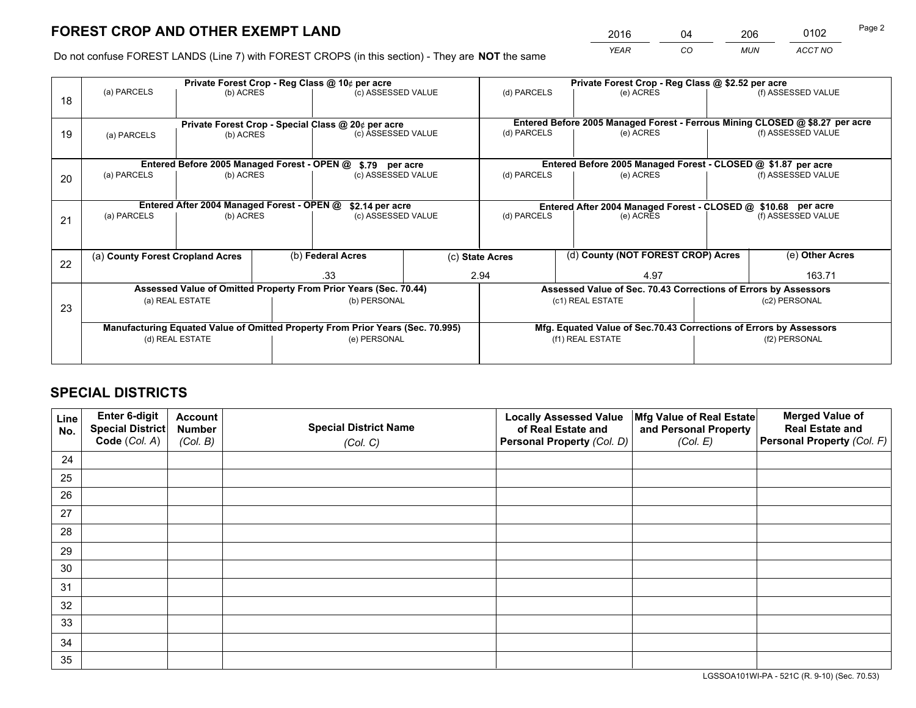# FOREST CROP AND OTHER EXEMPT LAND

| 2016 | 04 | 206 | 0102 |
|---|---|---|---|
| *YEAR* | *CO* | *MUN* | *ACCT NO* |

Do not confuse FOREST LANDS (Line 7) with FOREST CROPS (in this section) - They are **NOT** the same

| | Private Forest Crop - Reg Class @ 10¢ per acre | | | Private Forest Crop - Reg Class @ $2.52 per acre | | |
|---|---|---|---|---|---|---|
| 18 | (a) PARCELS | (b) ACRES | (c) ASSESSED VALUE | (d) PARCELS | (e) ACRES | (f) ASSESSED VALUE |
| | | | | | | |
| | **Private Forest Crop - Special Class @ 20¢ per acre** | | | **Entered Before 2005 Managed Forest - Ferrous Mining CLOSED @ $8.27 per acre** | | |
| 19 | (a) PARCELS | (b) ACRES | (c) ASSESSED VALUE | (d) PARCELS | (e) ACRES | (f) ASSESSED VALUE |
| | | | | | | |
| | **Entered Before 2005 Managed Forest - OPEN @ $.79 per acre** | | | **Entered Before 2005 Managed Forest - CLOSED @ $1.87 per acre** | | |
| 20 | (a) PARCELS | (b) ACRES | (c) ASSESSED VALUE | (d) PARCELS | (e) ACRES | (f) ASSESSED VALUE |
| | | | | | | |
| | **Entered After 2004 Managed Forest - OPEN @ $2.14 per acre** | | | **Entered After 2004 Managed Forest - CLOSED @ $10.68 per acre** | | |
| 21 | (a) PARCELS | (b) ACRES | (c) ASSESSED VALUE | (d) PARCELS | (e) ACRES | (f) ASSESSED VALUE |
| | | | | | | |

| | (a) County Forest Cropland Acres | (b) Federal Acres | (c) State Acres | (d) County (NOT FOREST CROP) Acres | (e) Other Acres |
|---|---|---|---|---|---|
| 22 | | .33 | 2.94 | 4.97 | 163.71 |

| | Assessed Value of Omitted Property From Prior Years (Sec. 70.44) | | Assessed Value of Sec. 70.43 Corrections of Errors by Assessors | |
|---|---|---|---|---|
| 23 | (a) REAL ESTATE | (b) PERSONAL | (c1) REAL ESTATE | (c2) PERSONAL |
| | | | | |
| | **Manufacturing Equated Value of Omitted Property From Prior Years (Sec. 70.995)** | | **Mfg. Equated Value of Sec.70.43 Corrections of Errors by Assessors** | |
| | (d) REAL ESTATE | (e) PERSONAL | (f1) REAL ESTATE | (f2) PERSONAL |
| | | | | |

# SPECIAL DISTRICTS

| Line No. | Enter 6-digit Special District Code (*Col. A*) | Account Number (*Col. B*) | Special District Name (*Col. C*) | Locally Assessed Value of Real Estate and Personal Property (*Col. D*) | Mfg Value of Real Estate and Personal Property (*Col. E*) | Merged Value of Real Estate and Personal Property (*Col. F*) |
|---|---|---|---|---|---|---|
| 24 | | | | | | |
| 25 | | | | | | |
| 26 | | | | | | |
| 27 | | | | | | |
| 28 | | | | | | |
| 29 | | | | | | |
| 30 | | | | | | |
| 31 | | | | | | |
| 32 | | | | | | |
| 33 | | | | | | |
| 34 | | | | | | |
| 35 | | | | | | |

LGSSOA101WI-PA - 521C (R. 9-10) (Sec. 70.53)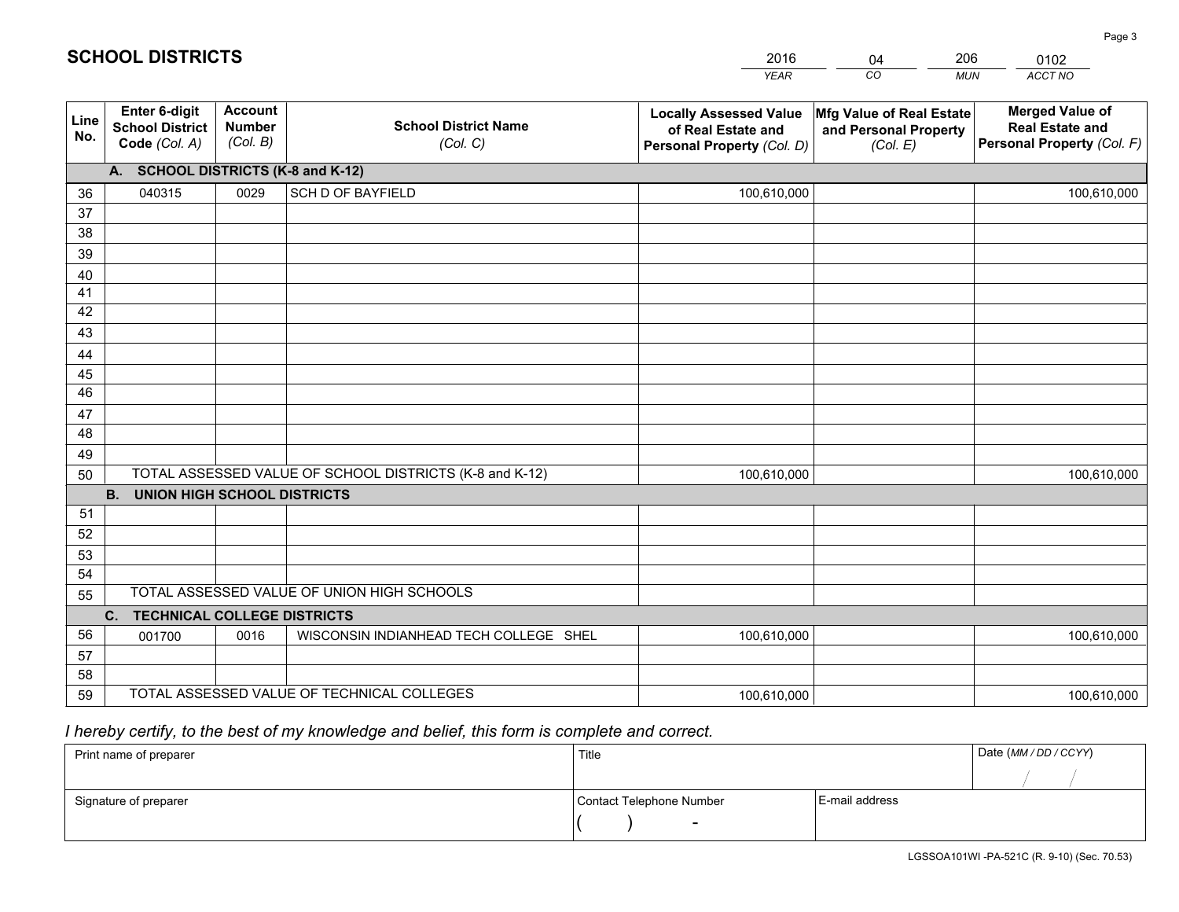# SCHOOL DISTRICTS

| 2016 | 04 | 206 | 0102 |
|---|---|---|---|
| YEAR | CO | MUN | ACCT NO |

| Line No. | Enter 6-digit School District Code (Col. A) | Account Number (Col. B) | School District Name (Col. C) | Locally Assessed Value of Real Estate and Personal Property (Col. D) | Mfg Value of Real Estate and Personal Property (Col. E) | Merged Value of Real Estate and Personal Property (Col. F) |
|---|---|---|---|---|---|---|
| | **A. SCHOOL DISTRICTS (K-8 and K-12)** | | | | | |
| 36 | 040315 | 0029 | SCH D OF BAYFIELD | 100,610,000 | | 100,610,000 |
| 37 | | | | | | |
| 38 | | | | | | |
| 39 | | | | | | |
| 40 | | | | | | |
| 41 | | | | | | |
| 42 | | | | | | |
| 43 | | | | | | |
| 44 | | | | | | |
| 45 | | | | | | |
| 46 | | | | | | |
| 47 | | | | | | |
| 48 | | | | | | |
| 49 | | | | | | |
| 50 | TOTAL ASSESSED VALUE OF SCHOOL DISTRICTS (K-8 and K-12) | | | 100,610,000 | | 100,610,000 |
| | **B. UNION HIGH SCHOOL DISTRICTS** | | | | | |
| 51 | | | | | | |
| 52 | | | | | | |
| 53 | | | | | | |
| 54 | | | | | | |
| 55 | TOTAL ASSESSED VALUE OF UNION HIGH SCHOOLS | | | | | |
| | **C. TECHNICAL COLLEGE DISTRICTS** | | | | | |
| 56 | 001700 | 0016 | WISCONSIN INDIANHEAD TECH COLLEGE SHEL | 100,610,000 | | 100,610,000 |
| 57 | | | | | | |
| 58 | | | | | | |
| 59 | TOTAL ASSESSED VALUE OF TECHNICAL COLLEGES | | | 100,610,000 | | 100,610,000 |

*I hereby certify, to the best of my knowledge and belief, this form is complete and correct.*

| Print name of preparer | Title | | Date (MM / DD / CCYY) |
|---|---|---|---|
| | | | / / |
| Signature of preparer | Contact Telephone Number | E-mail address | |
| | ( ) - | | |

LGSSOA101WI -PA-521C (R. 9-10) (Sec. 70.53)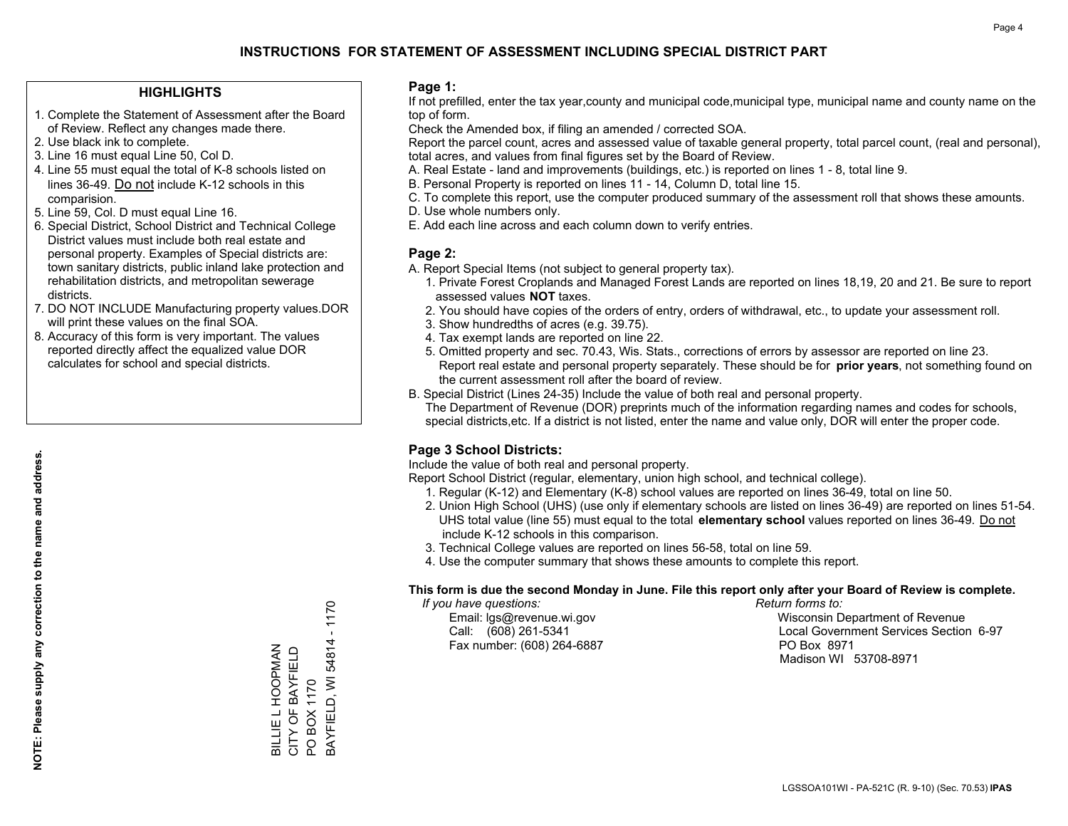# INSTRUCTIONS FOR STATEMENT OF ASSESSMENT INCLUDING SPECIAL DISTRICT PART

## HIGHLIGHTS

1. Complete the Statement of Assessment after the Board of Review. Reflect any changes made there.
2. Use black ink to complete.
3. Line 16 must equal Line 50, Col D.
4. Line 55 must equal the total of K-8 schools listed on lines 36-49. Do not include K-12 schools in this comparision.
5. Line 59, Col. D must equal Line 16.
6. Special District, School District and Technical College District values must include both real estate and personal property. Examples of Special districts are: town sanitary districts, public inland lake protection and rehabilitation districts, and metropolitan sewerage districts.
7. DO NOT INCLUDE Manufacturing property values.DOR will print these values on the final SOA.
8. Accuracy of this form is very important. The values reported directly affect the equalized value DOR calculates for school and special districts.

**NOTE: Please supply any correction to the name and address.**

BILLIE L HOOPMAN
CITY OF BAYFIELD
PO BOX 1170
BAYFIELD, WI 54814 - 1170

## Page 1:

If not prefilled, enter the tax year,county and municipal code,municipal type, municipal name and county name on the top of form.

Check the Amended box, if filing an amended / corrected SOA.

Report the parcel count, acres and assessed value of taxable general property, total parcel count, (real and personal), total acres, and values from final figures set by the Board of Review.

A. Real Estate - land and improvements (buildings, etc.) is reported on lines 1 - 8, total line 9.
B. Personal Property is reported on lines 11 - 14, Column D, total line 15.
C. To complete this report, use the computer produced summary of the assessment roll that shows these amounts.
D. Use whole numbers only.
E. Add each line across and each column down to verify entries.

## Page 2:

A. Report Special Items (not subject to general property tax).
   1. Private Forest Croplands and Managed Forest Lands are reported on lines 18,19, 20 and 21. Be sure to report assessed values **NOT** taxes.
   2. You should have copies of the orders of entry, orders of withdrawal, etc., to update your assessment roll.
   3. Show hundredths of acres (e.g. 39.75).
   4. Tax exempt lands are reported on line 22.
   5. Omitted property and sec. 70.43, Wis. Stats., corrections of errors by assessor are reported on line 23. Report real estate and personal property separately. These should be for **prior years**, not something found on the current assessment roll after the board of review.
B. Special District (Lines 24-35) Include the value of both real and personal property.
   The Department of Revenue (DOR) preprints much of the information regarding names and codes for schools, special districts,etc. If a district is not listed, enter the name and value only, DOR will enter the proper code.

## Page 3 School Districts:

Include the value of both real and personal property.

Report School District (regular, elementary, union high school, and technical college).

1. Regular (K-12) and Elementary (K-8) school values are reported on lines 36-49, total on line 50.
2. Union High School (UHS) (use only if elementary schools are listed on lines 36-49) are reported on lines 51-54. UHS total value (line 55) must equal to the total **elementary school** values reported on lines 36-49. Do not include K-12 schools in this comparison.
3. Technical College values are reported on lines 56-58, total on line 59.
4. Use the computer summary that shows these amounts to complete this report.

**This form is due the second Monday in June. File this report only after your Board of Review is complete.**

*If you have questions:*
Email: lgs@revenue.wi.gov
Call: (608) 261-5341
Fax number: (608) 264-6887

*Return forms to:*
Wisconsin Department of Revenue
Local Government Services Section 6-97
PO Box 8971
Madison WI 53708-8971

LGSSOA101WI - PA-521C (R. 9-10) (Sec. 70.53) **IPAS**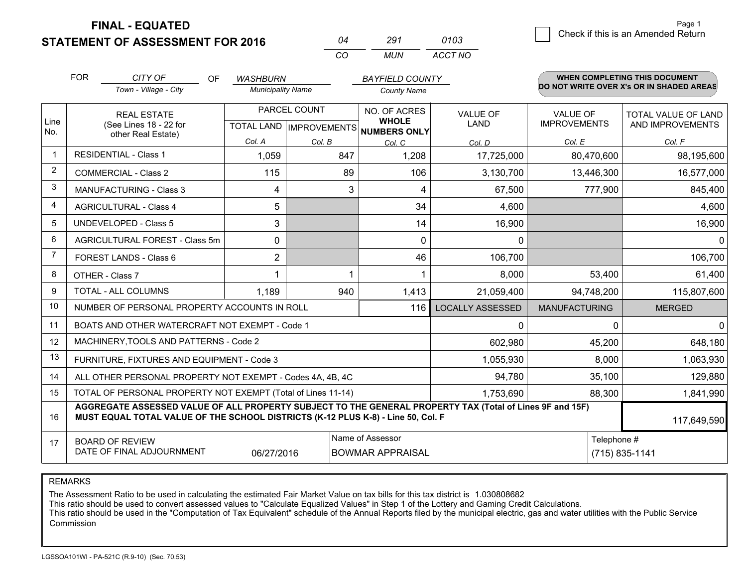# FINAL - EQUATED
# STATEMENT OF ASSESSMENT FOR 2016

| 04 | 291 | 0103 |
|---|---|---|
| CO | MUN | ACCT NO |

☐ Check if this is an Amended Return

| FOR | CITY OF | OF | WASHBURN | BAYFIELD COUNTY |
|---|---|---|---|---|
| | Town - Village - City | | Municipality Name | County Name |

**WHEN COMPLETING THIS DOCUMENT DO NOT WRITE OVER X's OR IN SHADED AREAS**

| Line No. | REAL ESTATE (See Lines 18 - 22 for other Real Estate) | PARCEL COUNT | | NO. OF ACRES WHOLE NUMBERS ONLY | VALUE OF LAND | VALUE OF IMPROVEMENTS | TOTAL VALUE OF LAND AND IMPROVEMENTS |
|---|---|---|---|---|---|---|---|
| | | TOTAL LAND Col. A | IMPROVEMENTS Col. B | Col. C | Col. D | Col. E | Col. F |
| 1 | RESIDENTIAL - Class 1 | 1,059 | 847 | 1,208 | 17,725,000 | 80,470,600 | 98,195,600 |
| 2 | COMMERCIAL - Class 2 | 115 | 89 | 106 | 3,130,700 | 13,446,300 | 16,577,000 |
| 3 | MANUFACTURING - Class 3 | 4 | 3 | 4 | 67,500 | 777,900 | 845,400 |
| 4 | AGRICULTURAL - Class 4 | 5 | | 34 | 4,600 | | 4,600 |
| 5 | UNDEVELOPED - Class 5 | 3 | | 14 | 16,900 | | 16,900 |
| 6 | AGRICULTURAL FOREST - Class 5m | 0 | | 0 | 0 | | 0 |
| 7 | FOREST LANDS - Class 6 | 2 | | 46 | 106,700 | | 106,700 |
| 8 | OTHER - Class 7 | 1 | 1 | 1 | 8,000 | 53,400 | 61,400 |
| 9 | TOTAL - ALL COLUMNS | 1,189 | 940 | 1,413 | 21,059,400 | 94,748,200 | 115,807,600 |
| 10 | NUMBER OF PERSONAL PROPERTY ACCOUNTS IN ROLL | | | 116 | LOCALLY ASSESSED | MANUFACTURING | MERGED |
| 11 | BOATS AND OTHER WATERCRAFT NOT EXEMPT - Code 1 | | | | 0 | 0 | 0 |
| 12 | MACHINERY,TOOLS AND PATTERNS - Code 2 | | | | 602,980 | 45,200 | 648,180 |
| 13 | FURNITURE, FIXTURES AND EQUIPMENT - Code 3 | | | | 1,055,930 | 8,000 | 1,063,930 |
| 14 | ALL OTHER PERSONAL PROPERTY NOT EXEMPT - Codes 4A, 4B, 4C | | | | 94,780 | 35,100 | 129,880 |
| 15 | TOTAL OF PERSONAL PROPERTY NOT EXEMPT (Total of Lines 11-14) | | | | 1,753,690 | 88,300 | 1,841,990 |
| 16 | **AGGREGATE ASSESSED VALUE OF ALL PROPERTY SUBJECT TO THE GENERAL PROPERTY TAX (Total of Lines 9F and 15F) MUST EQUAL TOTAL VALUE OF THE SCHOOL DISTRICTS (K-12 PLUS K-8) - Line 50, Col. F** | | | | | | 117,649,590 |
| 17 | BOARD OF REVIEW DATE OF FINAL ADJOURNMENT | 06/27/2016 | Name of Assessor: BOWMAR APPRAISAL | | | Telephone #: (715) 835-1141 | |

REMARKS

The Assessment Ratio to be used in calculating the estimated Fair Market Value on tax bills for this tax district is 1.030808682
This ratio should be used to convert assessed values to "Calculate Equalized Values" in Step 1 of the Lottery and Gaming Credit Calculations.
This ratio should be used in the "Computation of Tax Equivalent" schedule of the Annual Reports filed by the municipal electric, gas and water utilities with the Public Service Commission

LGSSOA101WI - PA-521C (R.9-10) (Sec. 70.53)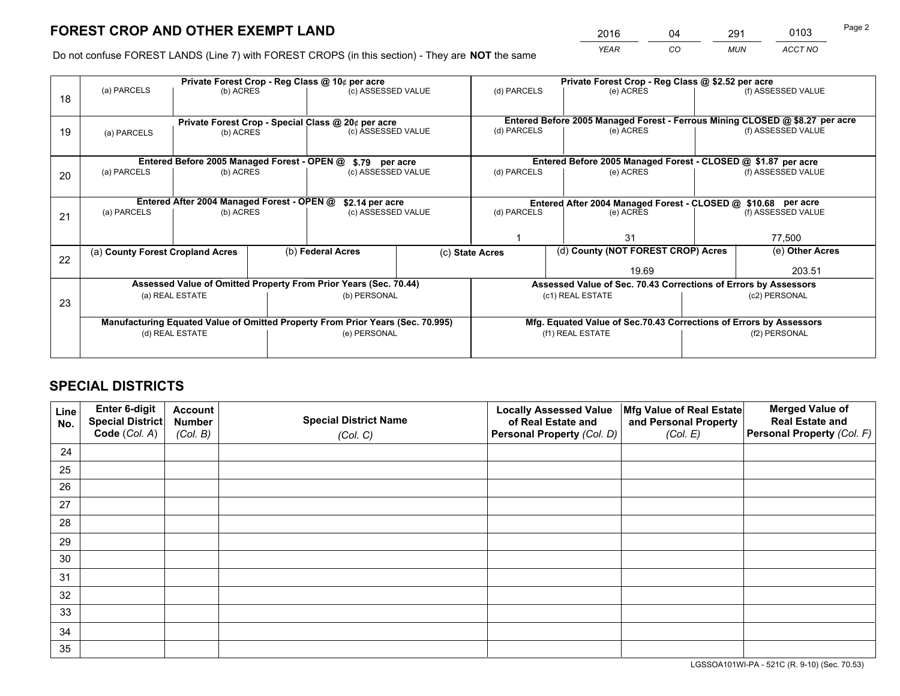# FOREST CROP AND OTHER EXEMPT LAND

| 2016 | 04 | 291 | 0103 |
|---|---|---|---|
| *YEAR* | *CO* | *MUN* | *ACCT NO* |

Do not confuse FOREST LANDS (Line 7) with FOREST CROPS (in this section) - They are **NOT** the same

| Line | (a) PARCELS | (b) ACRES | (c) ASSESSED VALUE | (d) PARCELS | (e) ACRES | (f) ASSESSED VALUE |
|---|---|---|---|---|---|---|
| 18 | Private Forest Crop - Reg Class @ 10¢ per acre | | | Private Forest Crop - Reg Class @ $2.52 per acre | | |
| | | | | | | |
| 19 | Private Forest Crop - Special Class @ 20¢ per acre | | | Entered Before 2005 Managed Forest - Ferrous Mining CLOSED @ $8.27 per acre | | |
| | | | | | | |
| 20 | Entered Before 2005 Managed Forest - OPEN @ $.79 per acre | | | Entered Before 2005 Managed Forest - CLOSED @ $1.87 per acre | | |
| | | | | | | |
| 21 | Entered After 2004 Managed Forest - OPEN @ $2.14 per acre | | | Entered After 2004 Managed Forest - CLOSED @ $10.68 per acre | | |
| | | | | 1 | 31 | 77,500 |

| Line | (a) **County Forest Cropland Acres** | (b) **Federal Acres** | (c) **State Acres** | (d) **County (NOT FOREST CROP) Acres** | (e) **Other Acres** |
|---|---|---|---|---|---|
| 22 | | | | 19.69 | 203.51 |

| Line | Assessed Value of Omitted Property From Prior Years (Sec. 70.44) | | Assessed Value of Sec. 70.43 Corrections of Errors by Assessors | |
|---|---|---|---|---|
| 23 | (a) REAL ESTATE | (b) PERSONAL | (c1) REAL ESTATE | (c2) PERSONAL |
| | | | | |
| | **Manufacturing Equated Value of Omitted Property From Prior Years (Sec. 70.995)** | | **Mfg. Equated Value of Sec.70.43 Corrections of Errors by Assessors** | |
| | (d) REAL ESTATE | (e) PERSONAL | (f1) REAL ESTATE | (f2) PERSONAL |
| | | | | |

# SPECIAL DISTRICTS

| Line No. | Enter 6-digit Special District Code (*Col. A*) | Account Number (*Col. B*) | Special District Name (*Col. C*) | Locally Assessed Value of Real Estate and Personal Property (*Col. D*) | Mfg Value of Real Estate and Personal Property (*Col. E*) | Merged Value of Real Estate and Personal Property (*Col. F*) |
|---|---|---|---|---|---|---|
| 24 | | | | | | |
| 25 | | | | | | |
| 26 | | | | | | |
| 27 | | | | | | |
| 28 | | | | | | |
| 29 | | | | | | |
| 30 | | | | | | |
| 31 | | | | | | |
| 32 | | | | | | |
| 33 | | | | | | |
| 34 | | | | | | |
| 35 | | | | | | |

LGSSOA101WI-PA - 521C (R. 9-10) (Sec. 70.53)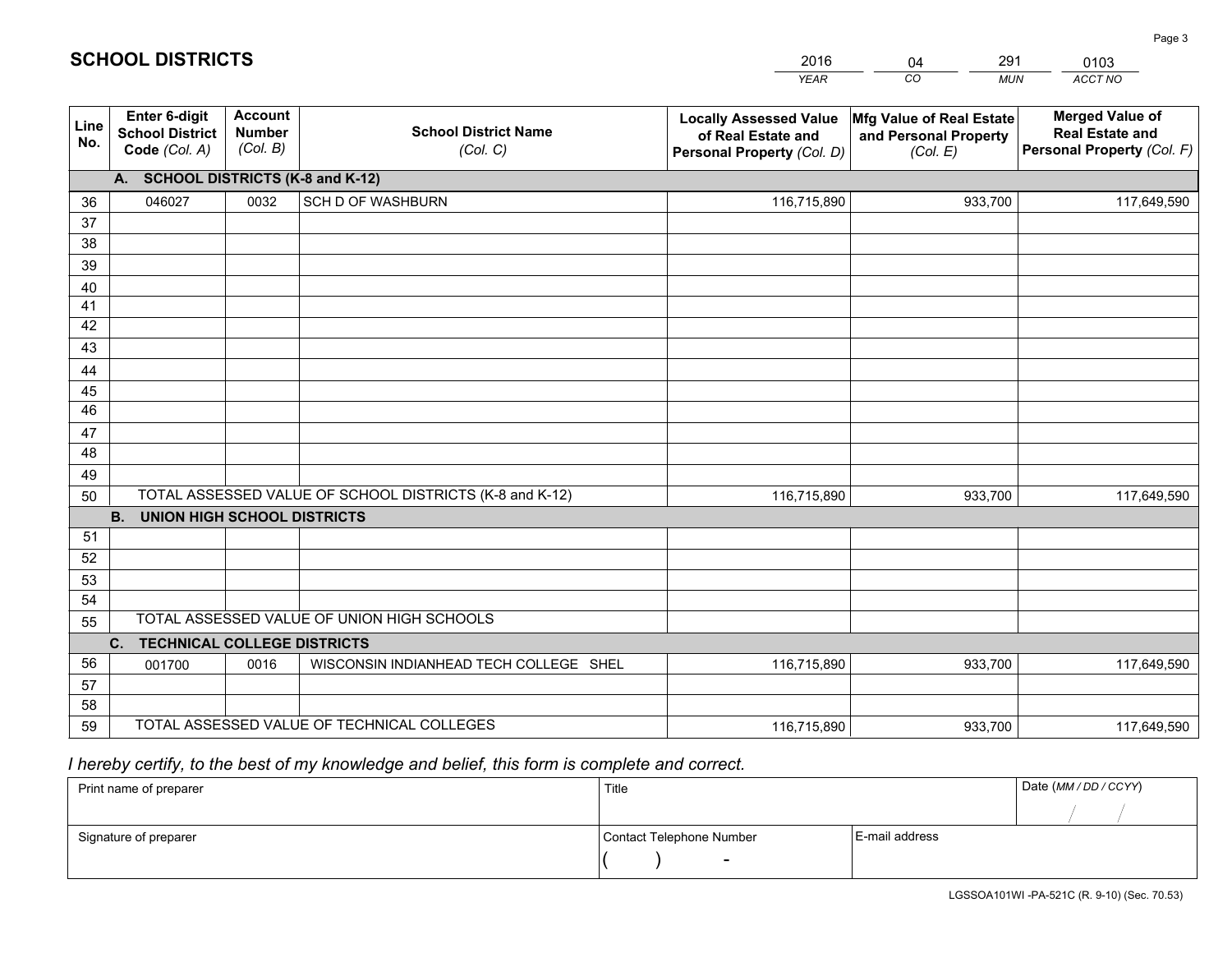# SCHOOL DISTRICTS

| 2016 | 04 | 291 | 0103 |
|---|---|---|---|
| *YEAR* | *CO* | *MUN* | *ACCT NO* |

| Line No. | Enter 6-digit School District Code *(Col. A)* | Account Number *(Col. B)* | School District Name *(Col. C)* | Locally Assessed Value of Real Estate and Personal Property *(Col. D)* | Mfg Value of Real Estate and Personal Property *(Col. E)* | Merged Value of Real Estate and Personal Property *(Col. F)* |
|---|---|---|---|---|---|---|
| | **A. SCHOOL DISTRICTS (K-8 and K-12)** | | | | | |
| 36 | 046027 | 0032 | SCH D OF WASHBURN | 116,715,890 | 933,700 | 117,649,590 |
| 37 | | | | | | |
| 38 | | | | | | |
| 39 | | | | | | |
| 40 | | | | | | |
| 41 | | | | | | |
| 42 | | | | | | |
| 43 | | | | | | |
| 44 | | | | | | |
| 45 | | | | | | |
| 46 | | | | | | |
| 47 | | | | | | |
| 48 | | | | | | |
| 49 | | | | | | |
| 50 | TOTAL ASSESSED VALUE OF SCHOOL DISTRICTS (K-8 and K-12) | | | 116,715,890 | 933,700 | 117,649,590 |
| | **B. UNION HIGH SCHOOL DISTRICTS** | | | | | |
| 51 | | | | | | |
| 52 | | | | | | |
| 53 | | | | | | |
| 54 | | | | | | |
| 55 | TOTAL ASSESSED VALUE OF UNION HIGH SCHOOLS | | | | | |
| | **C. TECHNICAL COLLEGE DISTRICTS** | | | | | |
| 56 | 001700 | 0016 | WISCONSIN INDIANHEAD TECH COLLEGE SHEL | 116,715,890 | 933,700 | 117,649,590 |
| 57 | | | | | | |
| 58 | | | | | | |
| 59 | TOTAL ASSESSED VALUE OF TECHNICAL COLLEGES | | | 116,715,890 | 933,700 | 117,649,590 |

*I hereby certify, to the best of my knowledge and belief, this form is complete and correct.*

| Print name of preparer | Title | | Date *(MM / DD / CCYY)* |
|---|---|---|---|
| | | | / / |
| Signature of preparer | Contact Telephone Number | E-mail address | |
| | ( ) - | | |

LGSSOA101WI -PA-521C (R. 9-10) (Sec. 70.53)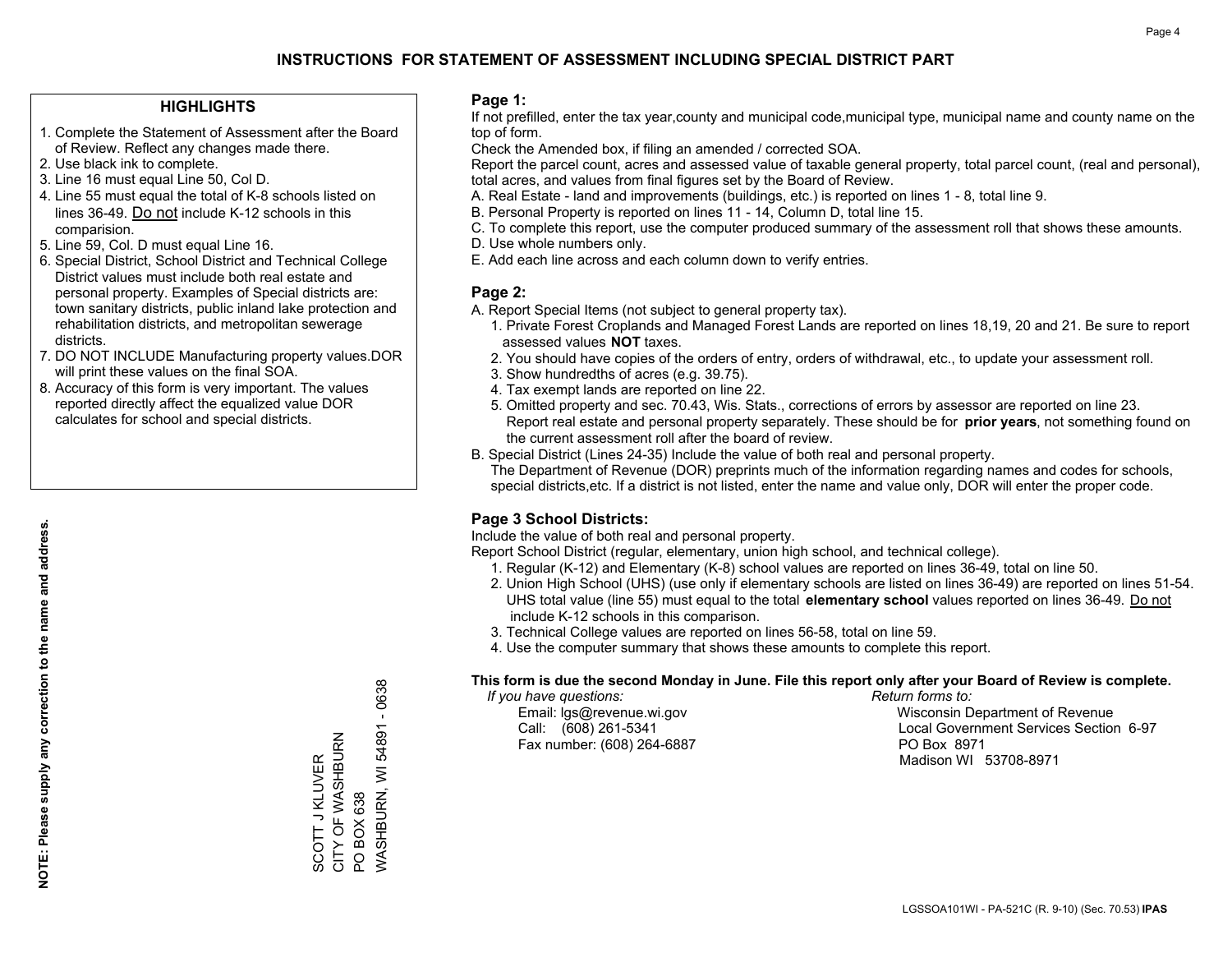# INSTRUCTIONS FOR STATEMENT OF ASSESSMENT INCLUDING SPECIAL DISTRICT PART

## HIGHLIGHTS

1. Complete the Statement of Assessment after the Board of Review. Reflect any changes made there.
2. Use black ink to complete.
3. Line 16 must equal Line 50, Col D.
4. Line 55 must equal the total of K-8 schools listed on lines 36-49. Do not include K-12 schools in this comparision.
5. Line 59, Col. D must equal Line 16.
6. Special District, School District and Technical College District values must include both real estate and personal property. Examples of Special districts are: town sanitary districts, public inland lake protection and rehabilitation districts, and metropolitan sewerage districts.
7. DO NOT INCLUDE Manufacturing property values.DOR will print these values on the final SOA.
8. Accuracy of this form is very important. The values reported directly affect the equalized value DOR calculates for school and special districts.

**NOTE: Please supply any correction to the name and address.**

SCOTT J KLUVER
CITY OF WASHBURN
PO BOX 638
WASHBURN, WI 54891 - 0638

## Page 1:

If not prefilled, enter the tax year,county and municipal code,municipal type, municipal name and county name on the top of form.

Check the Amended box, if filing an amended / corrected SOA.

Report the parcel count, acres and assessed value of taxable general property, total parcel count, (real and personal), total acres, and values from final figures set by the Board of Review.

A. Real Estate - land and improvements (buildings, etc.) is reported on lines 1 - 8, total line 9.
B. Personal Property is reported on lines 11 - 14, Column D, total line 15.
C. To complete this report, use the computer produced summary of the assessment roll that shows these amounts.
D. Use whole numbers only.
E. Add each line across and each column down to verify entries.

## Page 2:

A. Report Special Items (not subject to general property tax).
   1. Private Forest Croplands and Managed Forest Lands are reported on lines 18,19, 20 and 21. Be sure to report assessed values **NOT** taxes.
   2. You should have copies of the orders of entry, orders of withdrawal, etc., to update your assessment roll.
   3. Show hundredths of acres (e.g. 39.75).
   4. Tax exempt lands are reported on line 22.
   5. Omitted property and sec. 70.43, Wis. Stats., corrections of errors by assessor are reported on line 23. Report real estate and personal property separately. These should be for **prior years**, not something found on the current assessment roll after the board of review.

B. Special District (Lines 24-35) Include the value of both real and personal property.
   The Department of Revenue (DOR) preprints much of the information regarding names and codes for schools, special districts,etc. If a district is not listed, enter the name and value only, DOR will enter the proper code.

## Page 3 School Districts:

Include the value of both real and personal property.

Report School District (regular, elementary, union high school, and technical college).

1. Regular (K-12) and Elementary (K-8) school values are reported on lines 36-49, total on line 50.
2. Union High School (UHS) (use only if elementary schools are listed on lines 36-49) are reported on lines 51-54. UHS total value (line 55) must equal to the total **elementary school** values reported on lines 36-49. Do not include K-12 schools in this comparison.
3. Technical College values are reported on lines 56-58, total on line 59.
4. Use the computer summary that shows these amounts to complete this report.

**This form is due the second Monday in June. File this report only after your Board of Review is complete.**

*If you have questions:*
Email: lgs@revenue.wi.gov
Call: (608) 261-5341
Fax number: (608) 264-6887

*Return forms to:*
Wisconsin Department of Revenue
Local Government Services Section 6-97
PO Box 8971
Madison WI 53708-8971

LGSSOA101WI - PA-521C (R. 9-10) (Sec. 70.53) **IPAS**